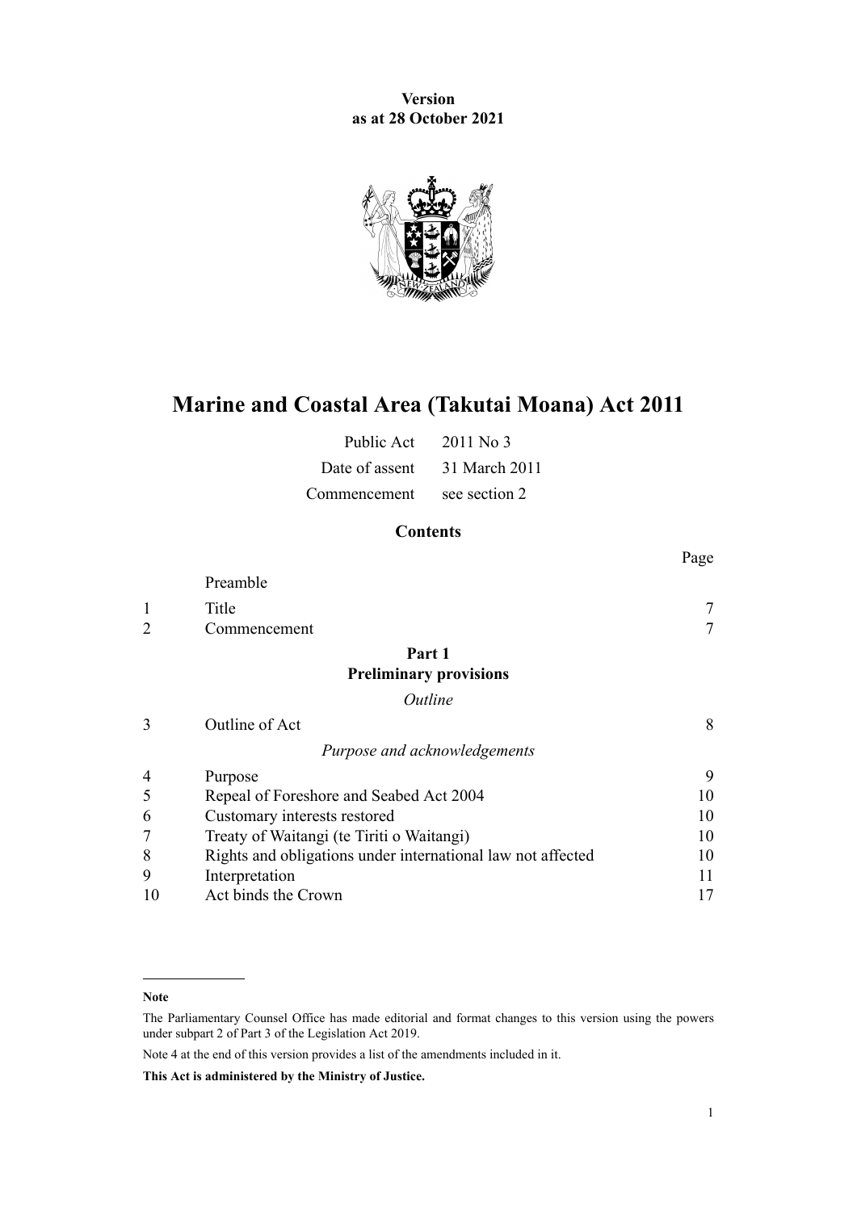**Version as at 28 October 2021**

# Marine and Coastal Area (Takutai Moana) Act 2011

| | |
|---|---|
| Public Act | 2011 No 3 |
| Date of assent | 31 March 2011 |
| Commencement | see section 2 |

## Contents

| | | Page |
|---|---|---|
| | Preamble | |
| 1 | Title | 7 |
| 2 | Commencement | 7 |
| | **Part 1** **Preliminary provisions** | |
| | *Outline* | |
| 3 | Outline of Act | 8 |
| | *Purpose and acknowledgements* | |
| 4 | Purpose | 9 |
| 5 | Repeal of Foreshore and Seabed Act 2004 | 10 |
| 6 | Customary interests restored | 10 |
| 7 | Treaty of Waitangi (te Tiriti o Waitangi) | 10 |
| 8 | Rights and obligations under international law not affected | 10 |
| 9 | Interpretation | 11 |
| 10 | Act binds the Crown | 17 |

**Note**

The Parliamentary Counsel Office has made editorial and format changes to this version using the powers under subpart 2 of Part 3 of the Legislation Act 2019.

Note 4 at the end of this version provides a list of the amendments included in it.

**This Act is administered by the Ministry of Justice.**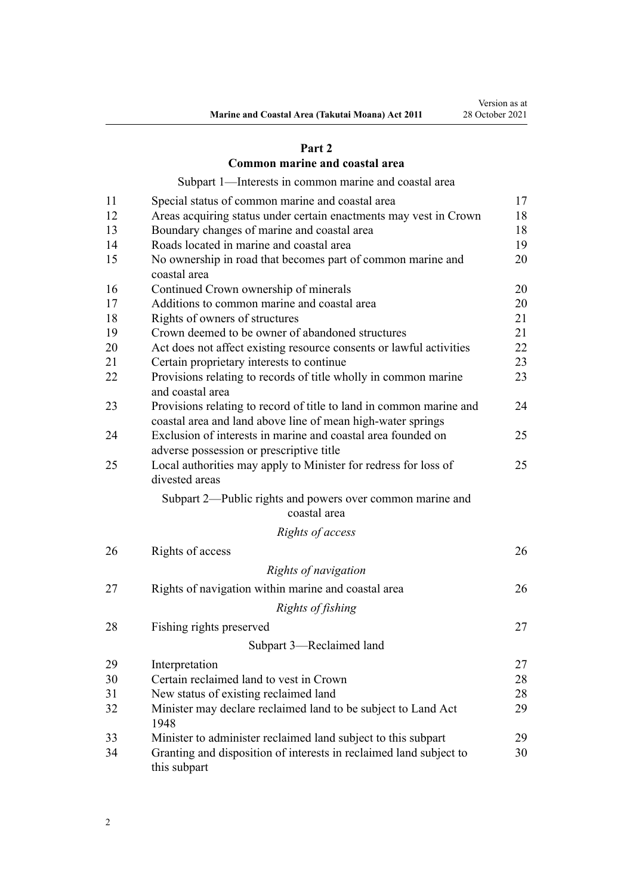## Part 2
## Common marine and coastal area

Subpart 1—Interests in common marine and coastal area

| | | |
|---|---|---|
| 11 | Special status of common marine and coastal area | 17 |
| 12 | Areas acquiring status under certain enactments may vest in Crown | 18 |
| 13 | Boundary changes of marine and coastal area | 18 |
| 14 | Roads located in marine and coastal area | 19 |
| 15 | No ownership in road that becomes part of common marine and coastal area | 20 |
| 16 | Continued Crown ownership of minerals | 20 |
| 17 | Additions to common marine and coastal area | 20 |
| 18 | Rights of owners of structures | 21 |
| 19 | Crown deemed to be owner of abandoned structures | 21 |
| 20 | Act does not affect existing resource consents or lawful activities | 22 |
| 21 | Certain proprietary interests to continue | 23 |
| 22 | Provisions relating to records of title wholly in common marine and coastal area | 23 |
| 23 | Provisions relating to record of title to land in common marine and coastal area and land above line of mean high-water springs | 24 |
| 24 | Exclusion of interests in marine and coastal area founded on adverse possession or prescriptive title | 25 |
| 25 | Local authorities may apply to Minister for redress for loss of divested areas | 25 |

Subpart 2—Public rights and powers over common marine and coastal area

*Rights of access*

| | | |
|---|---|---|
| 26 | Rights of access | 26 |

*Rights of navigation*

| | | |
|---|---|---|
| 27 | Rights of navigation within marine and coastal area | 26 |

*Rights of fishing*

| | | |
|---|---|---|
| 28 | Fishing rights preserved | 27 |

Subpart 3—Reclaimed land

| | | |
|---|---|---|
| 29 | Interpretation | 27 |
| 30 | Certain reclaimed land to vest in Crown | 28 |
| 31 | New status of existing reclaimed land | 28 |
| 32 | Minister may declare reclaimed land to be subject to Land Act 1948 | 29 |
| 33 | Minister to administer reclaimed land subject to this subpart | 29 |
| 34 | Granting and disposition of interests in reclaimed land subject to this subpart | 30 |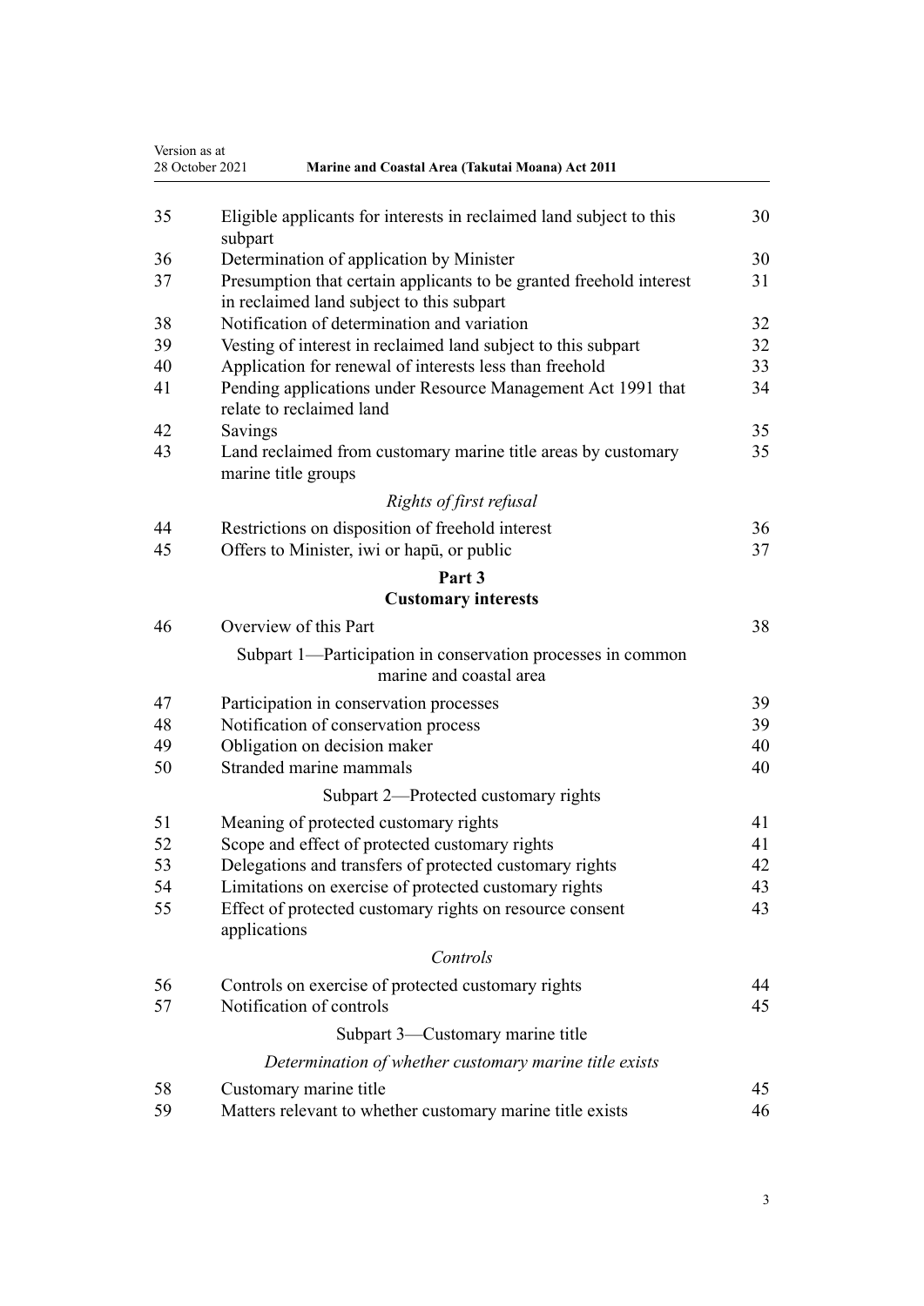| | | |
|---|---|---|
| 35 | Eligible applicants for interests in reclaimed land subject to this subpart | 30 |
| 36 | Determination of application by Minister | 30 |
| 37 | Presumption that certain applicants to be granted freehold interest in reclaimed land subject to this subpart | 31 |
| 38 | Notification of determination and variation | 32 |
| 39 | Vesting of interest in reclaimed land subject to this subpart | 32 |
| 40 | Application for renewal of interests less than freehold | 33 |
| 41 | Pending applications under Resource Management Act 1991 that relate to reclaimed land | 34 |
| 42 | Savings | 35 |
| 43 | Land reclaimed from customary marine title areas by customary marine title groups | 35 |

*Rights of first refusal*

| | | |
|---|---|---|
| 44 | Restrictions on disposition of freehold interest | 36 |
| 45 | Offers to Minister, iwi or hapū, or public | 37 |

## Part 3
## Customary interests

| | | |
|---|---|---|
| 46 | Overview of this Part | 38 |

Subpart 1—Participation in conservation processes in common marine and coastal area

| | | |
|---|---|---|
| 47 | Participation in conservation processes | 39 |
| 48 | Notification of conservation process | 39 |
| 49 | Obligation on decision maker | 40 |
| 50 | Stranded marine mammals | 40 |

Subpart 2—Protected customary rights

| | | |
|---|---|---|
| 51 | Meaning of protected customary rights | 41 |
| 52 | Scope and effect of protected customary rights | 41 |
| 53 | Delegations and transfers of protected customary rights | 42 |
| 54 | Limitations on exercise of protected customary rights | 43 |
| 55 | Effect of protected customary rights on resource consent applications | 43 |

*Controls*

| | | |
|---|---|---|
| 56 | Controls on exercise of protected customary rights | 44 |
| 57 | Notification of controls | 45 |

Subpart 3—Customary marine title

*Determination of whether customary marine title exists*

| | | |
|---|---|---|
| 58 | Customary marine title | 45 |
| 59 | Matters relevant to whether customary marine title exists | 46 |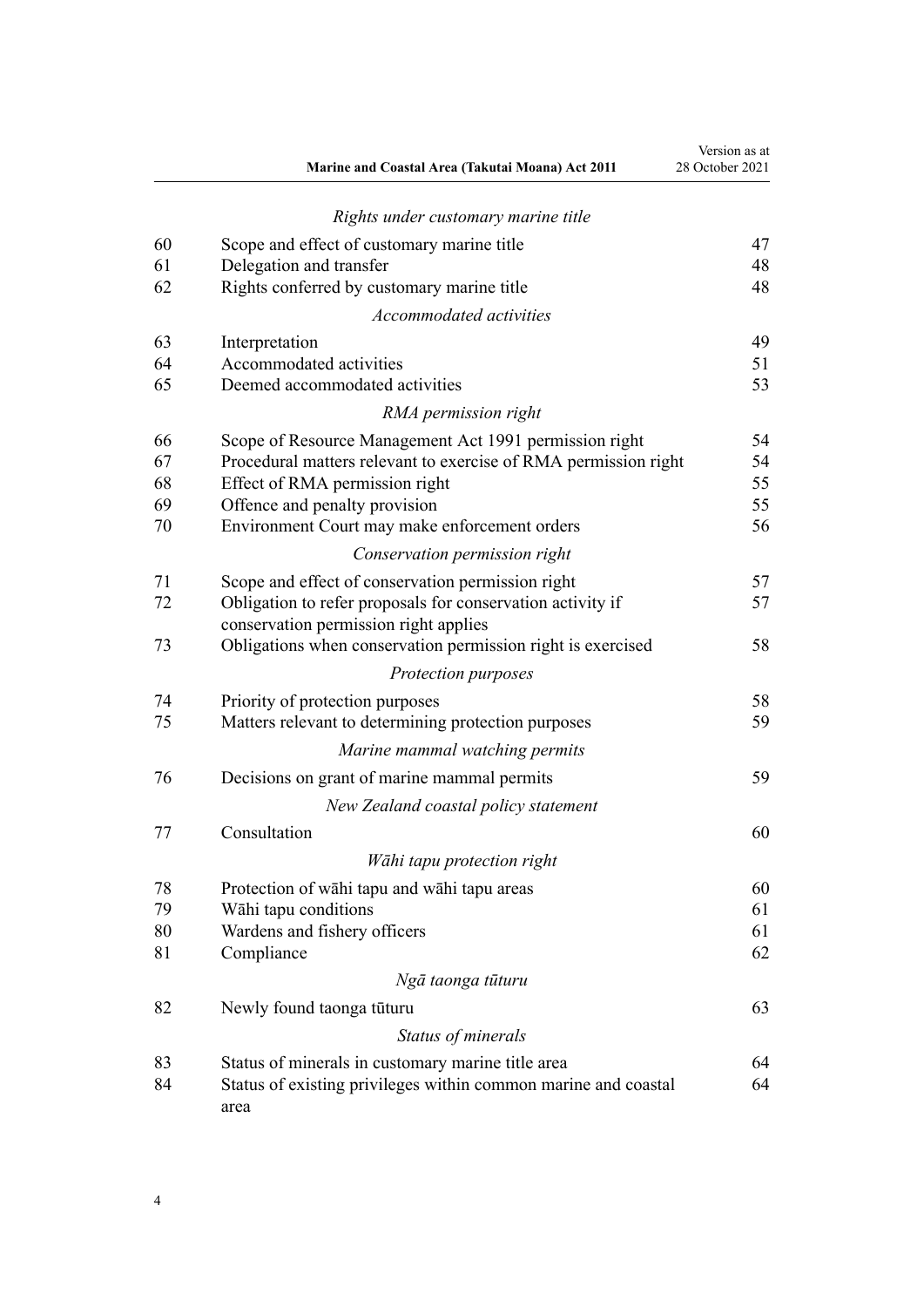*Rights under customary marine title*

| | | |
|---|---|---|
| 60 | Scope and effect of customary marine title | 47 |
| 61 | Delegation and transfer | 48 |
| 62 | Rights conferred by customary marine title | 48 |

*Accommodated activities*

| | | |
|---|---|---|
| 63 | Interpretation | 49 |
| 64 | Accommodated activities | 51 |
| 65 | Deemed accommodated activities | 53 |

*RMA permission right*

| | | |
|---|---|---|
| 66 | Scope of Resource Management Act 1991 permission right | 54 |
| 67 | Procedural matters relevant to exercise of RMA permission right | 54 |
| 68 | Effect of RMA permission right | 55 |
| 69 | Offence and penalty provision | 55 |
| 70 | Environment Court may make enforcement orders | 56 |

*Conservation permission right*

| | | |
|---|---|---|
| 71 | Scope and effect of conservation permission right | 57 |
| 72 | Obligation to refer proposals for conservation activity if conservation permission right applies | 57 |
| 73 | Obligations when conservation permission right is exercised | 58 |

*Protection purposes*

| | | |
|---|---|---|
| 74 | Priority of protection purposes | 58 |
| 75 | Matters relevant to determining protection purposes | 59 |

*Marine mammal watching permits*

| | | |
|---|---|---|
| 76 | Decisions on grant of marine mammal permits | 59 |

*New Zealand coastal policy statement*

| | | |
|---|---|---|
| 77 | Consultation | 60 |

*Wāhi tapu protection right*

| | | |
|---|---|---|
| 78 | Protection of wāhi tapu and wāhi tapu areas | 60 |
| 79 | Wāhi tapu conditions | 61 |
| 80 | Wardens and fishery officers | 61 |
| 81 | Compliance | 62 |

*Ngā taonga tūturu*

| | | |
|---|---|---|
| 82 | Newly found taonga tūturu | 63 |

*Status of minerals*

| | | |
|---|---|---|
| 83 | Status of minerals in customary marine title area | 64 |
| 84 | Status of existing privileges within common marine and coastal area | 64 |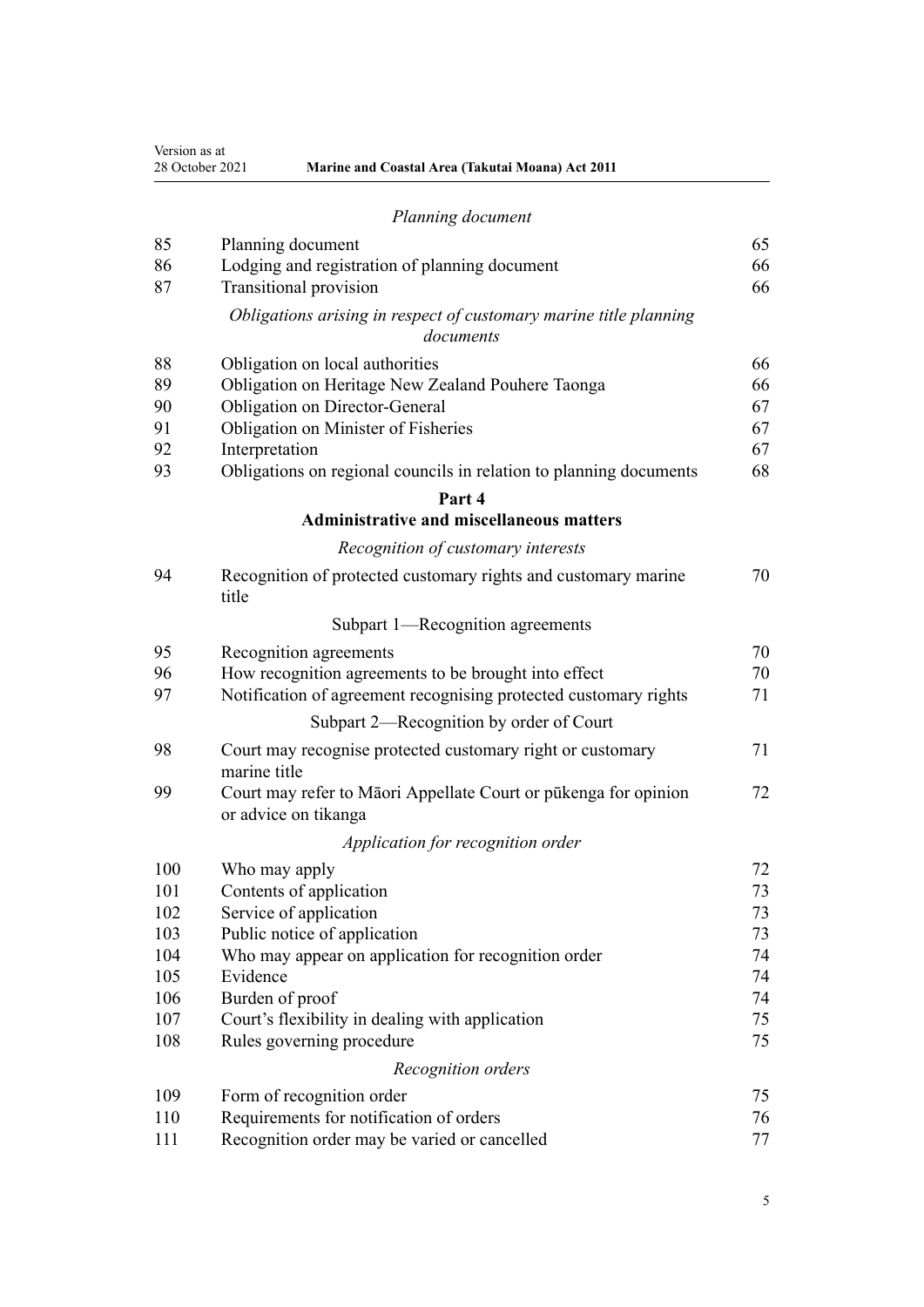*Planning document*

| | | |
|---|---|---|
| 85 | Planning document | 65 |
| 86 | Lodging and registration of planning document | 66 |
| 87 | Transitional provision | 66 |

*Obligations arising in respect of customary marine title planning documents*

| | | |
|---|---|---|
| 88 | Obligation on local authorities | 66 |
| 89 | Obligation on Heritage New Zealand Pouhere Taonga | 66 |
| 90 | Obligation on Director-General | 67 |
| 91 | Obligation on Minister of Fisheries | 67 |
| 92 | Interpretation | 67 |
| 93 | Obligations on regional councils in relation to planning documents | 68 |

## Part 4
## Administrative and miscellaneous matters

*Recognition of customary interests*

| | | |
|---|---|---|
| 94 | Recognition of protected customary rights and customary marine title | 70 |

Subpart 1—Recognition agreements

| | | |
|---|---|---|
| 95 | Recognition agreements | 70 |
| 96 | How recognition agreements to be brought into effect | 70 |
| 97 | Notification of agreement recognising protected customary rights | 71 |

Subpart 2—Recognition by order of Court

| | | |
|---|---|---|
| 98 | Court may recognise protected customary right or customary marine title | 71 |
| 99 | Court may refer to Māori Appellate Court or pūkenga for opinion or advice on tikanga | 72 |

*Application for recognition order*

| | | |
|---|---|---|
| 100 | Who may apply | 72 |
| 101 | Contents of application | 73 |
| 102 | Service of application | 73 |
| 103 | Public notice of application | 73 |
| 104 | Who may appear on application for recognition order | 74 |
| 105 | Evidence | 74 |
| 106 | Burden of proof | 74 |
| 107 | Court's flexibility in dealing with application | 75 |
| 108 | Rules governing procedure | 75 |

*Recognition orders*

| | | |
|---|---|---|
| 109 | Form of recognition order | 75 |
| 110 | Requirements for notification of orders | 76 |
| 111 | Recognition order may be varied or cancelled | 77 |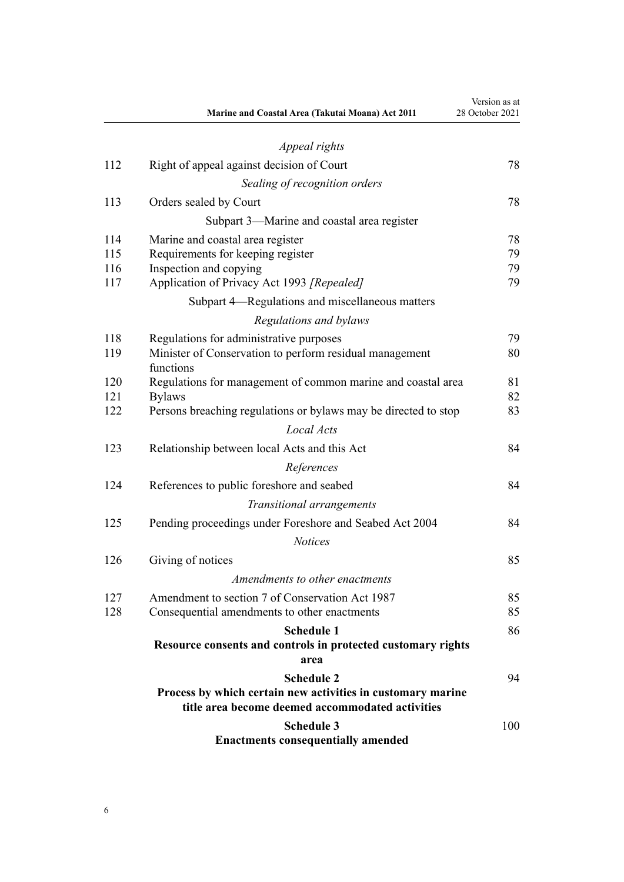*Appeal rights*

| | | |
|---|---|---|
| 112 | Right of appeal against decision of Court | 78 |
| | *Sealing of recognition orders* | |
| 113 | Orders sealed by Court | 78 |
| | Subpart 3—Marine and coastal area register | |
| 114 | Marine and coastal area register | 78 |
| 115 | Requirements for keeping register | 79 |
| 116 | Inspection and copying | 79 |
| 117 | Application of Privacy Act 1993 *[Repealed]* | 79 |
| | Subpart 4—Regulations and miscellaneous matters | |
| | *Regulations and bylaws* | |
| 118 | Regulations for administrative purposes | 79 |
| 119 | Minister of Conservation to perform residual management functions | 80 |
| 120 | Regulations for management of common marine and coastal area | 81 |
| 121 | Bylaws | 82 |
| 122 | Persons breaching regulations or bylaws may be directed to stop | 83 |
| | *Local Acts* | |
| 123 | Relationship between local Acts and this Act | 84 |
| | *References* | |
| 124 | References to public foreshore and seabed | 84 |
| | *Transitional arrangements* | |
| 125 | Pending proceedings under Foreshore and Seabed Act 2004 | 84 |
| | *Notices* | |
| 126 | Giving of notices | 85 |
| | *Amendments to other enactments* | |
| 127 | Amendment to section 7 of Conservation Act 1987 | 85 |
| 128 | Consequential amendments to other enactments | 85 |

**Schedule 1**
**Resource consents and controls in protected customary rights area** — 86

**Schedule 2**
**Process by which certain new activities in customary marine title area become deemed accommodated activities** — 94

**Schedule 3**
**Enactments consequentially amended** — 100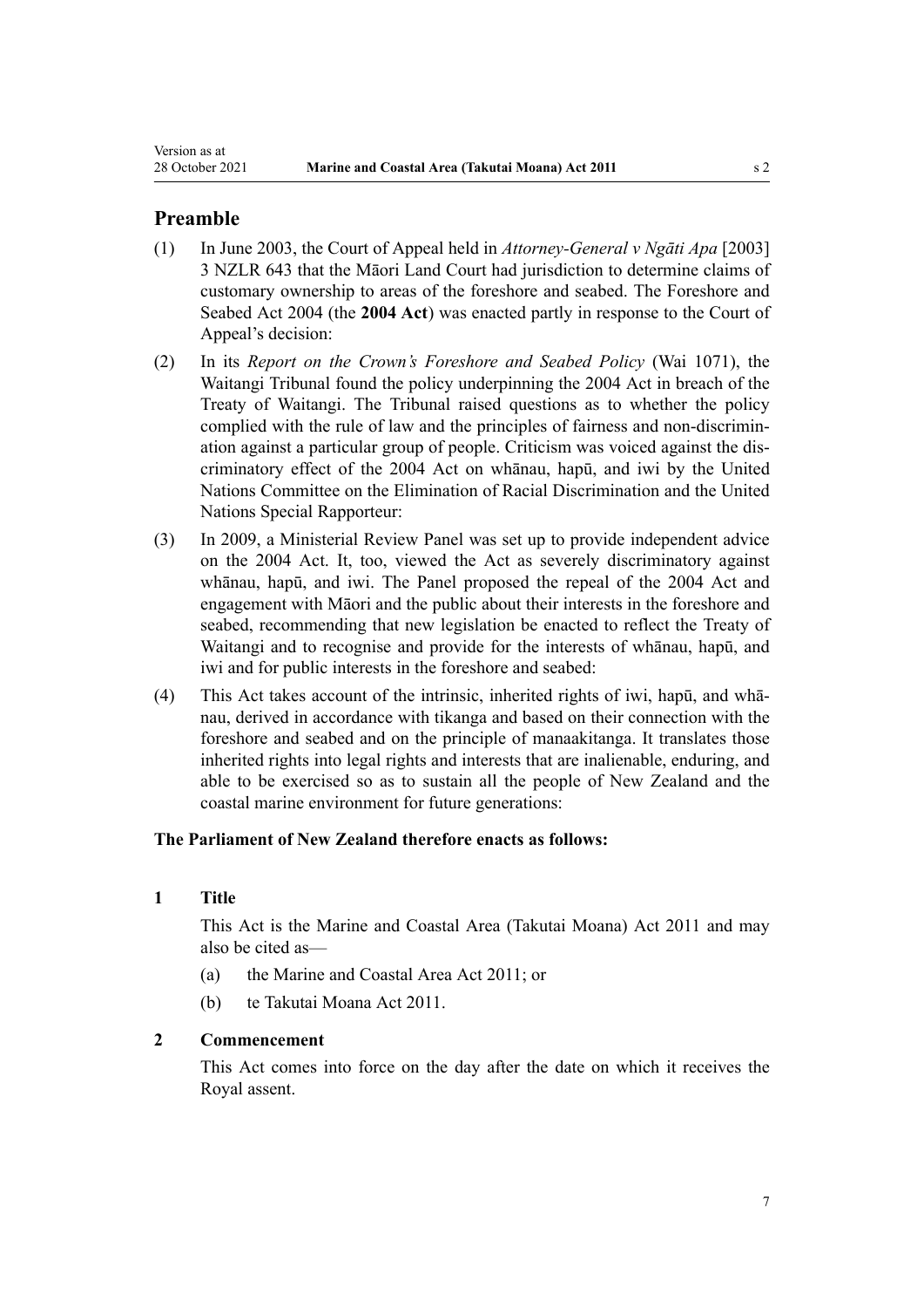## Preamble

(1) In June 2003, the Court of Appeal held in *Attorney-General v Ngāti Apa* [2003] 3 NZLR 643 that the Māori Land Court had jurisdiction to determine claims of customary ownership to areas of the foreshore and seabed. The Foreshore and Seabed Act 2004 (the **2004 Act**) was enacted partly in response to the Court of Appeal's decision:

(2) In its *Report on the Crown's Foreshore and Seabed Policy* (Wai 1071), the Waitangi Tribunal found the policy underpinning the 2004 Act in breach of the Treaty of Waitangi. The Tribunal raised questions as to whether the policy complied with the rule of law and the principles of fairness and non-discrimination against a particular group of people. Criticism was voiced against the discriminatory effect of the 2004 Act on whānau, hapū, and iwi by the United Nations Committee on the Elimination of Racial Discrimination and the United Nations Special Rapporteur:

(3) In 2009, a Ministerial Review Panel was set up to provide independent advice on the 2004 Act. It, too, viewed the Act as severely discriminatory against whānau, hapū, and iwi. The Panel proposed the repeal of the 2004 Act and engagement with Māori and the public about their interests in the foreshore and seabed, recommending that new legislation be enacted to reflect the Treaty of Waitangi and to recognise and provide for the interests of whānau, hapū, and iwi and for public interests in the foreshore and seabed:

(4) This Act takes account of the intrinsic, inherited rights of iwi, hapū, and whānau, derived in accordance with tikanga and based on their connection with the foreshore and seabed and on the principle of manaakitanga. It translates those inherited rights into legal rights and interests that are inalienable, enduring, and able to be exercised so as to sustain all the people of New Zealand and the coastal marine environment for future generations:

**The Parliament of New Zealand therefore enacts as follows:**

### 1 Title

This Act is the Marine and Coastal Area (Takutai Moana) Act 2011 and may also be cited as—

(a) the Marine and Coastal Area Act 2011; or

(b) te Takutai Moana Act 2011.

### 2 Commencement

This Act comes into force on the day after the date on which it receives the Royal assent.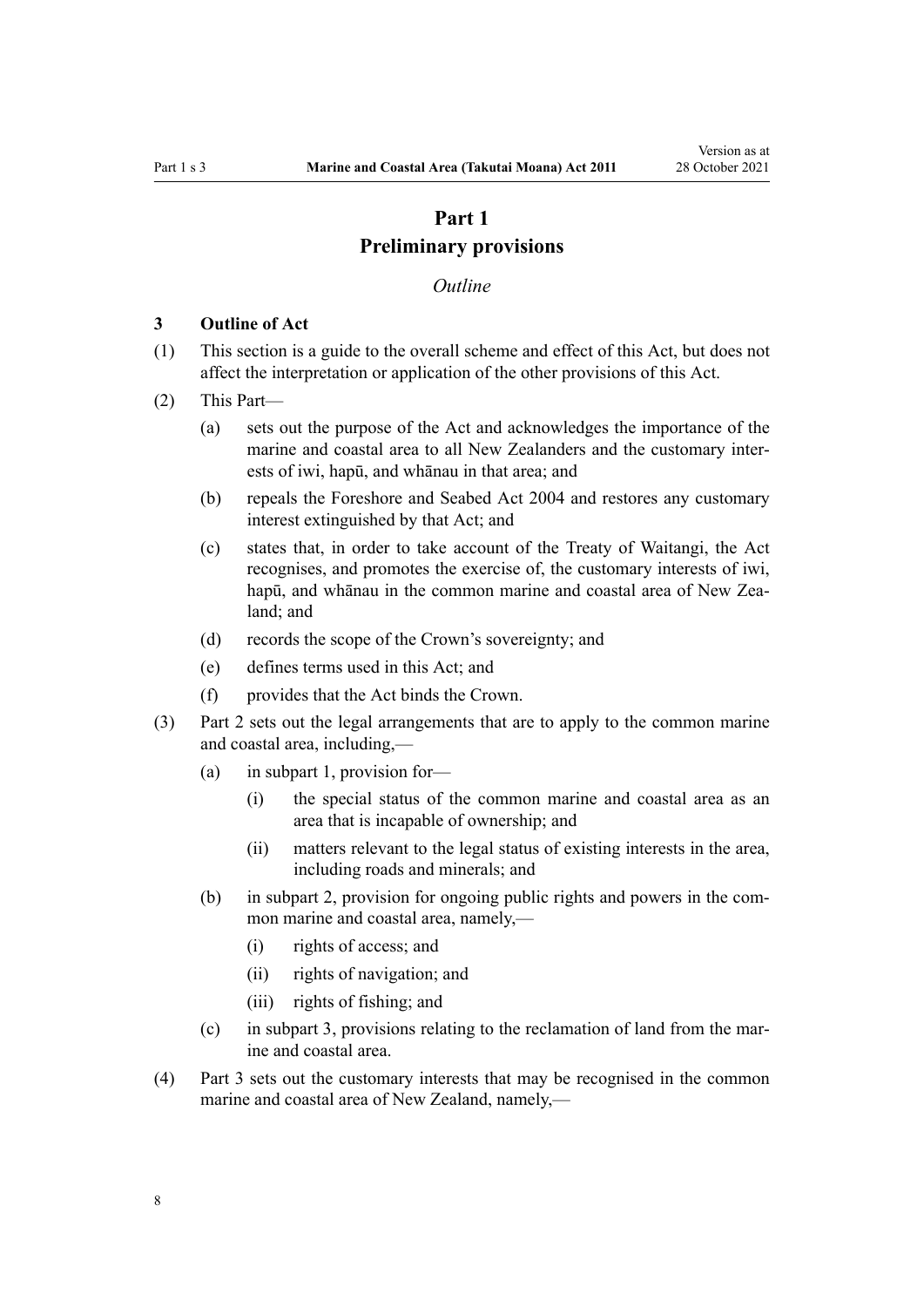# Part 1
# Preliminary provisions

*Outline*

### 3 Outline of Act

(1) This section is a guide to the overall scheme and effect of this Act, but does not affect the interpretation or application of the other provisions of this Act.

(2) This Part—

- (a) sets out the purpose of the Act and acknowledges the importance of the marine and coastal area to all New Zealanders and the customary interests of iwi, hapū, and whānau in that area; and
- (b) repeals the Foreshore and Seabed Act 2004 and restores any customary interest extinguished by that Act; and
- (c) states that, in order to take account of the Treaty of Waitangi, the Act recognises, and promotes the exercise of, the customary interests of iwi, hapū, and whānau in the common marine and coastal area of New Zealand; and
- (d) records the scope of the Crown's sovereignty; and
- (e) defines terms used in this Act; and
- (f) provides that the Act binds the Crown.

(3) Part 2 sets out the legal arrangements that are to apply to the common marine and coastal area, including,—

- (a) in subpart 1, provision for—
  - (i) the special status of the common marine and coastal area as an area that is incapable of ownership; and
  - (ii) matters relevant to the legal status of existing interests in the area, including roads and minerals; and
- (b) in subpart 2, provision for ongoing public rights and powers in the common marine and coastal area, namely,—
  - (i) rights of access; and
  - (ii) rights of navigation; and
  - (iii) rights of fishing; and
- (c) in subpart 3, provisions relating to the reclamation of land from the marine and coastal area.

(4) Part 3 sets out the customary interests that may be recognised in the common marine and coastal area of New Zealand, namely,—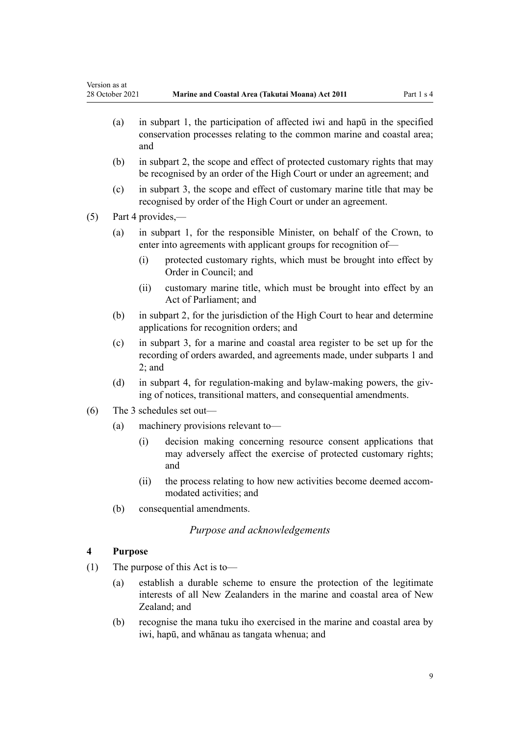(a) in subpart 1, the participation of affected iwi and hapū in the specified conservation processes relating to the common marine and coastal area; and

(b) in subpart 2, the scope and effect of protected customary rights that may be recognised by an order of the High Court or under an agreement; and

(c) in subpart 3, the scope and effect of customary marine title that may be recognised by order of the High Court or under an agreement.

(5) Part 4 provides,—

(a) in subpart 1, for the responsible Minister, on behalf of the Crown, to enter into agreements with applicant groups for recognition of—

(i) protected customary rights, which must be brought into effect by Order in Council; and

(ii) customary marine title, which must be brought into effect by an Act of Parliament; and

(b) in subpart 2, for the jurisdiction of the High Court to hear and determine applications for recognition orders; and

(c) in subpart 3, for a marine and coastal area register to be set up for the recording of orders awarded, and agreements made, under subparts 1 and 2; and

(d) in subpart 4, for regulation-making and bylaw-making powers, the giving of notices, transitional matters, and consequential amendments.

(6) The 3 schedules set out—

(a) machinery provisions relevant to—

(i) decision making concerning resource consent applications that may adversely affect the exercise of protected customary rights; and

(ii) the process relating to how new activities become deemed accommodated activities; and

(b) consequential amendments.

*Purpose and acknowledgements*

**4 Purpose**

(1) The purpose of this Act is to—

(a) establish a durable scheme to ensure the protection of the legitimate interests of all New Zealanders in the marine and coastal area of New Zealand; and

(b) recognise the mana tuku iho exercised in the marine and coastal area by iwi, hapū, and whānau as tangata whenua; and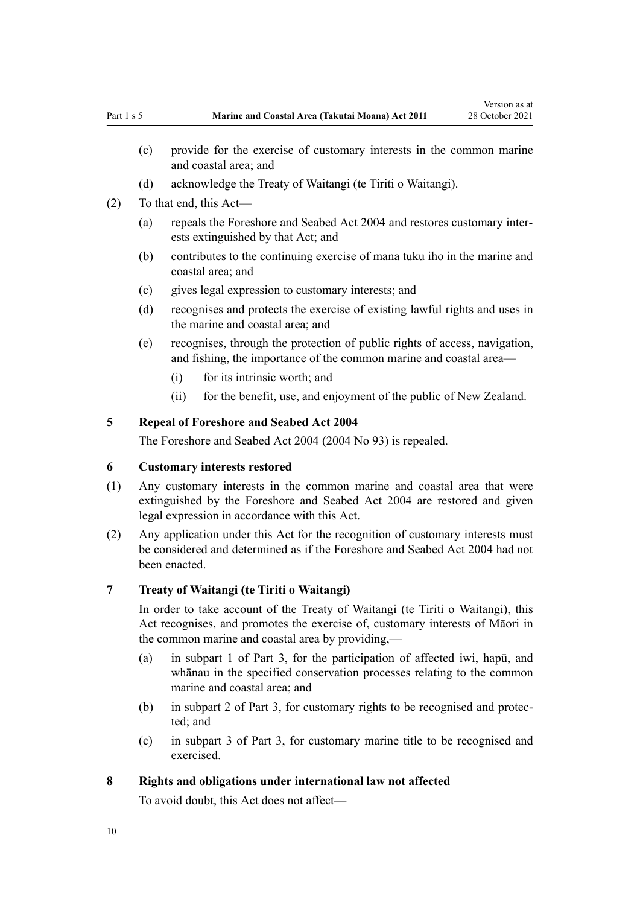- (c) provide for the exercise of customary interests in the common marine and coastal area; and
- (d) acknowledge the Treaty of Waitangi (te Tiriti o Waitangi).

(2) To that end, this Act—

- (a) repeals the Foreshore and Seabed Act 2004 and restores customary interests extinguished by that Act; and
- (b) contributes to the continuing exercise of mana tuku iho in the marine and coastal area; and
- (c) gives legal expression to customary interests; and
- (d) recognises and protects the exercise of existing lawful rights and uses in the marine and coastal area; and
- (e) recognises, through the protection of public rights of access, navigation, and fishing, the importance of the common marine and coastal area—
  - (i) for its intrinsic worth; and
  - (ii) for the benefit, use, and enjoyment of the public of New Zealand.

### 5 Repeal of Foreshore and Seabed Act 2004

The Foreshore and Seabed Act 2004 (2004 No 93) is repealed.

### 6 Customary interests restored

(1) Any customary interests in the common marine and coastal area that were extinguished by the Foreshore and Seabed Act 2004 are restored and given legal expression in accordance with this Act.

(2) Any application under this Act for the recognition of customary interests must be considered and determined as if the Foreshore and Seabed Act 2004 had not been enacted.

### 7 Treaty of Waitangi (te Tiriti o Waitangi)

In order to take account of the Treaty of Waitangi (te Tiriti o Waitangi), this Act recognises, and promotes the exercise of, customary interests of Māori in the common marine and coastal area by providing,—

- (a) in subpart 1 of Part 3, for the participation of affected iwi, hapū, and whānau in the specified conservation processes relating to the common marine and coastal area; and
- (b) in subpart 2 of Part 3, for customary rights to be recognised and protected; and
- (c) in subpart 3 of Part 3, for customary marine title to be recognised and exercised.

### 8 Rights and obligations under international law not affected

To avoid doubt, this Act does not affect—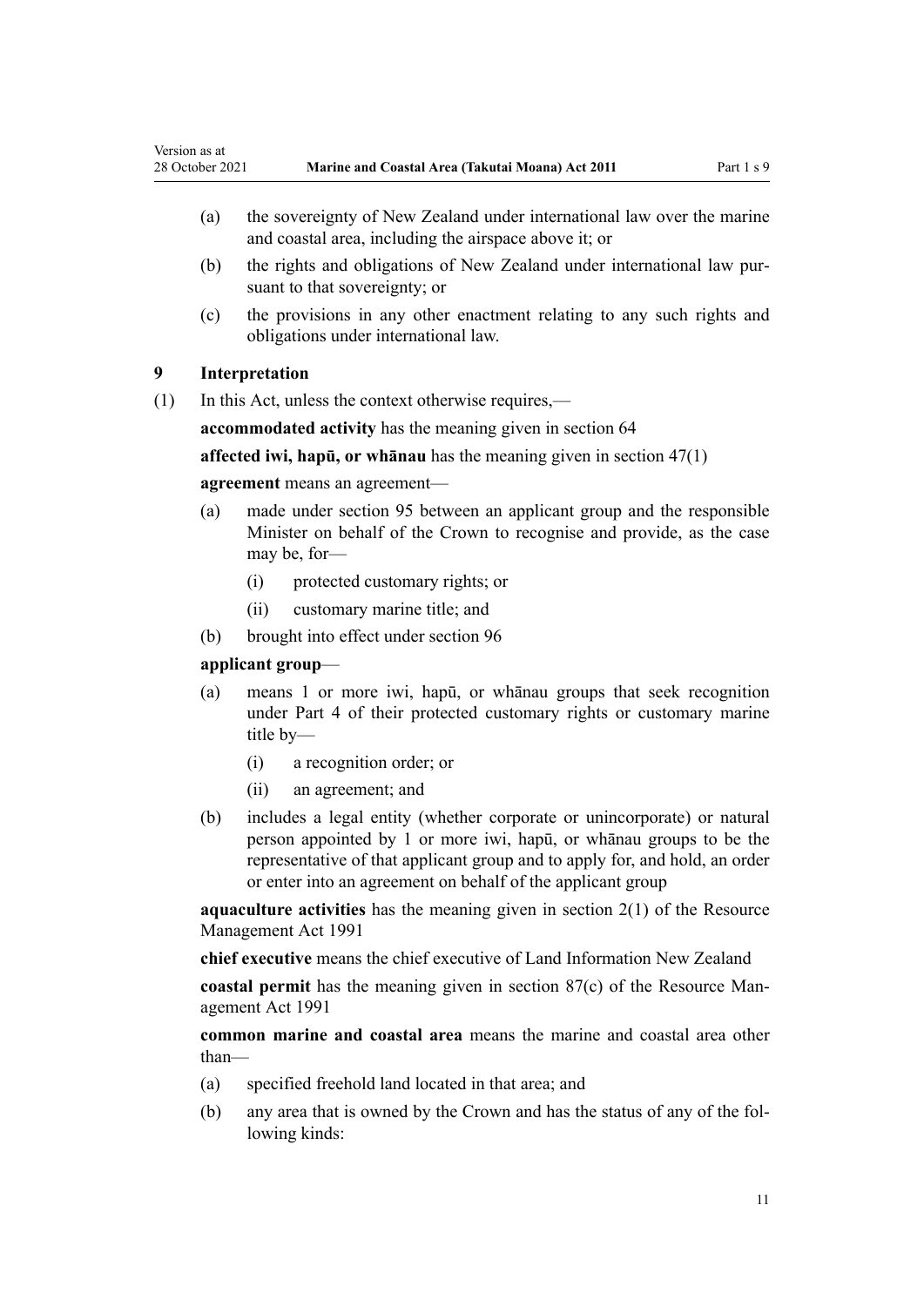(a) the sovereignty of New Zealand under international law over the marine and coastal area, including the airspace above it; or

(b) the rights and obligations of New Zealand under international law pursuant to that sovereignty; or

(c) the provisions in any other enactment relating to any such rights and obligations under international law.

**9 Interpretation**

(1) In this Act, unless the context otherwise requires,—

**accommodated activity** has the meaning given in section 64

**affected iwi, hapū, or whānau** has the meaning given in section 47(1)

**agreement** means an agreement—

(a) made under section 95 between an applicant group and the responsible Minister on behalf of the Crown to recognise and provide, as the case may be, for—

  (i) protected customary rights; or

  (ii) customary marine title; and

(b) brought into effect under section 96

**applicant group**—

(a) means 1 or more iwi, hapū, or whānau groups that seek recognition under Part 4 of their protected customary rights or customary marine title by—

  (i) a recognition order; or

  (ii) an agreement; and

(b) includes a legal entity (whether corporate or unincorporate) or natural person appointed by 1 or more iwi, hapū, or whānau groups to be the representative of that applicant group and to apply for, and hold, an order or enter into an agreement on behalf of the applicant group

**aquaculture activities** has the meaning given in section 2(1) of the Resource Management Act 1991

**chief executive** means the chief executive of Land Information New Zealand

**coastal permit** has the meaning given in section 87(c) of the Resource Management Act 1991

**common marine and coastal area** means the marine and coastal area other than—

(a) specified freehold land located in that area; and

(b) any area that is owned by the Crown and has the status of any of the following kinds: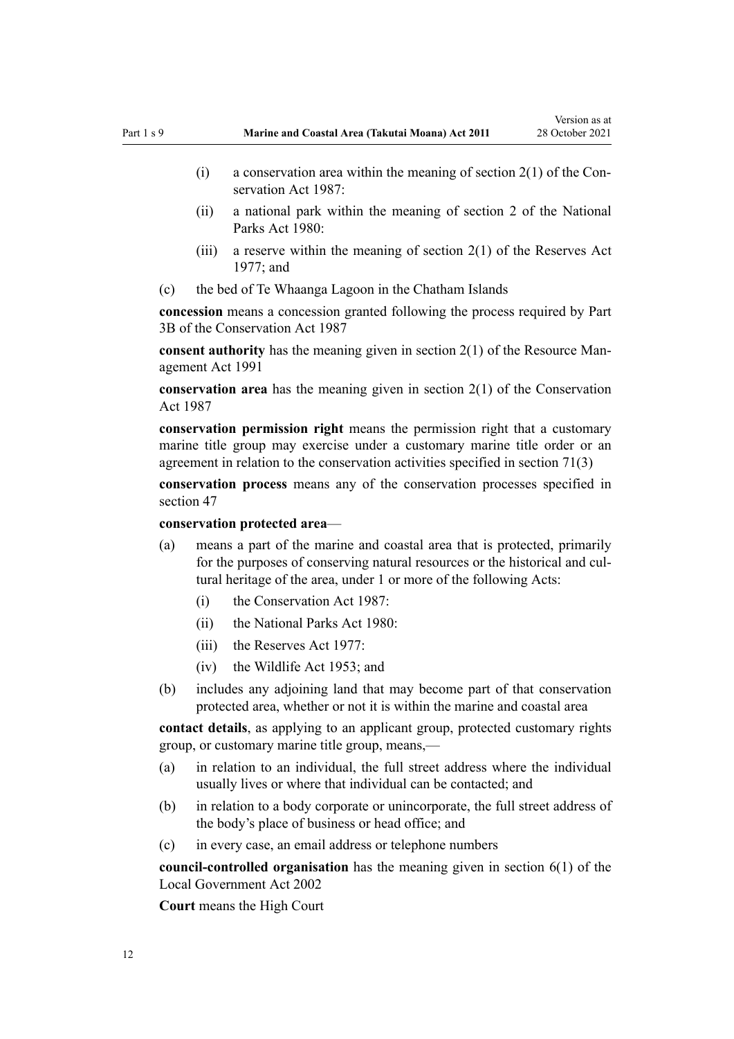- (i) a conservation area within the meaning of section 2(1) of the Conservation Act 1987:
- (ii) a national park within the meaning of section 2 of the National Parks Act 1980:
- (iii) a reserve within the meaning of section 2(1) of the Reserves Act 1977; and

(c) the bed of Te Whaanga Lagoon in the Chatham Islands

**concession** means a concession granted following the process required by Part 3B of the Conservation Act 1987

**consent authority** has the meaning given in section 2(1) of the Resource Management Act 1991

**conservation area** has the meaning given in section 2(1) of the Conservation Act 1987

**conservation permission right** means the permission right that a customary marine title group may exercise under a customary marine title order or an agreement in relation to the conservation activities specified in section 71(3)

**conservation process** means any of the conservation processes specified in section 47

**conservation protected area**—

(a) means a part of the marine and coastal area that is protected, primarily for the purposes of conserving natural resources or the historical and cultural heritage of the area, under 1 or more of the following Acts:
- (i) the Conservation Act 1987:
- (ii) the National Parks Act 1980:
- (iii) the Reserves Act 1977:
- (iv) the Wildlife Act 1953; and

(b) includes any adjoining land that may become part of that conservation protected area, whether or not it is within the marine and coastal area

**contact details**, as applying to an applicant group, protected customary rights group, or customary marine title group, means,—

(a) in relation to an individual, the full street address where the individual usually lives or where that individual can be contacted; and

(b) in relation to a body corporate or unincorporate, the full street address of the body's place of business or head office; and

(c) in every case, an email address or telephone numbers

**council-controlled organisation** has the meaning given in section 6(1) of the Local Government Act 2002

**Court** means the High Court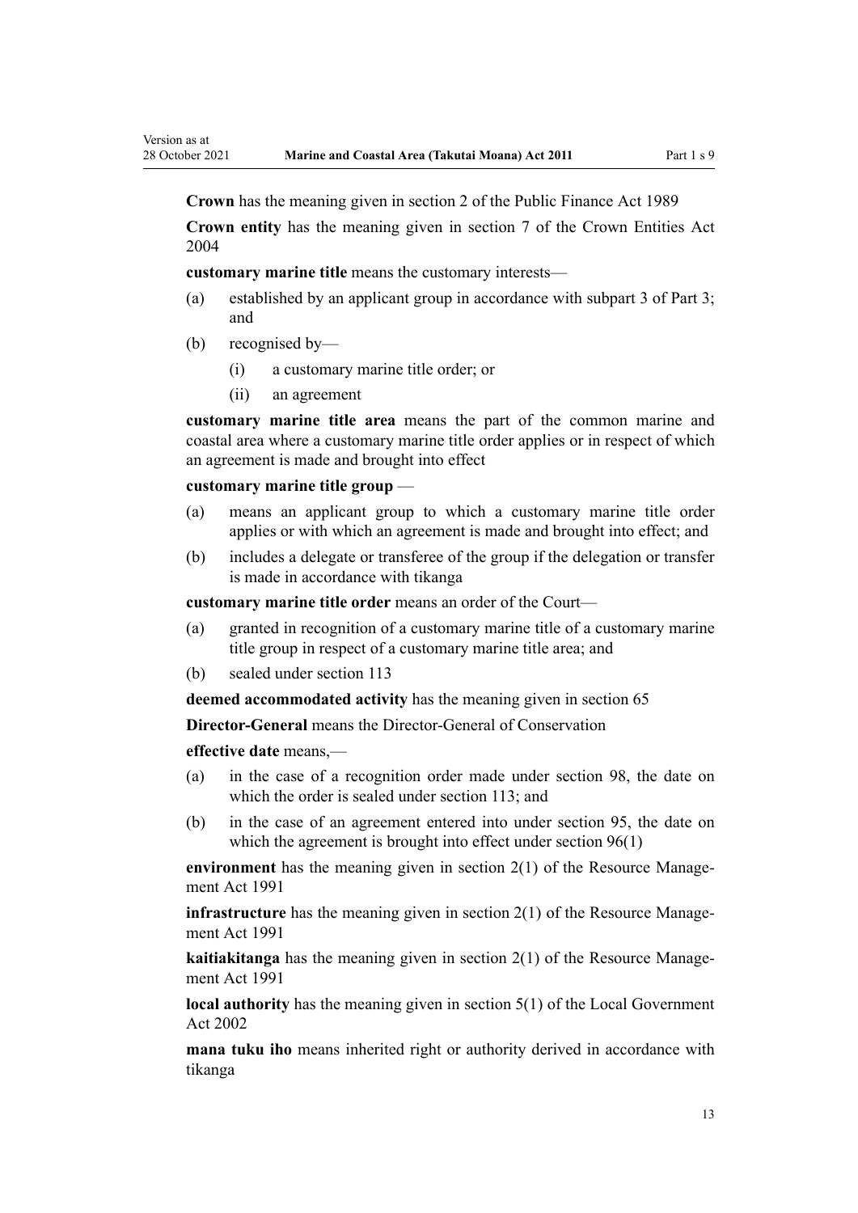**Crown** has the meaning given in section 2 of the Public Finance Act 1989

**Crown entity** has the meaning given in section 7 of the Crown Entities Act 2004

**customary marine title** means the customary interests—

(a) established by an applicant group in accordance with subpart 3 of Part 3; and

(b) recognised by—

  (i) a customary marine title order; or

  (ii) an agreement

**customary marine title area** means the part of the common marine and coastal area where a customary marine title order applies or in respect of which an agreement is made and brought into effect

**customary marine title group** —

(a) means an applicant group to which a customary marine title order applies or with which an agreement is made and brought into effect; and

(b) includes a delegate or transferee of the group if the delegation or transfer is made in accordance with tikanga

**customary marine title order** means an order of the Court—

(a) granted in recognition of a customary marine title of a customary marine title group in respect of a customary marine title area; and

(b) sealed under section 113

**deemed accommodated activity** has the meaning given in section 65

**Director-General** means the Director-General of Conservation

**effective date** means,—

(a) in the case of a recognition order made under section 98, the date on which the order is sealed under section 113; and

(b) in the case of an agreement entered into under section 95, the date on which the agreement is brought into effect under section 96(1)

**environment** has the meaning given in section 2(1) of the Resource Management Act 1991

**infrastructure** has the meaning given in section 2(1) of the Resource Management Act 1991

**kaitiakitanga** has the meaning given in section 2(1) of the Resource Management Act 1991

**local authority** has the meaning given in section 5(1) of the Local Government Act 2002

**mana tuku iho** means inherited right or authority derived in accordance with tikanga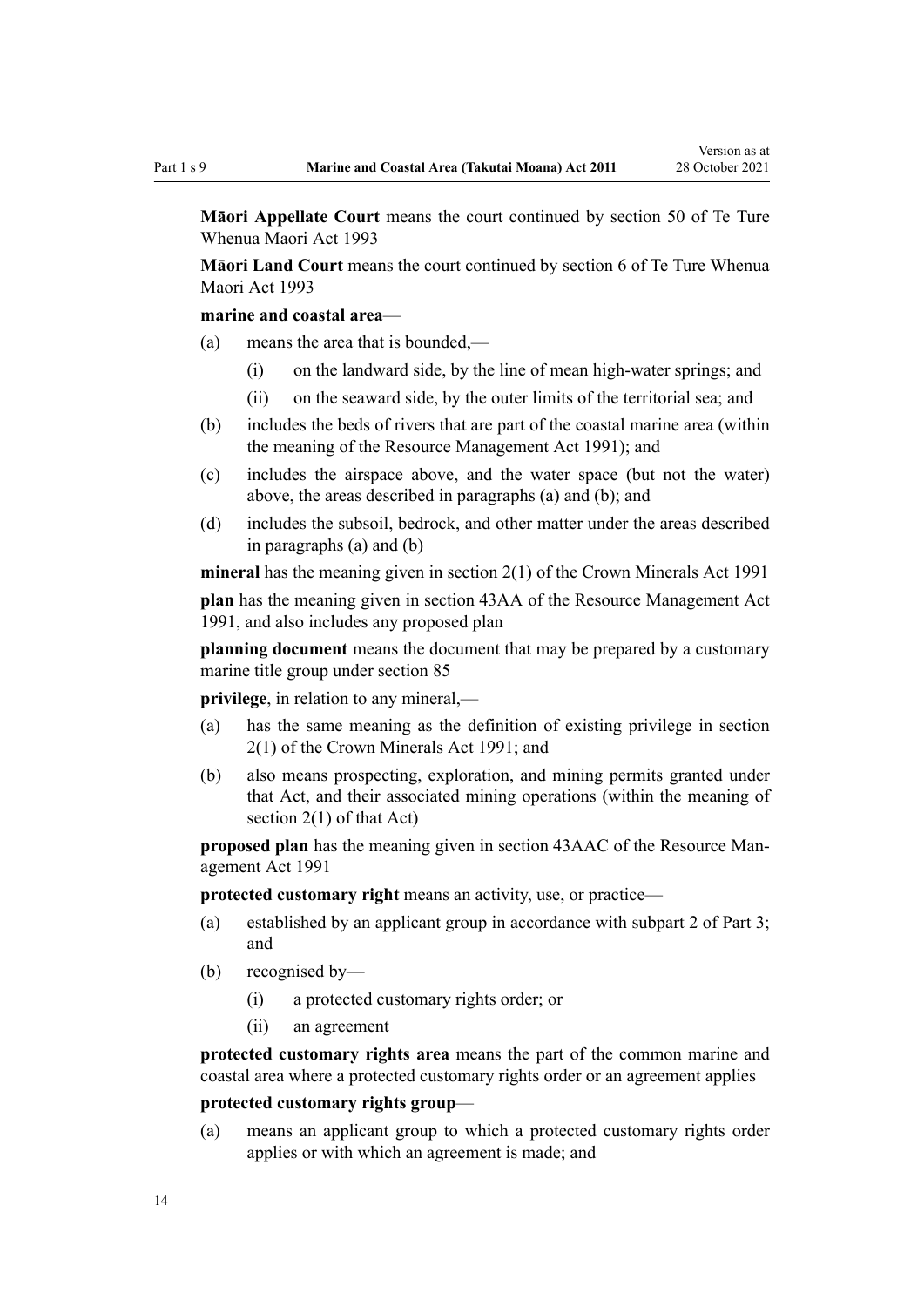**Māori Appellate Court** means the court continued by section 50 of Te Ture Whenua Maori Act 1993

**Māori Land Court** means the court continued by section 6 of Te Ture Whenua Maori Act 1993

**marine and coastal area**—

(a) means the area that is bounded,—

 (i) on the landward side, by the line of mean high-water springs; and

 (ii) on the seaward side, by the outer limits of the territorial sea; and

(b) includes the beds of rivers that are part of the coastal marine area (within the meaning of the Resource Management Act 1991); and

(c) includes the airspace above, and the water space (but not the water) above, the areas described in paragraphs (a) and (b); and

(d) includes the subsoil, bedrock, and other matter under the areas described in paragraphs (a) and (b)

**mineral** has the meaning given in section 2(1) of the Crown Minerals Act 1991

**plan** has the meaning given in section 43AA of the Resource Management Act 1991, and also includes any proposed plan

**planning document** means the document that may be prepared by a customary marine title group under section 85

**privilege**, in relation to any mineral,—

(a) has the same meaning as the definition of existing privilege in section 2(1) of the Crown Minerals Act 1991; and

(b) also means prospecting, exploration, and mining permits granted under that Act, and their associated mining operations (within the meaning of section 2(1) of that Act)

**proposed plan** has the meaning given in section 43AAC of the Resource Management Act 1991

**protected customary right** means an activity, use, or practice—

(a) established by an applicant group in accordance with subpart 2 of Part 3; and

(b) recognised by—

 (i) a protected customary rights order; or

 (ii) an agreement

**protected customary rights area** means the part of the common marine and coastal area where a protected customary rights order or an agreement applies

**protected customary rights group**—

(a) means an applicant group to which a protected customary rights order applies or with which an agreement is made; and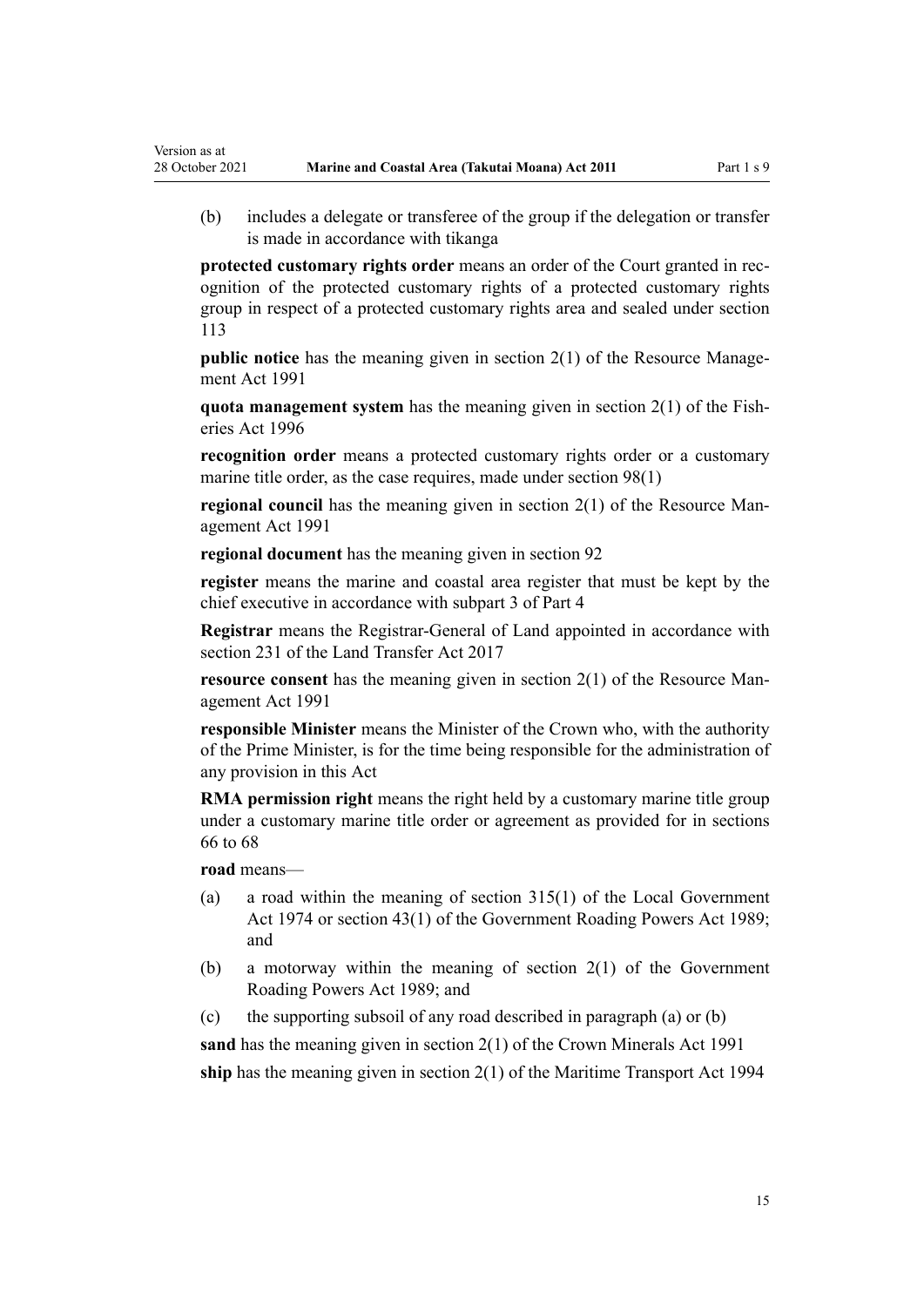(b) includes a delegate or transferee of the group if the delegation or transfer is made in accordance with tikanga

**protected customary rights order** means an order of the Court granted in recognition of the protected customary rights of a protected customary rights group in respect of a protected customary rights area and sealed under section 113

**public notice** has the meaning given in section 2(1) of the Resource Management Act 1991

**quota management system** has the meaning given in section 2(1) of the Fisheries Act 1996

**recognition order** means a protected customary rights order or a customary marine title order, as the case requires, made under section 98(1)

**regional council** has the meaning given in section 2(1) of the Resource Management Act 1991

**regional document** has the meaning given in section 92

**register** means the marine and coastal area register that must be kept by the chief executive in accordance with subpart 3 of Part 4

**Registrar** means the Registrar-General of Land appointed in accordance with section 231 of the Land Transfer Act 2017

**resource consent** has the meaning given in section 2(1) of the Resource Management Act 1991

**responsible Minister** means the Minister of the Crown who, with the authority of the Prime Minister, is for the time being responsible for the administration of any provision in this Act

**RMA permission right** means the right held by a customary marine title group under a customary marine title order or agreement as provided for in sections 66 to 68

**road** means—

(a) a road within the meaning of section 315(1) of the Local Government Act 1974 or section 43(1) of the Government Roading Powers Act 1989; and

(b) a motorway within the meaning of section 2(1) of the Government Roading Powers Act 1989; and

(c) the supporting subsoil of any road described in paragraph (a) or (b)

**sand** has the meaning given in section 2(1) of the Crown Minerals Act 1991

**ship** has the meaning given in section 2(1) of the Maritime Transport Act 1994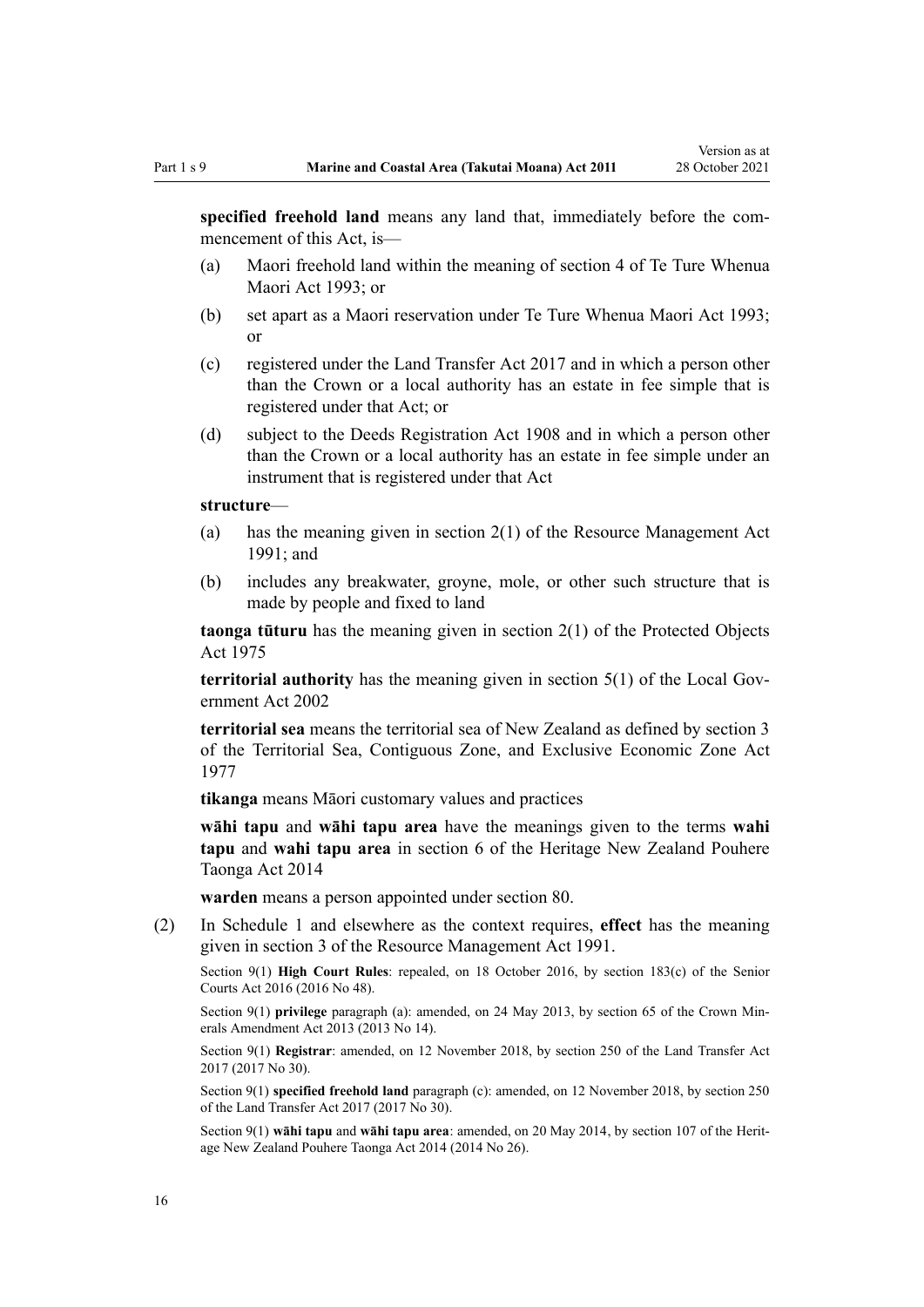**specified freehold land** means any land that, immediately before the commencement of this Act, is—

(a) Maori freehold land within the meaning of section 4 of Te Ture Whenua Maori Act 1993; or

(b) set apart as a Maori reservation under Te Ture Whenua Maori Act 1993; or

(c) registered under the Land Transfer Act 2017 and in which a person other than the Crown or a local authority has an estate in fee simple that is registered under that Act; or

(d) subject to the Deeds Registration Act 1908 and in which a person other than the Crown or a local authority has an estate in fee simple under an instrument that is registered under that Act

**structure**—

(a) has the meaning given in section 2(1) of the Resource Management Act 1991; and

(b) includes any breakwater, groyne, mole, or other such structure that is made by people and fixed to land

**taonga tūturu** has the meaning given in section 2(1) of the Protected Objects Act 1975

**territorial authority** has the meaning given in section 5(1) of the Local Government Act 2002

**territorial sea** means the territorial sea of New Zealand as defined by section 3 of the Territorial Sea, Contiguous Zone, and Exclusive Economic Zone Act 1977

**tikanga** means Māori customary values and practices

**wāhi tapu** and **wāhi tapu area** have the meanings given to the terms **wahi tapu** and **wahi tapu area** in section 6 of the Heritage New Zealand Pouhere Taonga Act 2014

**warden** means a person appointed under section 80.

(2) In Schedule 1 and elsewhere as the context requires, **effect** has the meaning given in section 3 of the Resource Management Act 1991.

Section 9(1) **High Court Rules**: repealed, on 18 October 2016, by section 183(c) of the Senior Courts Act 2016 (2016 No 48).

Section 9(1) **privilege** paragraph (a): amended, on 24 May 2013, by section 65 of the Crown Minerals Amendment Act 2013 (2013 No 14).

Section 9(1) **Registrar**: amended, on 12 November 2018, by section 250 of the Land Transfer Act 2017 (2017 No 30).

Section 9(1) **specified freehold land** paragraph (c): amended, on 12 November 2018, by section 250 of the Land Transfer Act 2017 (2017 No 30).

Section 9(1) **wāhi tapu** and **wāhi tapu area**: amended, on 20 May 2014, by section 107 of the Heritage New Zealand Pouhere Taonga Act 2014 (2014 No 26).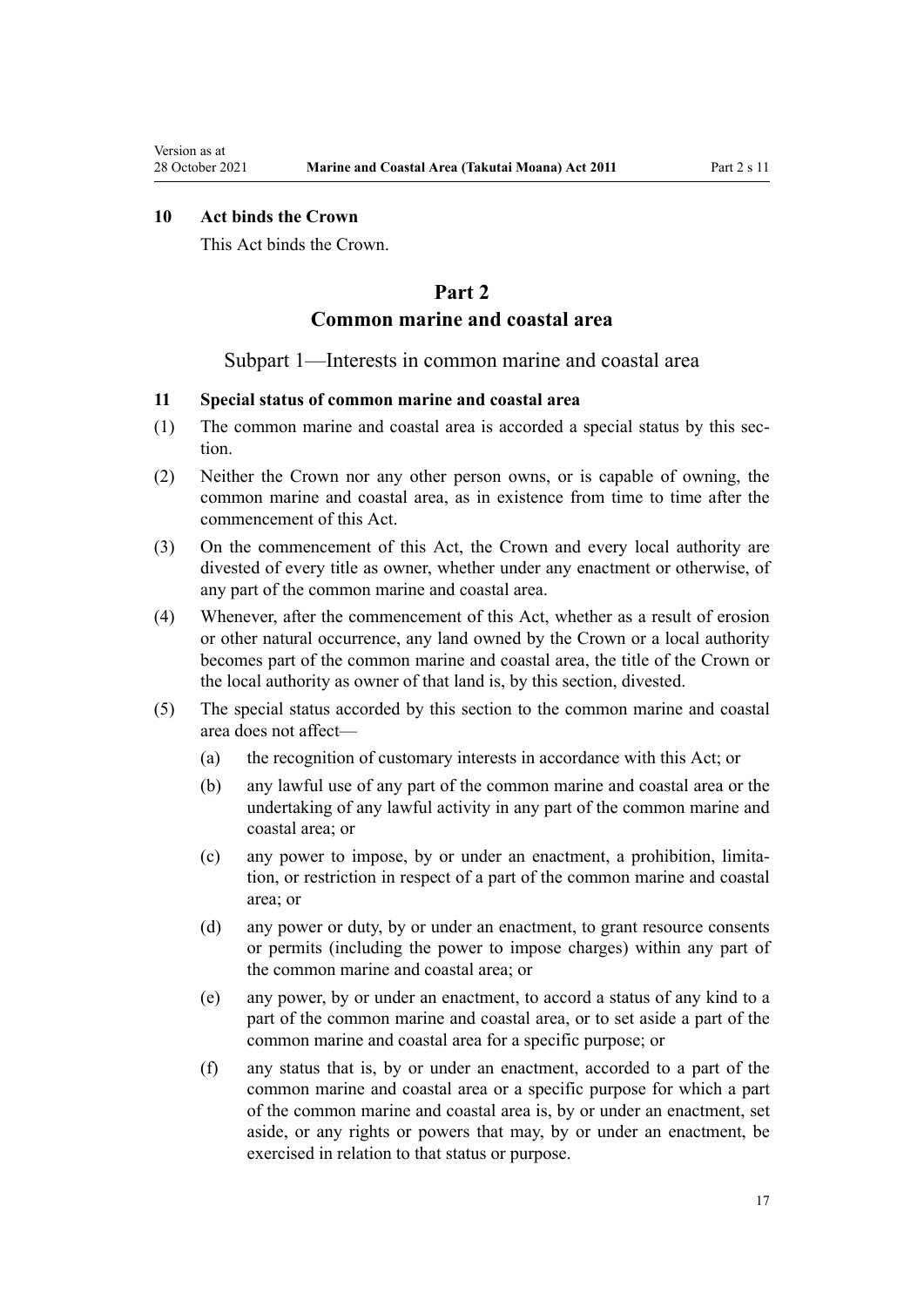## 10 Act binds the Crown

This Act binds the Crown.

# Part 2
# Common marine and coastal area

## Subpart 1—Interests in common marine and coastal area

## 11 Special status of common marine and coastal area

(1) The common marine and coastal area is accorded a special status by this section.

(2) Neither the Crown nor any other person owns, or is capable of owning, the common marine and coastal area, as in existence from time to time after the commencement of this Act.

(3) On the commencement of this Act, the Crown and every local authority are divested of every title as owner, whether under any enactment or otherwise, of any part of the common marine and coastal area.

(4) Whenever, after the commencement of this Act, whether as a result of erosion or other natural occurrence, any land owned by the Crown or a local authority becomes part of the common marine and coastal area, the title of the Crown or the local authority as owner of that land is, by this section, divested.

(5) The special status accorded by this section to the common marine and coastal area does not affect—

(a) the recognition of customary interests in accordance with this Act; or

(b) any lawful use of any part of the common marine and coastal area or the undertaking of any lawful activity in any part of the common marine and coastal area; or

(c) any power to impose, by or under an enactment, a prohibition, limitation, or restriction in respect of a part of the common marine and coastal area; or

(d) any power or duty, by or under an enactment, to grant resource consents or permits (including the power to impose charges) within any part of the common marine and coastal area; or

(e) any power, by or under an enactment, to accord a status of any kind to a part of the common marine and coastal area, or to set aside a part of the common marine and coastal area for a specific purpose; or

(f) any status that is, by or under an enactment, accorded to a part of the common marine and coastal area or a specific purpose for which a part of the common marine and coastal area is, by or under an enactment, set aside, or any rights or powers that may, by or under an enactment, be exercised in relation to that status or purpose.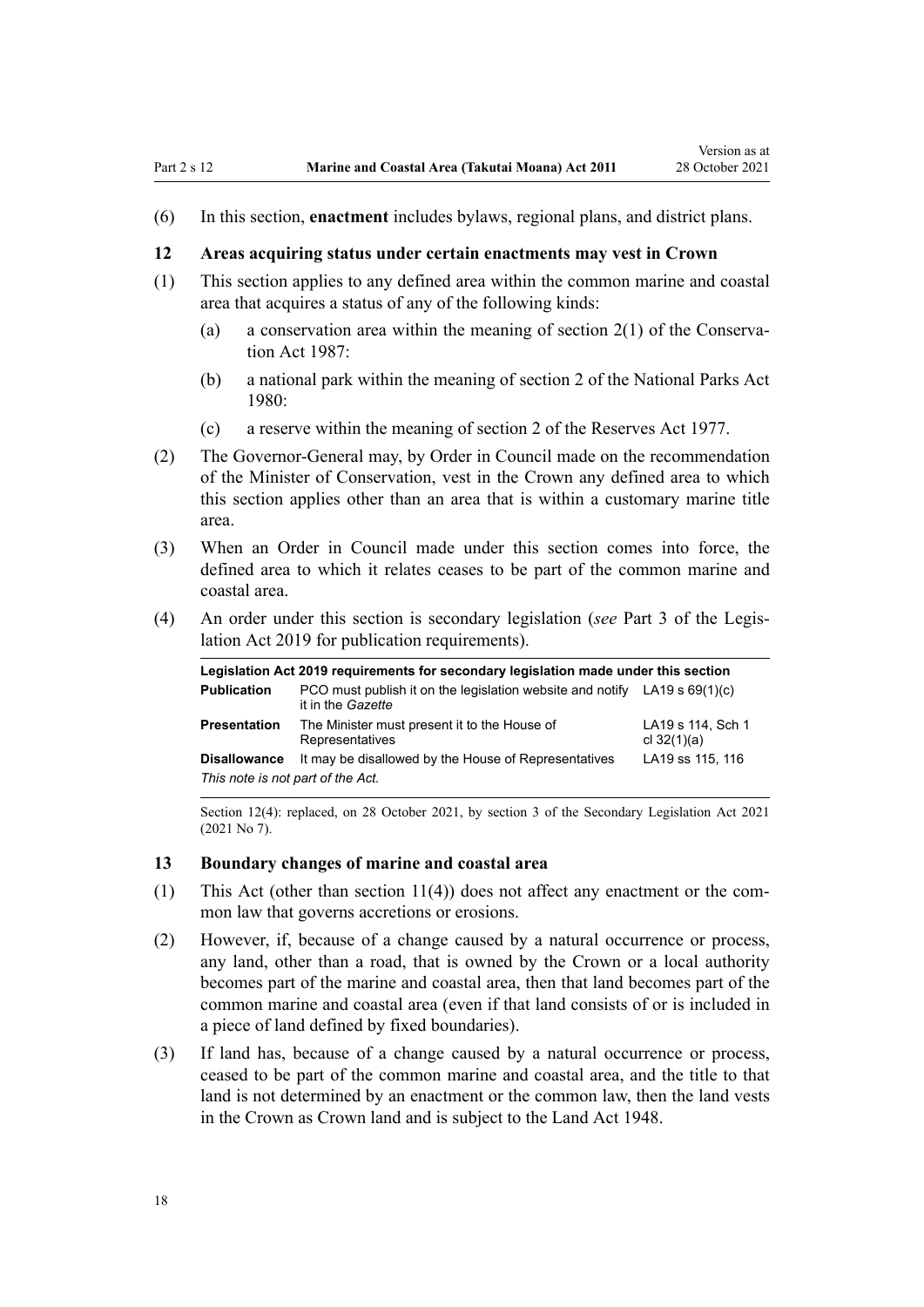(6) In this section, **enactment** includes bylaws, regional plans, and district plans.

### 12 Areas acquiring status under certain enactments may vest in Crown

(1) This section applies to any defined area within the common marine and coastal area that acquires a status of any of the following kinds:

- (a) a conservation area within the meaning of section 2(1) of the Conservation Act 1987:
- (b) a national park within the meaning of section 2 of the National Parks Act 1980:
- (c) a reserve within the meaning of section 2 of the Reserves Act 1977.

(2) The Governor-General may, by Order in Council made on the recommendation of the Minister of Conservation, vest in the Crown any defined area to which this section applies other than an area that is within a customary marine title area.

(3) When an Order in Council made under this section comes into force, the defined area to which it relates ceases to be part of the common marine and coastal area.

(4) An order under this section is secondary legislation (*see* Part 3 of the Legislation Act 2019 for publication requirements).

| Legislation Act 2019 requirements for secondary legislation made under this section | | |
|---|---|---|
| **Publication** | PCO must publish it on the legislation website and notify it in the *Gazette* | LA19 s 69(1)(c) |
| **Presentation** | The Minister must present it to the House of Representatives | LA19 s 114, Sch 1 cl 32(1)(a) |
| **Disallowance** | It may be disallowed by the House of Representatives | LA19 ss 115, 116 |
| *This note is not part of the Act.* | | |

Section 12(4): replaced, on 28 October 2021, by section 3 of the Secondary Legislation Act 2021 (2021 No 7).

### 13 Boundary changes of marine and coastal area

(1) This Act (other than section 11(4)) does not affect any enactment or the common law that governs accretions or erosions.

(2) However, if, because of a change caused by a natural occurrence or process, any land, other than a road, that is owned by the Crown or a local authority becomes part of the marine and coastal area, then that land becomes part of the common marine and coastal area (even if that land consists of or is included in a piece of land defined by fixed boundaries).

(3) If land has, because of a change caused by a natural occurrence or process, ceased to be part of the common marine and coastal area, and the title to that land is not determined by an enactment or the common law, then the land vests in the Crown as Crown land and is subject to the Land Act 1948.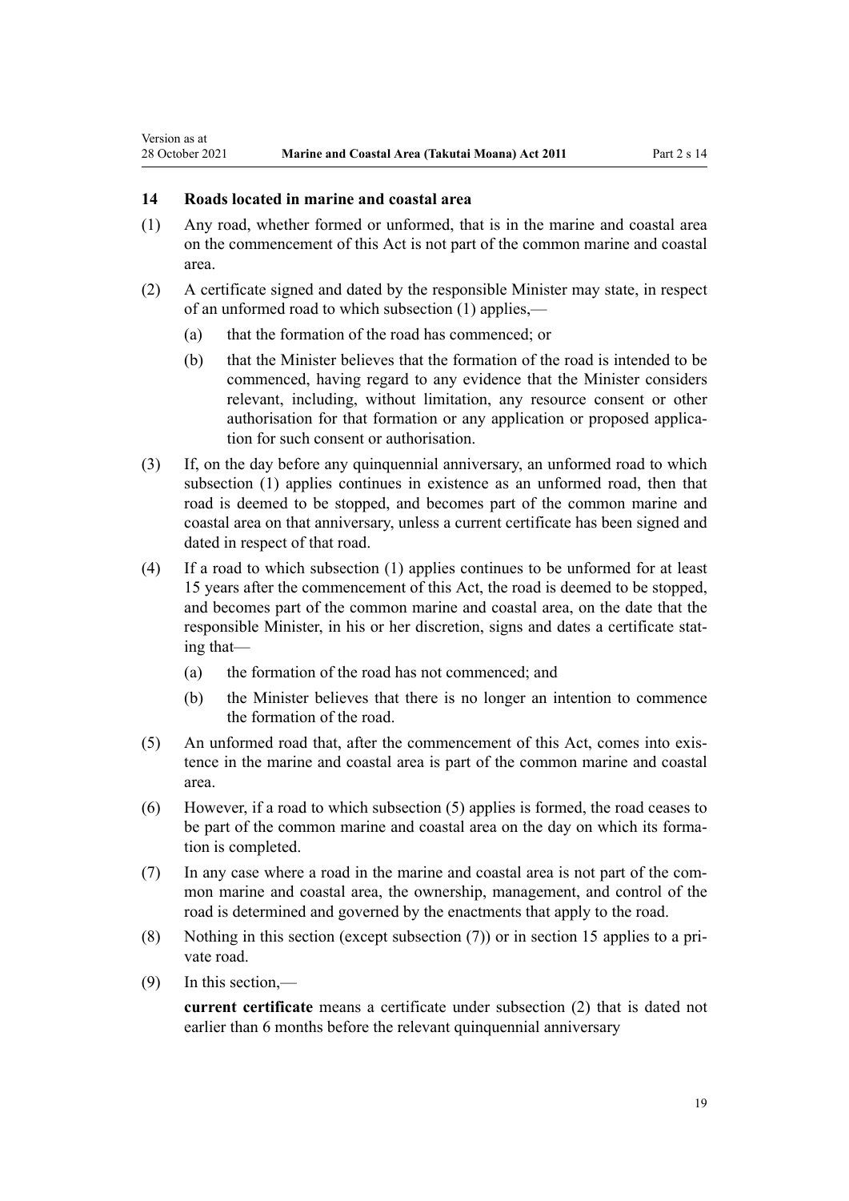## 14 Roads located in marine and coastal area

(1) Any road, whether formed or unformed, that is in the marine and coastal area on the commencement of this Act is not part of the common marine and coastal area.

(2) A certificate signed and dated by the responsible Minister may state, in respect of an unformed road to which subsection (1) applies,—

   (a) that the formation of the road has commenced; or

   (b) that the Minister believes that the formation of the road is intended to be commenced, having regard to any evidence that the Minister considers relevant, including, without limitation, any resource consent or other authorisation for that formation or any application or proposed application for such consent or authorisation.

(3) If, on the day before any quinquennial anniversary, an unformed road to which subsection (1) applies continues in existence as an unformed road, then that road is deemed to be stopped, and becomes part of the common marine and coastal area on that anniversary, unless a current certificate has been signed and dated in respect of that road.

(4) If a road to which subsection (1) applies continues to be unformed for at least 15 years after the commencement of this Act, the road is deemed to be stopped, and becomes part of the common marine and coastal area, on the date that the responsible Minister, in his or her discretion, signs and dates a certificate stating that—

   (a) the formation of the road has not commenced; and

   (b) the Minister believes that there is no longer an intention to commence the formation of the road.

(5) An unformed road that, after the commencement of this Act, comes into existence in the marine and coastal area is part of the common marine and coastal area.

(6) However, if a road to which subsection (5) applies is formed, the road ceases to be part of the common marine and coastal area on the day on which its formation is completed.

(7) In any case where a road in the marine and coastal area is not part of the common marine and coastal area, the ownership, management, and control of the road is determined and governed by the enactments that apply to the road.

(8) Nothing in this section (except subsection (7)) or in section 15 applies to a private road.

(9) In this section,—

**current certificate** means a certificate under subsection (2) that is dated not earlier than 6 months before the relevant quinquennial anniversary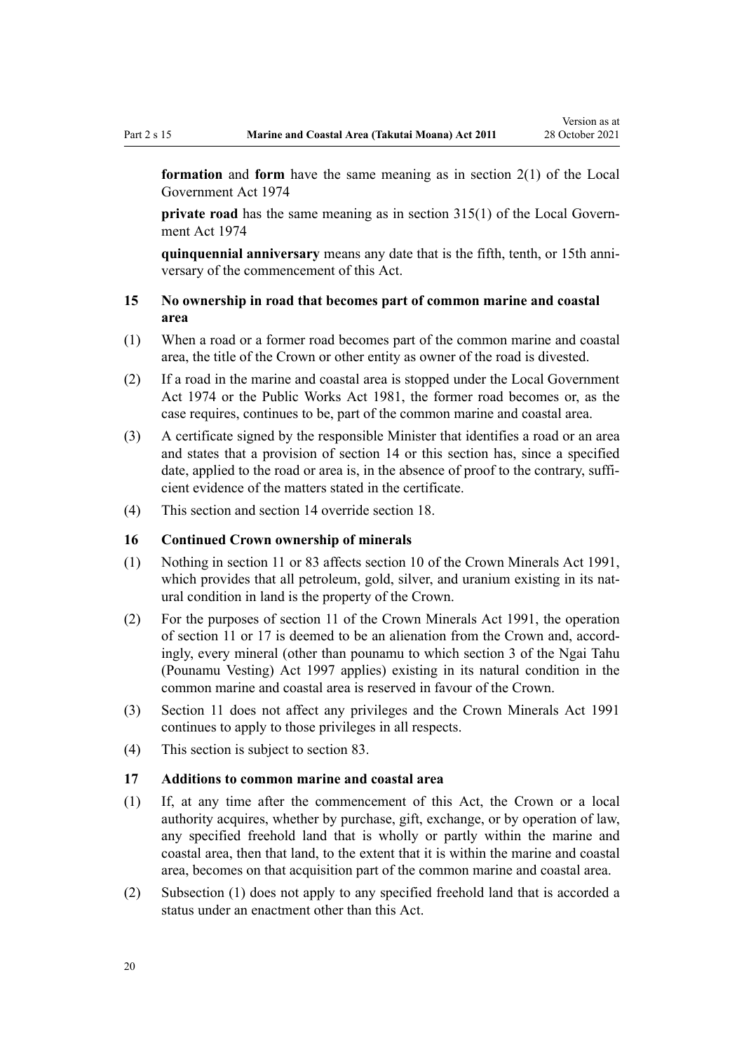**formation** and **form** have the same meaning as in section 2(1) of the Local Government Act 1974

**private road** has the same meaning as in section 315(1) of the Local Government Act 1974

**quinquennial anniversary** means any date that is the fifth, tenth, or 15th anniversary of the commencement of this Act.

### 15 No ownership in road that becomes part of common marine and coastal area

(1) When a road or a former road becomes part of the common marine and coastal area, the title of the Crown or other entity as owner of the road is divested.

(2) If a road in the marine and coastal area is stopped under the Local Government Act 1974 or the Public Works Act 1981, the former road becomes or, as the case requires, continues to be, part of the common marine and coastal area.

(3) A certificate signed by the responsible Minister that identifies a road or an area and states that a provision of section 14 or this section has, since a specified date, applied to the road or area is, in the absence of proof to the contrary, sufficient evidence of the matters stated in the certificate.

(4) This section and section 14 override section 18.

### 16 Continued Crown ownership of minerals

(1) Nothing in section 11 or 83 affects section 10 of the Crown Minerals Act 1991, which provides that all petroleum, gold, silver, and uranium existing in its natural condition in land is the property of the Crown.

(2) For the purposes of section 11 of the Crown Minerals Act 1991, the operation of section 11 or 17 is deemed to be an alienation from the Crown and, accordingly, every mineral (other than pounamu to which section 3 of the Ngai Tahu (Pounamu Vesting) Act 1997 applies) existing in its natural condition in the common marine and coastal area is reserved in favour of the Crown.

(3) Section 11 does not affect any privileges and the Crown Minerals Act 1991 continues to apply to those privileges in all respects.

(4) This section is subject to section 83.

### 17 Additions to common marine and coastal area

(1) If, at any time after the commencement of this Act, the Crown or a local authority acquires, whether by purchase, gift, exchange, or by operation of law, any specified freehold land that is wholly or partly within the marine and coastal area, then that land, to the extent that it is within the marine and coastal area, becomes on that acquisition part of the common marine and coastal area.

(2) Subsection (1) does not apply to any specified freehold land that is accorded a status under an enactment other than this Act.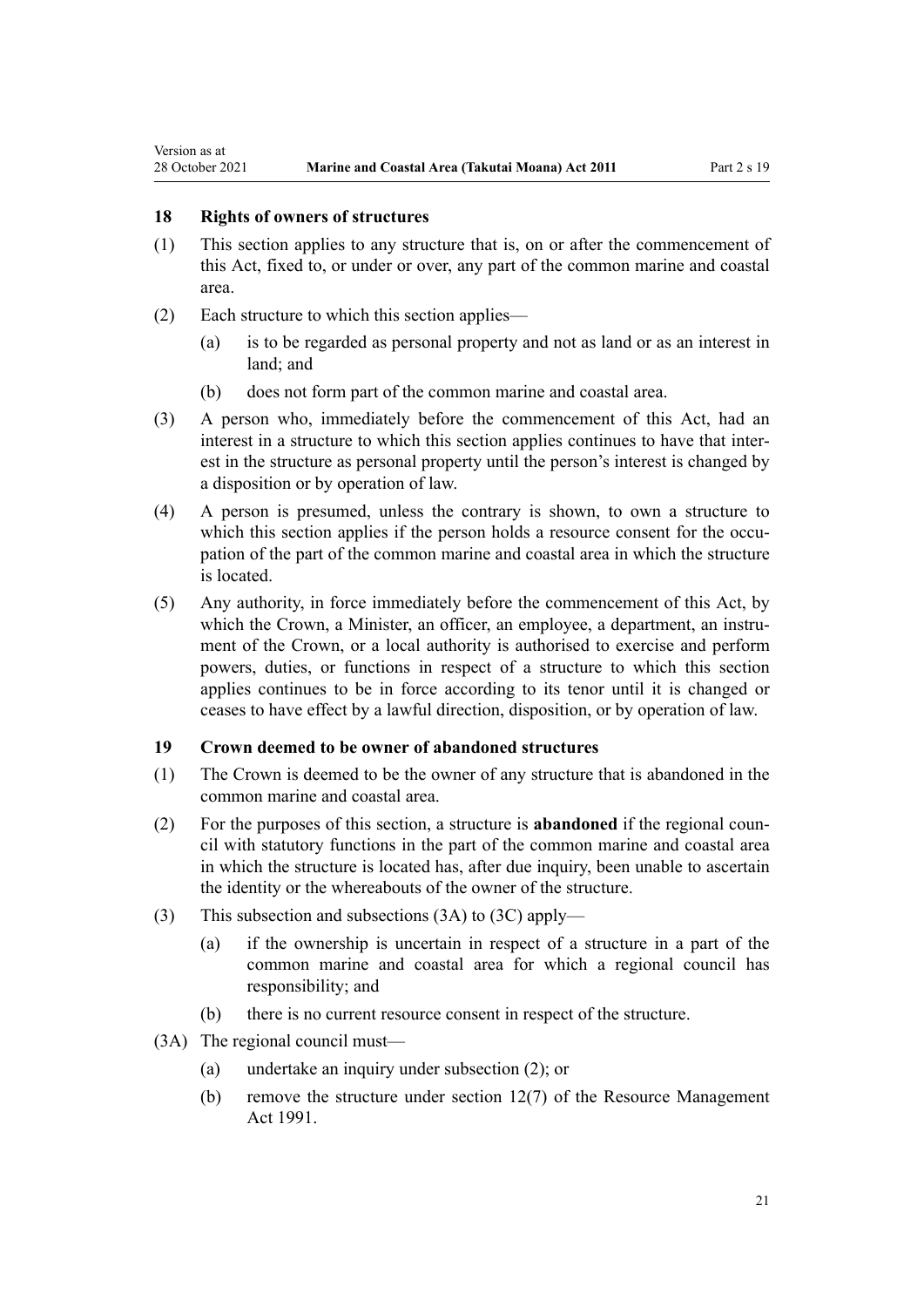### 18 Rights of owners of structures

(1) This section applies to any structure that is, on or after the commencement of this Act, fixed to, or under or over, any part of the common marine and coastal area.

(2) Each structure to which this section applies—

(a) is to be regarded as personal property and not as land or as an interest in land; and

(b) does not form part of the common marine and coastal area.

(3) A person who, immediately before the commencement of this Act, had an interest in a structure to which this section applies continues to have that interest in the structure as personal property until the person's interest is changed by a disposition or by operation of law.

(4) A person is presumed, unless the contrary is shown, to own a structure to which this section applies if the person holds a resource consent for the occupation of the part of the common marine and coastal area in which the structure is located.

(5) Any authority, in force immediately before the commencement of this Act, by which the Crown, a Minister, an officer, an employee, a department, an instrument of the Crown, or a local authority is authorised to exercise and perform powers, duties, or functions in respect of a structure to which this section applies continues to be in force according to its tenor until it is changed or ceases to have effect by a lawful direction, disposition, or by operation of law.

### 19 Crown deemed to be owner of abandoned structures

(1) The Crown is deemed to be the owner of any structure that is abandoned in the common marine and coastal area.

(2) For the purposes of this section, a structure is **abandoned** if the regional council with statutory functions in the part of the common marine and coastal area in which the structure is located has, after due inquiry, been unable to ascertain the identity or the whereabouts of the owner of the structure.

(3) This subsection and subsections (3A) to (3C) apply—

(a) if the ownership is uncertain in respect of a structure in a part of the common marine and coastal area for which a regional council has responsibility; and

(b) there is no current resource consent in respect of the structure.

(3A) The regional council must—

(a) undertake an inquiry under subsection (2); or

(b) remove the structure under section 12(7) of the Resource Management Act 1991.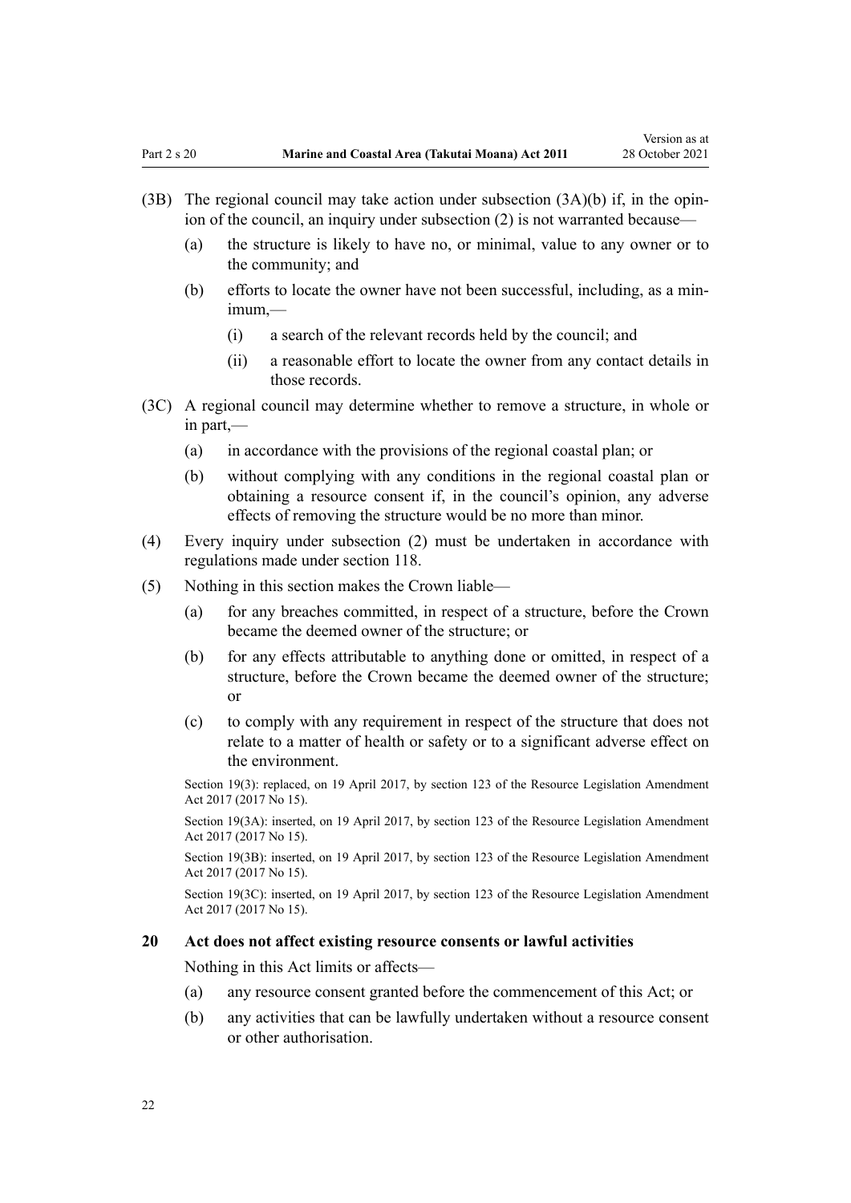(3B) The regional council may take action under subsection (3A)(b) if, in the opinion of the council, an inquiry under subsection (2) is not warranted because—

(a) the structure is likely to have no, or minimal, value to any owner or to the community; and

(b) efforts to locate the owner have not been successful, including, as a minimum,—

(i) a search of the relevant records held by the council; and

(ii) a reasonable effort to locate the owner from any contact details in those records.

(3C) A regional council may determine whether to remove a structure, in whole or in part,—

(a) in accordance with the provisions of the regional coastal plan; or

(b) without complying with any conditions in the regional coastal plan or obtaining a resource consent if, in the council's opinion, any adverse effects of removing the structure would be no more than minor.

(4) Every inquiry under subsection (2) must be undertaken in accordance with regulations made under section 118.

(5) Nothing in this section makes the Crown liable—

(a) for any breaches committed, in respect of a structure, before the Crown became the deemed owner of the structure; or

(b) for any effects attributable to anything done or omitted, in respect of a structure, before the Crown became the deemed owner of the structure; or

(c) to comply with any requirement in respect of the structure that does not relate to a matter of health or safety or to a significant adverse effect on the environment.

Section 19(3): replaced, on 19 April 2017, by section 123 of the Resource Legislation Amendment Act 2017 (2017 No 15).

Section 19(3A): inserted, on 19 April 2017, by section 123 of the Resource Legislation Amendment Act 2017 (2017 No 15).

Section 19(3B): inserted, on 19 April 2017, by section 123 of the Resource Legislation Amendment Act 2017 (2017 No 15).

Section 19(3C): inserted, on 19 April 2017, by section 123 of the Resource Legislation Amendment Act 2017 (2017 No 15).

### 20 Act does not affect existing resource consents or lawful activities

Nothing in this Act limits or affects—

(a) any resource consent granted before the commencement of this Act; or

(b) any activities that can be lawfully undertaken without a resource consent or other authorisation.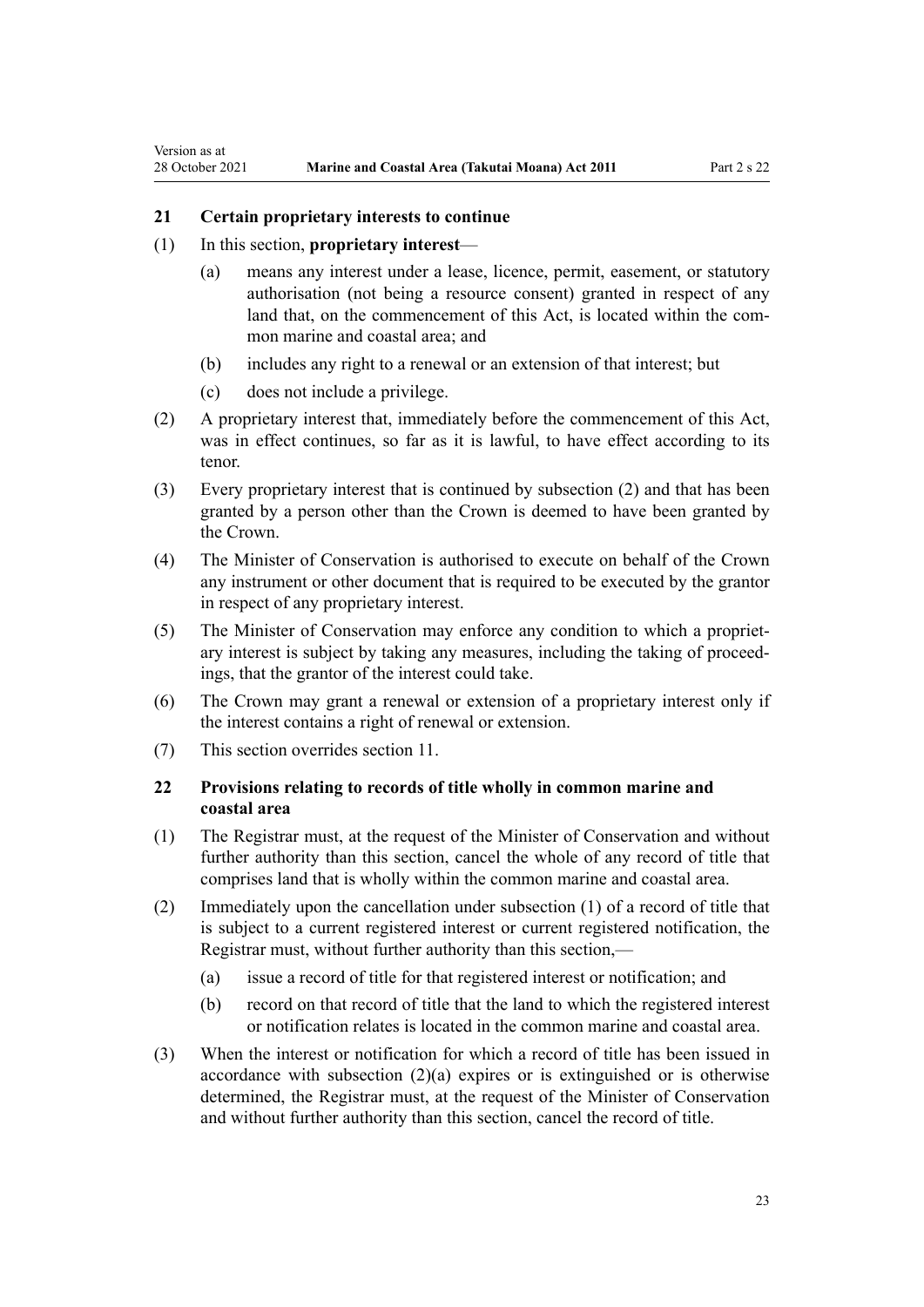## 21 Certain proprietary interests to continue

(1) In this section, **proprietary interest**—

(a) means any interest under a lease, licence, permit, easement, or statutory authorisation (not being a resource consent) granted in respect of any land that, on the commencement of this Act, is located within the common marine and coastal area; and

(b) includes any right to a renewal or an extension of that interest; but

(c) does not include a privilege.

(2) A proprietary interest that, immediately before the commencement of this Act, was in effect continues, so far as it is lawful, to have effect according to its tenor.

(3) Every proprietary interest that is continued by subsection (2) and that has been granted by a person other than the Crown is deemed to have been granted by the Crown.

(4) The Minister of Conservation is authorised to execute on behalf of the Crown any instrument or other document that is required to be executed by the grantor in respect of any proprietary interest.

(5) The Minister of Conservation may enforce any condition to which a proprietary interest is subject by taking any measures, including the taking of proceedings, that the grantor of the interest could take.

(6) The Crown may grant a renewal or extension of a proprietary interest only if the interest contains a right of renewal or extension.

(7) This section overrides section 11.

## 22 Provisions relating to records of title wholly in common marine and coastal area

(1) The Registrar must, at the request of the Minister of Conservation and without further authority than this section, cancel the whole of any record of title that comprises land that is wholly within the common marine and coastal area.

(2) Immediately upon the cancellation under subsection (1) of a record of title that is subject to a current registered interest or current registered notification, the Registrar must, without further authority than this section,—

(a) issue a record of title for that registered interest or notification; and

(b) record on that record of title that the land to which the registered interest or notification relates is located in the common marine and coastal area.

(3) When the interest or notification for which a record of title has been issued in accordance with subsection (2)(a) expires or is extinguished or is otherwise determined, the Registrar must, at the request of the Minister of Conservation and without further authority than this section, cancel the record of title.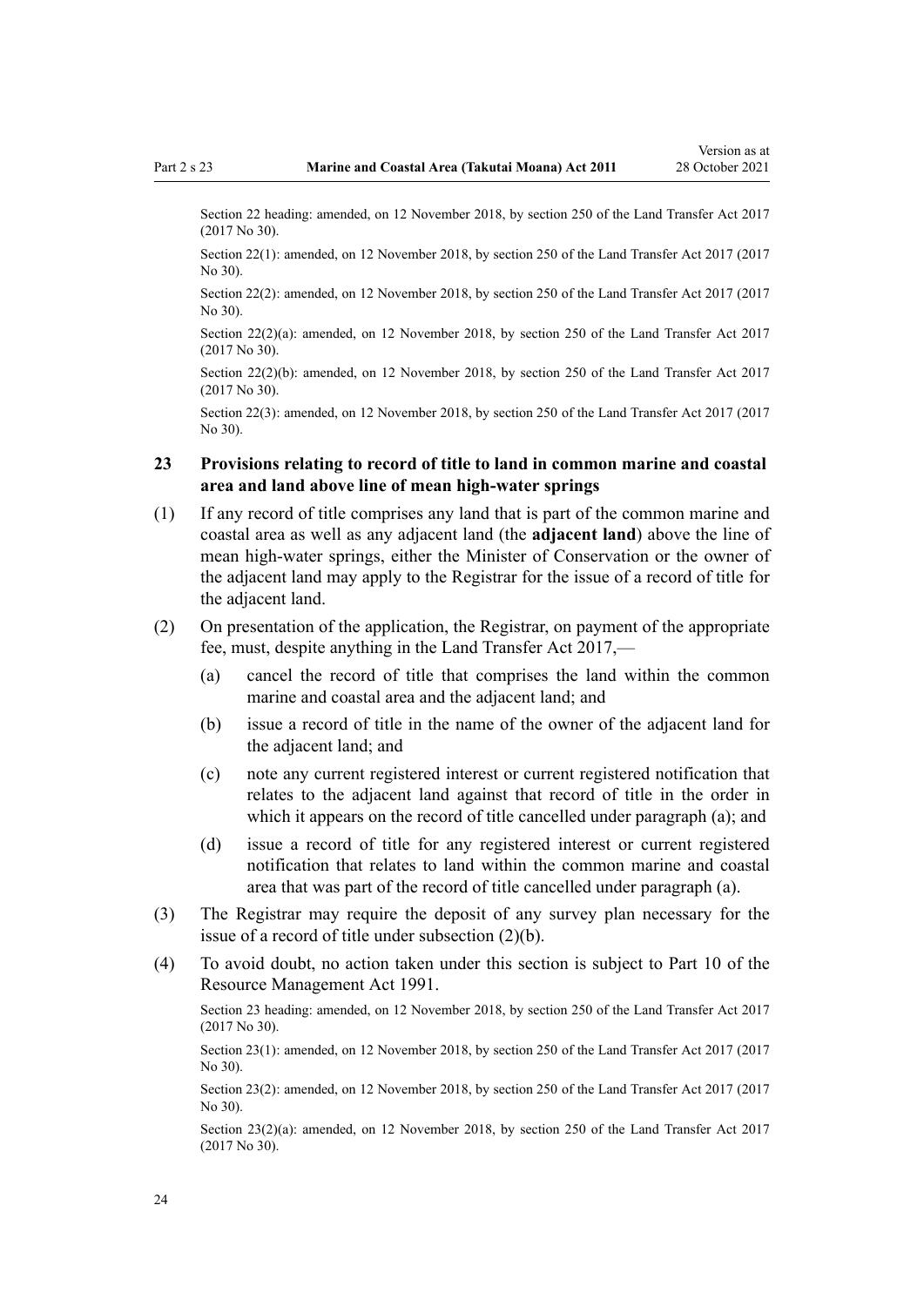Section 22 heading: amended, on 12 November 2018, by section 250 of the Land Transfer Act 2017 (2017 No 30).

Section 22(1): amended, on 12 November 2018, by section 250 of the Land Transfer Act 2017 (2017 No 30).

Section 22(2): amended, on 12 November 2018, by section 250 of the Land Transfer Act 2017 (2017 No 30).

Section 22(2)(a): amended, on 12 November 2018, by section 250 of the Land Transfer Act 2017 (2017 No 30).

Section 22(2)(b): amended, on 12 November 2018, by section 250 of the Land Transfer Act 2017 (2017 No 30).

Section 22(3): amended, on 12 November 2018, by section 250 of the Land Transfer Act 2017 (2017 No 30).

### 23 Provisions relating to record of title to land in common marine and coastal area and land above line of mean high-water springs

(1) If any record of title comprises any land that is part of the common marine and coastal area as well as any adjacent land (the **adjacent land**) above the line of mean high-water springs, either the Minister of Conservation or the owner of the adjacent land may apply to the Registrar for the issue of a record of title for the adjacent land.

(2) On presentation of the application, the Registrar, on payment of the appropriate fee, must, despite anything in the Land Transfer Act 2017,—

- (a) cancel the record of title that comprises the land within the common marine and coastal area and the adjacent land; and
- (b) issue a record of title in the name of the owner of the adjacent land for the adjacent land; and
- (c) note any current registered interest or current registered notification that relates to the adjacent land against that record of title in the order in which it appears on the record of title cancelled under paragraph (a); and
- (d) issue a record of title for any registered interest or current registered notification that relates to land within the common marine and coastal area that was part of the record of title cancelled under paragraph (a).

(3) The Registrar may require the deposit of any survey plan necessary for the issue of a record of title under subsection (2)(b).

(4) To avoid doubt, no action taken under this section is subject to Part 10 of the Resource Management Act 1991.

Section 23 heading: amended, on 12 November 2018, by section 250 of the Land Transfer Act 2017 (2017 No 30).

Section 23(1): amended, on 12 November 2018, by section 250 of the Land Transfer Act 2017 (2017 No 30).

Section 23(2): amended, on 12 November 2018, by section 250 of the Land Transfer Act 2017 (2017 No 30).

Section 23(2)(a): amended, on 12 November 2018, by section 250 of the Land Transfer Act 2017 (2017 No 30).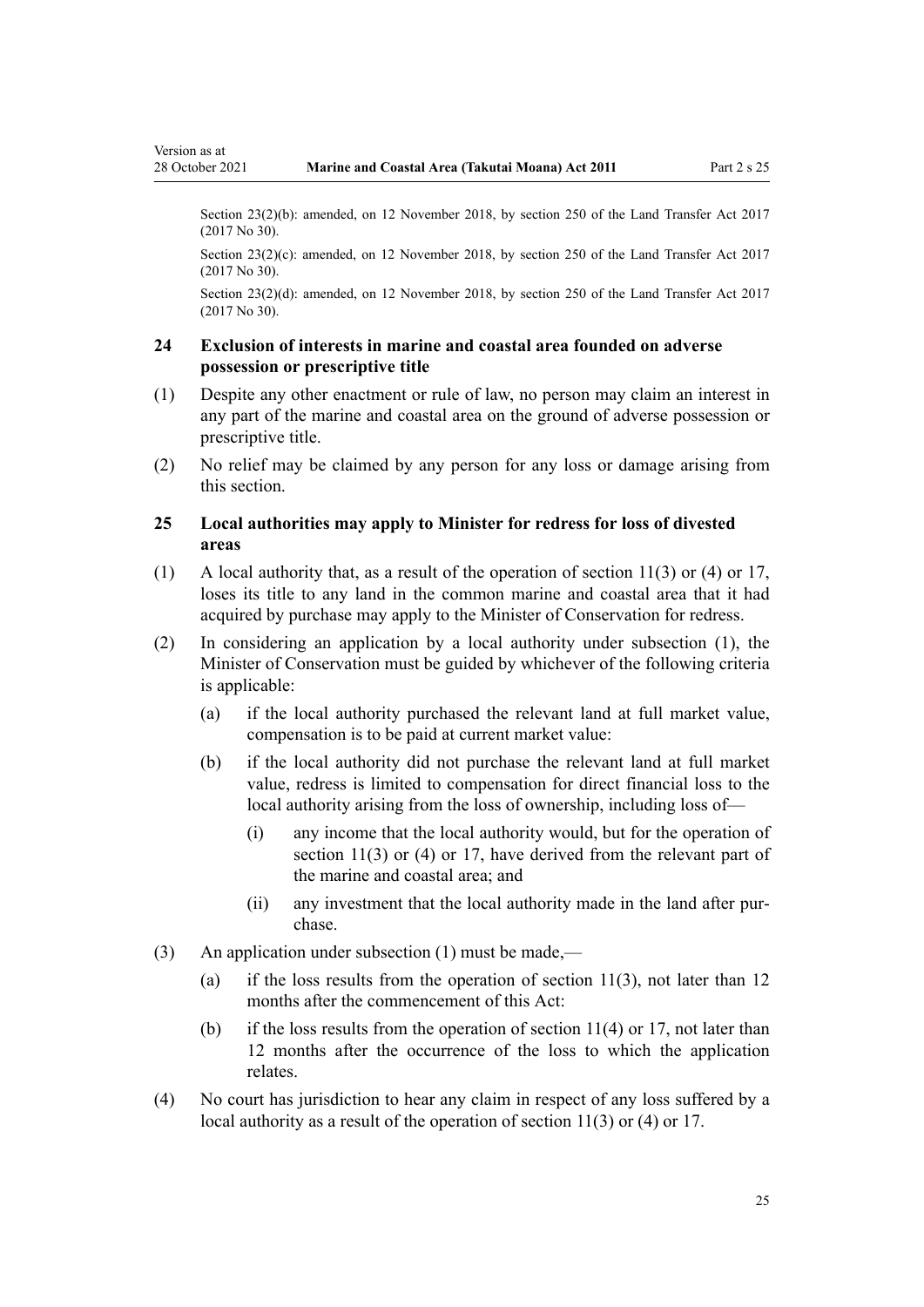Section 23(2)(b): amended, on 12 November 2018, by section 250 of the Land Transfer Act 2017 (2017 No 30).

Section 23(2)(c): amended, on 12 November 2018, by section 250 of the Land Transfer Act 2017 (2017 No 30).

Section 23(2)(d): amended, on 12 November 2018, by section 250 of the Land Transfer Act 2017 (2017 No 30).

### 24 Exclusion of interests in marine and coastal area founded on adverse possession or prescriptive title

(1) Despite any other enactment or rule of law, no person may claim an interest in any part of the marine and coastal area on the ground of adverse possession or prescriptive title.

(2) No relief may be claimed by any person for any loss or damage arising from this section.

### 25 Local authorities may apply to Minister for redress for loss of divested areas

(1) A local authority that, as a result of the operation of section 11(3) or (4) or 17, loses its title to any land in the common marine and coastal area that it had acquired by purchase may apply to the Minister of Conservation for redress.

(2) In considering an application by a local authority under subsection (1), the Minister of Conservation must be guided by whichever of the following criteria is applicable:

- (a) if the local authority purchased the relevant land at full market value, compensation is to be paid at current market value:
- (b) if the local authority did not purchase the relevant land at full market value, redress is limited to compensation for direct financial loss to the local authority arising from the loss of ownership, including loss of—
  - (i) any income that the local authority would, but for the operation of section 11(3) or (4) or 17, have derived from the relevant part of the marine and coastal area; and
  - (ii) any investment that the local authority made in the land after purchase.

(3) An application under subsection (1) must be made,—

- (a) if the loss results from the operation of section 11(3), not later than 12 months after the commencement of this Act:
- (b) if the loss results from the operation of section 11(4) or 17, not later than 12 months after the occurrence of the loss to which the application relates.

(4) No court has jurisdiction to hear any claim in respect of any loss suffered by a local authority as a result of the operation of section 11(3) or (4) or 17.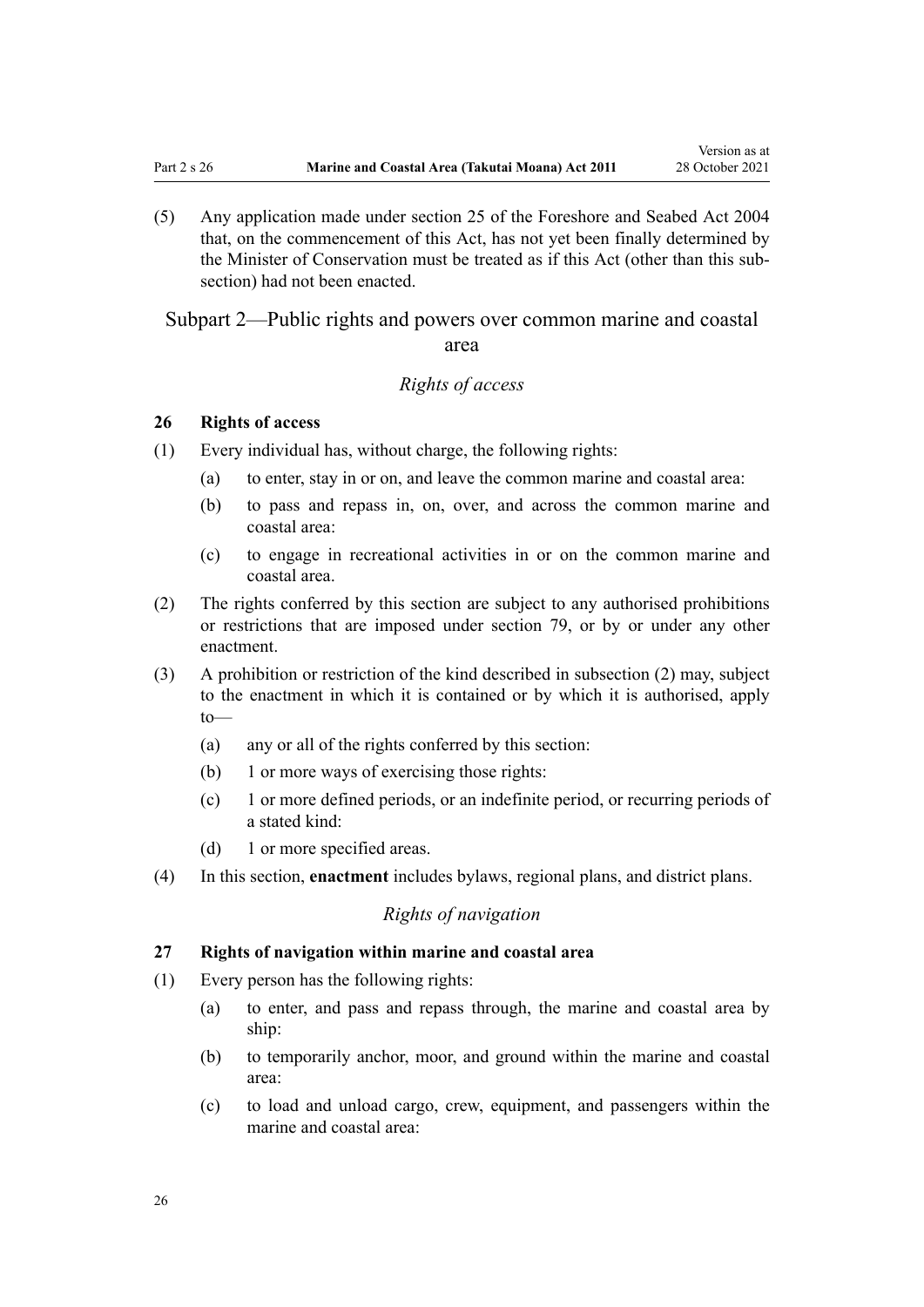(5) Any application made under section 25 of the Foreshore and Seabed Act 2004 that, on the commencement of this Act, has not yet been finally determined by the Minister of Conservation must be treated as if this Act (other than this subsection) had not been enacted.

## Subpart 2—Public rights and powers over common marine and coastal area

### *Rights of access*

#### 26 Rights of access

(1) Every individual has, without charge, the following rights:

- (a) to enter, stay in or on, and leave the common marine and coastal area:
- (b) to pass and repass in, on, over, and across the common marine and coastal area:
- (c) to engage in recreational activities in or on the common marine and coastal area.

(2) The rights conferred by this section are subject to any authorised prohibitions or restrictions that are imposed under section 79, or by or under any other enactment.

(3) A prohibition or restriction of the kind described in subsection (2) may, subject to the enactment in which it is contained or by which it is authorised, apply to—

- (a) any or all of the rights conferred by this section:
- (b) 1 or more ways of exercising those rights:
- (c) 1 or more defined periods, or an indefinite period, or recurring periods of a stated kind:
- (d) 1 or more specified areas.

(4) In this section, **enactment** includes bylaws, regional plans, and district plans.

### *Rights of navigation*

#### 27 Rights of navigation within marine and coastal area

(1) Every person has the following rights:

- (a) to enter, and pass and repass through, the marine and coastal area by ship:
- (b) to temporarily anchor, moor, and ground within the marine and coastal area:
- (c) to load and unload cargo, crew, equipment, and passengers within the marine and coastal area: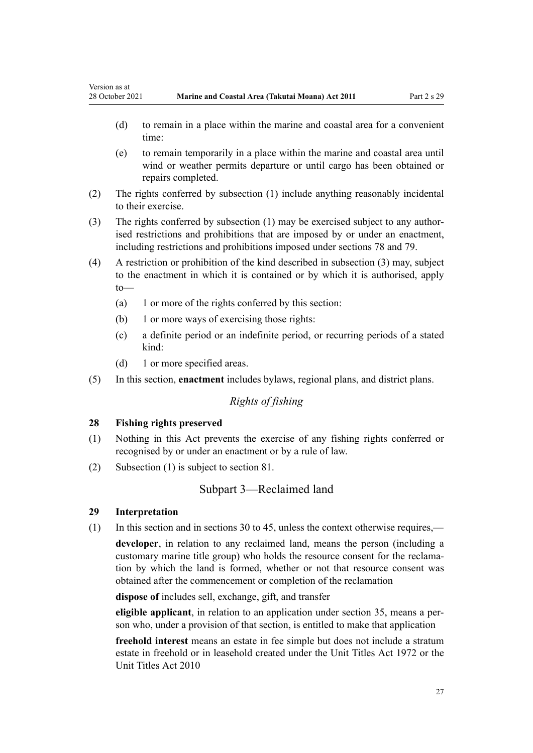(d) to remain in a place within the marine and coastal area for a convenient time:

(e) to remain temporarily in a place within the marine and coastal area until wind or weather permits departure or until cargo has been obtained or repairs completed.

(2) The rights conferred by subsection (1) include anything reasonably incidental to their exercise.

(3) The rights conferred by subsection (1) may be exercised subject to any authorised restrictions and prohibitions that are imposed by or under an enactment, including restrictions and prohibitions imposed under sections 78 and 79.

(4) A restriction or prohibition of the kind described in subsection (3) may, subject to the enactment in which it is contained or by which it is authorised, apply to—

(a) 1 or more of the rights conferred by this section:

(b) 1 or more ways of exercising those rights:

(c) a definite period or an indefinite period, or recurring periods of a stated kind:

(d) 1 or more specified areas.

(5) In this section, **enactment** includes bylaws, regional plans, and district plans.

*Rights of fishing*

### 28 Fishing rights preserved

(1) Nothing in this Act prevents the exercise of any fishing rights conferred or recognised by or under an enactment or by a rule of law.

(2) Subsection (1) is subject to section 81.

## Subpart 3—Reclaimed land

### 29 Interpretation

(1) In this section and in sections 30 to 45, unless the context otherwise requires,—

**developer**, in relation to any reclaimed land, means the person (including a customary marine title group) who holds the resource consent for the reclamation by which the land is formed, whether or not that resource consent was obtained after the commencement or completion of the reclamation

**dispose of** includes sell, exchange, gift, and transfer

**eligible applicant**, in relation to an application under section 35, means a person who, under a provision of that section, is entitled to make that application

**freehold interest** means an estate in fee simple but does not include a stratum estate in freehold or in leasehold created under the Unit Titles Act 1972 or the Unit Titles Act 2010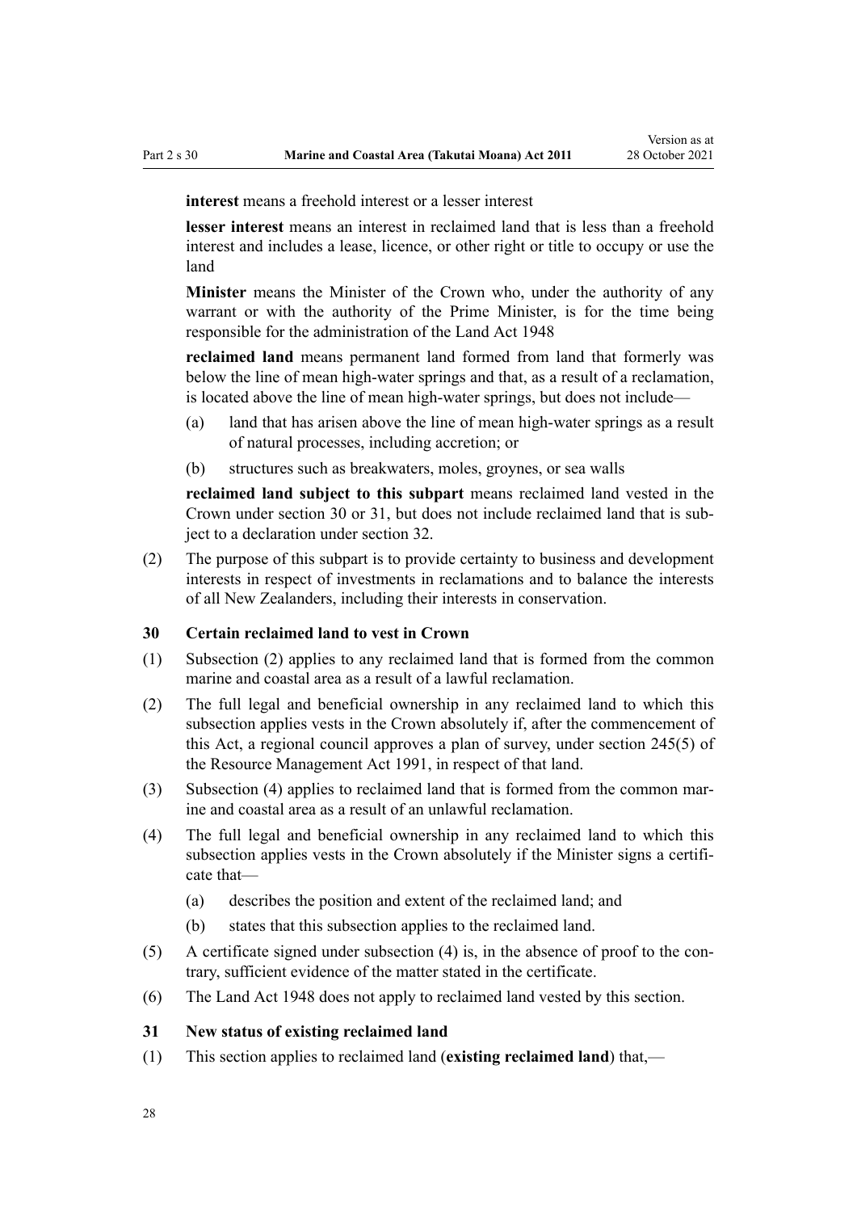**interest** means a freehold interest or a lesser interest

**lesser interest** means an interest in reclaimed land that is less than a freehold interest and includes a lease, licence, or other right or title to occupy or use the land

**Minister** means the Minister of the Crown who, under the authority of any warrant or with the authority of the Prime Minister, is for the time being responsible for the administration of the Land Act 1948

**reclaimed land** means permanent land formed from land that formerly was below the line of mean high-water springs and that, as a result of a reclamation, is located above the line of mean high-water springs, but does not include—

- (a) land that has arisen above the line of mean high-water springs as a result of natural processes, including accretion; or
- (b) structures such as breakwaters, moles, groynes, or sea walls

**reclaimed land subject to this subpart** means reclaimed land vested in the Crown under section 30 or 31, but does not include reclaimed land that is subject to a declaration under section 32.

(2) The purpose of this subpart is to provide certainty to business and development interests in respect of investments in reclamations and to balance the interests of all New Zealanders, including their interests in conservation.

## 30 Certain reclaimed land to vest in Crown

(1) Subsection (2) applies to any reclaimed land that is formed from the common marine and coastal area as a result of a lawful reclamation.

(2) The full legal and beneficial ownership in any reclaimed land to which this subsection applies vests in the Crown absolutely if, after the commencement of this Act, a regional council approves a plan of survey, under section 245(5) of the Resource Management Act 1991, in respect of that land.

(3) Subsection (4) applies to reclaimed land that is formed from the common marine and coastal area as a result of an unlawful reclamation.

(4) The full legal and beneficial ownership in any reclaimed land to which this subsection applies vests in the Crown absolutely if the Minister signs a certificate that—

- (a) describes the position and extent of the reclaimed land; and
- (b) states that this subsection applies to the reclaimed land.

(5) A certificate signed under subsection (4) is, in the absence of proof to the contrary, sufficient evidence of the matter stated in the certificate.

(6) The Land Act 1948 does not apply to reclaimed land vested by this section.

## 31 New status of existing reclaimed land

(1) This section applies to reclaimed land (**existing reclaimed land**) that,—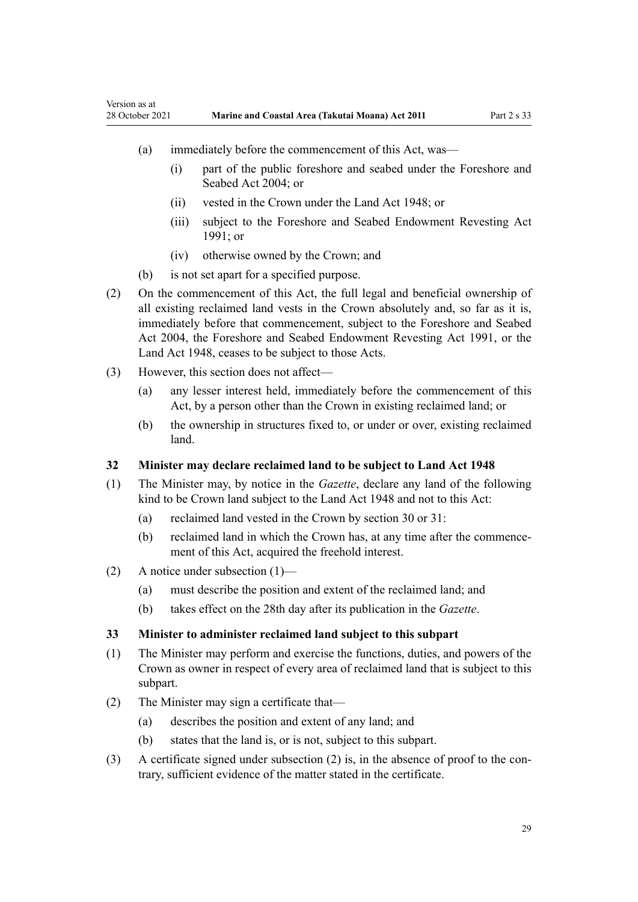(a) immediately before the commencement of this Act, was—

   (i) part of the public foreshore and seabed under the Foreshore and Seabed Act 2004; or

   (ii) vested in the Crown under the Land Act 1948; or

   (iii) subject to the Foreshore and Seabed Endowment Revesting Act 1991; or

   (iv) otherwise owned by the Crown; and

(b) is not set apart for a specified purpose.

(2) On the commencement of this Act, the full legal and beneficial ownership of all existing reclaimed land vests in the Crown absolutely and, so far as it is, immediately before that commencement, subject to the Foreshore and Seabed Act 2004, the Foreshore and Seabed Endowment Revesting Act 1991, or the Land Act 1948, ceases to be subject to those Acts.

(3) However, this section does not affect—

   (a) any lesser interest held, immediately before the commencement of this Act, by a person other than the Crown in existing reclaimed land; or

   (b) the ownership in structures fixed to, or under or over, existing reclaimed land.

### 32 Minister may declare reclaimed land to be subject to Land Act 1948

(1) The Minister may, by notice in the *Gazette*, declare any land of the following kind to be Crown land subject to the Land Act 1948 and not to this Act:

   (a) reclaimed land vested in the Crown by section 30 or 31:

   (b) reclaimed land in which the Crown has, at any time after the commencement of this Act, acquired the freehold interest.

(2) A notice under subsection (1)—

   (a) must describe the position and extent of the reclaimed land; and

   (b) takes effect on the 28th day after its publication in the *Gazette*.

### 33 Minister to administer reclaimed land subject to this subpart

(1) The Minister may perform and exercise the functions, duties, and powers of the Crown as owner in respect of every area of reclaimed land that is subject to this subpart.

(2) The Minister may sign a certificate that—

   (a) describes the position and extent of any land; and

   (b) states that the land is, or is not, subject to this subpart.

(3) A certificate signed under subsection (2) is, in the absence of proof to the contrary, sufficient evidence of the matter stated in the certificate.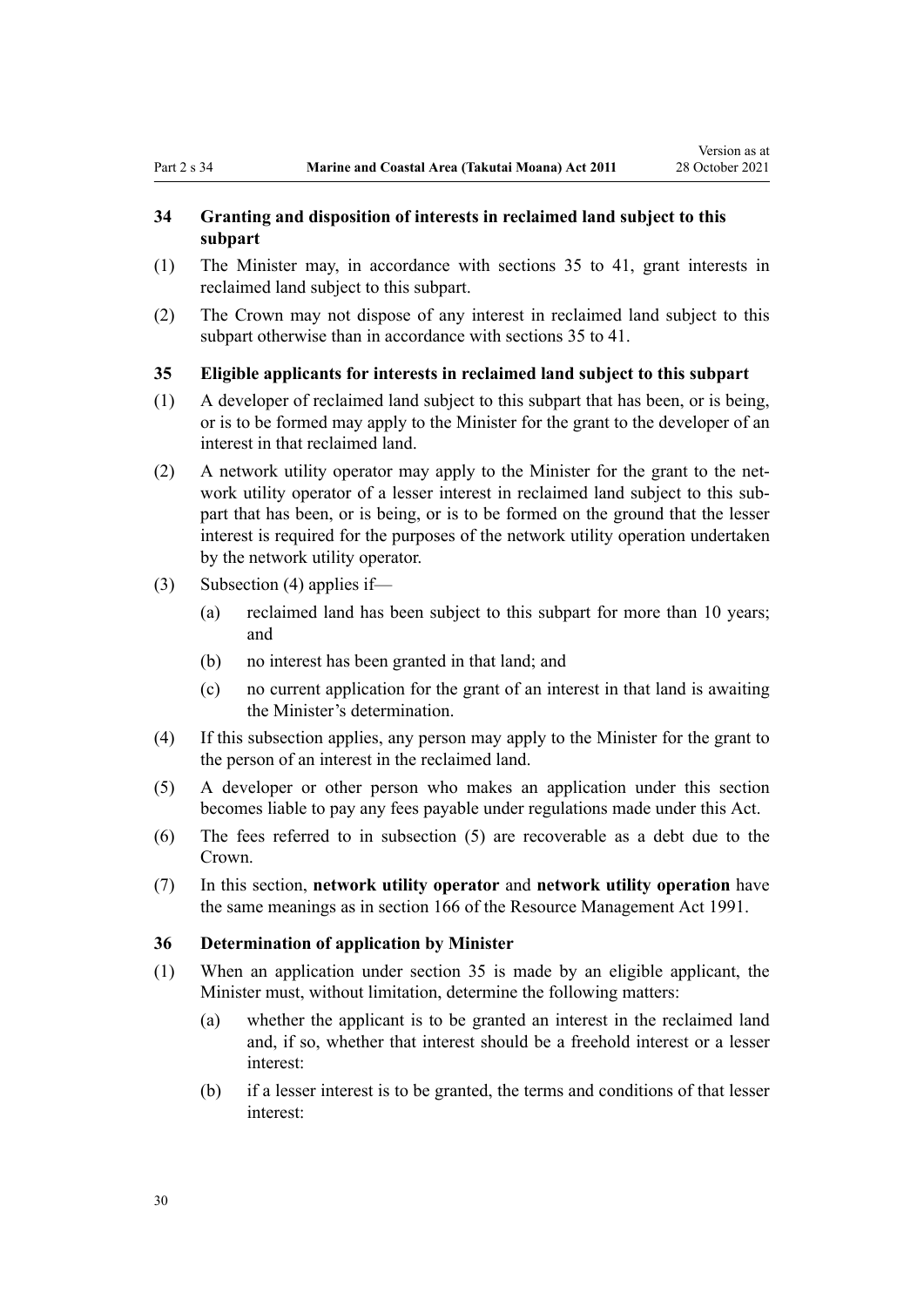### 34 Granting and disposition of interests in reclaimed land subject to this subpart

(1) The Minister may, in accordance with sections 35 to 41, grant interests in reclaimed land subject to this subpart.

(2) The Crown may not dispose of any interest in reclaimed land subject to this subpart otherwise than in accordance with sections 35 to 41.

### 35 Eligible applicants for interests in reclaimed land subject to this subpart

(1) A developer of reclaimed land subject to this subpart that has been, or is being, or is to be formed may apply to the Minister for the grant to the developer of an interest in that reclaimed land.

(2) A network utility operator may apply to the Minister for the grant to the network utility operator of a lesser interest in reclaimed land subject to this subpart that has been, or is being, or is to be formed on the ground that the lesser interest is required for the purposes of the network utility operation undertaken by the network utility operator.

(3) Subsection (4) applies if—

(a) reclaimed land has been subject to this subpart for more than 10 years; and

(b) no interest has been granted in that land; and

(c) no current application for the grant of an interest in that land is awaiting the Minister's determination.

(4) If this subsection applies, any person may apply to the Minister for the grant to the person of an interest in the reclaimed land.

(5) A developer or other person who makes an application under this section becomes liable to pay any fees payable under regulations made under this Act.

(6) The fees referred to in subsection (5) are recoverable as a debt due to the Crown.

(7) In this section, **network utility operator** and **network utility operation** have the same meanings as in section 166 of the Resource Management Act 1991.

### 36 Determination of application by Minister

(1) When an application under section 35 is made by an eligible applicant, the Minister must, without limitation, determine the following matters:

(a) whether the applicant is to be granted an interest in the reclaimed land and, if so, whether that interest should be a freehold interest or a lesser interest:

(b) if a lesser interest is to be granted, the terms and conditions of that lesser interest: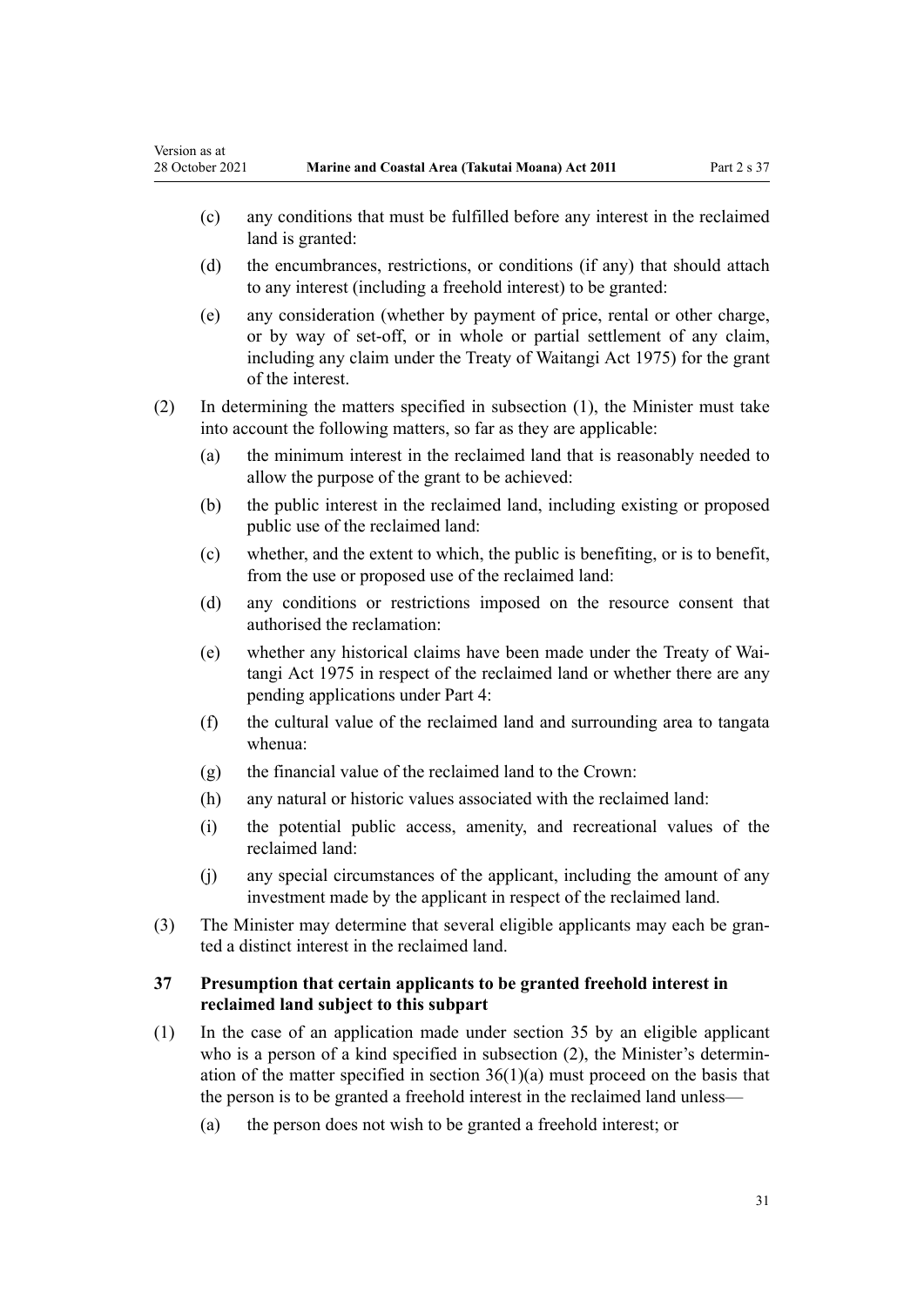(c) any conditions that must be fulfilled before any interest in the reclaimed land is granted:

(d) the encumbrances, restrictions, or conditions (if any) that should attach to any interest (including a freehold interest) to be granted:

(e) any consideration (whether by payment of price, rental or other charge, or by way of set-off, or in whole or partial settlement of any claim, including any claim under the Treaty of Waitangi Act 1975) for the grant of the interest.

(2) In determining the matters specified in subsection (1), the Minister must take into account the following matters, so far as they are applicable:

(a) the minimum interest in the reclaimed land that is reasonably needed to allow the purpose of the grant to be achieved:

(b) the public interest in the reclaimed land, including existing or proposed public use of the reclaimed land:

(c) whether, and the extent to which, the public is benefiting, or is to benefit, from the use or proposed use of the reclaimed land:

(d) any conditions or restrictions imposed on the resource consent that authorised the reclamation:

(e) whether any historical claims have been made under the Treaty of Waitangi Act 1975 in respect of the reclaimed land or whether there are any pending applications under Part 4:

(f) the cultural value of the reclaimed land and surrounding area to tangata whenua:

(g) the financial value of the reclaimed land to the Crown:

(h) any natural or historic values associated with the reclaimed land:

(i) the potential public access, amenity, and recreational values of the reclaimed land:

(j) any special circumstances of the applicant, including the amount of any investment made by the applicant in respect of the reclaimed land.

(3) The Minister may determine that several eligible applicants may each be granted a distinct interest in the reclaimed land.

### 37 Presumption that certain applicants to be granted freehold interest in reclaimed land subject to this subpart

(1) In the case of an application made under section 35 by an eligible applicant who is a person of a kind specified in subsection (2), the Minister's determination of the matter specified in section 36(1)(a) must proceed on the basis that the person is to be granted a freehold interest in the reclaimed land unless—

(a) the person does not wish to be granted a freehold interest; or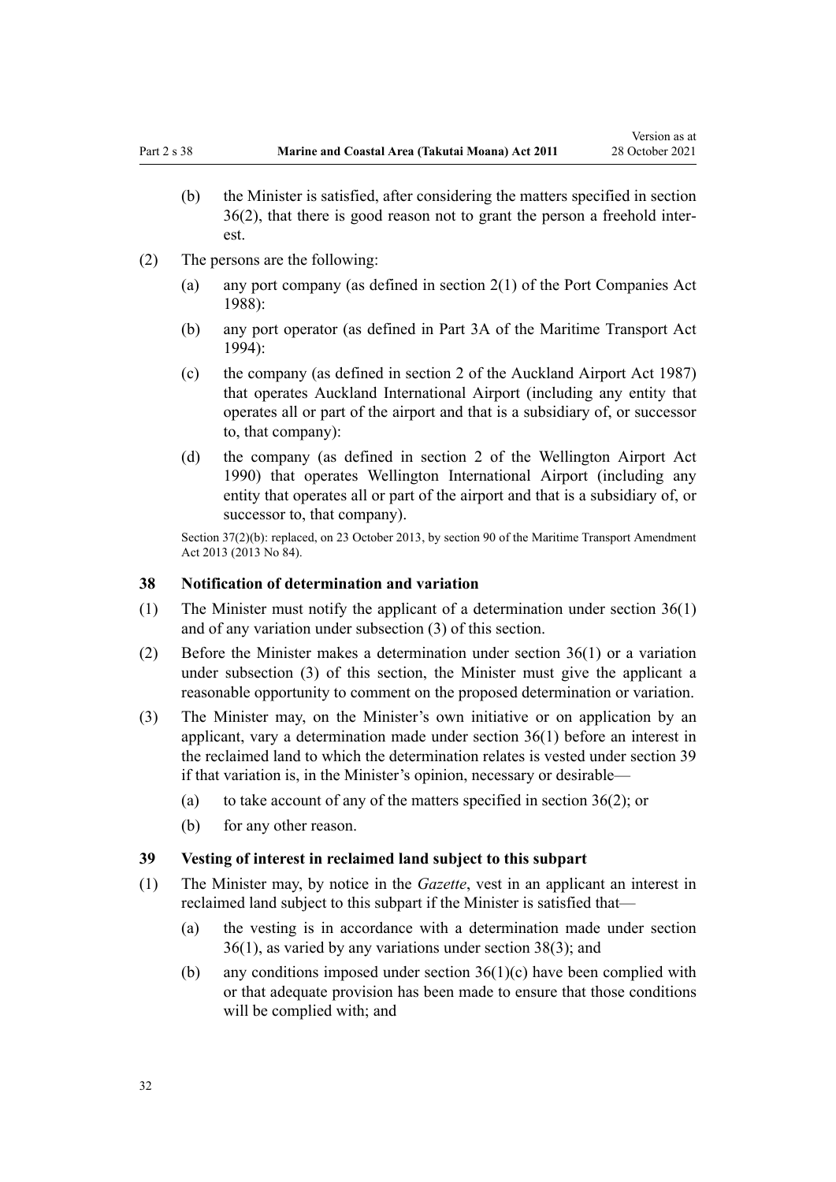(b) the Minister is satisfied, after considering the matters specified in section 36(2), that there is good reason not to grant the person a freehold interest.

(2) The persons are the following:

(a) any port company (as defined in section 2(1) of the Port Companies Act 1988):

(b) any port operator (as defined in Part 3A of the Maritime Transport Act 1994):

(c) the company (as defined in section 2 of the Auckland Airport Act 1987) that operates Auckland International Airport (including any entity that operates all or part of the airport and that is a subsidiary of, or successor to, that company):

(d) the company (as defined in section 2 of the Wellington Airport Act 1990) that operates Wellington International Airport (including any entity that operates all or part of the airport and that is a subsidiary of, or successor to, that company).

Section 37(2)(b): replaced, on 23 October 2013, by section 90 of the Maritime Transport Amendment Act 2013 (2013 No 84).

### 38 Notification of determination and variation

(1) The Minister must notify the applicant of a determination under section 36(1) and of any variation under subsection (3) of this section.

(2) Before the Minister makes a determination under section 36(1) or a variation under subsection (3) of this section, the Minister must give the applicant a reasonable opportunity to comment on the proposed determination or variation.

(3) The Minister may, on the Minister's own initiative or on application by an applicant, vary a determination made under section 36(1) before an interest in the reclaimed land to which the determination relates is vested under section 39 if that variation is, in the Minister's opinion, necessary or desirable—

(a) to take account of any of the matters specified in section 36(2); or

(b) for any other reason.

### 39 Vesting of interest in reclaimed land subject to this subpart

(1) The Minister may, by notice in the *Gazette*, vest in an applicant an interest in reclaimed land subject to this subpart if the Minister is satisfied that—

(a) the vesting is in accordance with a determination made under section 36(1), as varied by any variations under section 38(3); and

(b) any conditions imposed under section 36(1)(c) have been complied with or that adequate provision has been made to ensure that those conditions will be complied with; and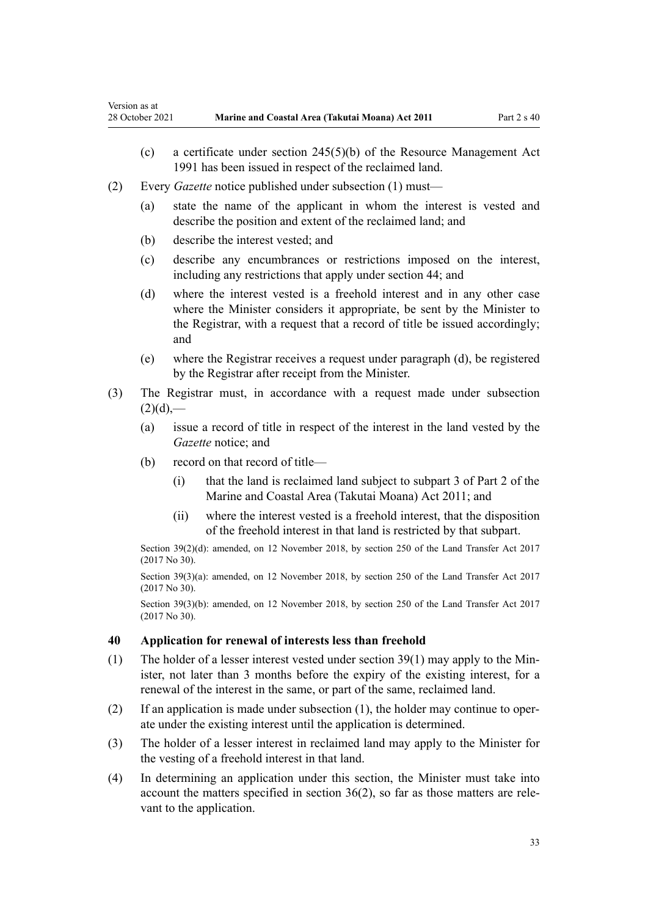(c) a certificate under section 245(5)(b) of the Resource Management Act 1991 has been issued in respect of the reclaimed land.

(2) Every *Gazette* notice published under subsection (1) must—

(a) state the name of the applicant in whom the interest is vested and describe the position and extent of the reclaimed land; and

(b) describe the interest vested; and

(c) describe any encumbrances or restrictions imposed on the interest, including any restrictions that apply under section 44; and

(d) where the interest vested is a freehold interest and in any other case where the Minister considers it appropriate, be sent by the Minister to the Registrar, with a request that a record of title be issued accordingly; and

(e) where the Registrar receives a request under paragraph (d), be registered by the Registrar after receipt from the Minister.

(3) The Registrar must, in accordance with a request made under subsection (2)(d),—

(a) issue a record of title in respect of the interest in the land vested by the *Gazette* notice; and

(b) record on that record of title—

(i) that the land is reclaimed land subject to subpart 3 of Part 2 of the Marine and Coastal Area (Takutai Moana) Act 2011; and

(ii) where the interest vested is a freehold interest, that the disposition of the freehold interest in that land is restricted by that subpart.

Section 39(2)(d): amended, on 12 November 2018, by section 250 of the Land Transfer Act 2017 (2017 No 30).

Section 39(3)(a): amended, on 12 November 2018, by section 250 of the Land Transfer Act 2017 (2017 No 30).

Section 39(3)(b): amended, on 12 November 2018, by section 250 of the Land Transfer Act 2017 (2017 No 30).

### 40 Application for renewal of interests less than freehold

(1) The holder of a lesser interest vested under section 39(1) may apply to the Minister, not later than 3 months before the expiry of the existing interest, for a renewal of the interest in the same, or part of the same, reclaimed land.

(2) If an application is made under subsection (1), the holder may continue to operate under the existing interest until the application is determined.

(3) The holder of a lesser interest in reclaimed land may apply to the Minister for the vesting of a freehold interest in that land.

(4) In determining an application under this section, the Minister must take into account the matters specified in section 36(2), so far as those matters are relevant to the application.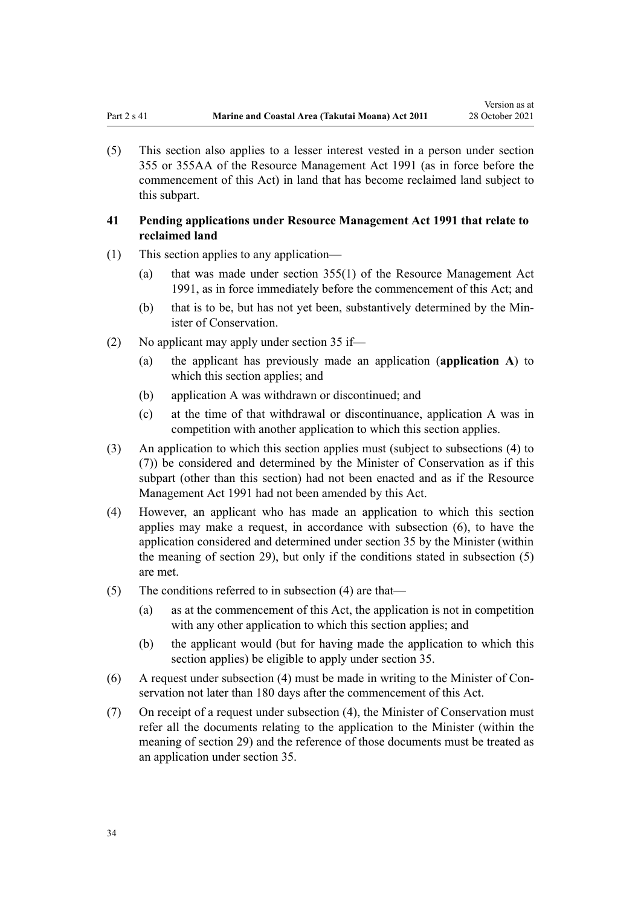(5) This section also applies to a lesser interest vested in a person under section 355 or 355AA of the Resource Management Act 1991 (as in force before the commencement of this Act) in land that has become reclaimed land subject to this subpart.

### 41 Pending applications under Resource Management Act 1991 that relate to reclaimed land

(1) This section applies to any application—

(a) that was made under section 355(1) of the Resource Management Act 1991, as in force immediately before the commencement of this Act; and

(b) that is to be, but has not yet been, substantively determined by the Minister of Conservation.

(2) No applicant may apply under section 35 if—

(a) the applicant has previously made an application (**application A**) to which this section applies; and

(b) application A was withdrawn or discontinued; and

(c) at the time of that withdrawal or discontinuance, application A was in competition with another application to which this section applies.

(3) An application to which this section applies must (subject to subsections (4) to (7)) be considered and determined by the Minister of Conservation as if this subpart (other than this section) had not been enacted and as if the Resource Management Act 1991 had not been amended by this Act.

(4) However, an applicant who has made an application to which this section applies may make a request, in accordance with subsection (6), to have the application considered and determined under section 35 by the Minister (within the meaning of section 29), but only if the conditions stated in subsection (5) are met.

(5) The conditions referred to in subsection (4) are that—

(a) as at the commencement of this Act, the application is not in competition with any other application to which this section applies; and

(b) the applicant would (but for having made the application to which this section applies) be eligible to apply under section 35.

(6) A request under subsection (4) must be made in writing to the Minister of Conservation not later than 180 days after the commencement of this Act.

(7) On receipt of a request under subsection (4), the Minister of Conservation must refer all the documents relating to the application to the Minister (within the meaning of section 29) and the reference of those documents must be treated as an application under section 35.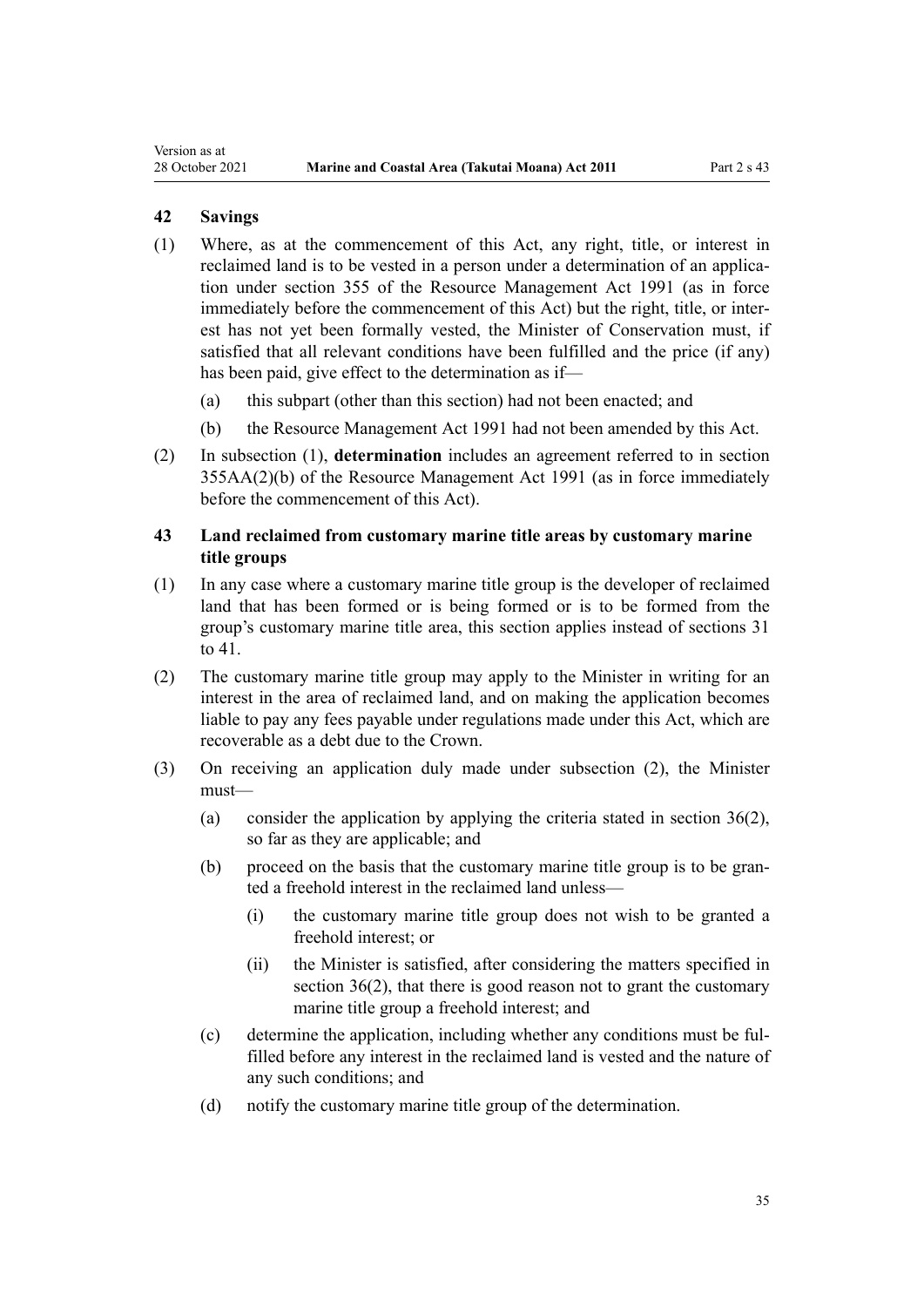### 42 Savings

(1) Where, as at the commencement of this Act, any right, title, or interest in reclaimed land is to be vested in a person under a determination of an application under section 355 of the Resource Management Act 1991 (as in force immediately before the commencement of this Act) but the right, title, or interest has not yet been formally vested, the Minister of Conservation must, if satisfied that all relevant conditions have been fulfilled and the price (if any) has been paid, give effect to the determination as if—

- (a) this subpart (other than this section) had not been enacted; and
- (b) the Resource Management Act 1991 had not been amended by this Act.

(2) In subsection (1), **determination** includes an agreement referred to in section 355AA(2)(b) of the Resource Management Act 1991 (as in force immediately before the commencement of this Act).

### 43 Land reclaimed from customary marine title areas by customary marine title groups

(1) In any case where a customary marine title group is the developer of reclaimed land that has been formed or is being formed or is to be formed from the group's customary marine title area, this section applies instead of sections 31 to 41.

(2) The customary marine title group may apply to the Minister in writing for an interest in the area of reclaimed land, and on making the application becomes liable to pay any fees payable under regulations made under this Act, which are recoverable as a debt due to the Crown.

(3) On receiving an application duly made under subsection (2), the Minister must—

- (a) consider the application by applying the criteria stated in section 36(2), so far as they are applicable; and
- (b) proceed on the basis that the customary marine title group is to be granted a freehold interest in the reclaimed land unless—
  - (i) the customary marine title group does not wish to be granted a freehold interest; or
  - (ii) the Minister is satisfied, after considering the matters specified in section 36(2), that there is good reason not to grant the customary marine title group a freehold interest; and
- (c) determine the application, including whether any conditions must be fulfilled before any interest in the reclaimed land is vested and the nature of any such conditions; and
- (d) notify the customary marine title group of the determination.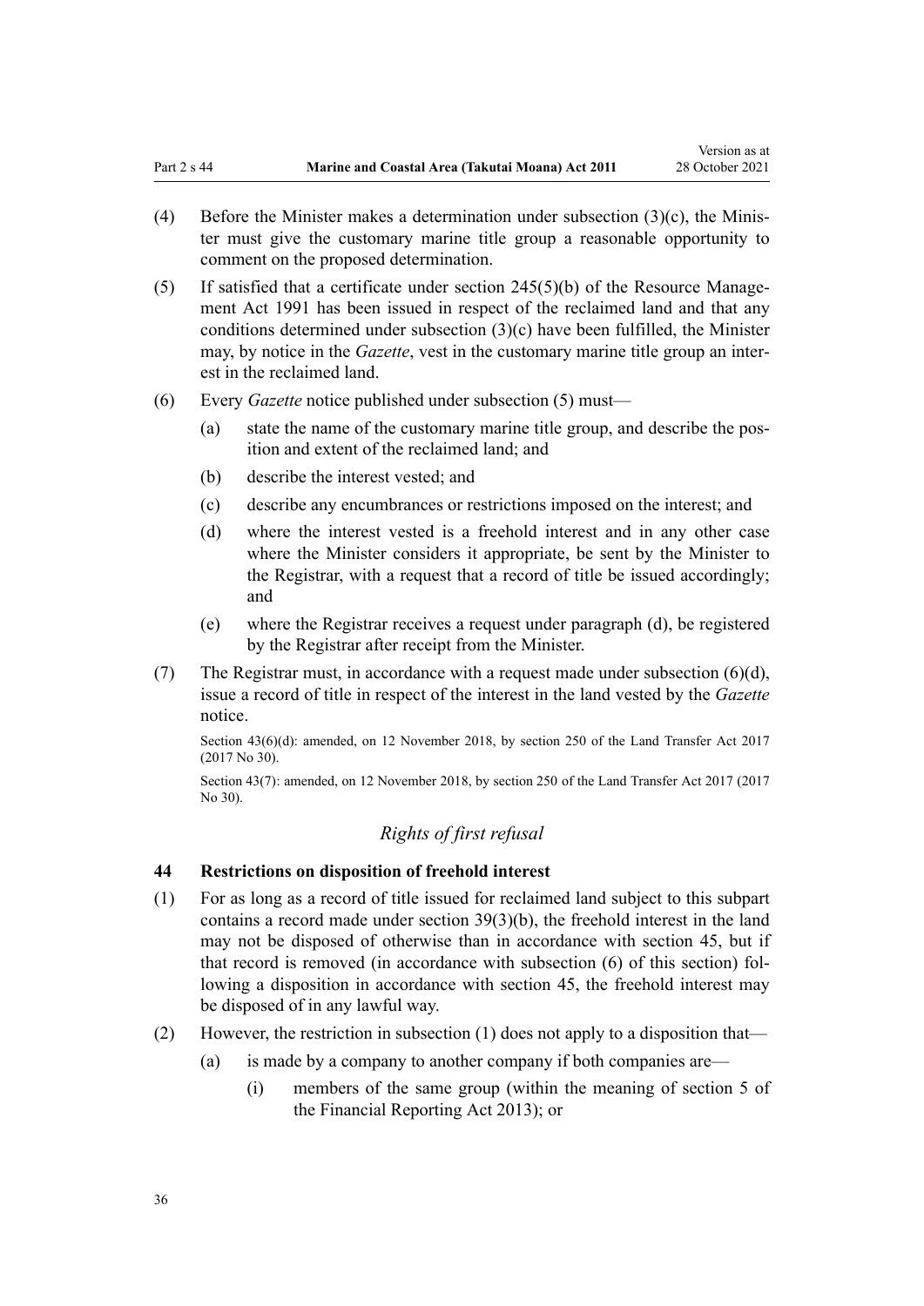(4) Before the Minister makes a determination under subsection (3)(c), the Minister must give the customary marine title group a reasonable opportunity to comment on the proposed determination.

(5) If satisfied that a certificate under section 245(5)(b) of the Resource Management Act 1991 has been issued in respect of the reclaimed land and that any conditions determined under subsection (3)(c) have been fulfilled, the Minister may, by notice in the *Gazette*, vest in the customary marine title group an interest in the reclaimed land.

(6) Every *Gazette* notice published under subsection (5) must—

- (a) state the name of the customary marine title group, and describe the position and extent of the reclaimed land; and
- (b) describe the interest vested; and
- (c) describe any encumbrances or restrictions imposed on the interest; and
- (d) where the interest vested is a freehold interest and in any other case where the Minister considers it appropriate, be sent by the Minister to the Registrar, with a request that a record of title be issued accordingly; and
- (e) where the Registrar receives a request under paragraph (d), be registered by the Registrar after receipt from the Minister.

(7) The Registrar must, in accordance with a request made under subsection (6)(d), issue a record of title in respect of the interest in the land vested by the *Gazette* notice.

Section 43(6)(d): amended, on 12 November 2018, by section 250 of the Land Transfer Act 2017 (2017 No 30).

Section 43(7): amended, on 12 November 2018, by section 250 of the Land Transfer Act 2017 (2017 No 30).

### *Rights of first refusal*

### 44 Restrictions on disposition of freehold interest

(1) For as long as a record of title issued for reclaimed land subject to this subpart contains a record made under section 39(3)(b), the freehold interest in the land may not be disposed of otherwise than in accordance with section 45, but if that record is removed (in accordance with subsection (6) of this section) following a disposition in accordance with section 45, the freehold interest may be disposed of in any lawful way.

(2) However, the restriction in subsection (1) does not apply to a disposition that—

- (a) is made by a company to another company if both companies are—
  - (i) members of the same group (within the meaning of section 5 of the Financial Reporting Act 2013); or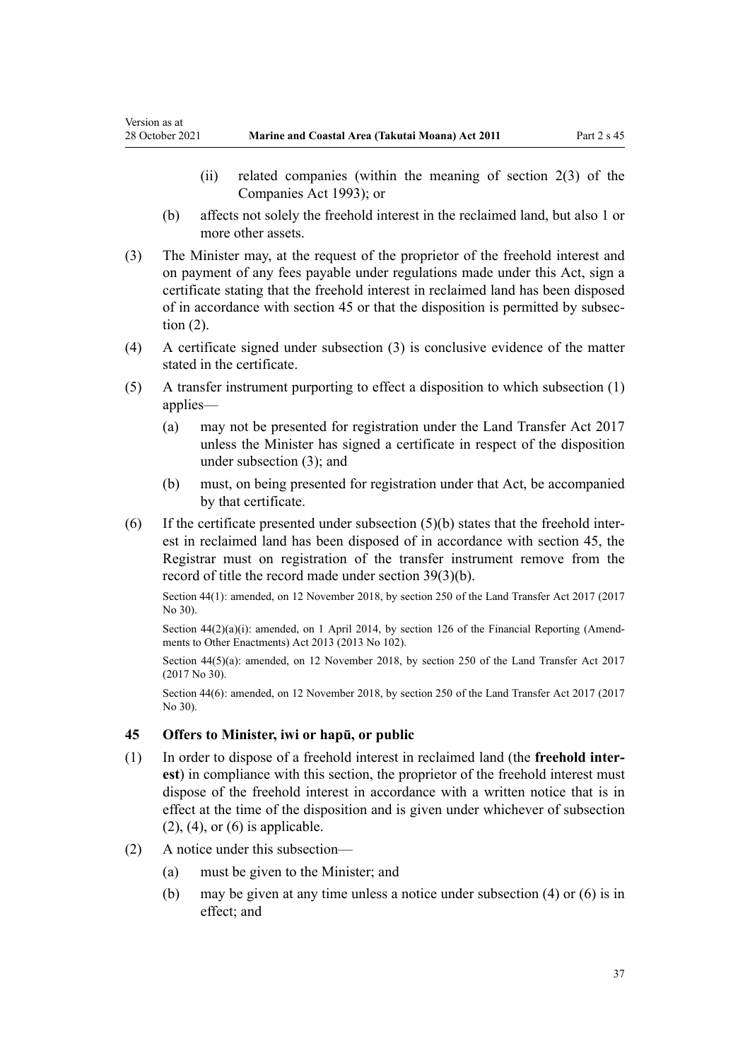- (ii) related companies (within the meaning of section 2(3) of the Companies Act 1993); or
- (b) affects not solely the freehold interest in the reclaimed land, but also 1 or more other assets.

(3) The Minister may, at the request of the proprietor of the freehold interest and on payment of any fees payable under regulations made under this Act, sign a certificate stating that the freehold interest in reclaimed land has been disposed of in accordance with section 45 or that the disposition is permitted by subsection (2).

(4) A certificate signed under subsection (3) is conclusive evidence of the matter stated in the certificate.

(5) A transfer instrument purporting to effect a disposition to which subsection (1) applies—

- (a) may not be presented for registration under the Land Transfer Act 2017 unless the Minister has signed a certificate in respect of the disposition under subsection (3); and
- (b) must, on being presented for registration under that Act, be accompanied by that certificate.

(6) If the certificate presented under subsection (5)(b) states that the freehold interest in reclaimed land has been disposed of in accordance with section 45, the Registrar must on registration of the transfer instrument remove from the record of title the record made under section 39(3)(b).

Section 44(1): amended, on 12 November 2018, by section 250 of the Land Transfer Act 2017 (2017 No 30).

Section 44(2)(a)(i): amended, on 1 April 2014, by section 126 of the Financial Reporting (Amendments to Other Enactments) Act 2013 (2013 No 102).

Section 44(5)(a): amended, on 12 November 2018, by section 250 of the Land Transfer Act 2017 (2017 No 30).

Section 44(6): amended, on 12 November 2018, by section 250 of the Land Transfer Act 2017 (2017 No 30).

### 45 Offers to Minister, iwi or hapū, or public

(1) In order to dispose of a freehold interest in reclaimed land (the **freehold interest**) in compliance with this section, the proprietor of the freehold interest must dispose of the freehold interest in accordance with a written notice that is in effect at the time of the disposition and is given under whichever of subsection (2), (4), or (6) is applicable.

(2) A notice under this subsection—

- (a) must be given to the Minister; and
- (b) may be given at any time unless a notice under subsection (4) or (6) is in effect; and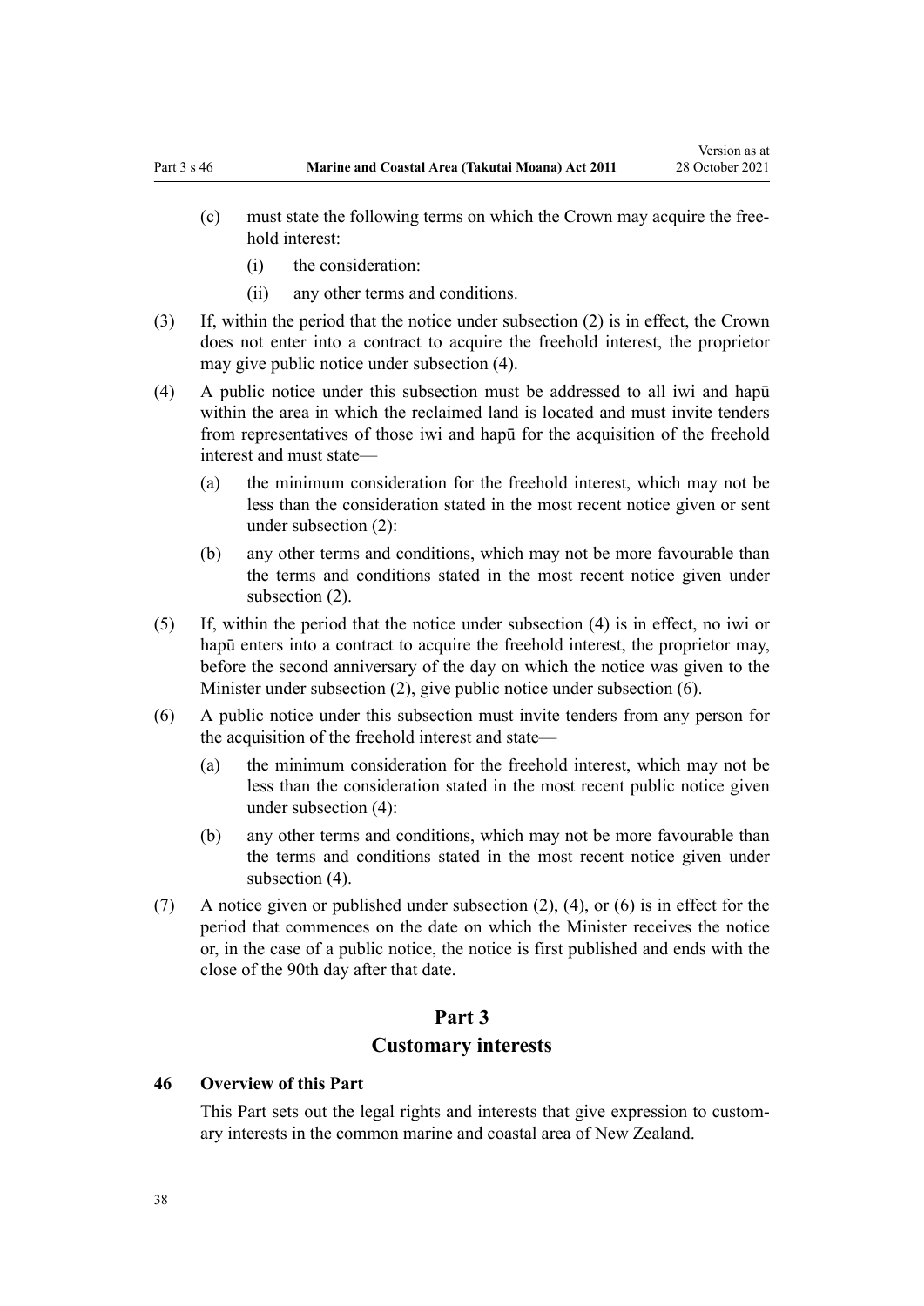- (c) must state the following terms on which the Crown may acquire the freehold interest:
  - (i) the consideration:
  - (ii) any other terms and conditions.

(3) If, within the period that the notice under subsection (2) is in effect, the Crown does not enter into a contract to acquire the freehold interest, the proprietor may give public notice under subsection (4).

(4) A public notice under this subsection must be addressed to all iwi and hapū within the area in which the reclaimed land is located and must invite tenders from representatives of those iwi and hapū for the acquisition of the freehold interest and must state—

- (a) the minimum consideration for the freehold interest, which may not be less than the consideration stated in the most recent notice given or sent under subsection (2):
- (b) any other terms and conditions, which may not be more favourable than the terms and conditions stated in the most recent notice given under subsection (2).

(5) If, within the period that the notice under subsection (4) is in effect, no iwi or hapū enters into a contract to acquire the freehold interest, the proprietor may, before the second anniversary of the day on which the notice was given to the Minister under subsection (2), give public notice under subsection (6).

(6) A public notice under this subsection must invite tenders from any person for the acquisition of the freehold interest and state—

- (a) the minimum consideration for the freehold interest, which may not be less than the consideration stated in the most recent public notice given under subsection (4):
- (b) any other terms and conditions, which may not be more favourable than the terms and conditions stated in the most recent notice given under subsection (4).

(7) A notice given or published under subsection (2), (4), or (6) is in effect for the period that commences on the date on which the Minister receives the notice or, in the case of a public notice, the notice is first published and ends with the close of the 90th day after that date.

# Part 3
# Customary interests

### 46 Overview of this Part

This Part sets out the legal rights and interests that give expression to customary interests in the common marine and coastal area of New Zealand.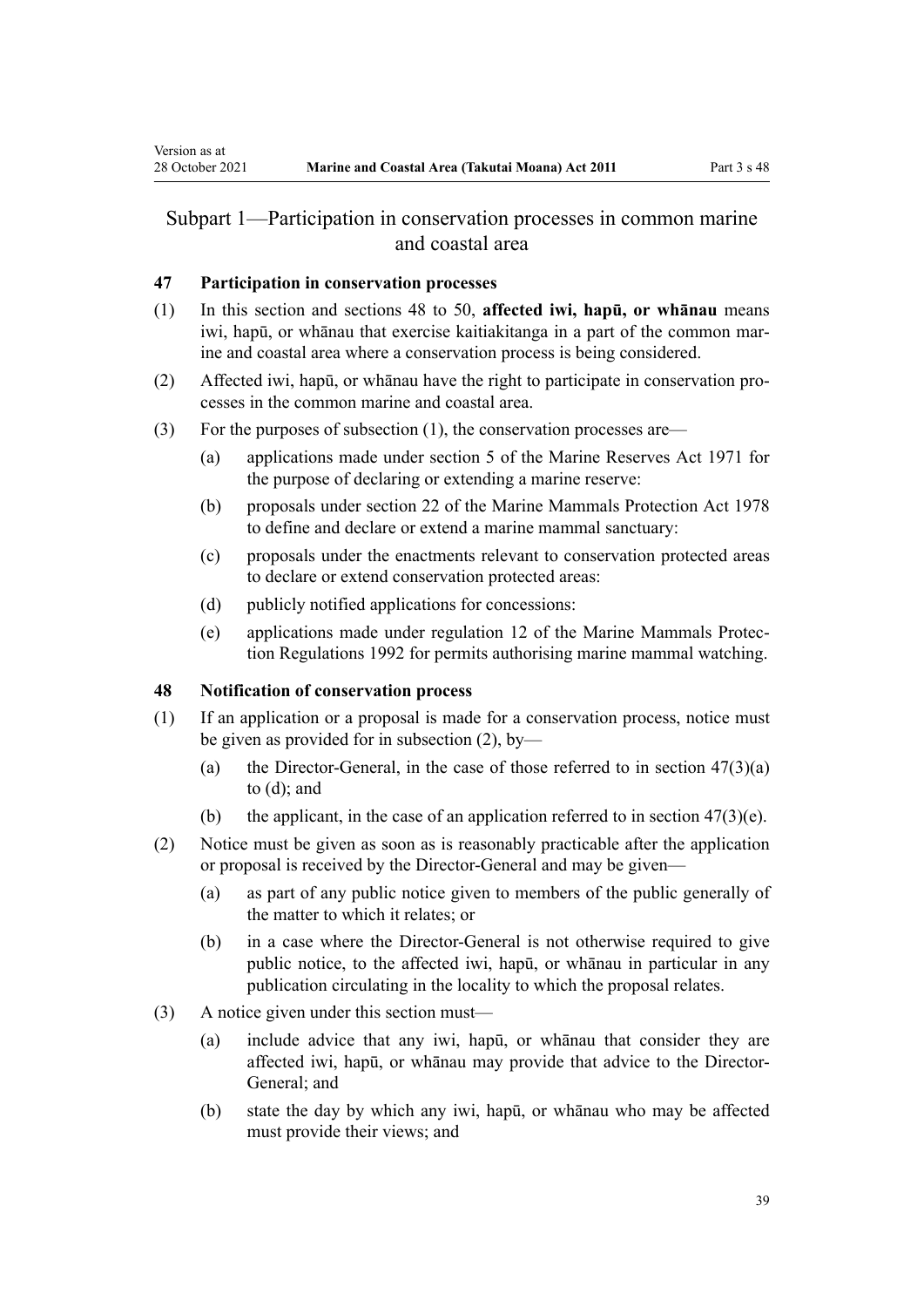## Subpart 1—Participation in conservation processes in common marine and coastal area

### 47 Participation in conservation processes

(1) In this section and sections 48 to 50, **affected iwi, hapū, or whānau** means iwi, hapū, or whānau that exercise kaitiakitanga in a part of the common marine and coastal area where a conservation process is being considered.

(2) Affected iwi, hapū, or whānau have the right to participate in conservation processes in the common marine and coastal area.

(3) For the purposes of subsection (1), the conservation processes are—

- (a) applications made under section 5 of the Marine Reserves Act 1971 for the purpose of declaring or extending a marine reserve:
- (b) proposals under section 22 of the Marine Mammals Protection Act 1978 to define and declare or extend a marine mammal sanctuary:
- (c) proposals under the enactments relevant to conservation protected areas to declare or extend conservation protected areas:
- (d) publicly notified applications for concessions:
- (e) applications made under regulation 12 of the Marine Mammals Protection Regulations 1992 for permits authorising marine mammal watching.

### 48 Notification of conservation process

(1) If an application or a proposal is made for a conservation process, notice must be given as provided for in subsection (2), by—

- (a) the Director-General, in the case of those referred to in section 47(3)(a) to (d); and
- (b) the applicant, in the case of an application referred to in section 47(3)(e).

(2) Notice must be given as soon as is reasonably practicable after the application or proposal is received by the Director-General and may be given—

- (a) as part of any public notice given to members of the public generally of the matter to which it relates; or
- (b) in a case where the Director-General is not otherwise required to give public notice, to the affected iwi, hapū, or whānau in particular in any publication circulating in the locality to which the proposal relates.

(3) A notice given under this section must—

- (a) include advice that any iwi, hapū, or whānau that consider they are affected iwi, hapū, or whānau may provide that advice to the Director-General; and
- (b) state the day by which any iwi, hapū, or whānau who may be affected must provide their views; and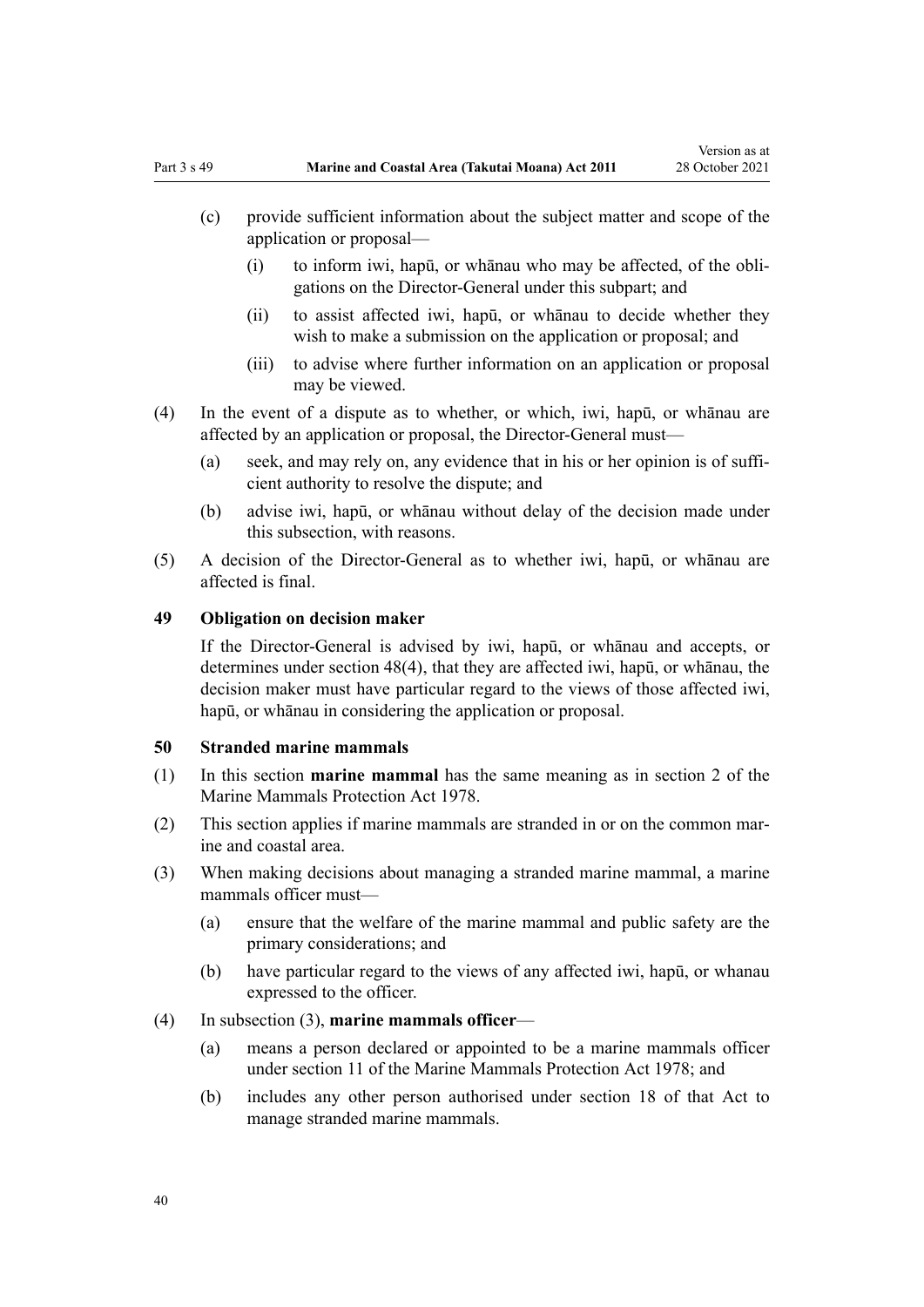(c) provide sufficient information about the subject matter and scope of the application or proposal—

  (i) to inform iwi, hapū, or whānau who may be affected, of the obligations on the Director-General under this subpart; and

  (ii) to assist affected iwi, hapū, or whānau to decide whether they wish to make a submission on the application or proposal; and

  (iii) to advise where further information on an application or proposal may be viewed.

(4) In the event of a dispute as to whether, or which, iwi, hapū, or whānau are affected by an application or proposal, the Director-General must—

  (a) seek, and may rely on, any evidence that in his or her opinion is of sufficient authority to resolve the dispute; and

  (b) advise iwi, hapū, or whānau without delay of the decision made under this subsection, with reasons.

(5) A decision of the Director-General as to whether iwi, hapū, or whānau are affected is final.

### 49 Obligation on decision maker

If the Director-General is advised by iwi, hapū, or whānau and accepts, or determines under section 48(4), that they are affected iwi, hapū, or whānau, the decision maker must have particular regard to the views of those affected iwi, hapū, or whānau in considering the application or proposal.

### 50 Stranded marine mammals

(1) In this section **marine mammal** has the same meaning as in section 2 of the Marine Mammals Protection Act 1978.

(2) This section applies if marine mammals are stranded in or on the common marine and coastal area.

(3) When making decisions about managing a stranded marine mammal, a marine mammals officer must—

  (a) ensure that the welfare of the marine mammal and public safety are the primary considerations; and

  (b) have particular regard to the views of any affected iwi, hapū, or whanau expressed to the officer.

(4) In subsection (3), **marine mammals officer**—

  (a) means a person declared or appointed to be a marine mammals officer under section 11 of the Marine Mammals Protection Act 1978; and

  (b) includes any other person authorised under section 18 of that Act to manage stranded marine mammals.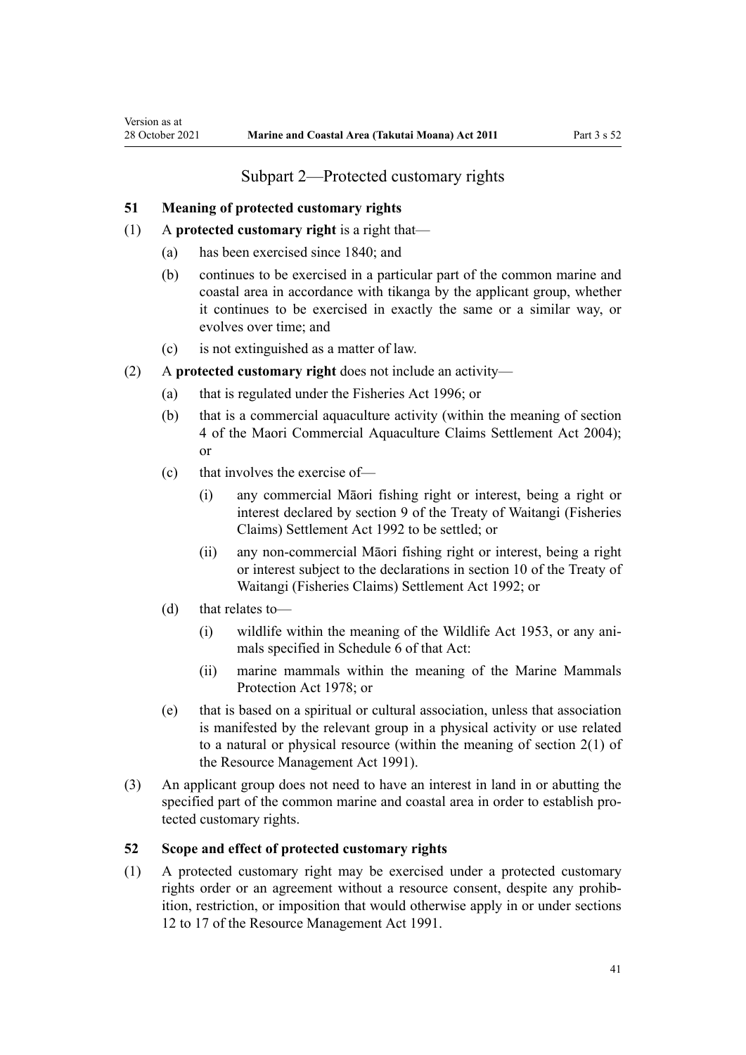## Subpart 2—Protected customary rights

### 51 Meaning of protected customary rights

(1) A **protected customary right** is a right that—

(a) has been exercised since 1840; and

(b) continues to be exercised in a particular part of the common marine and coastal area in accordance with tikanga by the applicant group, whether it continues to be exercised in exactly the same or a similar way, or evolves over time; and

(c) is not extinguished as a matter of law.

(2) A **protected customary right** does not include an activity—

(a) that is regulated under the Fisheries Act 1996; or

(b) that is a commercial aquaculture activity (within the meaning of section 4 of the Maori Commercial Aquaculture Claims Settlement Act 2004); or

(c) that involves the exercise of—

(i) any commercial Māori fishing right or interest, being a right or interest declared by section 9 of the Treaty of Waitangi (Fisheries Claims) Settlement Act 1992 to be settled; or

(ii) any non-commercial Māori fishing right or interest, being a right or interest subject to the declarations in section 10 of the Treaty of Waitangi (Fisheries Claims) Settlement Act 1992; or

(d) that relates to—

(i) wildlife within the meaning of the Wildlife Act 1953, or any animals specified in Schedule 6 of that Act:

(ii) marine mammals within the meaning of the Marine Mammals Protection Act 1978; or

(e) that is based on a spiritual or cultural association, unless that association is manifested by the relevant group in a physical activity or use related to a natural or physical resource (within the meaning of section 2(1) of the Resource Management Act 1991).

(3) An applicant group does not need to have an interest in land in or abutting the specified part of the common marine and coastal area in order to establish protected customary rights.

### 52 Scope and effect of protected customary rights

(1) A protected customary right may be exercised under a protected customary rights order or an agreement without a resource consent, despite any prohibition, restriction, or imposition that would otherwise apply in or under sections 12 to 17 of the Resource Management Act 1991.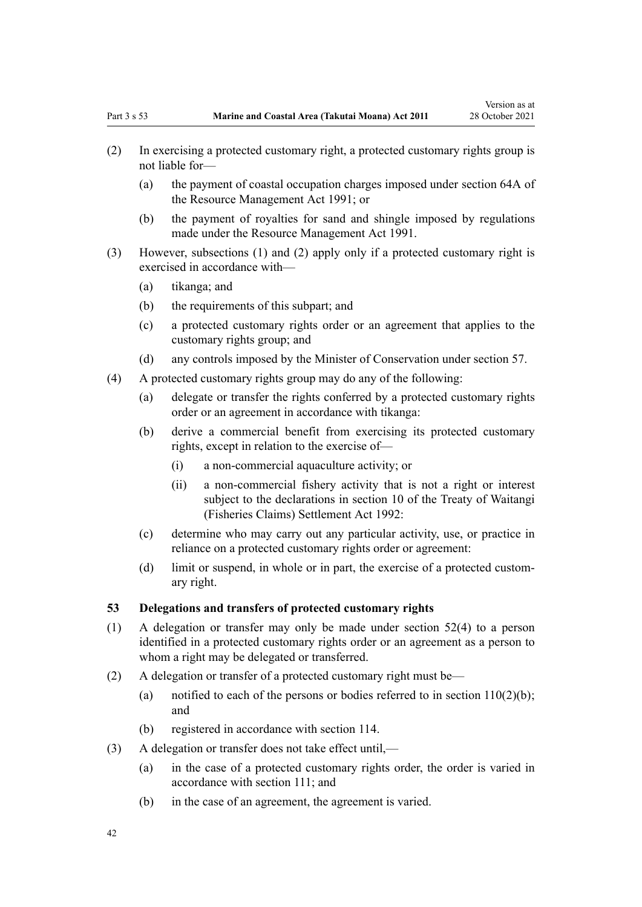(2) In exercising a protected customary right, a protected customary rights group is not liable for—

 (a) the payment of coastal occupation charges imposed under section 64A of the Resource Management Act 1991; or

 (b) the payment of royalties for sand and shingle imposed by regulations made under the Resource Management Act 1991.

(3) However, subsections (1) and (2) apply only if a protected customary right is exercised in accordance with—

 (a) tikanga; and

 (b) the requirements of this subpart; and

 (c) a protected customary rights order or an agreement that applies to the customary rights group; and

 (d) any controls imposed by the Minister of Conservation under section 57.

(4) A protected customary rights group may do any of the following:

 (a) delegate or transfer the rights conferred by a protected customary rights order or an agreement in accordance with tikanga:

 (b) derive a commercial benefit from exercising its protected customary rights, except in relation to the exercise of—

  (i) a non-commercial aquaculture activity; or

  (ii) a non-commercial fishery activity that is not a right or interest subject to the declarations in section 10 of the Treaty of Waitangi (Fisheries Claims) Settlement Act 1992:

 (c) determine who may carry out any particular activity, use, or practice in reliance on a protected customary rights order or agreement:

 (d) limit or suspend, in whole or in part, the exercise of a protected customary right.

**53 Delegations and transfers of protected customary rights**

(1) A delegation or transfer may only be made under section 52(4) to a person identified in a protected customary rights order or an agreement as a person to whom a right may be delegated or transferred.

(2) A delegation or transfer of a protected customary right must be—

 (a) notified to each of the persons or bodies referred to in section 110(2)(b); and

 (b) registered in accordance with section 114.

(3) A delegation or transfer does not take effect until,—

 (a) in the case of a protected customary rights order, the order is varied in accordance with section 111; and

 (b) in the case of an agreement, the agreement is varied.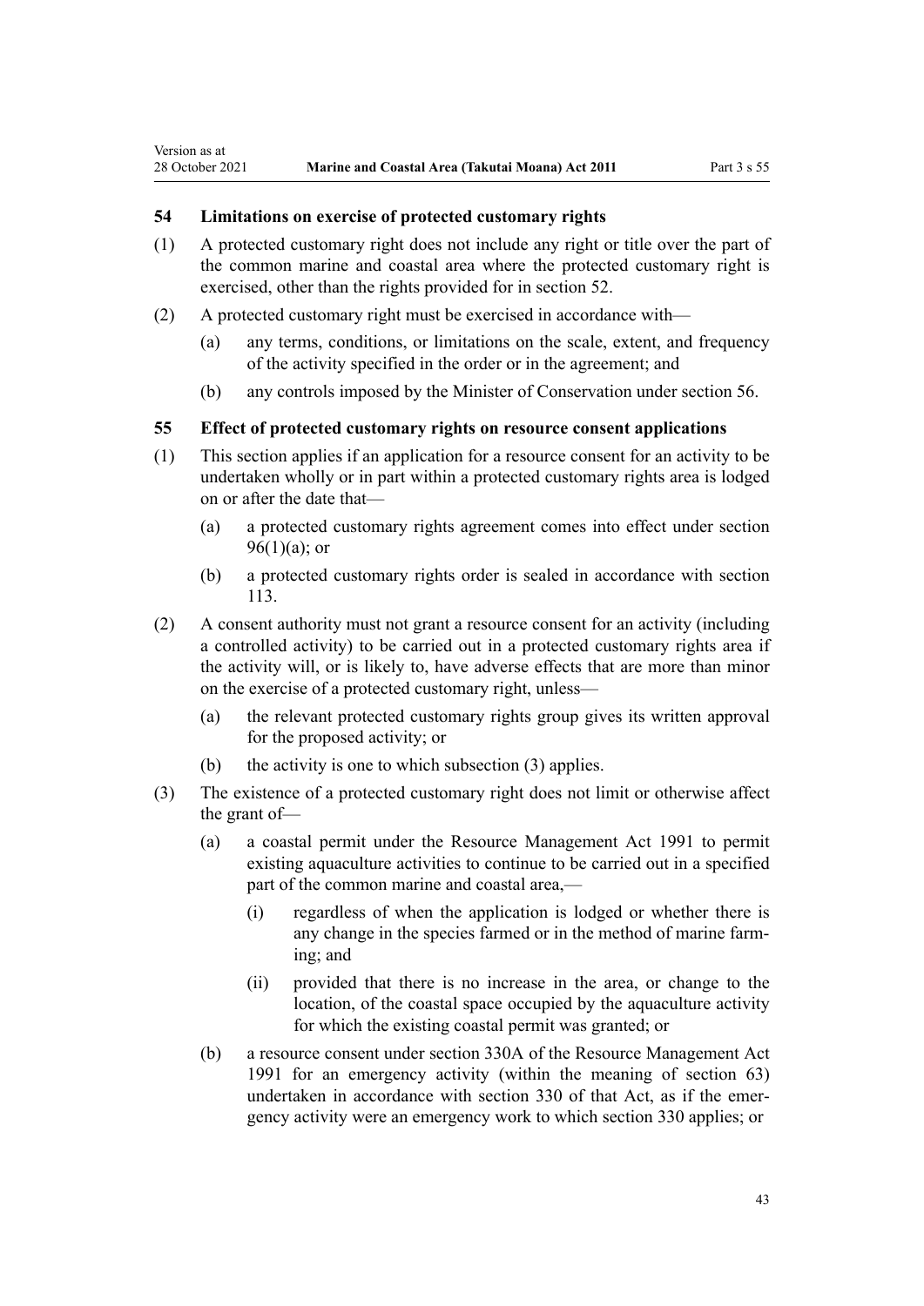### 54 Limitations on exercise of protected customary rights

(1) A protected customary right does not include any right or title over the part of the common marine and coastal area where the protected customary right is exercised, other than the rights provided for in section 52.

(2) A protected customary right must be exercised in accordance with—

  (a) any terms, conditions, or limitations on the scale, extent, and frequency of the activity specified in the order or in the agreement; and

  (b) any controls imposed by the Minister of Conservation under section 56.

### 55 Effect of protected customary rights on resource consent applications

(1) This section applies if an application for a resource consent for an activity to be undertaken wholly or in part within a protected customary rights area is lodged on or after the date that—

  (a) a protected customary rights agreement comes into effect under section 96(1)(a); or

  (b) a protected customary rights order is sealed in accordance with section 113.

(2) A consent authority must not grant a resource consent for an activity (including a controlled activity) to be carried out in a protected customary rights area if the activity will, or is likely to, have adverse effects that are more than minor on the exercise of a protected customary right, unless—

  (a) the relevant protected customary rights group gives its written approval for the proposed activity; or

  (b) the activity is one to which subsection (3) applies.

(3) The existence of a protected customary right does not limit or otherwise affect the grant of—

  (a) a coastal permit under the Resource Management Act 1991 to permit existing aquaculture activities to continue to be carried out in a specified part of the common marine and coastal area,—

    (i) regardless of when the application is lodged or whether there is any change in the species farmed or in the method of marine farming; and

    (ii) provided that there is no increase in the area, or change to the location, of the coastal space occupied by the aquaculture activity for which the existing coastal permit was granted; or

  (b) a resource consent under section 330A of the Resource Management Act 1991 for an emergency activity (within the meaning of section 63) undertaken in accordance with section 330 of that Act, as if the emergency activity were an emergency work to which section 330 applies; or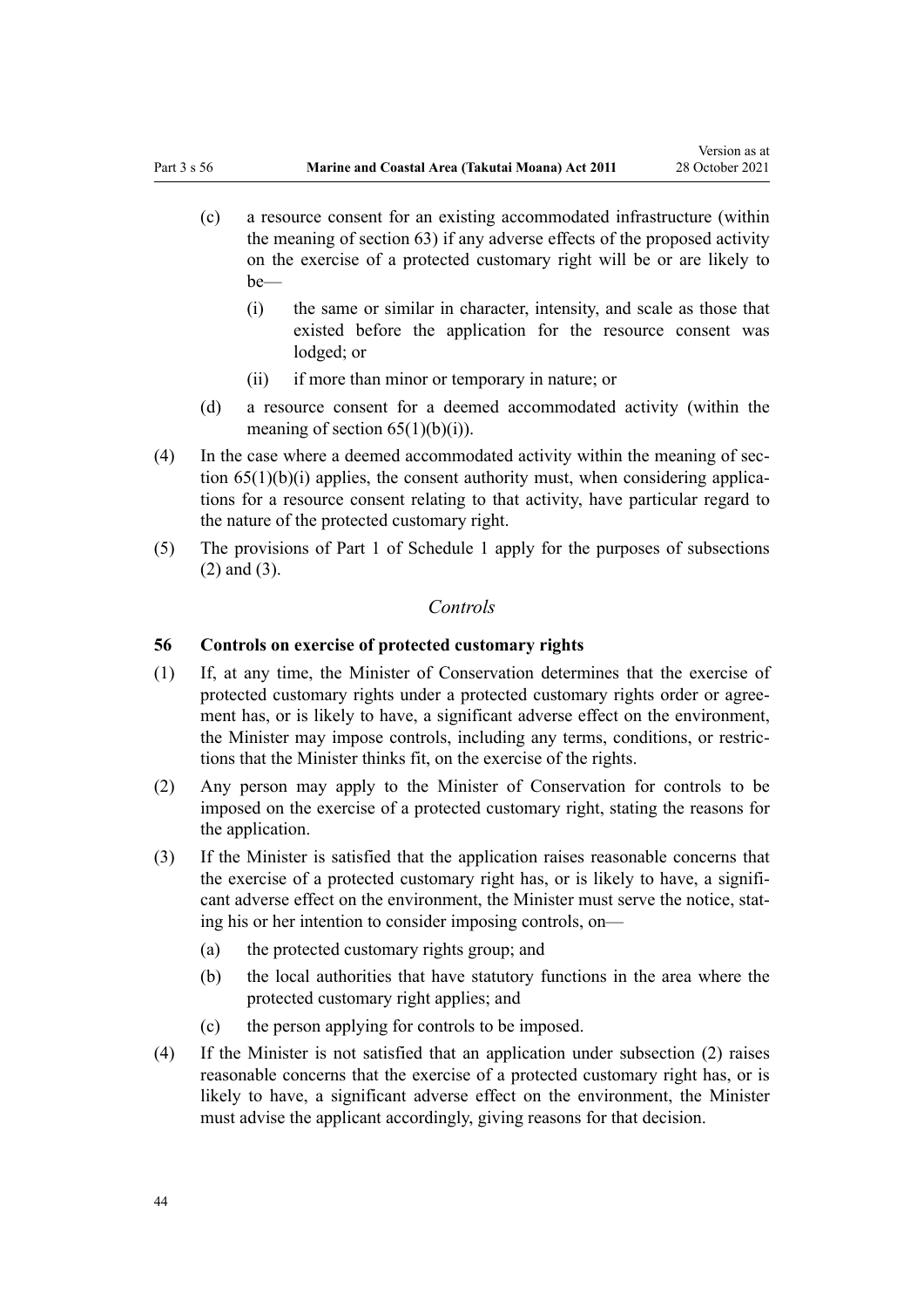(c) a resource consent for an existing accommodated infrastructure (within the meaning of section 63) if any adverse effects of the proposed activity on the exercise of a protected customary right will be or are likely to be—

  (i) the same or similar in character, intensity, and scale as those that existed before the application for the resource consent was lodged; or

  (ii) if more than minor or temporary in nature; or

(d) a resource consent for a deemed accommodated activity (within the meaning of section 65(1)(b)(i)).

(4) In the case where a deemed accommodated activity within the meaning of section 65(1)(b)(i) applies, the consent authority must, when considering applications for a resource consent relating to that activity, have particular regard to the nature of the protected customary right.

(5) The provisions of Part 1 of Schedule 1 apply for the purposes of subsections (2) and (3).

*Controls*

### 56 Controls on exercise of protected customary rights

(1) If, at any time, the Minister of Conservation determines that the exercise of protected customary rights under a protected customary rights order or agreement has, or is likely to have, a significant adverse effect on the environment, the Minister may impose controls, including any terms, conditions, or restrictions that the Minister thinks fit, on the exercise of the rights.

(2) Any person may apply to the Minister of Conservation for controls to be imposed on the exercise of a protected customary right, stating the reasons for the application.

(3) If the Minister is satisfied that the application raises reasonable concerns that the exercise of a protected customary right has, or is likely to have, a significant adverse effect on the environment, the Minister must serve the notice, stating his or her intention to consider imposing controls, on—

  (a) the protected customary rights group; and

  (b) the local authorities that have statutory functions in the area where the protected customary right applies; and

  (c) the person applying for controls to be imposed.

(4) If the Minister is not satisfied that an application under subsection (2) raises reasonable concerns that the exercise of a protected customary right has, or is likely to have, a significant adverse effect on the environment, the Minister must advise the applicant accordingly, giving reasons for that decision.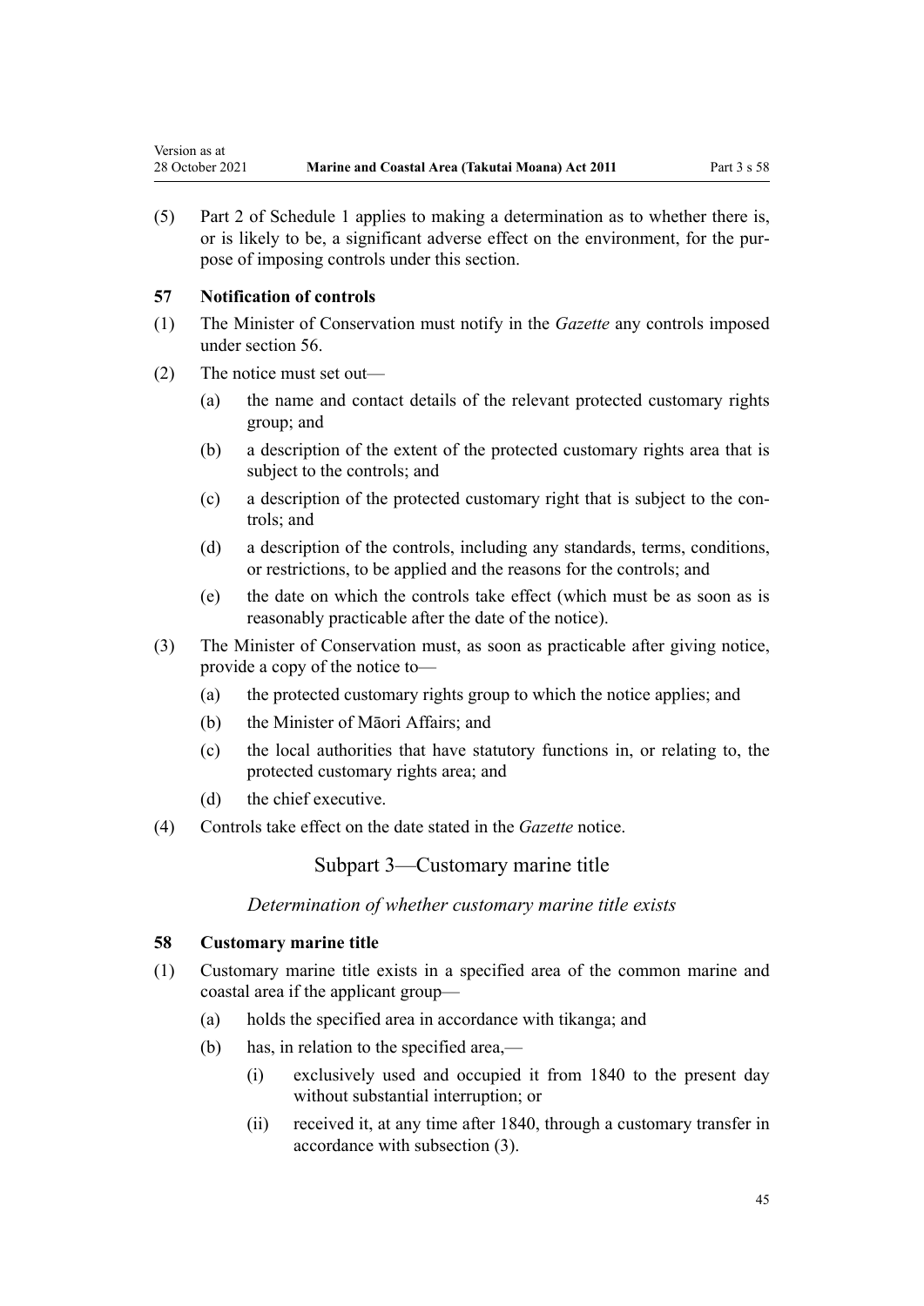(5) Part 2 of Schedule 1 applies to making a determination as to whether there is, or is likely to be, a significant adverse effect on the environment, for the purpose of imposing controls under this section.

### 57 Notification of controls

(1) The Minister of Conservation must notify in the *Gazette* any controls imposed under section 56.

(2) The notice must set out—

  (a) the name and contact details of the relevant protected customary rights group; and

  (b) a description of the extent of the protected customary rights area that is subject to the controls; and

  (c) a description of the protected customary right that is subject to the controls; and

  (d) a description of the controls, including any standards, terms, conditions, or restrictions, to be applied and the reasons for the controls; and

  (e) the date on which the controls take effect (which must be as soon as is reasonably practicable after the date of the notice).

(3) The Minister of Conservation must, as soon as practicable after giving notice, provide a copy of the notice to—

  (a) the protected customary rights group to which the notice applies; and

  (b) the Minister of Māori Affairs; and

  (c) the local authorities that have statutory functions in, or relating to, the protected customary rights area; and

  (d) the chief executive.

(4) Controls take effect on the date stated in the *Gazette* notice.

## Subpart 3—Customary marine title

*Determination of whether customary marine title exists*

### 58 Customary marine title

(1) Customary marine title exists in a specified area of the common marine and coastal area if the applicant group—

  (a) holds the specified area in accordance with tikanga; and

  (b) has, in relation to the specified area,—

    (i) exclusively used and occupied it from 1840 to the present day without substantial interruption; or

    (ii) received it, at any time after 1840, through a customary transfer in accordance with subsection (3).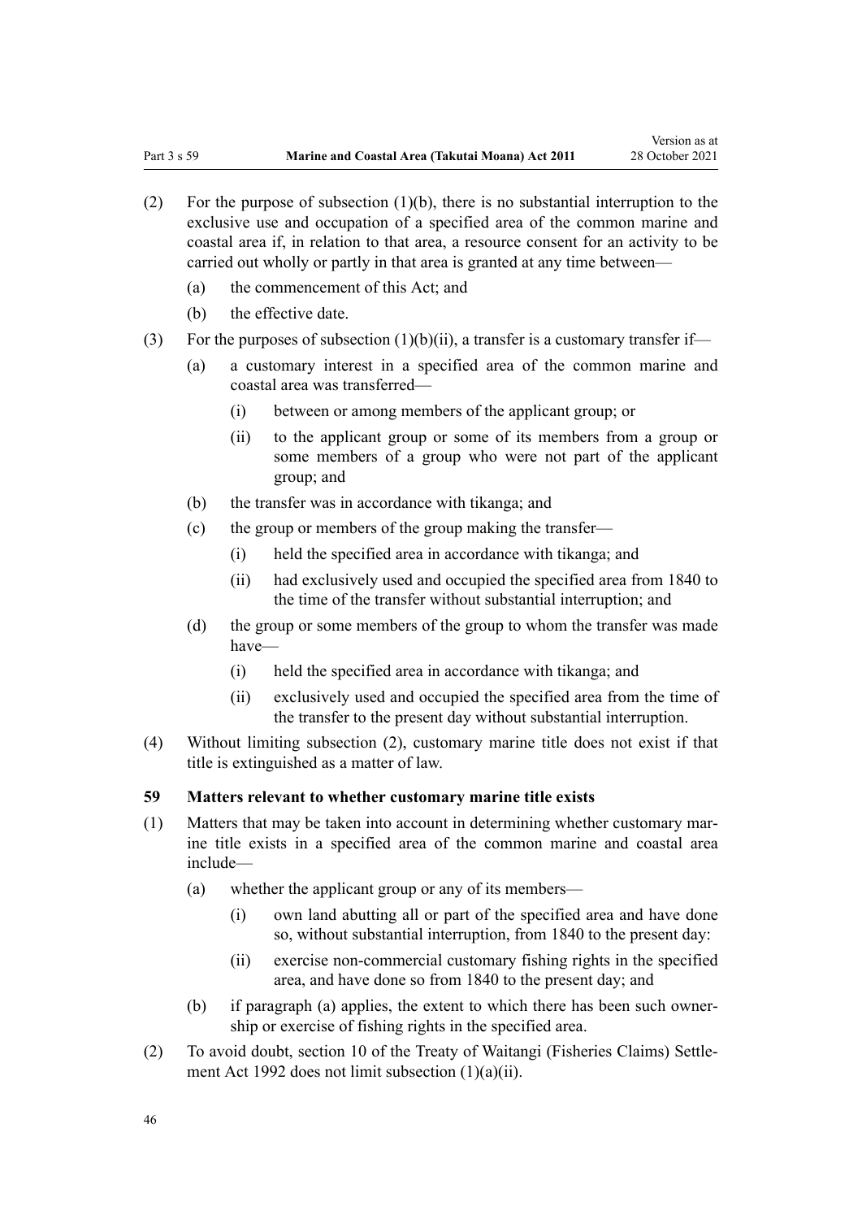(2) For the purpose of subsection (1)(b), there is no substantial interruption to the exclusive use and occupation of a specified area of the common marine and coastal area if, in relation to that area, a resource consent for an activity to be carried out wholly or partly in that area is granted at any time between—

(a) the commencement of this Act; and

(b) the effective date.

(3) For the purposes of subsection (1)(b)(ii), a transfer is a customary transfer if—

(a) a customary interest in a specified area of the common marine and coastal area was transferred—

(i) between or among members of the applicant group; or

(ii) to the applicant group or some of its members from a group or some members of a group who were not part of the applicant group; and

(b) the transfer was in accordance with tikanga; and

(c) the group or members of the group making the transfer—

(i) held the specified area in accordance with tikanga; and

(ii) had exclusively used and occupied the specified area from 1840 to the time of the transfer without substantial interruption; and

(d) the group or some members of the group to whom the transfer was made have—

(i) held the specified area in accordance with tikanga; and

(ii) exclusively used and occupied the specified area from the time of the transfer to the present day without substantial interruption.

(4) Without limiting subsection (2), customary marine title does not exist if that title is extinguished as a matter of law.

### 59 Matters relevant to whether customary marine title exists

(1) Matters that may be taken into account in determining whether customary marine title exists in a specified area of the common marine and coastal area include—

(a) whether the applicant group or any of its members—

(i) own land abutting all or part of the specified area and have done so, without substantial interruption, from 1840 to the present day:

(ii) exercise non-commercial customary fishing rights in the specified area, and have done so from 1840 to the present day; and

(b) if paragraph (a) applies, the extent to which there has been such ownership or exercise of fishing rights in the specified area.

(2) To avoid doubt, section 10 of the Treaty of Waitangi (Fisheries Claims) Settlement Act 1992 does not limit subsection (1)(a)(ii).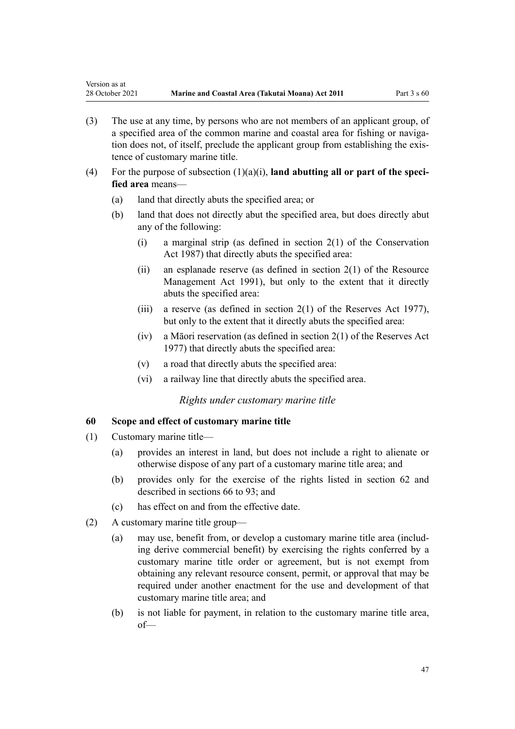(3) The use at any time, by persons who are not members of an applicant group, of a specified area of the common marine and coastal area for fishing or navigation does not, of itself, preclude the applicant group from establishing the existence of customary marine title.

(4) For the purpose of subsection (1)(a)(i), **land abutting all or part of the specified area** means—

  (a) land that directly abuts the specified area; or

  (b) land that does not directly abut the specified area, but does directly abut any of the following:

    (i) a marginal strip (as defined in section 2(1) of the Conservation Act 1987) that directly abuts the specified area:

    (ii) an esplanade reserve (as defined in section 2(1) of the Resource Management Act 1991), but only to the extent that it directly abuts the specified area:

    (iii) a reserve (as defined in section 2(1) of the Reserves Act 1977), but only to the extent that it directly abuts the specified area:

    (iv) a Māori reservation (as defined in section 2(1) of the Reserves Act 1977) that directly abuts the specified area:

    (v) a road that directly abuts the specified area:

    (vi) a railway line that directly abuts the specified area.

*Rights under customary marine title*

### 60 Scope and effect of customary marine title

(1) Customary marine title—

  (a) provides an interest in land, but does not include a right to alienate or otherwise dispose of any part of a customary marine title area; and

  (b) provides only for the exercise of the rights listed in section 62 and described in sections 66 to 93; and

  (c) has effect on and from the effective date.

(2) A customary marine title group—

  (a) may use, benefit from, or develop a customary marine title area (including derive commercial benefit) by exercising the rights conferred by a customary marine title order or agreement, but is not exempt from obtaining any relevant resource consent, permit, or approval that may be required under another enactment for the use and development of that customary marine title area; and

  (b) is not liable for payment, in relation to the customary marine title area, of—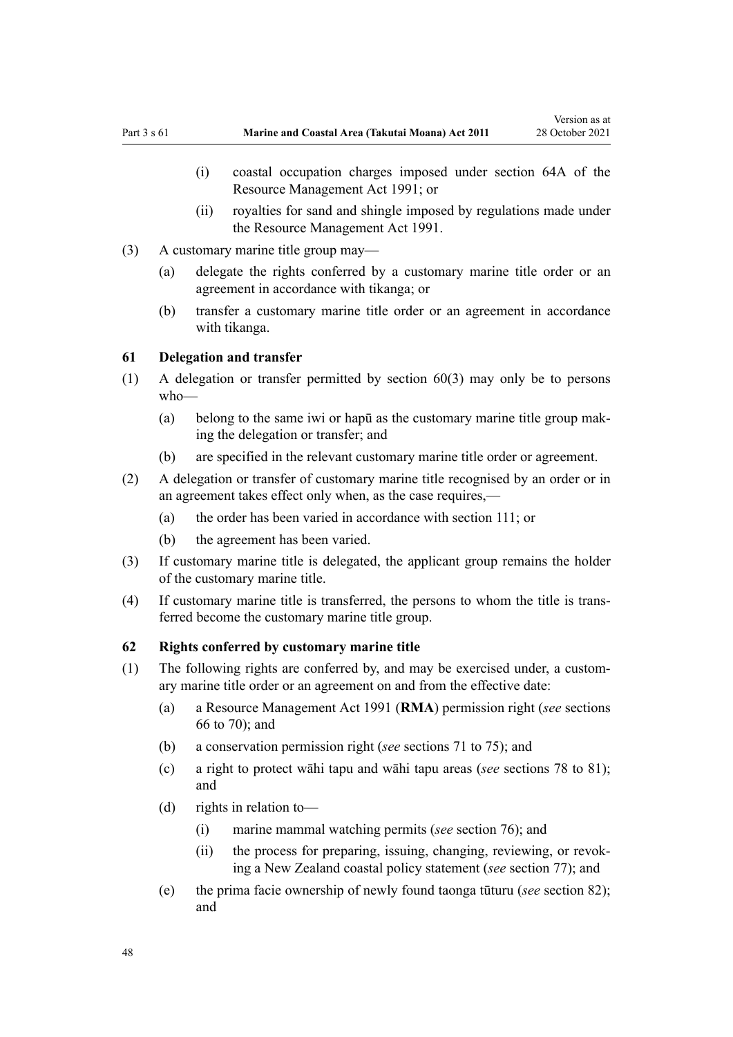(i) coastal occupation charges imposed under section 64A of the Resource Management Act 1991; or

(ii) royalties for sand and shingle imposed by regulations made under the Resource Management Act 1991.

(3) A customary marine title group may—

(a) delegate the rights conferred by a customary marine title order or an agreement in accordance with tikanga; or

(b) transfer a customary marine title order or an agreement in accordance with tikanga.

### 61 Delegation and transfer

(1) A delegation or transfer permitted by section 60(3) may only be to persons who—

(a) belong to the same iwi or hapū as the customary marine title group making the delegation or transfer; and

(b) are specified in the relevant customary marine title order or agreement.

(2) A delegation or transfer of customary marine title recognised by an order or in an agreement takes effect only when, as the case requires,—

(a) the order has been varied in accordance with section 111; or

(b) the agreement has been varied.

(3) If customary marine title is delegated, the applicant group remains the holder of the customary marine title.

(4) If customary marine title is transferred, the persons to whom the title is transferred become the customary marine title group.

### 62 Rights conferred by customary marine title

(1) The following rights are conferred by, and may be exercised under, a customary marine title order or an agreement on and from the effective date:

(a) a Resource Management Act 1991 (**RMA**) permission right (*see* sections 66 to 70); and

(b) a conservation permission right (*see* sections 71 to 75); and

(c) a right to protect wāhi tapu and wāhi tapu areas (*see* sections 78 to 81); and

(d) rights in relation to—

(i) marine mammal watching permits (*see* section 76); and

(ii) the process for preparing, issuing, changing, reviewing, or revoking a New Zealand coastal policy statement (*see* section 77); and

(e) the prima facie ownership of newly found taonga tūturu (*see* section 82); and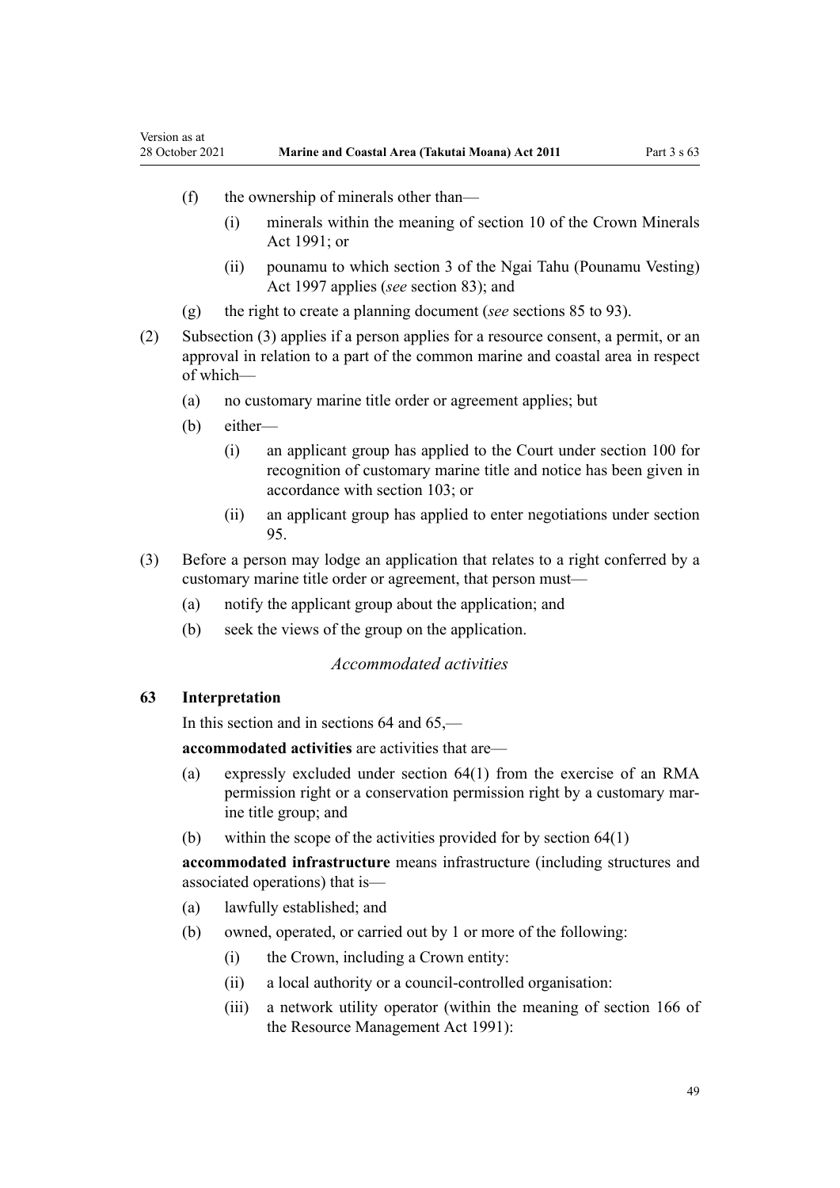(f) the ownership of minerals other than—

  (i) minerals within the meaning of section 10 of the Crown Minerals Act 1991; or

  (ii) pounamu to which section 3 of the Ngai Tahu (Pounamu Vesting) Act 1997 applies (*see* section 83); and

(g) the right to create a planning document (*see* sections 85 to 93).

(2) Subsection (3) applies if a person applies for a resource consent, a permit, or an approval in relation to a part of the common marine and coastal area in respect of which—

  (a) no customary marine title order or agreement applies; but

  (b) either—

    (i) an applicant group has applied to the Court under section 100 for recognition of customary marine title and notice has been given in accordance with section 103; or

    (ii) an applicant group has applied to enter negotiations under section 95.

(3) Before a person may lodge an application that relates to a right conferred by a customary marine title order or agreement, that person must—

  (a) notify the applicant group about the application; and

  (b) seek the views of the group on the application.

*Accommodated activities*

### 63 Interpretation

In this section and in sections 64 and 65,—

**accommodated activities** are activities that are—

(a) expressly excluded under section 64(1) from the exercise of an RMA permission right or a conservation permission right by a customary marine title group; and

(b) within the scope of the activities provided for by section 64(1)

**accommodated infrastructure** means infrastructure (including structures and associated operations) that is—

(a) lawfully established; and

(b) owned, operated, or carried out by 1 or more of the following:

  (i) the Crown, including a Crown entity:

  (ii) a local authority or a council-controlled organisation:

  (iii) a network utility operator (within the meaning of section 166 of the Resource Management Act 1991):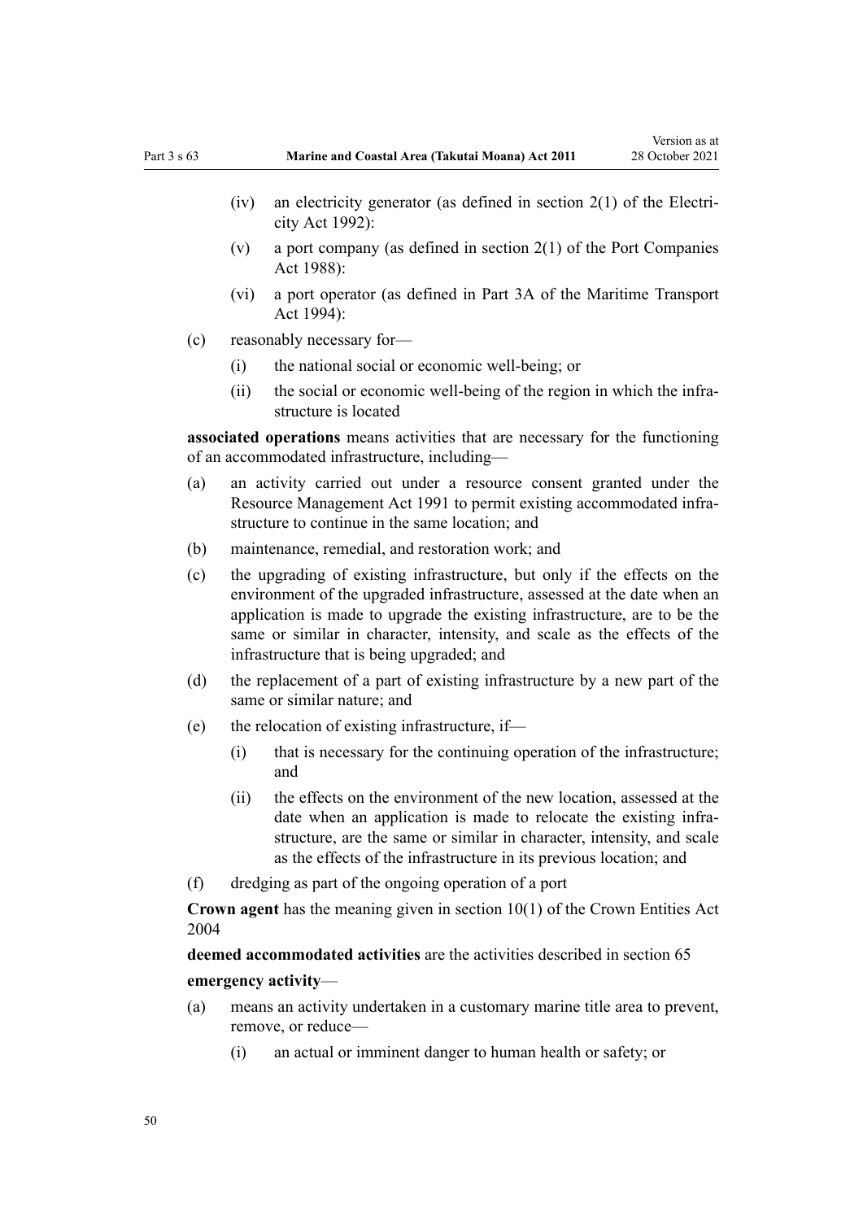- (iv) an electricity generator (as defined in section 2(1) of the Electricity Act 1992):
- (v) a port company (as defined in section 2(1) of the Port Companies Act 1988):
- (vi) a port operator (as defined in Part 3A of the Maritime Transport Act 1994):

(c) reasonably necessary for—

- (i) the national social or economic well-being; or
- (ii) the social or economic well-being of the region in which the infrastructure is located

**associated operations** means activities that are necessary for the functioning of an accommodated infrastructure, including—

(a) an activity carried out under a resource consent granted under the Resource Management Act 1991 to permit existing accommodated infrastructure to continue in the same location; and

(b) maintenance, remedial, and restoration work; and

(c) the upgrading of existing infrastructure, but only if the effects on the environment of the upgraded infrastructure, assessed at the date when an application is made to upgrade the existing infrastructure, are to be the same or similar in character, intensity, and scale as the effects of the infrastructure that is being upgraded; and

(d) the replacement of a part of existing infrastructure by a new part of the same or similar nature; and

(e) the relocation of existing infrastructure, if—

- (i) that is necessary for the continuing operation of the infrastructure; and
- (ii) the effects on the environment of the new location, assessed at the date when an application is made to relocate the existing infrastructure, are the same or similar in character, intensity, and scale as the effects of the infrastructure in its previous location; and

(f) dredging as part of the ongoing operation of a port

**Crown agent** has the meaning given in section 10(1) of the Crown Entities Act 2004

**deemed accommodated activities** are the activities described in section 65

**emergency activity**—

(a) means an activity undertaken in a customary marine title area to prevent, remove, or reduce—

- (i) an actual or imminent danger to human health or safety; or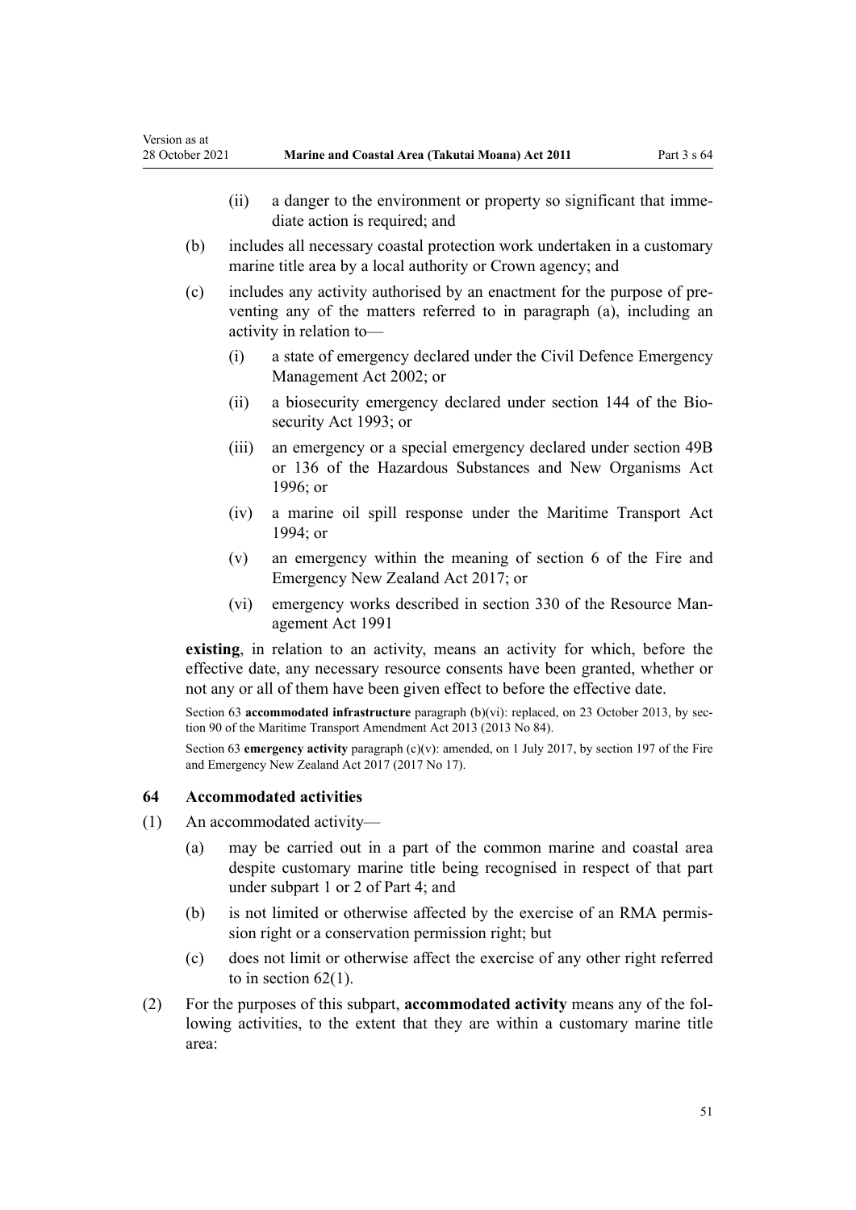(ii) a danger to the environment or property so significant that immediate action is required; and

(b) includes all necessary coastal protection work undertaken in a customary marine title area by a local authority or Crown agency; and

(c) includes any activity authorised by an enactment for the purpose of preventing any of the matters referred to in paragraph (a), including an activity in relation to—

(i) a state of emergency declared under the Civil Defence Emergency Management Act 2002; or

(ii) a biosecurity emergency declared under section 144 of the Biosecurity Act 1993; or

(iii) an emergency or a special emergency declared under section 49B or 136 of the Hazardous Substances and New Organisms Act 1996; or

(iv) a marine oil spill response under the Maritime Transport Act 1994; or

(v) an emergency within the meaning of section 6 of the Fire and Emergency New Zealand Act 2017; or

(vi) emergency works described in section 330 of the Resource Management Act 1991

**existing**, in relation to an activity, means an activity for which, before the effective date, any necessary resource consents have been granted, whether or not any or all of them have been given effect to before the effective date.

Section 63 **accommodated infrastructure** paragraph (b)(vi): replaced, on 23 October 2013, by section 90 of the Maritime Transport Amendment Act 2013 (2013 No 84).

Section 63 **emergency activity** paragraph (c)(v): amended, on 1 July 2017, by section 197 of the Fire and Emergency New Zealand Act 2017 (2017 No 17).

### 64 Accommodated activities

(1) An accommodated activity—

(a) may be carried out in a part of the common marine and coastal area despite customary marine title being recognised in respect of that part under subpart 1 or 2 of Part 4; and

(b) is not limited or otherwise affected by the exercise of an RMA permission right or a conservation permission right; but

(c) does not limit or otherwise affect the exercise of any other right referred to in section 62(1).

(2) For the purposes of this subpart, **accommodated activity** means any of the following activities, to the extent that they are within a customary marine title area: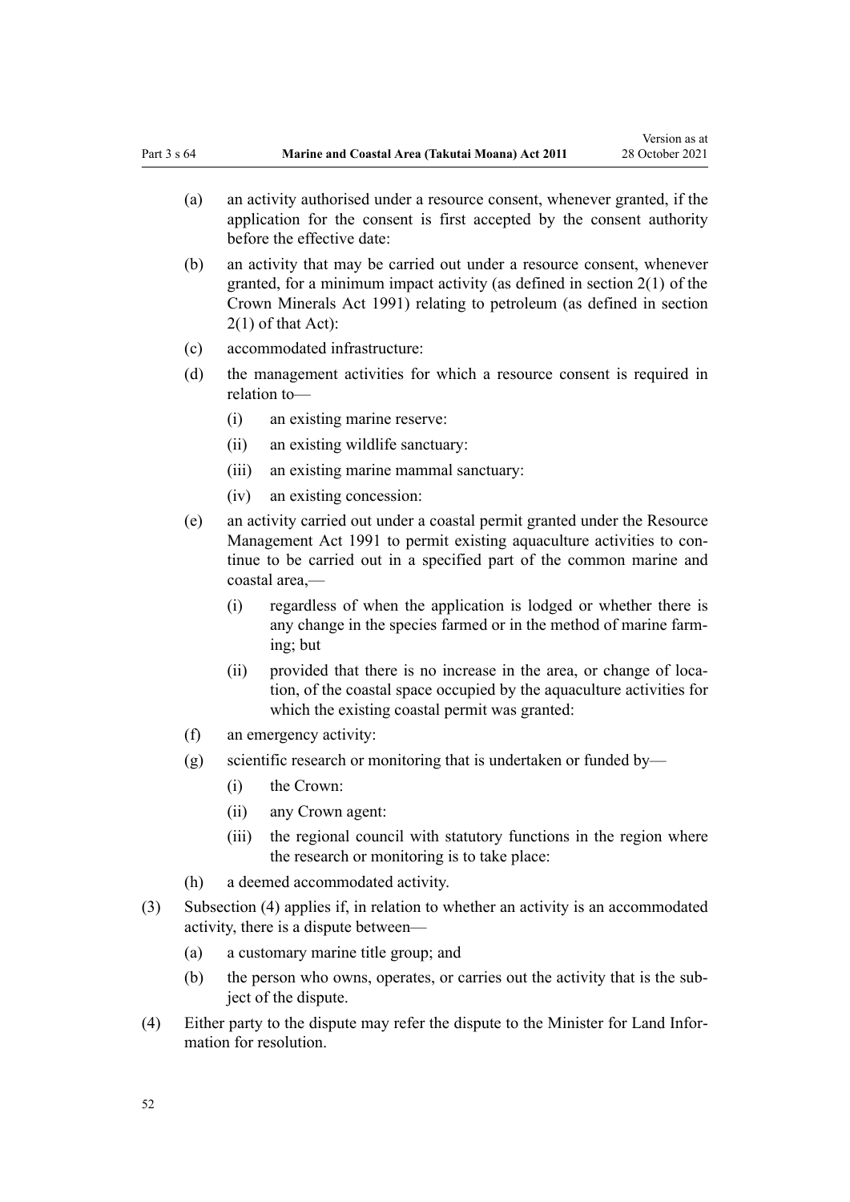(a) an activity authorised under a resource consent, whenever granted, if the application for the consent is first accepted by the consent authority before the effective date:

(b) an activity that may be carried out under a resource consent, whenever granted, for a minimum impact activity (as defined in section 2(1) of the Crown Minerals Act 1991) relating to petroleum (as defined in section 2(1) of that Act):

(c) accommodated infrastructure:

(d) the management activities for which a resource consent is required in relation to—

 (i) an existing marine reserve:

 (ii) an existing wildlife sanctuary:

 (iii) an existing marine mammal sanctuary:

 (iv) an existing concession:

(e) an activity carried out under a coastal permit granted under the Resource Management Act 1991 to permit existing aquaculture activities to continue to be carried out in a specified part of the common marine and coastal area,—

 (i) regardless of when the application is lodged or whether there is any change in the species farmed or in the method of marine farming; but

 (ii) provided that there is no increase in the area, or change of location, of the coastal space occupied by the aquaculture activities for which the existing coastal permit was granted:

(f) an emergency activity:

(g) scientific research or monitoring that is undertaken or funded by—

 (i) the Crown:

 (ii) any Crown agent:

 (iii) the regional council with statutory functions in the region where the research or monitoring is to take place:

(h) a deemed accommodated activity.

(3) Subsection (4) applies if, in relation to whether an activity is an accommodated activity, there is a dispute between—

 (a) a customary marine title group; and

 (b) the person who owns, operates, or carries out the activity that is the subject of the dispute.

(4) Either party to the dispute may refer the dispute to the Minister for Land Information for resolution.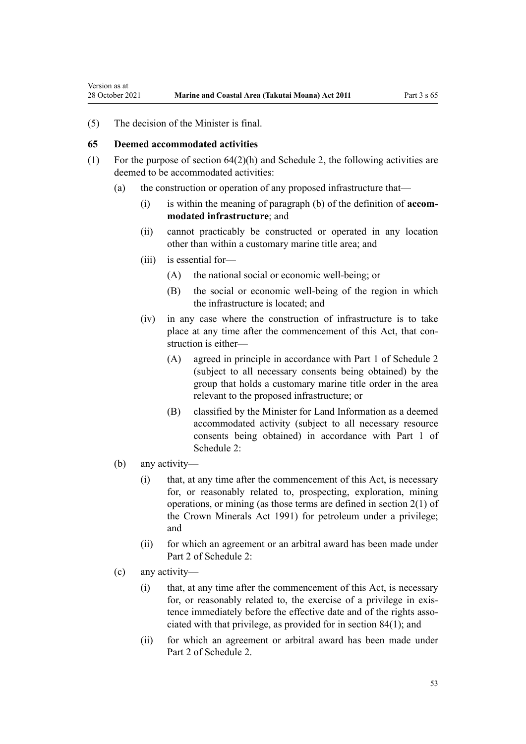(5) The decision of the Minister is final.

### 65 Deemed accommodated activities

(1) For the purpose of section 64(2)(h) and Schedule 2, the following activities are deemed to be accommodated activities:

  (a) the construction or operation of any proposed infrastructure that—

    (i) is within the meaning of paragraph (b) of the definition of **accommodated infrastructure**; and

    (ii) cannot practicably be constructed or operated in any location other than within a customary marine title area; and

    (iii) is essential for—

      (A) the national social or economic well-being; or

      (B) the social or economic well-being of the region in which the infrastructure is located; and

    (iv) in any case where the construction of infrastructure is to take place at any time after the commencement of this Act, that construction is either—

      (A) agreed in principle in accordance with Part 1 of Schedule 2 (subject to all necessary consents being obtained) by the group that holds a customary marine title order in the area relevant to the proposed infrastructure; or

      (B) classified by the Minister for Land Information as a deemed accommodated activity (subject to all necessary resource consents being obtained) in accordance with Part 1 of Schedule 2:

  (b) any activity—

    (i) that, at any time after the commencement of this Act, is necessary for, or reasonably related to, prospecting, exploration, mining operations, or mining (as those terms are defined in section 2(1) of the Crown Minerals Act 1991) for petroleum under a privilege; and

    (ii) for which an agreement or an arbitral award has been made under Part 2 of Schedule 2:

  (c) any activity—

    (i) that, at any time after the commencement of this Act, is necessary for, or reasonably related to, the exercise of a privilege in existence immediately before the effective date and of the rights associated with that privilege, as provided for in section 84(1); and

    (ii) for which an agreement or arbitral award has been made under Part 2 of Schedule 2.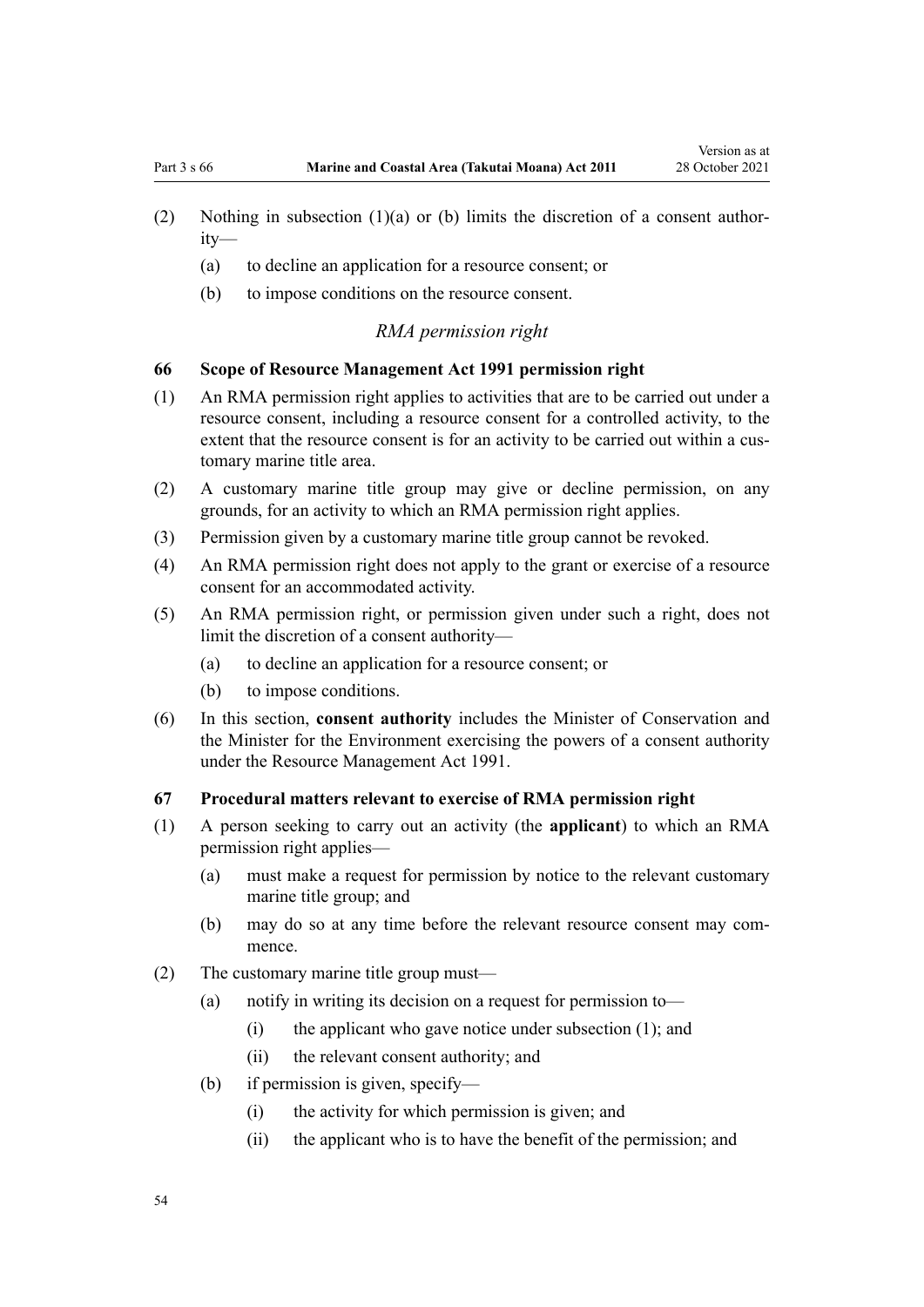(2) Nothing in subsection (1)(a) or (b) limits the discretion of a consent authority—

(a) to decline an application for a resource consent; or

(b) to impose conditions on the resource consent.

*RMA permission right*

**66 Scope of Resource Management Act 1991 permission right**

(1) An RMA permission right applies to activities that are to be carried out under a resource consent, including a resource consent for a controlled activity, to the extent that the resource consent is for an activity to be carried out within a customary marine title area.

(2) A customary marine title group may give or decline permission, on any grounds, for an activity to which an RMA permission right applies.

(3) Permission given by a customary marine title group cannot be revoked.

(4) An RMA permission right does not apply to the grant or exercise of a resource consent for an accommodated activity.

(5) An RMA permission right, or permission given under such a right, does not limit the discretion of a consent authority—

(a) to decline an application for a resource consent; or

(b) to impose conditions.

(6) In this section, **consent authority** includes the Minister of Conservation and the Minister for the Environment exercising the powers of a consent authority under the Resource Management Act 1991.

**67 Procedural matters relevant to exercise of RMA permission right**

(1) A person seeking to carry out an activity (the **applicant**) to which an RMA permission right applies—

(a) must make a request for permission by notice to the relevant customary marine title group; and

(b) may do so at any time before the relevant resource consent may commence.

(2) The customary marine title group must—

(a) notify in writing its decision on a request for permission to—

(i) the applicant who gave notice under subsection (1); and

(ii) the relevant consent authority; and

(b) if permission is given, specify—

(i) the activity for which permission is given; and

(ii) the applicant who is to have the benefit of the permission; and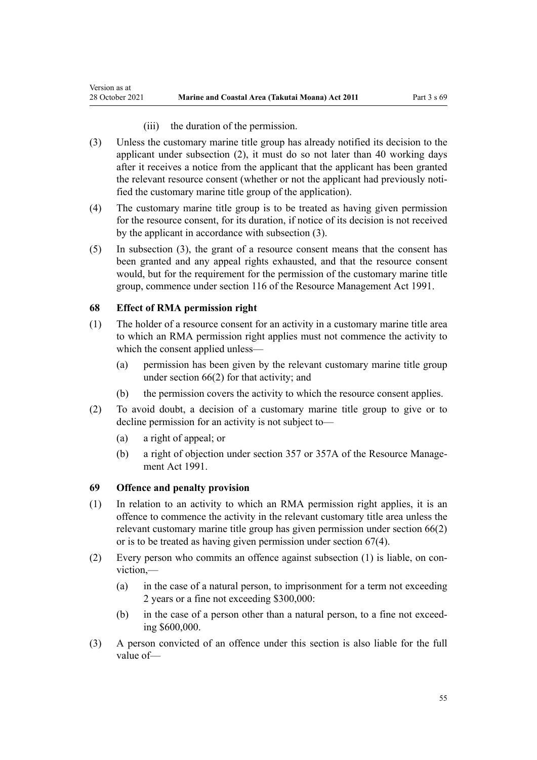(iii) the duration of the permission.

(3) Unless the customary marine title group has already notified its decision to the applicant under subsection (2), it must do so not later than 40 working days after it receives a notice from the applicant that the applicant has been granted the relevant resource consent (whether or not the applicant had previously notified the customary marine title group of the application).

(4) The customary marine title group is to be treated as having given permission for the resource consent, for its duration, if notice of its decision is not received by the applicant in accordance with subsection (3).

(5) In subsection (3), the grant of a resource consent means that the consent has been granted and any appeal rights exhausted, and that the resource consent would, but for the requirement for the permission of the customary marine title group, commence under section 116 of the Resource Management Act 1991.

### 68 Effect of RMA permission right

(1) The holder of a resource consent for an activity in a customary marine title area to which an RMA permission right applies must not commence the activity to which the consent applied unless—

(a) permission has been given by the relevant customary marine title group under section 66(2) for that activity; and

(b) the permission covers the activity to which the resource consent applies.

(2) To avoid doubt, a decision of a customary marine title group to give or to decline permission for an activity is not subject to—

(a) a right of appeal; or

(b) a right of objection under section 357 or 357A of the Resource Management Act 1991.

### 69 Offence and penalty provision

(1) In relation to an activity to which an RMA permission right applies, it is an offence to commence the activity in the relevant customary title area unless the relevant customary marine title group has given permission under section 66(2) or is to be treated as having given permission under section 67(4).

(2) Every person who commits an offence against subsection (1) is liable, on conviction,—

(a) in the case of a natural person, to imprisonment for a term not exceeding 2 years or a fine not exceeding $300,000:

(b) in the case of a person other than a natural person, to a fine not exceeding $600,000.

(3) A person convicted of an offence under this section is also liable for the full value of—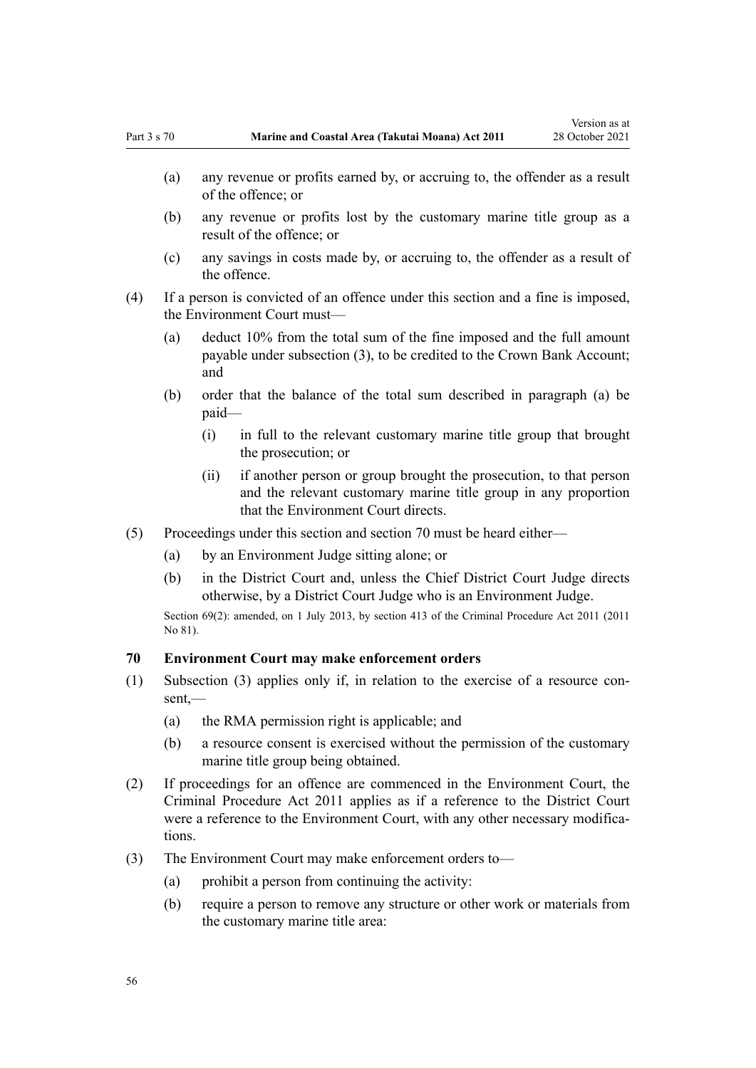(a) any revenue or profits earned by, or accruing to, the offender as a result of the offence; or

(b) any revenue or profits lost by the customary marine title group as a result of the offence; or

(c) any savings in costs made by, or accruing to, the offender as a result of the offence.

(4) If a person is convicted of an offence under this section and a fine is imposed, the Environment Court must—

(a) deduct 10% from the total sum of the fine imposed and the full amount payable under subsection (3), to be credited to the Crown Bank Account; and

(b) order that the balance of the total sum described in paragraph (a) be paid—

(i) in full to the relevant customary marine title group that brought the prosecution; or

(ii) if another person or group brought the prosecution, to that person and the relevant customary marine title group in any proportion that the Environment Court directs.

(5) Proceedings under this section and section 70 must be heard either—

(a) by an Environment Judge sitting alone; or

(b) in the District Court and, unless the Chief District Court Judge directs otherwise, by a District Court Judge who is an Environment Judge.

Section 69(2): amended, on 1 July 2013, by section 413 of the Criminal Procedure Act 2011 (2011 No 81).

### 70 Environment Court may make enforcement orders

(1) Subsection (3) applies only if, in relation to the exercise of a resource consent,—

(a) the RMA permission right is applicable; and

(b) a resource consent is exercised without the permission of the customary marine title group being obtained.

(2) If proceedings for an offence are commenced in the Environment Court, the Criminal Procedure Act 2011 applies as if a reference to the District Court were a reference to the Environment Court, with any other necessary modifications.

(3) The Environment Court may make enforcement orders to—

(a) prohibit a person from continuing the activity:

(b) require a person to remove any structure or other work or materials from the customary marine title area: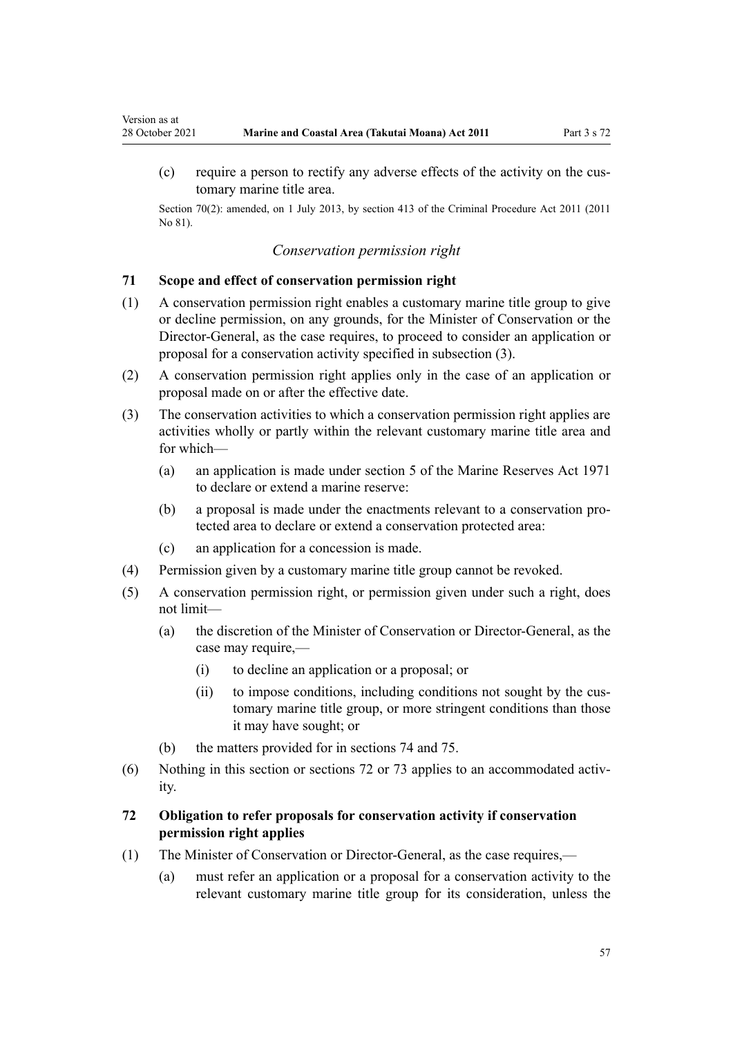(c) require a person to rectify any adverse effects of the activity on the customary marine title area.

Section 70(2): amended, on 1 July 2013, by section 413 of the Criminal Procedure Act 2011 (2011 No 81).

### *Conservation permission right*

### 71 Scope and effect of conservation permission right

(1) A conservation permission right enables a customary marine title group to give or decline permission, on any grounds, for the Minister of Conservation or the Director-General, as the case requires, to proceed to consider an application or proposal for a conservation activity specified in subsection (3).

(2) A conservation permission right applies only in the case of an application or proposal made on or after the effective date.

(3) The conservation activities to which a conservation permission right applies are activities wholly or partly within the relevant customary marine title area and for which—

- (a) an application is made under section 5 of the Marine Reserves Act 1971 to declare or extend a marine reserve:
- (b) a proposal is made under the enactments relevant to a conservation protected area to declare or extend a conservation protected area:
- (c) an application for a concession is made.

(4) Permission given by a customary marine title group cannot be revoked.

(5) A conservation permission right, or permission given under such a right, does not limit—

- (a) the discretion of the Minister of Conservation or Director-General, as the case may require,—
  - (i) to decline an application or a proposal; or
  - (ii) to impose conditions, including conditions not sought by the customary marine title group, or more stringent conditions than those it may have sought; or
- (b) the matters provided for in sections 74 and 75.

(6) Nothing in this section or sections 72 or 73 applies to an accommodated activity.

### 72 Obligation to refer proposals for conservation activity if conservation permission right applies

(1) The Minister of Conservation or Director-General, as the case requires,—

- (a) must refer an application or a proposal for a conservation activity to the relevant customary marine title group for its consideration, unless the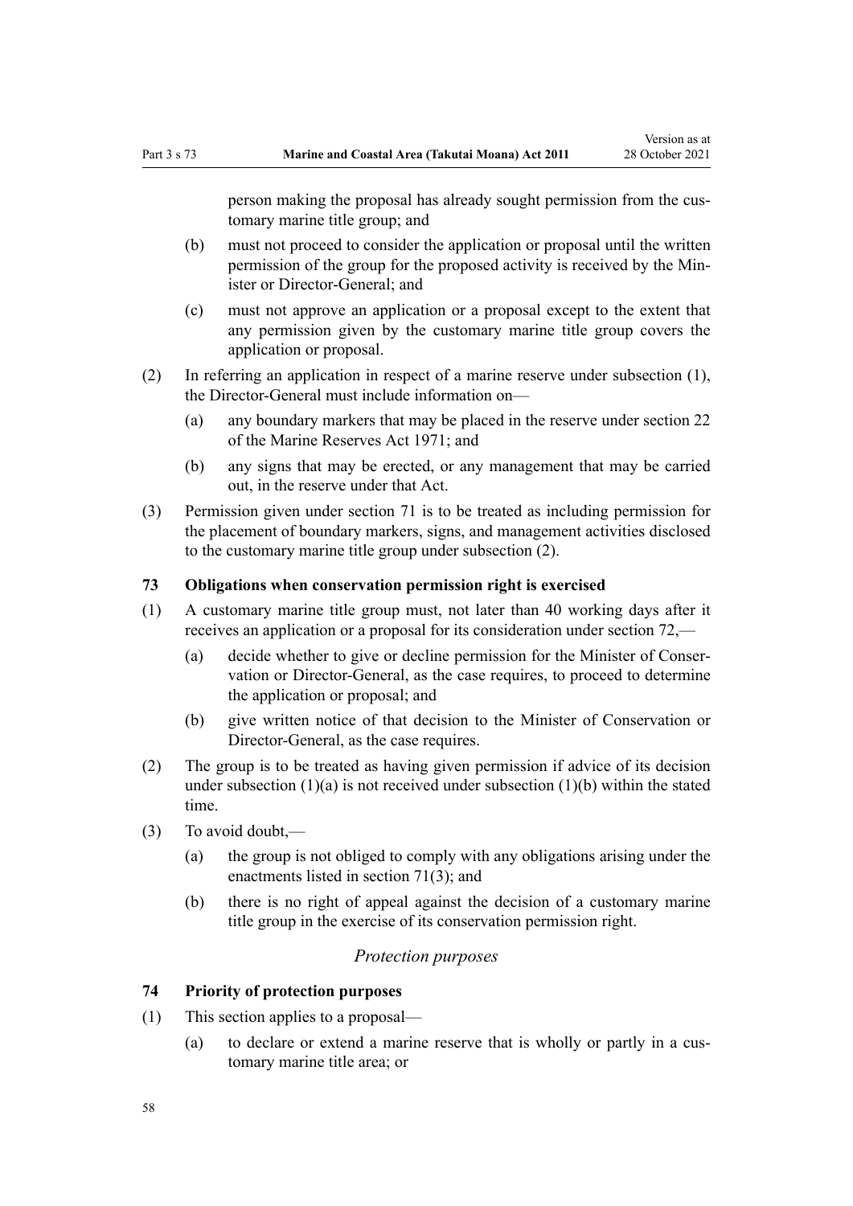person making the proposal has already sought permission from the customary marine title group; and

(b) must not proceed to consider the application or proposal until the written permission of the group for the proposed activity is received by the Minister or Director-General; and

(c) must not approve an application or a proposal except to the extent that any permission given by the customary marine title group covers the application or proposal.

(2) In referring an application in respect of a marine reserve under subsection (1), the Director-General must include information on—

(a) any boundary markers that may be placed in the reserve under section 22 of the Marine Reserves Act 1971; and

(b) any signs that may be erected, or any management that may be carried out, in the reserve under that Act.

(3) Permission given under section 71 is to be treated as including permission for the placement of boundary markers, signs, and management activities disclosed to the customary marine title group under subsection (2).

### 73 Obligations when conservation permission right is exercised

(1) A customary marine title group must, not later than 40 working days after it receives an application or a proposal for its consideration under section 72,—

(a) decide whether to give or decline permission for the Minister of Conservation or Director-General, as the case requires, to proceed to determine the application or proposal; and

(b) give written notice of that decision to the Minister of Conservation or Director-General, as the case requires.

(2) The group is to be treated as having given permission if advice of its decision under subsection (1)(a) is not received under subsection (1)(b) within the stated time.

(3) To avoid doubt,—

(a) the group is not obliged to comply with any obligations arising under the enactments listed in section 71(3); and

(b) there is no right of appeal against the decision of a customary marine title group in the exercise of its conservation permission right.

*Protection purposes*

### 74 Priority of protection purposes

(1) This section applies to a proposal—

(a) to declare or extend a marine reserve that is wholly or partly in a customary marine title area; or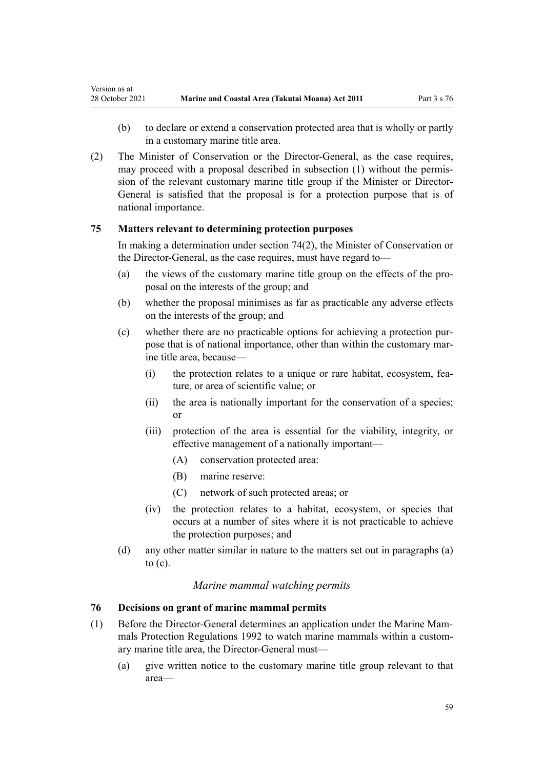(b) to declare or extend a conservation protected area that is wholly or partly in a customary marine title area.

(2) The Minister of Conservation or the Director-General, as the case requires, may proceed with a proposal described in subsection (1) without the permission of the relevant customary marine title group if the Minister or Director-General is satisfied that the proposal is for a protection purpose that is of national importance.

### 75 Matters relevant to determining protection purposes

In making a determination under section 74(2), the Minister of Conservation or the Director-General, as the case requires, must have regard to—

(a) the views of the customary marine title group on the effects of the proposal on the interests of the group; and

(b) whether the proposal minimises as far as practicable any adverse effects on the interests of the group; and

(c) whether there are no practicable options for achieving a protection purpose that is of national importance, other than within the customary marine title area, because—

 (i) the protection relates to a unique or rare habitat, ecosystem, feature, or area of scientific value; or

 (ii) the area is nationally important for the conservation of a species; or

 (iii) protection of the area is essential for the viability, integrity, or effective management of a nationally important—

  (A) conservation protected area:

  (B) marine reserve:

  (C) network of such protected areas; or

 (iv) the protection relates to a habitat, ecosystem, or species that occurs at a number of sites where it is not practicable to achieve the protection purposes; and

(d) any other matter similar in nature to the matters set out in paragraphs (a) to (c).

*Marine mammal watching permits*

### 76 Decisions on grant of marine mammal permits

(1) Before the Director-General determines an application under the Marine Mammals Protection Regulations 1992 to watch marine mammals within a customary marine title area, the Director-General must—

(a) give written notice to the customary marine title group relevant to that area—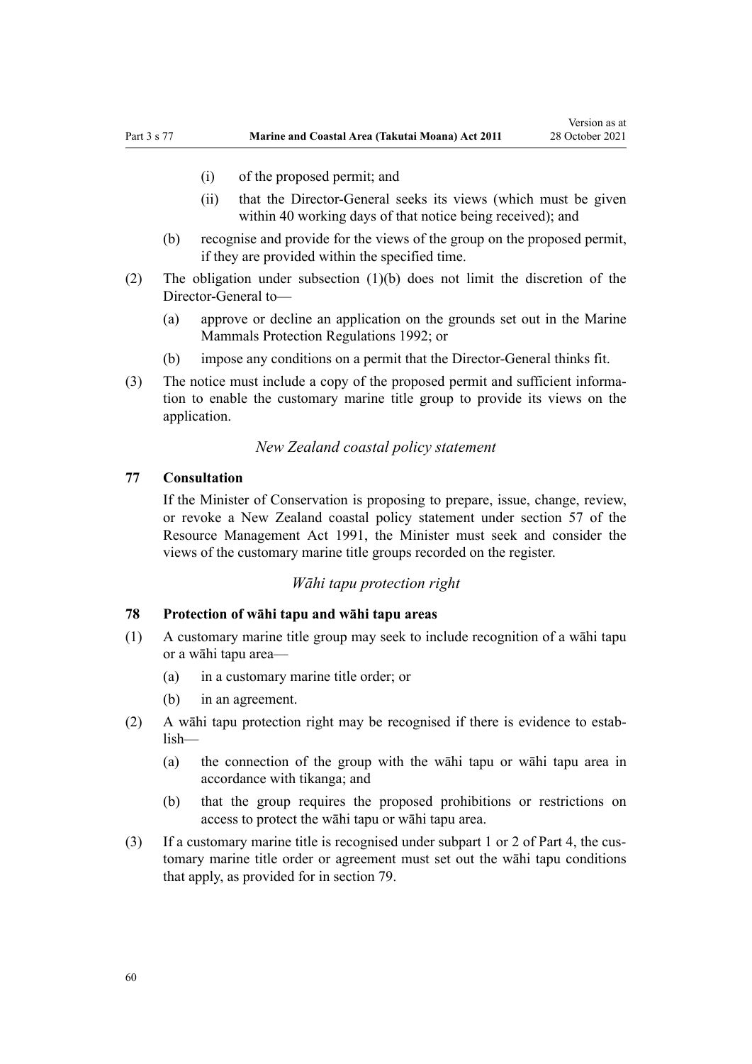- (i) of the proposed permit; and
- (ii) that the Director-General seeks its views (which must be given within 40 working days of that notice being received); and

(b) recognise and provide for the views of the group on the proposed permit, if they are provided within the specified time.

(2) The obligation under subsection (1)(b) does not limit the discretion of the Director-General to—

- (a) approve or decline an application on the grounds set out in the Marine Mammals Protection Regulations 1992; or
- (b) impose any conditions on a permit that the Director-General thinks fit.

(3) The notice must include a copy of the proposed permit and sufficient information to enable the customary marine title group to provide its views on the application.

*New Zealand coastal policy statement*

### 77 Consultation

If the Minister of Conservation is proposing to prepare, issue, change, review, or revoke a New Zealand coastal policy statement under section 57 of the Resource Management Act 1991, the Minister must seek and consider the views of the customary marine title groups recorded on the register.

*Wāhi tapu protection right*

### 78 Protection of wāhi tapu and wāhi tapu areas

(1) A customary marine title group may seek to include recognition of a wāhi tapu or a wāhi tapu area—

- (a) in a customary marine title order; or
- (b) in an agreement.

(2) A wāhi tapu protection right may be recognised if there is evidence to establish—

- (a) the connection of the group with the wāhi tapu or wāhi tapu area in accordance with tikanga; and
- (b) that the group requires the proposed prohibitions or restrictions on access to protect the wāhi tapu or wāhi tapu area.

(3) If a customary marine title is recognised under subpart 1 or 2 of Part 4, the customary marine title order or agreement must set out the wāhi tapu conditions that apply, as provided for in section 79.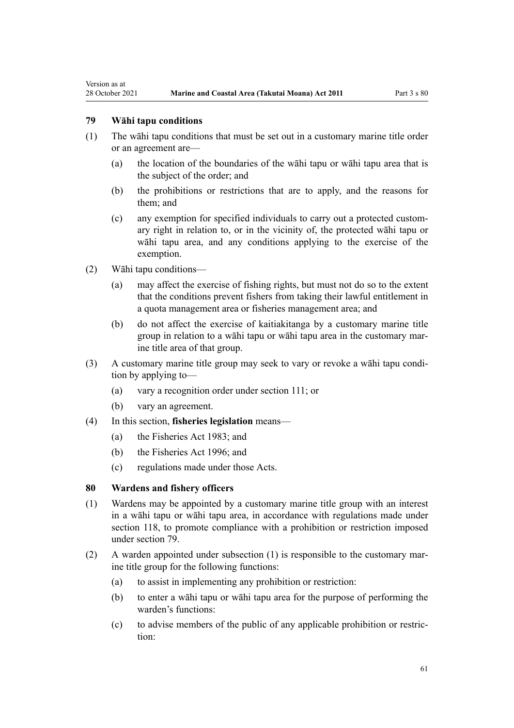### 79 Wāhi tapu conditions

(1) The wāhi tapu conditions that must be set out in a customary marine title order or an agreement are—

- (a) the location of the boundaries of the wāhi tapu or wāhi tapu area that is the subject of the order; and
- (b) the prohibitions or restrictions that are to apply, and the reasons for them; and
- (c) any exemption for specified individuals to carry out a protected customary right in relation to, or in the vicinity of, the protected wāhi tapu or wāhi tapu area, and any conditions applying to the exercise of the exemption.

(2) Wāhi tapu conditions—

- (a) may affect the exercise of fishing rights, but must not do so to the extent that the conditions prevent fishers from taking their lawful entitlement in a quota management area or fisheries management area; and
- (b) do not affect the exercise of kaitiakitanga by a customary marine title group in relation to a wāhi tapu or wāhi tapu area in the customary marine title area of that group.

(3) A customary marine title group may seek to vary or revoke a wāhi tapu condition by applying to—

- (a) vary a recognition order under section 111; or
- (b) vary an agreement.

(4) In this section, **fisheries legislation** means—

- (a) the Fisheries Act 1983; and
- (b) the Fisheries Act 1996; and
- (c) regulations made under those Acts.

### 80 Wardens and fishery officers

(1) Wardens may be appointed by a customary marine title group with an interest in a wāhi tapu or wāhi tapu area, in accordance with regulations made under section 118, to promote compliance with a prohibition or restriction imposed under section 79.

(2) A warden appointed under subsection (1) is responsible to the customary marine title group for the following functions:

- (a) to assist in implementing any prohibition or restriction:
- (b) to enter a wāhi tapu or wāhi tapu area for the purpose of performing the warden's functions:
- (c) to advise members of the public of any applicable prohibition or restriction: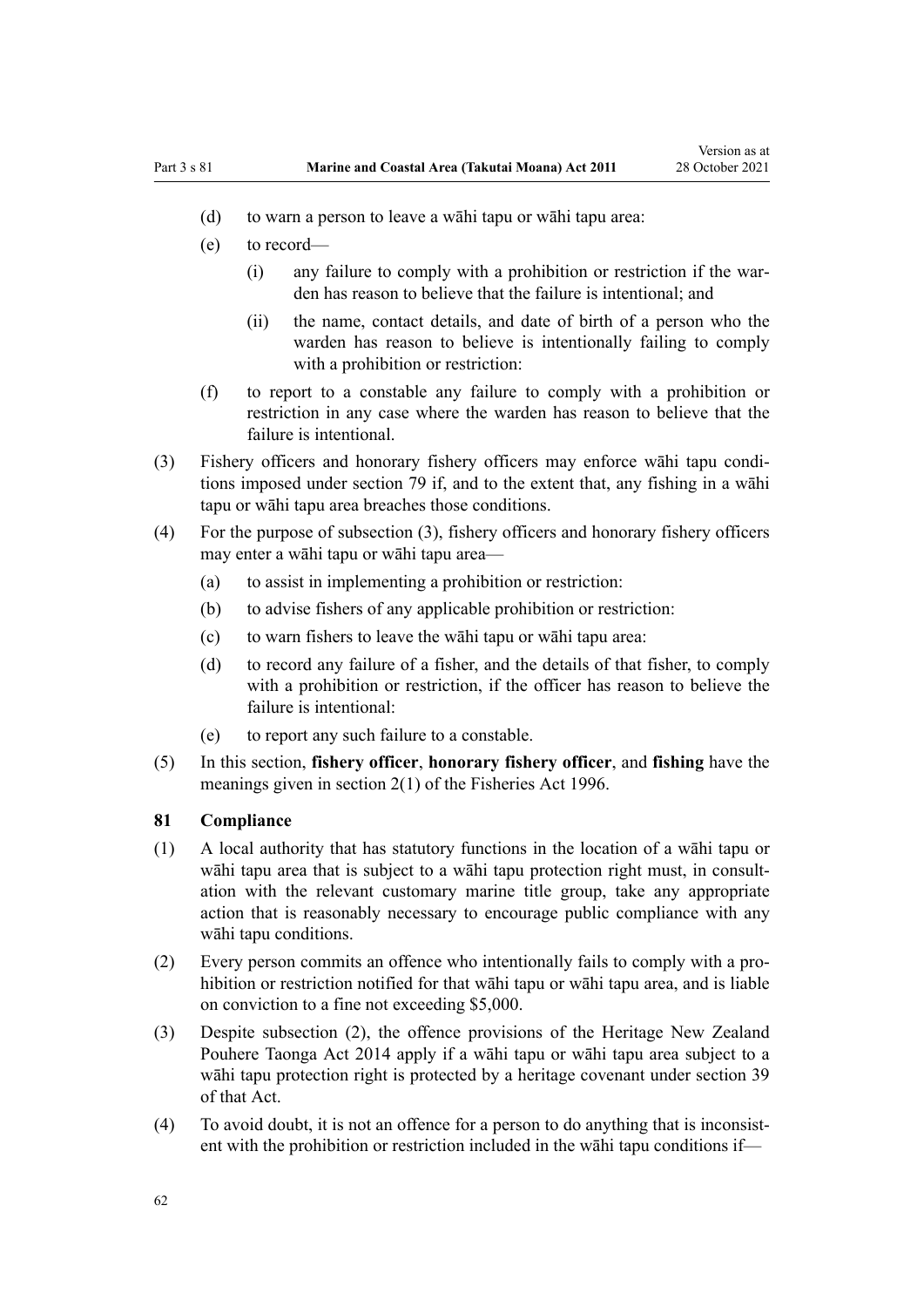(d) to warn a person to leave a wāhi tapu or wāhi tapu area:

(e) to record—

  (i) any failure to comply with a prohibition or restriction if the warden has reason to believe that the failure is intentional; and

  (ii) the name, contact details, and date of birth of a person who the warden has reason to believe is intentionally failing to comply with a prohibition or restriction:

(f) to report to a constable any failure to comply with a prohibition or restriction in any case where the warden has reason to believe that the failure is intentional.

(3) Fishery officers and honorary fishery officers may enforce wāhi tapu conditions imposed under section 79 if, and to the extent that, any fishing in a wāhi tapu or wāhi tapu area breaches those conditions.

(4) For the purpose of subsection (3), fishery officers and honorary fishery officers may enter a wāhi tapu or wāhi tapu area—

  (a) to assist in implementing a prohibition or restriction:

  (b) to advise fishers of any applicable prohibition or restriction:

  (c) to warn fishers to leave the wāhi tapu or wāhi tapu area:

  (d) to record any failure of a fisher, and the details of that fisher, to comply with a prohibition or restriction, if the officer has reason to believe the failure is intentional:

  (e) to report any such failure to a constable.

(5) In this section, **fishery officer**, **honorary fishery officer**, and **fishing** have the meanings given in section 2(1) of the Fisheries Act 1996.

### 81 Compliance

(1) A local authority that has statutory functions in the location of a wāhi tapu or wāhi tapu area that is subject to a wāhi tapu protection right must, in consultation with the relevant customary marine title group, take any appropriate action that is reasonably necessary to encourage public compliance with any wāhi tapu conditions.

(2) Every person commits an offence who intentionally fails to comply with a prohibition or restriction notified for that wāhi tapu or wāhi tapu area, and is liable on conviction to a fine not exceeding $5,000.

(3) Despite subsection (2), the offence provisions of the Heritage New Zealand Pouhere Taonga Act 2014 apply if a wāhi tapu or wāhi tapu area subject to a wāhi tapu protection right is protected by a heritage covenant under section 39 of that Act.

(4) To avoid doubt, it is not an offence for a person to do anything that is inconsistent with the prohibition or restriction included in the wāhi tapu conditions if—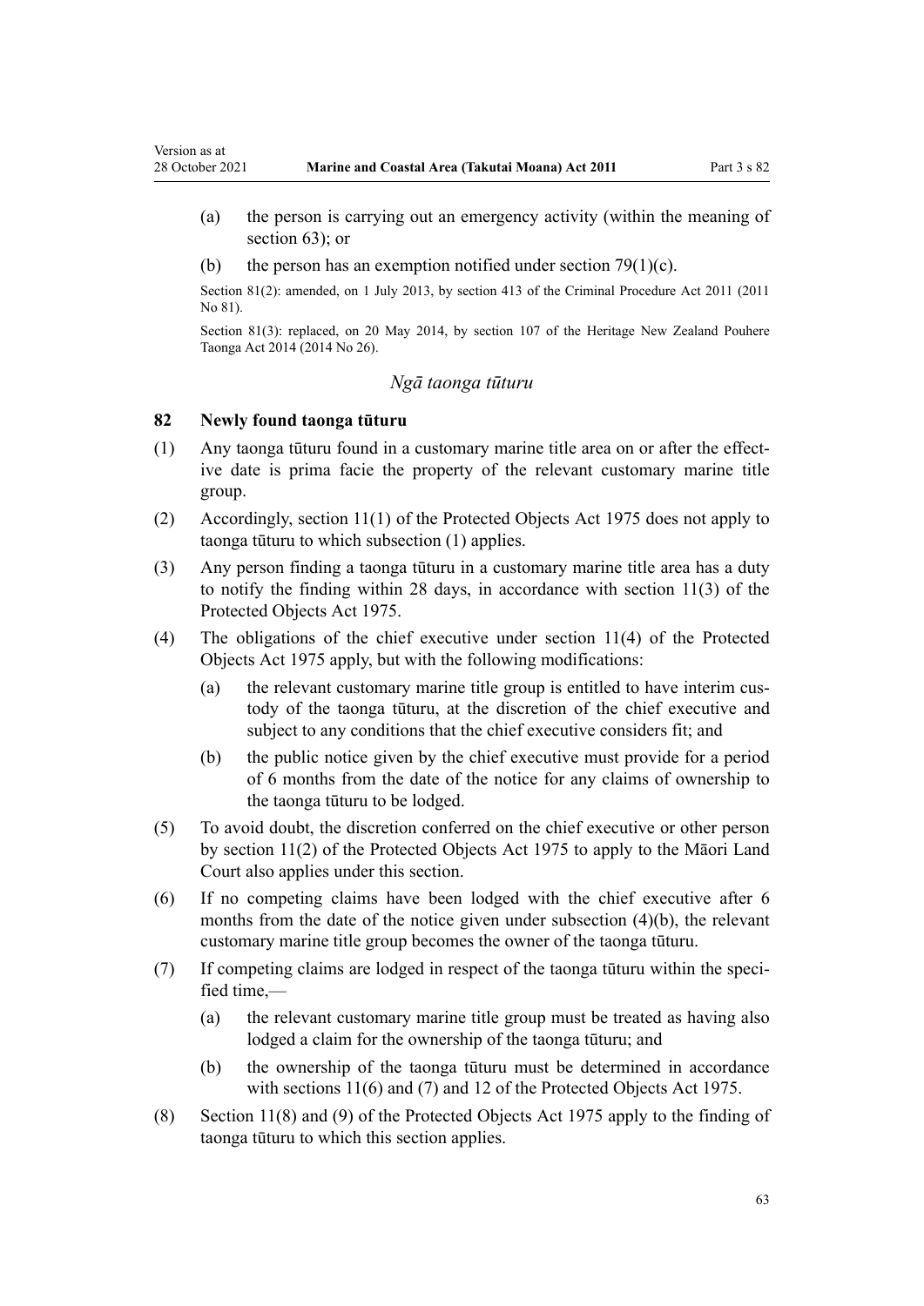(a) the person is carrying out an emergency activity (within the meaning of section 63); or

(b) the person has an exemption notified under section 79(1)(c).

Section 81(2): amended, on 1 July 2013, by section 413 of the Criminal Procedure Act 2011 (2011 No 81).

Section 81(3): replaced, on 20 May 2014, by section 107 of the Heritage New Zealand Pouhere Taonga Act 2014 (2014 No 26).

*Ngā taonga tūturu*

## 82 Newly found taonga tūturu

(1) Any taonga tūturu found in a customary marine title area on or after the effective date is prima facie the property of the relevant customary marine title group.

(2) Accordingly, section 11(1) of the Protected Objects Act 1975 does not apply to taonga tūturu to which subsection (1) applies.

(3) Any person finding a taonga tūturu in a customary marine title area has a duty to notify the finding within 28 days, in accordance with section 11(3) of the Protected Objects Act 1975.

(4) The obligations of the chief executive under section 11(4) of the Protected Objects Act 1975 apply, but with the following modifications:

(a) the relevant customary marine title group is entitled to have interim custody of the taonga tūturu, at the discretion of the chief executive and subject to any conditions that the chief executive considers fit; and

(b) the public notice given by the chief executive must provide for a period of 6 months from the date of the notice for any claims of ownership to the taonga tūturu to be lodged.

(5) To avoid doubt, the discretion conferred on the chief executive or other person by section 11(2) of the Protected Objects Act 1975 to apply to the Māori Land Court also applies under this section.

(6) If no competing claims have been lodged with the chief executive after 6 months from the date of the notice given under subsection (4)(b), the relevant customary marine title group becomes the owner of the taonga tūturu.

(7) If competing claims are lodged in respect of the taonga tūturu within the specified time,—

(a) the relevant customary marine title group must be treated as having also lodged a claim for the ownership of the taonga tūturu; and

(b) the ownership of the taonga tūturu must be determined in accordance with sections 11(6) and (7) and 12 of the Protected Objects Act 1975.

(8) Section 11(8) and (9) of the Protected Objects Act 1975 apply to the finding of taonga tūturu to which this section applies.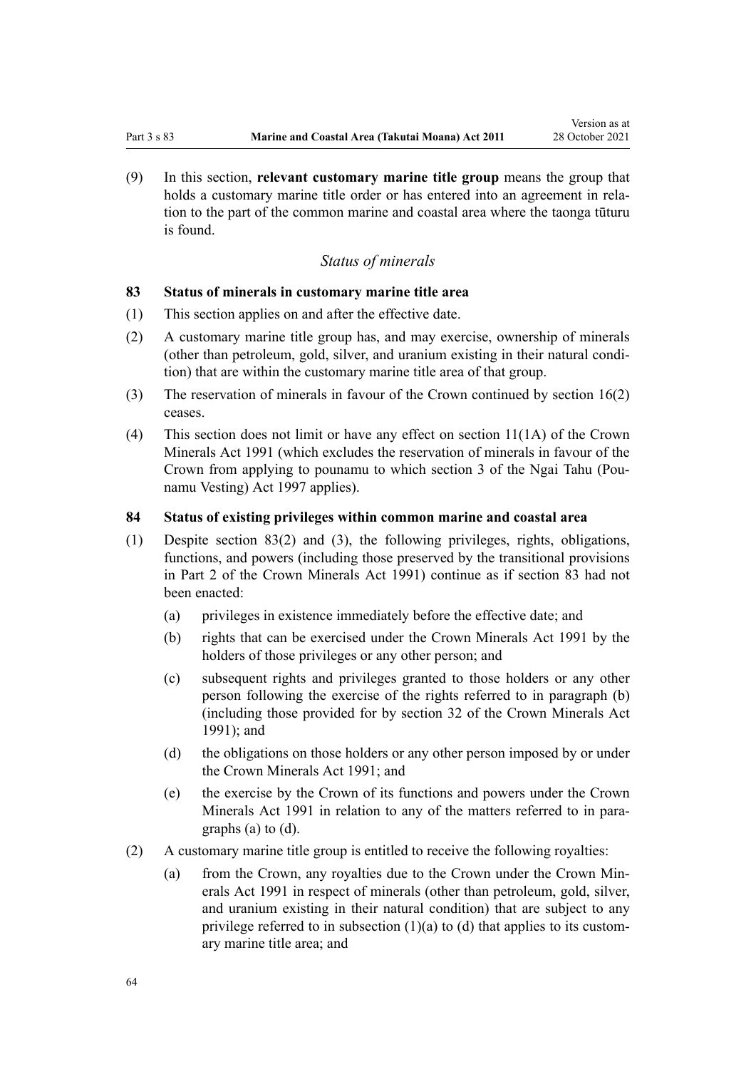(9) In this section, **relevant customary marine title group** means the group that holds a customary marine title order or has entered into an agreement in relation to the part of the common marine and coastal area where the taonga tūturu is found.

*Status of minerals*

**83 Status of minerals in customary marine title area**

(1) This section applies on and after the effective date.

(2) A customary marine title group has, and may exercise, ownership of minerals (other than petroleum, gold, silver, and uranium existing in their natural condition) that are within the customary marine title area of that group.

(3) The reservation of minerals in favour of the Crown continued by section 16(2) ceases.

(4) This section does not limit or have any effect on section 11(1A) of the Crown Minerals Act 1991 (which excludes the reservation of minerals in favour of the Crown from applying to pounamu to which section 3 of the Ngai Tahu (Pounamu Vesting) Act 1997 applies).

**84 Status of existing privileges within common marine and coastal area**

(1) Despite section 83(2) and (3), the following privileges, rights, obligations, functions, and powers (including those preserved by the transitional provisions in Part 2 of the Crown Minerals Act 1991) continue as if section 83 had not been enacted:

- (a) privileges in existence immediately before the effective date; and
- (b) rights that can be exercised under the Crown Minerals Act 1991 by the holders of those privileges or any other person; and
- (c) subsequent rights and privileges granted to those holders or any other person following the exercise of the rights referred to in paragraph (b) (including those provided for by section 32 of the Crown Minerals Act 1991); and
- (d) the obligations on those holders or any other person imposed by or under the Crown Minerals Act 1991; and
- (e) the exercise by the Crown of its functions and powers under the Crown Minerals Act 1991 in relation to any of the matters referred to in paragraphs (a) to (d).

(2) A customary marine title group is entitled to receive the following royalties:

- (a) from the Crown, any royalties due to the Crown under the Crown Minerals Act 1991 in respect of minerals (other than petroleum, gold, silver, and uranium existing in their natural condition) that are subject to any privilege referred to in subsection (1)(a) to (d) that applies to its customary marine title area; and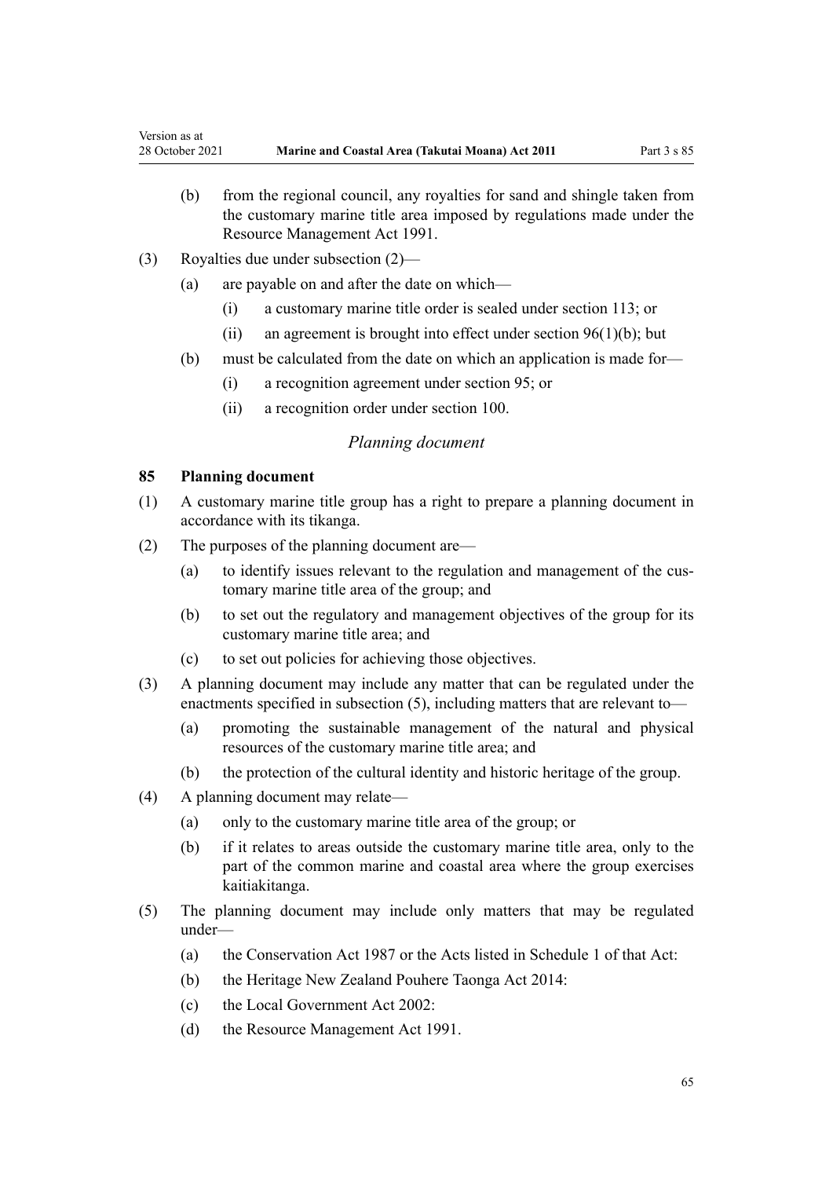(b) from the regional council, any royalties for sand and shingle taken from the customary marine title area imposed by regulations made under the Resource Management Act 1991.

(3) Royalties due under subsection (2)—

(a) are payable on and after the date on which—

(i) a customary marine title order is sealed under section 113; or

(ii) an agreement is brought into effect under section 96(1)(b); but

(b) must be calculated from the date on which an application is made for—

(i) a recognition agreement under section 95; or

(ii) a recognition order under section 100.

*Planning document*

**85 Planning document**

(1) A customary marine title group has a right to prepare a planning document in accordance with its tikanga.

(2) The purposes of the planning document are—

(a) to identify issues relevant to the regulation and management of the customary marine title area of the group; and

(b) to set out the regulatory and management objectives of the group for its customary marine title area; and

(c) to set out policies for achieving those objectives.

(3) A planning document may include any matter that can be regulated under the enactments specified in subsection (5), including matters that are relevant to—

(a) promoting the sustainable management of the natural and physical resources of the customary marine title area; and

(b) the protection of the cultural identity and historic heritage of the group.

(4) A planning document may relate—

(a) only to the customary marine title area of the group; or

(b) if it relates to areas outside the customary marine title area, only to the part of the common marine and coastal area where the group exercises kaitiakitanga.

(5) The planning document may include only matters that may be regulated under—

(a) the Conservation Act 1987 or the Acts listed in Schedule 1 of that Act:

(b) the Heritage New Zealand Pouhere Taonga Act 2014:

(c) the Local Government Act 2002:

(d) the Resource Management Act 1991.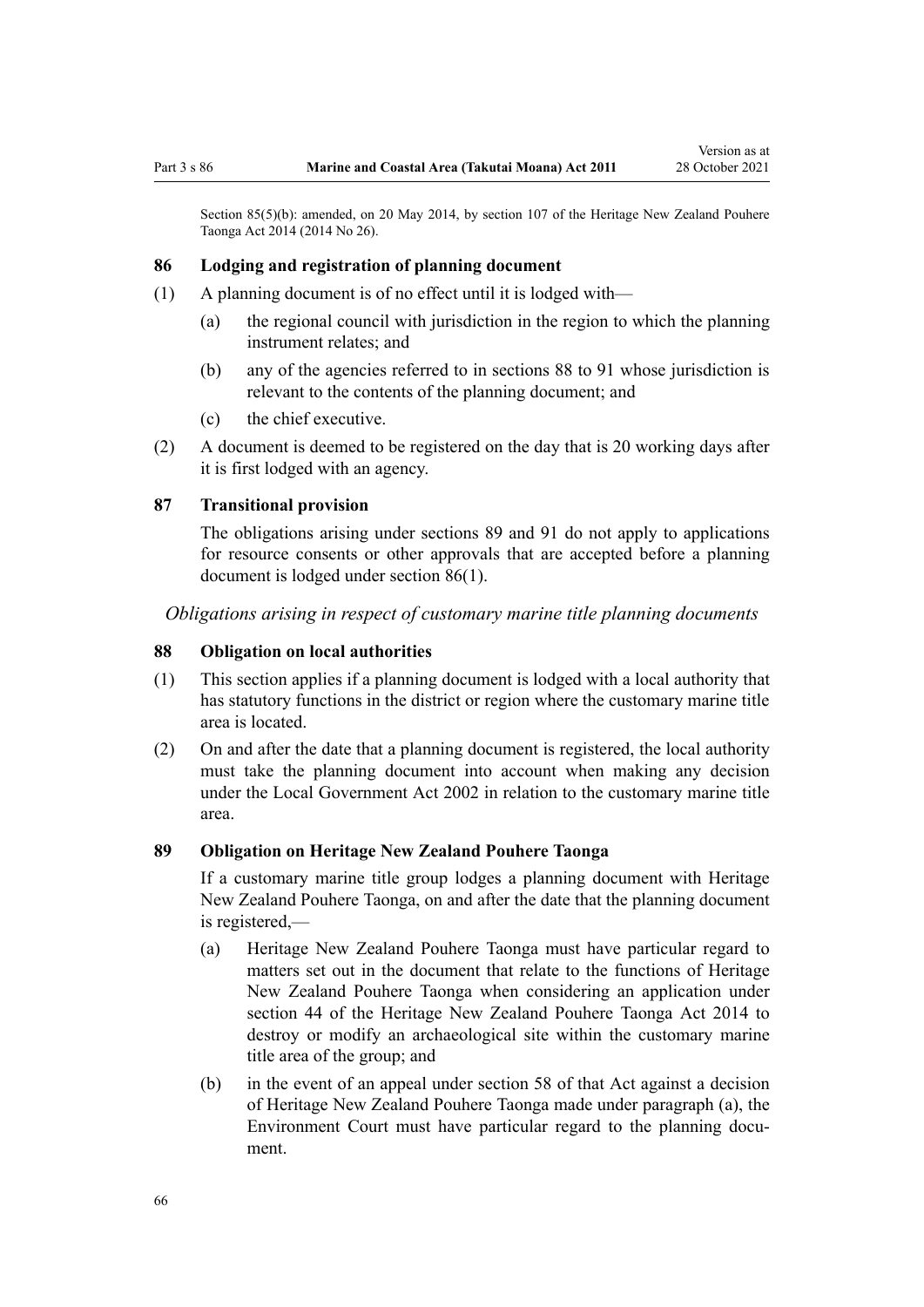Section 85(5)(b): amended, on 20 May 2014, by section 107 of the Heritage New Zealand Pouhere Taonga Act 2014 (2014 No 26).

### 86 Lodging and registration of planning document

(1) A planning document is of no effect until it is lodged with—

(a) the regional council with jurisdiction in the region to which the planning instrument relates; and

(b) any of the agencies referred to in sections 88 to 91 whose jurisdiction is relevant to the contents of the planning document; and

(c) the chief executive.

(2) A document is deemed to be registered on the day that is 20 working days after it is first lodged with an agency.

### 87 Transitional provision

The obligations arising under sections 89 and 91 do not apply to applications for resource consents or other approvals that are accepted before a planning document is lodged under section 86(1).

*Obligations arising in respect of customary marine title planning documents*

### 88 Obligation on local authorities

(1) This section applies if a planning document is lodged with a local authority that has statutory functions in the district or region where the customary marine title area is located.

(2) On and after the date that a planning document is registered, the local authority must take the planning document into account when making any decision under the Local Government Act 2002 in relation to the customary marine title area.

### 89 Obligation on Heritage New Zealand Pouhere Taonga

If a customary marine title group lodges a planning document with Heritage New Zealand Pouhere Taonga, on and after the date that the planning document is registered,—

(a) Heritage New Zealand Pouhere Taonga must have particular regard to matters set out in the document that relate to the functions of Heritage New Zealand Pouhere Taonga when considering an application under section 44 of the Heritage New Zealand Pouhere Taonga Act 2014 to destroy or modify an archaeological site within the customary marine title area of the group; and

(b) in the event of an appeal under section 58 of that Act against a decision of Heritage New Zealand Pouhere Taonga made under paragraph (a), the Environment Court must have particular regard to the planning document.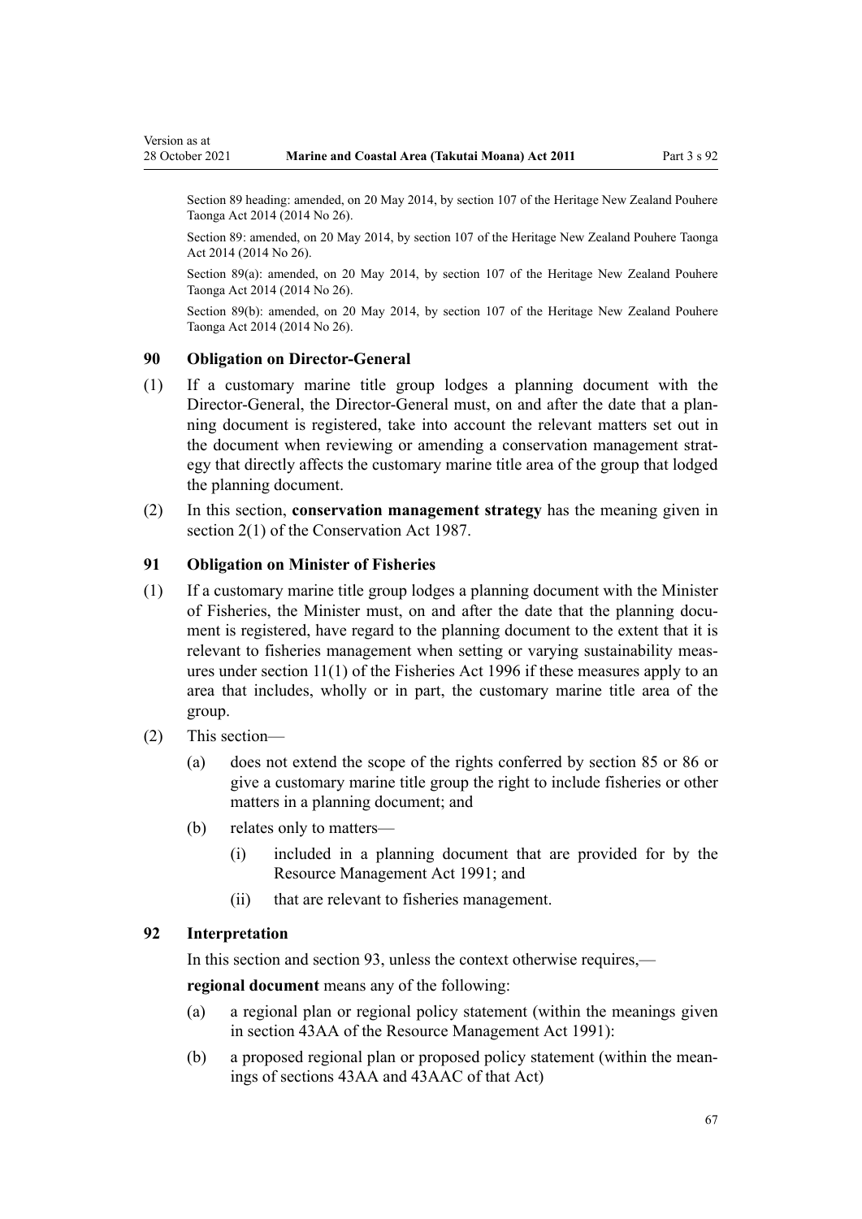Section 89 heading: amended, on 20 May 2014, by section 107 of the Heritage New Zealand Pouhere Taonga Act 2014 (2014 No 26).

Section 89: amended, on 20 May 2014, by section 107 of the Heritage New Zealand Pouhere Taonga Act 2014 (2014 No 26).

Section 89(a): amended, on 20 May 2014, by section 107 of the Heritage New Zealand Pouhere Taonga Act 2014 (2014 No 26).

Section 89(b): amended, on 20 May 2014, by section 107 of the Heritage New Zealand Pouhere Taonga Act 2014 (2014 No 26).

### 90 Obligation on Director-General

(1) If a customary marine title group lodges a planning document with the Director-General, the Director-General must, on and after the date that a planning document is registered, take into account the relevant matters set out in the document when reviewing or amending a conservation management strategy that directly affects the customary marine title area of the group that lodged the planning document.

(2) In this section, **conservation management strategy** has the meaning given in section 2(1) of the Conservation Act 1987.

### 91 Obligation on Minister of Fisheries

(1) If a customary marine title group lodges a planning document with the Minister of Fisheries, the Minister must, on and after the date that the planning document is registered, have regard to the planning document to the extent that it is relevant to fisheries management when setting or varying sustainability measures under section 11(1) of the Fisheries Act 1996 if these measures apply to an area that includes, wholly or in part, the customary marine title area of the group.

(2) This section—

  (a) does not extend the scope of the rights conferred by section 85 or 86 or give a customary marine title group the right to include fisheries or other matters in a planning document; and

  (b) relates only to matters—

    (i) included in a planning document that are provided for by the Resource Management Act 1991; and

    (ii) that are relevant to fisheries management.

### 92 Interpretation

In this section and section 93, unless the context otherwise requires,—

**regional document** means any of the following:

  (a) a regional plan or regional policy statement (within the meanings given in section 43AA of the Resource Management Act 1991):

  (b) a proposed regional plan or proposed policy statement (within the meanings of sections 43AA and 43AAC of that Act)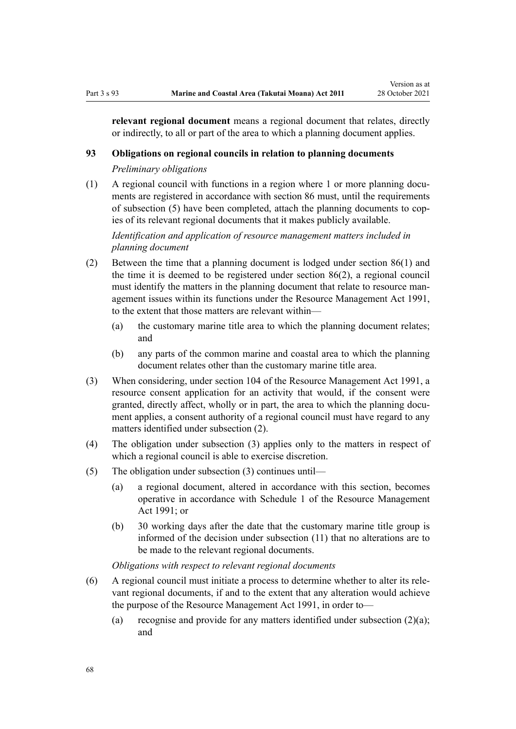**relevant regional document** means a regional document that relates, directly or indirectly, to all or part of the area to which a planning document applies.

## 93 Obligations on regional councils in relation to planning documents

*Preliminary obligations*

(1) A regional council with functions in a region where 1 or more planning documents are registered in accordance with section 86 must, until the requirements of subsection (5) have been completed, attach the planning documents to copies of its relevant regional documents that it makes publicly available.

*Identification and application of resource management matters included in planning document*

(2) Between the time that a planning document is lodged under section 86(1) and the time it is deemed to be registered under section 86(2), a regional council must identify the matters in the planning document that relate to resource management issues within its functions under the Resource Management Act 1991, to the extent that those matters are relevant within—

 (a) the customary marine title area to which the planning document relates; and

 (b) any parts of the common marine and coastal area to which the planning document relates other than the customary marine title area.

(3) When considering, under section 104 of the Resource Management Act 1991, a resource consent application for an activity that would, if the consent were granted, directly affect, wholly or in part, the area to which the planning document applies, a consent authority of a regional council must have regard to any matters identified under subsection (2).

(4) The obligation under subsection (3) applies only to the matters in respect of which a regional council is able to exercise discretion.

(5) The obligation under subsection (3) continues until—

 (a) a regional document, altered in accordance with this section, becomes operative in accordance with Schedule 1 of the Resource Management Act 1991; or

 (b) 30 working days after the date that the customary marine title group is informed of the decision under subsection (11) that no alterations are to be made to the relevant regional documents.

*Obligations with respect to relevant regional documents*

(6) A regional council must initiate a process to determine whether to alter its relevant regional documents, if and to the extent that any alteration would achieve the purpose of the Resource Management Act 1991, in order to—

 (a) recognise and provide for any matters identified under subsection (2)(a); and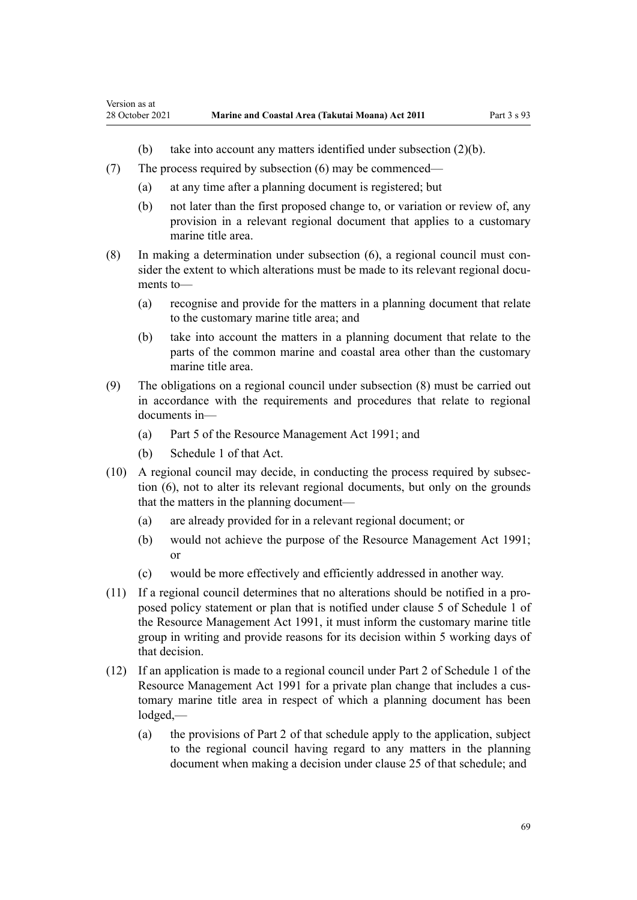(b) take into account any matters identified under subsection (2)(b).

(7) The process required by subsection (6) may be commenced—

(a) at any time after a planning document is registered; but

(b) not later than the first proposed change to, or variation or review of, any provision in a relevant regional document that applies to a customary marine title area.

(8) In making a determination under subsection (6), a regional council must consider the extent to which alterations must be made to its relevant regional documents to—

(a) recognise and provide for the matters in a planning document that relate to the customary marine title area; and

(b) take into account the matters in a planning document that relate to the parts of the common marine and coastal area other than the customary marine title area.

(9) The obligations on a regional council under subsection (8) must be carried out in accordance with the requirements and procedures that relate to regional documents in—

(a) Part 5 of the Resource Management Act 1991; and

(b) Schedule 1 of that Act.

(10) A regional council may decide, in conducting the process required by subsection (6), not to alter its relevant regional documents, but only on the grounds that the matters in the planning document—

(a) are already provided for in a relevant regional document; or

(b) would not achieve the purpose of the Resource Management Act 1991; or

(c) would be more effectively and efficiently addressed in another way.

(11) If a regional council determines that no alterations should be notified in a proposed policy statement or plan that is notified under clause 5 of Schedule 1 of the Resource Management Act 1991, it must inform the customary marine title group in writing and provide reasons for its decision within 5 working days of that decision.

(12) If an application is made to a regional council under Part 2 of Schedule 1 of the Resource Management Act 1991 for a private plan change that includes a customary marine title area in respect of which a planning document has been lodged,—

(a) the provisions of Part 2 of that schedule apply to the application, subject to the regional council having regard to any matters in the planning document when making a decision under clause 25 of that schedule; and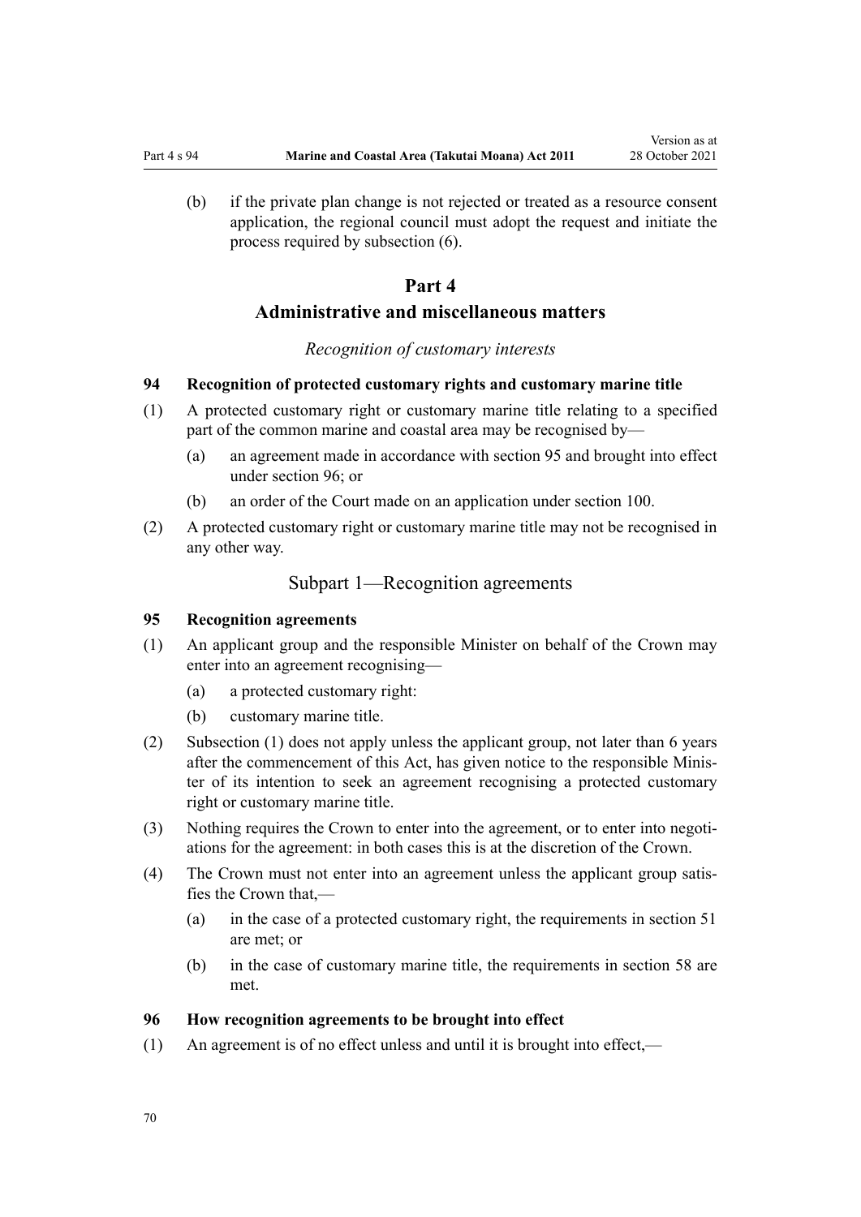(b) if the private plan change is not rejected or treated as a resource consent application, the regional council must adopt the request and initiate the process required by subsection (6).

# Part 4
# Administrative and miscellaneous matters

*Recognition of customary interests*

### 94 Recognition of protected customary rights and customary marine title

(1) A protected customary right or customary marine title relating to a specified part of the common marine and coastal area may be recognised by—

   (a) an agreement made in accordance with section 95 and brought into effect under section 96; or

   (b) an order of the Court made on an application under section 100.

(2) A protected customary right or customary marine title may not be recognised in any other way.

## Subpart 1—Recognition agreements

### 95 Recognition agreements

(1) An applicant group and the responsible Minister on behalf of the Crown may enter into an agreement recognising—

   (a) a protected customary right:

   (b) customary marine title.

(2) Subsection (1) does not apply unless the applicant group, not later than 6 years after the commencement of this Act, has given notice to the responsible Minister of its intention to seek an agreement recognising a protected customary right or customary marine title.

(3) Nothing requires the Crown to enter into the agreement, or to enter into negotiations for the agreement: in both cases this is at the discretion of the Crown.

(4) The Crown must not enter into an agreement unless the applicant group satisfies the Crown that,—

   (a) in the case of a protected customary right, the requirements in section 51 are met; or

   (b) in the case of customary marine title, the requirements in section 58 are met.

### 96 How recognition agreements to be brought into effect

(1) An agreement is of no effect unless and until it is brought into effect,—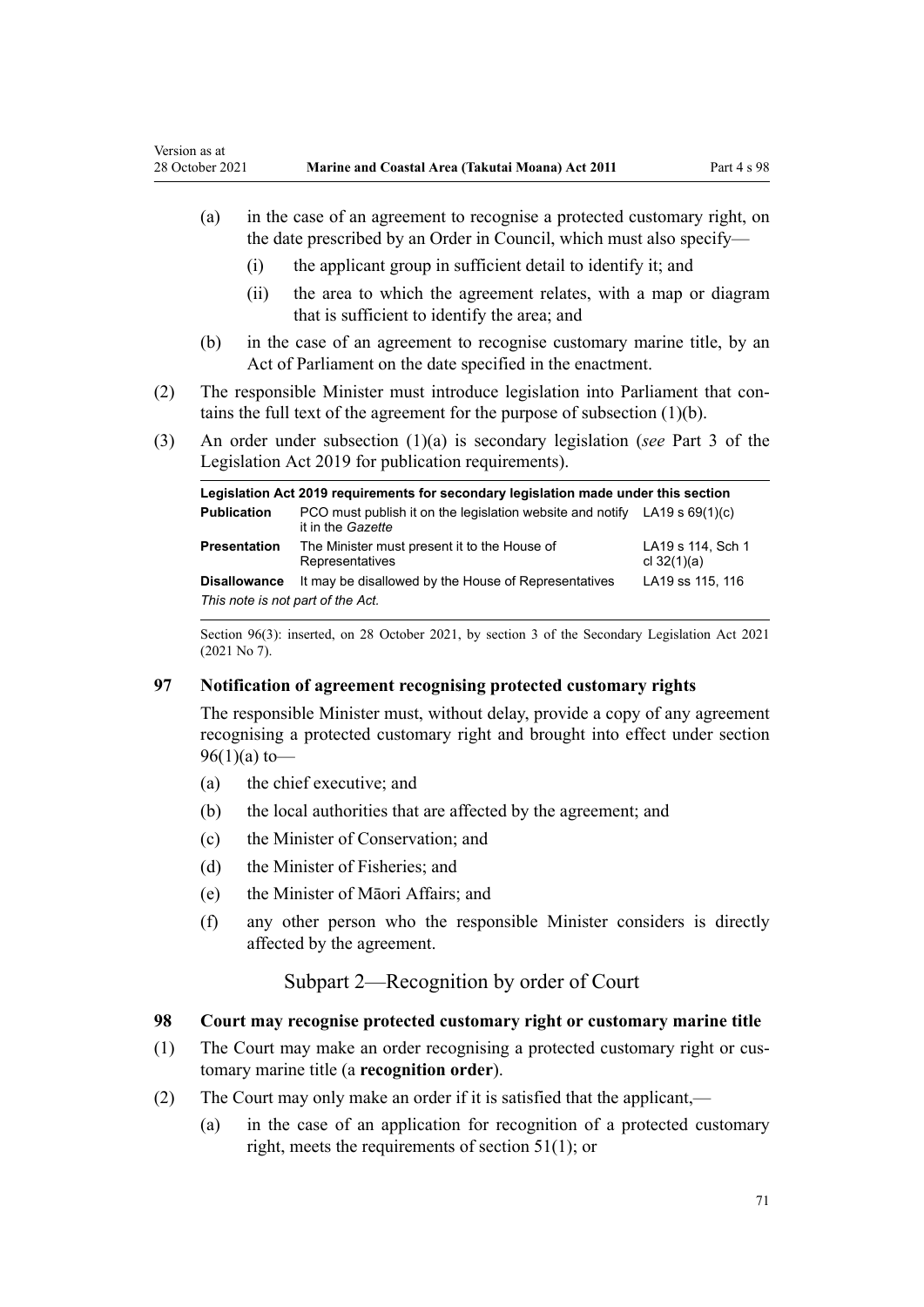(a) in the case of an agreement to recognise a protected customary right, on the date prescribed by an Order in Council, which must also specify—

  (i) the applicant group in sufficient detail to identify it; and

  (ii) the area to which the agreement relates, with a map or diagram that is sufficient to identify the area; and

(b) in the case of an agreement to recognise customary marine title, by an Act of Parliament on the date specified in the enactment.

(2) The responsible Minister must introduce legislation into Parliament that contains the full text of the agreement for the purpose of subsection (1)(b).

(3) An order under subsection (1)(a) is secondary legislation (*see* Part 3 of the Legislation Act 2019 for publication requirements).

| **Legislation Act 2019 requirements for secondary legislation made under this section** | | |
|---|---|---|
| **Publication** | PCO must publish it on the legislation website and notify it in the *Gazette* | LA19 s 69(1)(c) |
| **Presentation** | The Minister must present it to the House of Representatives | LA19 s 114, Sch 1 cl 32(1)(a) |
| **Disallowance** | It may be disallowed by the House of Representatives | LA19 ss 115, 116 |
| *This note is not part of the Act.* | | |

Section 96(3): inserted, on 28 October 2021, by section 3 of the Secondary Legislation Act 2021 (2021 No 7).

### 97 Notification of agreement recognising protected customary rights

The responsible Minister must, without delay, provide a copy of any agreement recognising a protected customary right and brought into effect under section 96(1)(a) to—

(a) the chief executive; and

(b) the local authorities that are affected by the agreement; and

(c) the Minister of Conservation; and

(d) the Minister of Fisheries; and

(e) the Minister of Māori Affairs; and

(f) any other person who the responsible Minister considers is directly affected by the agreement.

## Subpart 2—Recognition by order of Court

### 98 Court may recognise protected customary right or customary marine title

(1) The Court may make an order recognising a protected customary right or customary marine title (a **recognition order**).

(2) The Court may only make an order if it is satisfied that the applicant,—

(a) in the case of an application for recognition of a protected customary right, meets the requirements of section 51(1); or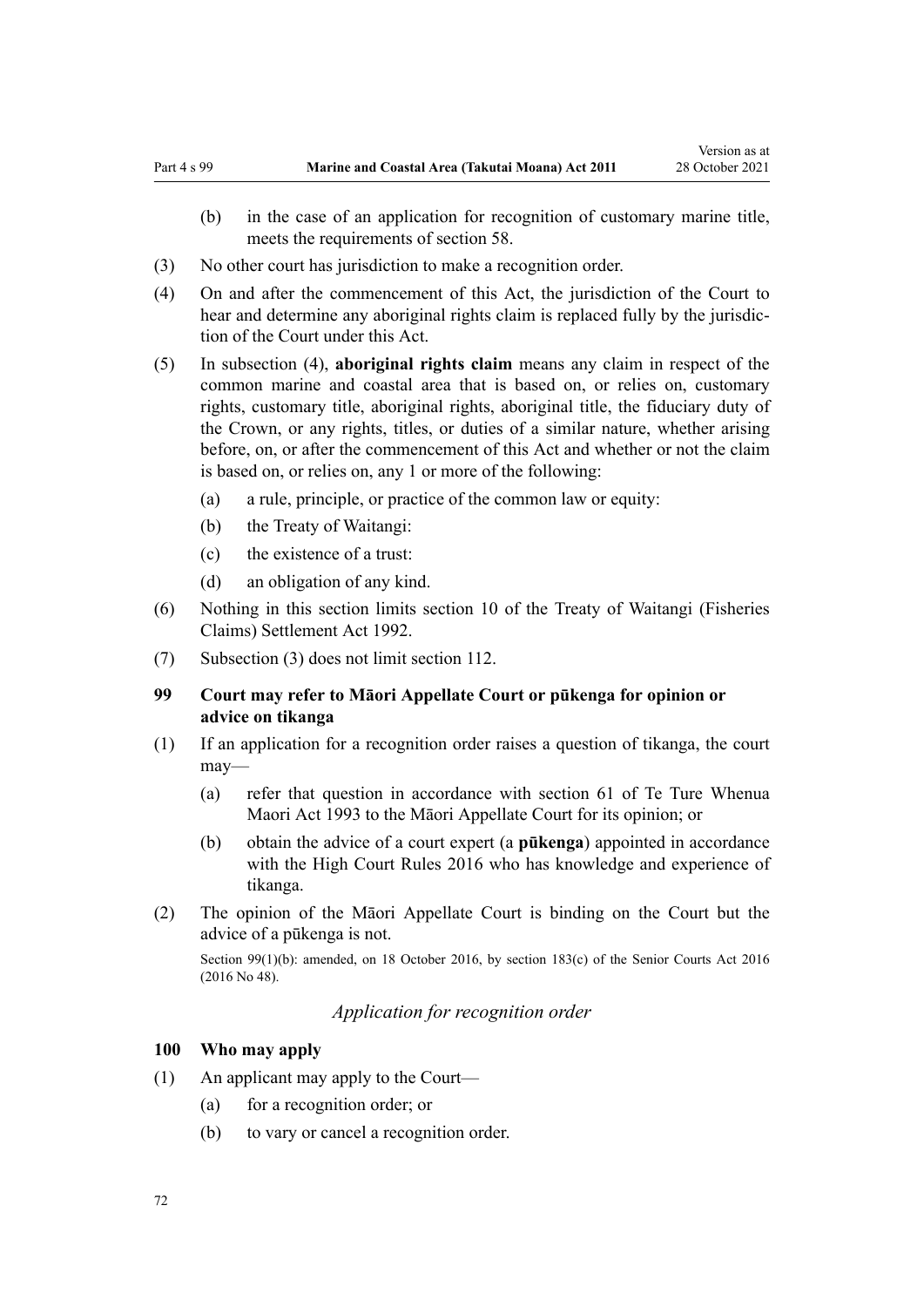(b) in the case of an application for recognition of customary marine title, meets the requirements of section 58.

(3) No other court has jurisdiction to make a recognition order.

(4) On and after the commencement of this Act, the jurisdiction of the Court to hear and determine any aboriginal rights claim is replaced fully by the jurisdiction of the Court under this Act.

(5) In subsection (4), **aboriginal rights claim** means any claim in respect of the common marine and coastal area that is based on, or relies on, customary rights, customary title, aboriginal rights, aboriginal title, the fiduciary duty of the Crown, or any rights, titles, or duties of a similar nature, whether arising before, on, or after the commencement of this Act and whether or not the claim is based on, or relies on, any 1 or more of the following:

  (a) a rule, principle, or practice of the common law or equity:

  (b) the Treaty of Waitangi:

  (c) the existence of a trust:

  (d) an obligation of any kind.

(6) Nothing in this section limits section 10 of the Treaty of Waitangi (Fisheries Claims) Settlement Act 1992.

(7) Subsection (3) does not limit section 112.

### 99 Court may refer to Māori Appellate Court or pūkenga for opinion or advice on tikanga

(1) If an application for a recognition order raises a question of tikanga, the court may—

  (a) refer that question in accordance with section 61 of Te Ture Whenua Maori Act 1993 to the Māori Appellate Court for its opinion; or

  (b) obtain the advice of a court expert (a **pūkenga**) appointed in accordance with the High Court Rules 2016 who has knowledge and experience of tikanga.

(2) The opinion of the Māori Appellate Court is binding on the Court but the advice of a pūkenga is not.

Section 99(1)(b): amended, on 18 October 2016, by section 183(c) of the Senior Courts Act 2016 (2016 No 48).

*Application for recognition order*

### 100 Who may apply

(1) An applicant may apply to the Court—

  (a) for a recognition order; or

  (b) to vary or cancel a recognition order.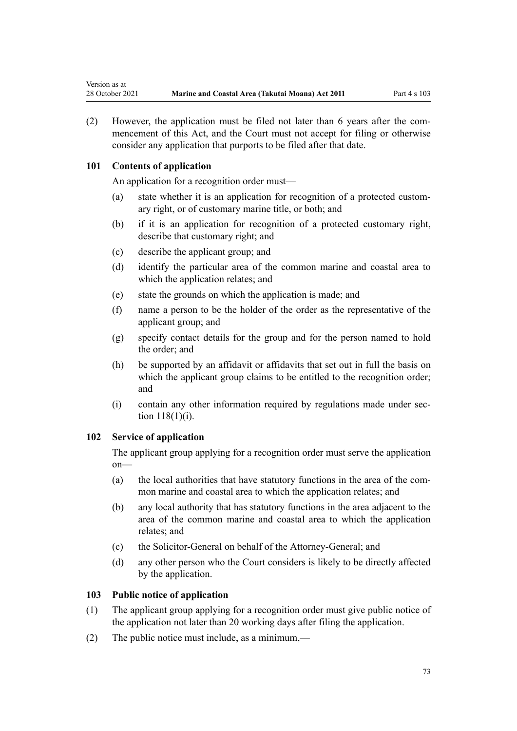(2) However, the application must be filed not later than 6 years after the commencement of this Act, and the Court must not accept for filing or otherwise consider any application that purports to be filed after that date.

### 101 Contents of application

An application for a recognition order must—

(a) state whether it is an application for recognition of a protected customary right, or of customary marine title, or both; and

(b) if it is an application for recognition of a protected customary right, describe that customary right; and

(c) describe the applicant group; and

(d) identify the particular area of the common marine and coastal area to which the application relates; and

(e) state the grounds on which the application is made; and

(f) name a person to be the holder of the order as the representative of the applicant group; and

(g) specify contact details for the group and for the person named to hold the order; and

(h) be supported by an affidavit or affidavits that set out in full the basis on which the applicant group claims to be entitled to the recognition order; and

(i) contain any other information required by regulations made under section 118(1)(i).

### 102 Service of application

The applicant group applying for a recognition order must serve the application on—

(a) the local authorities that have statutory functions in the area of the common marine and coastal area to which the application relates; and

(b) any local authority that has statutory functions in the area adjacent to the area of the common marine and coastal area to which the application relates; and

(c) the Solicitor-General on behalf of the Attorney-General; and

(d) any other person who the Court considers is likely to be directly affected by the application.

### 103 Public notice of application

(1) The applicant group applying for a recognition order must give public notice of the application not later than 20 working days after filing the application.

(2) The public notice must include, as a minimum,—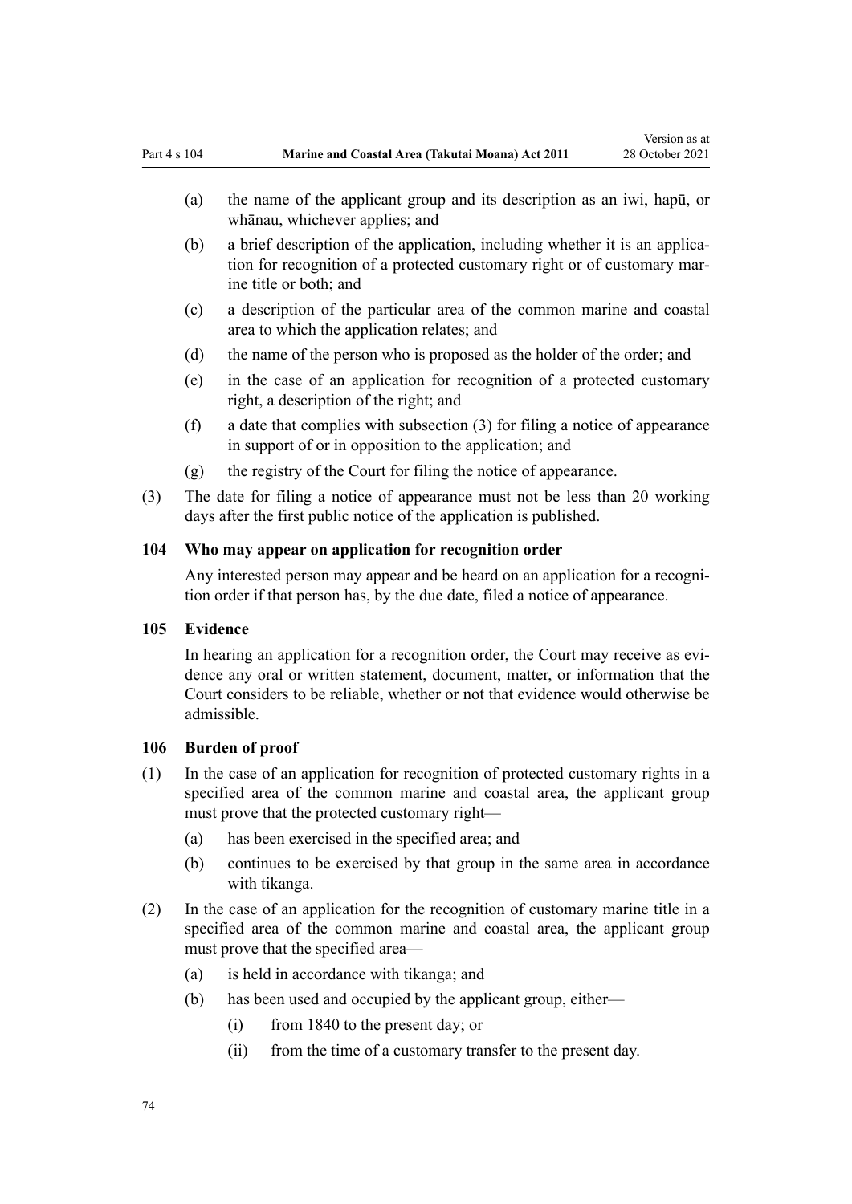(a) the name of the applicant group and its description as an iwi, hapū, or whānau, whichever applies; and

(b) a brief description of the application, including whether it is an application for recognition of a protected customary right or of customary marine title or both; and

(c) a description of the particular area of the common marine and coastal area to which the application relates; and

(d) the name of the person who is proposed as the holder of the order; and

(e) in the case of an application for recognition of a protected customary right, a description of the right; and

(f) a date that complies with subsection (3) for filing a notice of appearance in support of or in opposition to the application; and

(g) the registry of the Court for filing the notice of appearance.

(3) The date for filing a notice of appearance must not be less than 20 working days after the first public notice of the application is published.

### 104 Who may appear on application for recognition order

Any interested person may appear and be heard on an application for a recognition order if that person has, by the due date, filed a notice of appearance.

### 105 Evidence

In hearing an application for a recognition order, the Court may receive as evidence any oral or written statement, document, matter, or information that the Court considers to be reliable, whether or not that evidence would otherwise be admissible.

### 106 Burden of proof

(1) In the case of an application for recognition of protected customary rights in a specified area of the common marine and coastal area, the applicant group must prove that the protected customary right—

(a) has been exercised in the specified area; and

(b) continues to be exercised by that group in the same area in accordance with tikanga.

(2) In the case of an application for the recognition of customary marine title in a specified area of the common marine and coastal area, the applicant group must prove that the specified area—

(a) is held in accordance with tikanga; and

(b) has been used and occupied by the applicant group, either—

(i) from 1840 to the present day; or

(ii) from the time of a customary transfer to the present day.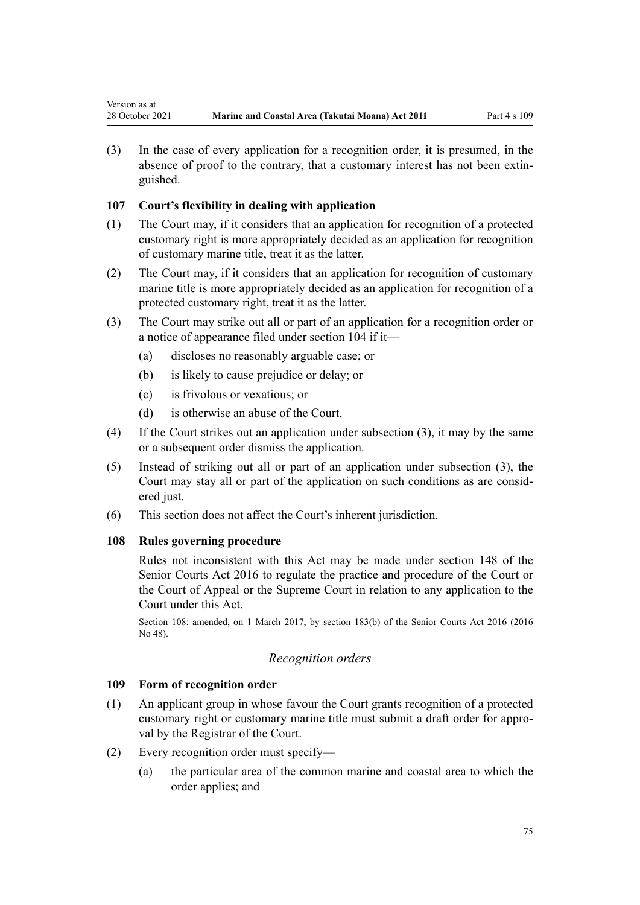(3) In the case of every application for a recognition order, it is presumed, in the absence of proof to the contrary, that a customary interest has not been extinguished.

### 107 Court's flexibility in dealing with application

(1) The Court may, if it considers that an application for recognition of a protected customary right is more appropriately decided as an application for recognition of customary marine title, treat it as the latter.

(2) The Court may, if it considers that an application for recognition of customary marine title is more appropriately decided as an application for recognition of a protected customary right, treat it as the latter.

(3) The Court may strike out all or part of an application for a recognition order or a notice of appearance filed under section 104 if it—

- (a) discloses no reasonably arguable case; or
- (b) is likely to cause prejudice or delay; or
- (c) is frivolous or vexatious; or
- (d) is otherwise an abuse of the Court.

(4) If the Court strikes out an application under subsection (3), it may by the same or a subsequent order dismiss the application.

(5) Instead of striking out all or part of an application under subsection (3), the Court may stay all or part of the application on such conditions as are considered just.

(6) This section does not affect the Court's inherent jurisdiction.

### 108 Rules governing procedure

Rules not inconsistent with this Act may be made under section 148 of the Senior Courts Act 2016 to regulate the practice and procedure of the Court or the Court of Appeal or the Supreme Court in relation to any application to the Court under this Act.

Section 108: amended, on 1 March 2017, by section 183(b) of the Senior Courts Act 2016 (2016 No 48).

*Recognition orders*

### 109 Form of recognition order

(1) An applicant group in whose favour the Court grants recognition of a protected customary right or customary marine title must submit a draft order for approval by the Registrar of the Court.

(2) Every recognition order must specify—

- (a) the particular area of the common marine and coastal area to which the order applies; and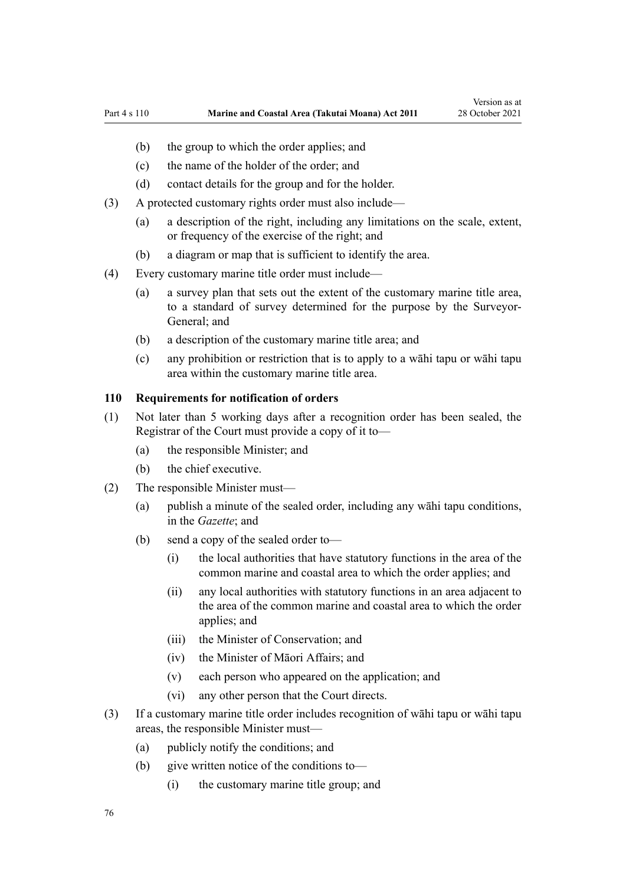(b) the group to which the order applies; and

(c) the name of the holder of the order; and

(d) contact details for the group and for the holder.

(3) A protected customary rights order must also include—

(a) a description of the right, including any limitations on the scale, extent, or frequency of the exercise of the right; and

(b) a diagram or map that is sufficient to identify the area.

(4) Every customary marine title order must include—

(a) a survey plan that sets out the extent of the customary marine title area, to a standard of survey determined for the purpose by the Surveyor-General; and

(b) a description of the customary marine title area; and

(c) any prohibition or restriction that is to apply to a wāhi tapu or wāhi tapu area within the customary marine title area.

### 110 Requirements for notification of orders

(1) Not later than 5 working days after a recognition order has been sealed, the Registrar of the Court must provide a copy of it to—

(a) the responsible Minister; and

(b) the chief executive.

(2) The responsible Minister must—

(a) publish a minute of the sealed order, including any wāhi tapu conditions, in the *Gazette*; and

(b) send a copy of the sealed order to—

(i) the local authorities that have statutory functions in the area of the common marine and coastal area to which the order applies; and

(ii) any local authorities with statutory functions in an area adjacent to the area of the common marine and coastal area to which the order applies; and

(iii) the Minister of Conservation; and

(iv) the Minister of Māori Affairs; and

(v) each person who appeared on the application; and

(vi) any other person that the Court directs.

(3) If a customary marine title order includes recognition of wāhi tapu or wāhi tapu areas, the responsible Minister must—

(a) publicly notify the conditions; and

(b) give written notice of the conditions to—

(i) the customary marine title group; and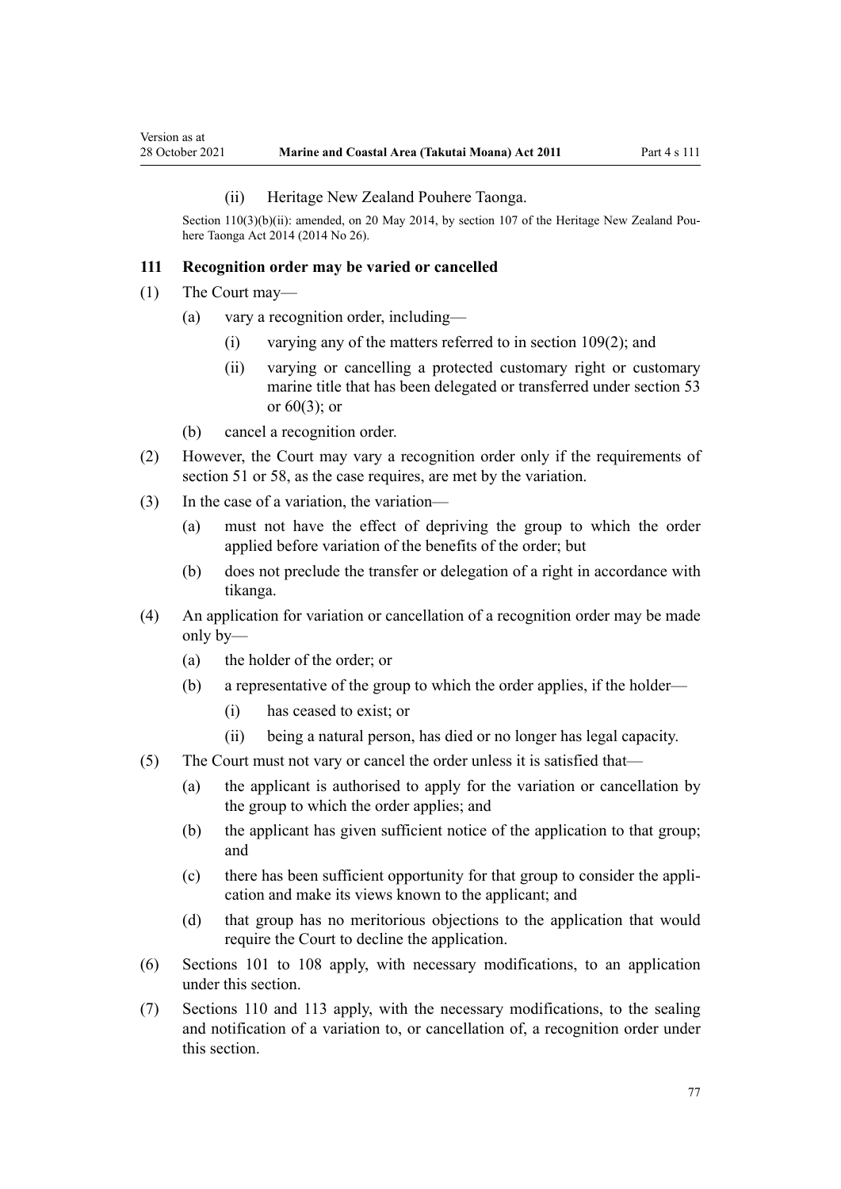(ii) Heritage New Zealand Pouhere Taonga.

Section 110(3)(b)(ii): amended, on 20 May 2014, by section 107 of the Heritage New Zealand Pouhere Taonga Act 2014 (2014 No 26).

### 111 Recognition order may be varied or cancelled

(1) The Court may—

- (a) vary a recognition order, including—
  - (i) varying any of the matters referred to in section 109(2); and
  - (ii) varying or cancelling a protected customary right or customary marine title that has been delegated or transferred under section 53 or 60(3); or
- (b) cancel a recognition order.

(2) However, the Court may vary a recognition order only if the requirements of section 51 or 58, as the case requires, are met by the variation.

(3) In the case of a variation, the variation—

- (a) must not have the effect of depriving the group to which the order applied before variation of the benefits of the order; but
- (b) does not preclude the transfer or delegation of a right in accordance with tikanga.

(4) An application for variation or cancellation of a recognition order may be made only by—

- (a) the holder of the order; or
- (b) a representative of the group to which the order applies, if the holder—
  - (i) has ceased to exist; or
  - (ii) being a natural person, has died or no longer has legal capacity.

(5) The Court must not vary or cancel the order unless it is satisfied that—

- (a) the applicant is authorised to apply for the variation or cancellation by the group to which the order applies; and
- (b) the applicant has given sufficient notice of the application to that group; and
- (c) there has been sufficient opportunity for that group to consider the application and make its views known to the applicant; and
- (d) that group has no meritorious objections to the application that would require the Court to decline the application.

(6) Sections 101 to 108 apply, with necessary modifications, to an application under this section.

(7) Sections 110 and 113 apply, with the necessary modifications, to the sealing and notification of a variation to, or cancellation of, a recognition order under this section.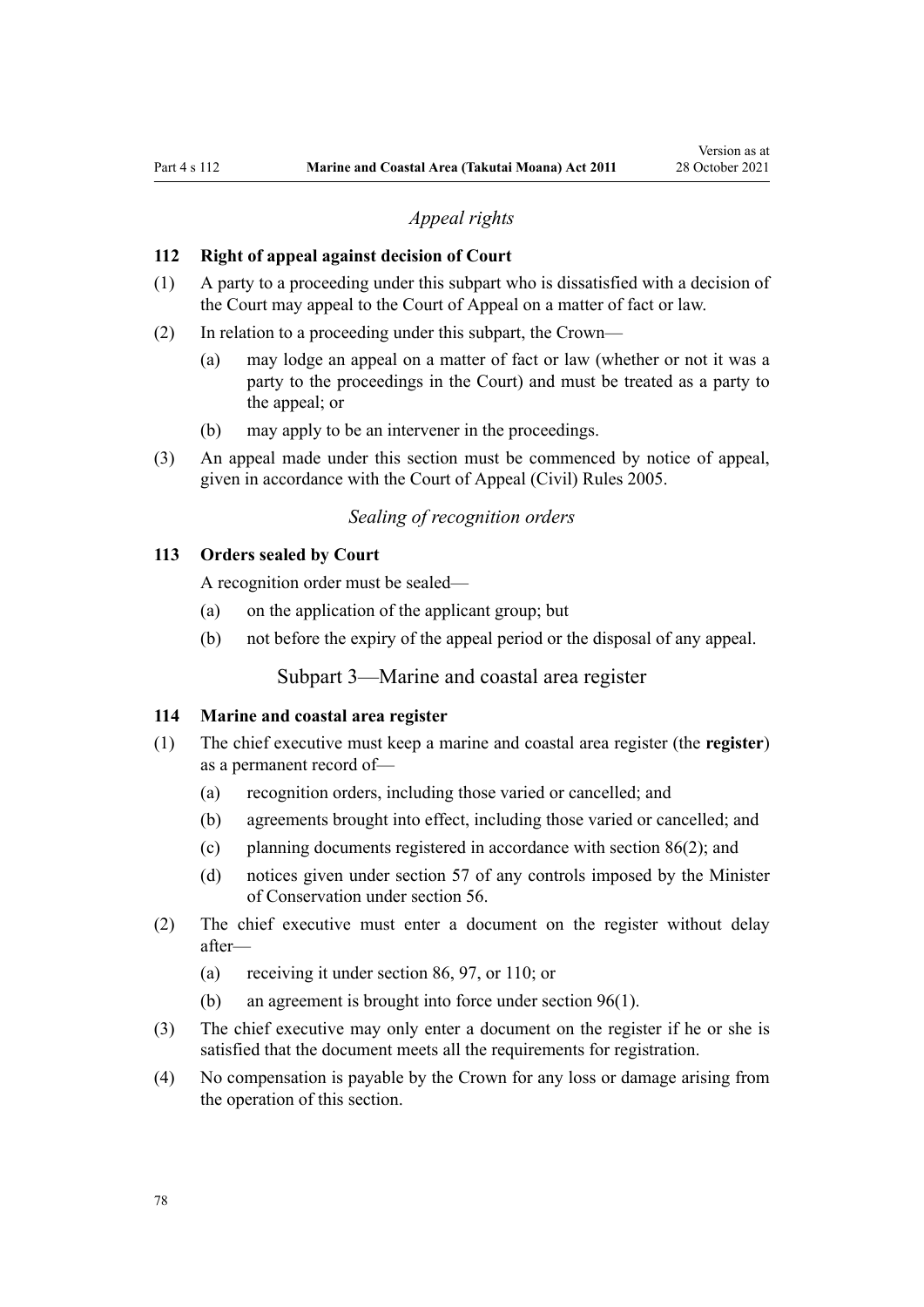*Appeal rights*

### 112 Right of appeal against decision of Court

(1) A party to a proceeding under this subpart who is dissatisfied with a decision of the Court may appeal to the Court of Appeal on a matter of fact or law.

(2) In relation to a proceeding under this subpart, the Crown—

  (a) may lodge an appeal on a matter of fact or law (whether or not it was a party to the proceedings in the Court) and must be treated as a party to the appeal; or

  (b) may apply to be an intervener in the proceedings.

(3) An appeal made under this section must be commenced by notice of appeal, given in accordance with the Court of Appeal (Civil) Rules 2005.

*Sealing of recognition orders*

### 113 Orders sealed by Court

A recognition order must be sealed—

  (a) on the application of the applicant group; but

  (b) not before the expiry of the appeal period or the disposal of any appeal.

## Subpart 3—Marine and coastal area register

### 114 Marine and coastal area register

(1) The chief executive must keep a marine and coastal area register (the **register**) as a permanent record of—

  (a) recognition orders, including those varied or cancelled; and

  (b) agreements brought into effect, including those varied or cancelled; and

  (c) planning documents registered in accordance with section 86(2); and

  (d) notices given under section 57 of any controls imposed by the Minister of Conservation under section 56.

(2) The chief executive must enter a document on the register without delay after—

  (a) receiving it under section 86, 97, or 110; or

  (b) an agreement is brought into force under section 96(1).

(3) The chief executive may only enter a document on the register if he or she is satisfied that the document meets all the requirements for registration.

(4) No compensation is payable by the Crown for any loss or damage arising from the operation of this section.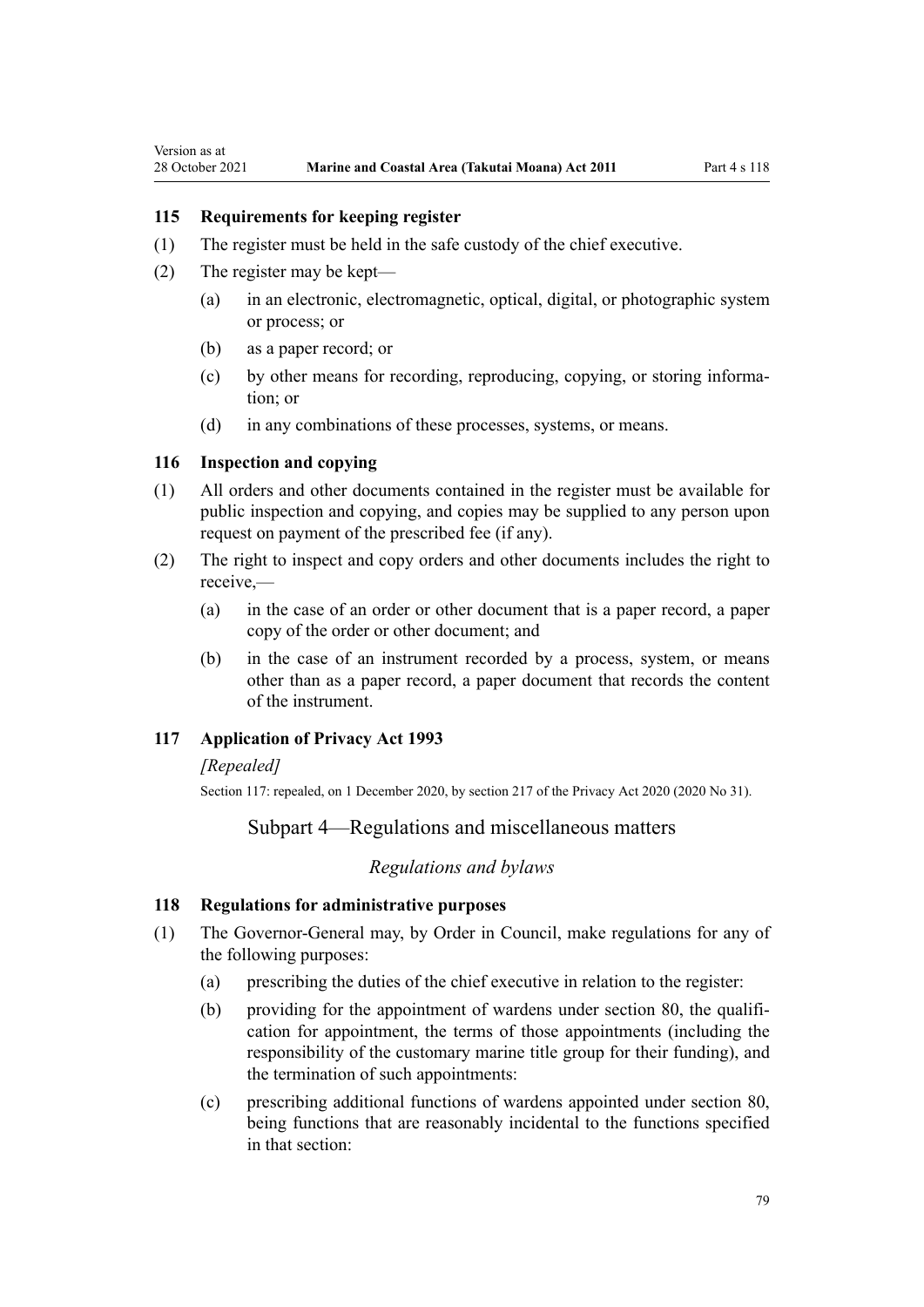### 115 Requirements for keeping register

(1) The register must be held in the safe custody of the chief executive.

(2) The register may be kept—

(a) in an electronic, electromagnetic, optical, digital, or photographic system or process; or

(b) as a paper record; or

(c) by other means for recording, reproducing, copying, or storing information; or

(d) in any combinations of these processes, systems, or means.

### 116 Inspection and copying

(1) All orders and other documents contained in the register must be available for public inspection and copying, and copies may be supplied to any person upon request on payment of the prescribed fee (if any).

(2) The right to inspect and copy orders and other documents includes the right to receive,—

(a) in the case of an order or other document that is a paper record, a paper copy of the order or other document; and

(b) in the case of an instrument recorded by a process, system, or means other than as a paper record, a paper document that records the content of the instrument.

### 117 Application of Privacy Act 1993

*[Repealed]*

Section 117: repealed, on 1 December 2020, by section 217 of the Privacy Act 2020 (2020 No 31).

## Subpart 4—Regulations and miscellaneous matters

*Regulations and bylaws*

### 118 Regulations for administrative purposes

(1) The Governor-General may, by Order in Council, make regulations for any of the following purposes:

(a) prescribing the duties of the chief executive in relation to the register:

(b) providing for the appointment of wardens under section 80, the qualification for appointment, the terms of those appointments (including the responsibility of the customary marine title group for their funding), and the termination of such appointments:

(c) prescribing additional functions of wardens appointed under section 80, being functions that are reasonably incidental to the functions specified in that section: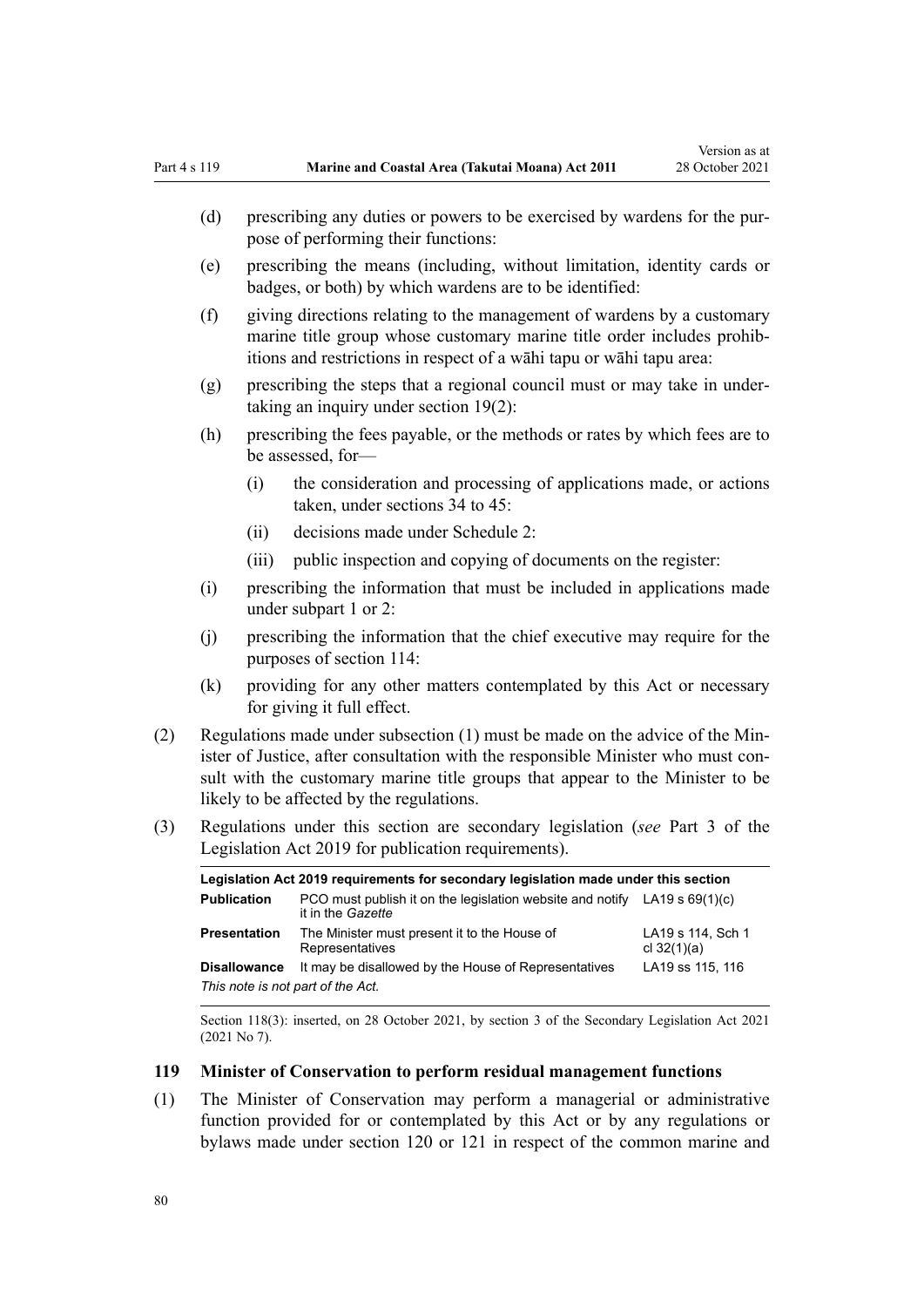(d) prescribing any duties or powers to be exercised by wardens for the purpose of performing their functions:

(e) prescribing the means (including, without limitation, identity cards or badges, or both) by which wardens are to be identified:

(f) giving directions relating to the management of wardens by a customary marine title group whose customary marine title order includes prohibitions and restrictions in respect of a wāhi tapu or wāhi tapu area:

(g) prescribing the steps that a regional council must or may take in undertaking an inquiry under section 19(2):

(h) prescribing the fees payable, or the methods or rates by which fees are to be assessed, for—

(i) the consideration and processing of applications made, or actions taken, under sections 34 to 45:

(ii) decisions made under Schedule 2:

(iii) public inspection and copying of documents on the register:

(i) prescribing the information that must be included in applications made under subpart 1 or 2:

(j) prescribing the information that the chief executive may require for the purposes of section 114:

(k) providing for any other matters contemplated by this Act or necessary for giving it full effect.

(2) Regulations made under subsection (1) must be made on the advice of the Minister of Justice, after consultation with the responsible Minister who must consult with the customary marine title groups that appear to the Minister to be likely to be affected by the regulations.

(3) Regulations under this section are secondary legislation (*see* Part 3 of the Legislation Act 2019 for publication requirements).

| Legislation Act 2019 requirements for secondary legislation made under this section | | |
|---|---|---|
| **Publication** | PCO must publish it on the legislation website and notify it in the *Gazette* | LA19 s 69(1)(c) |
| **Presentation** | The Minister must present it to the House of Representatives | LA19 s 114, Sch 1 cl 32(1)(a) |
| **Disallowance** | It may be disallowed by the House of Representatives | LA19 ss 115, 116 |
| *This note is not part of the Act.* | | |

Section 118(3): inserted, on 28 October 2021, by section 3 of the Secondary Legislation Act 2021 (2021 No 7).

### 119 Minister of Conservation to perform residual management functions

(1) The Minister of Conservation may perform a managerial or administrative function provided for or contemplated by this Act or by any regulations or bylaws made under section 120 or 121 in respect of the common marine and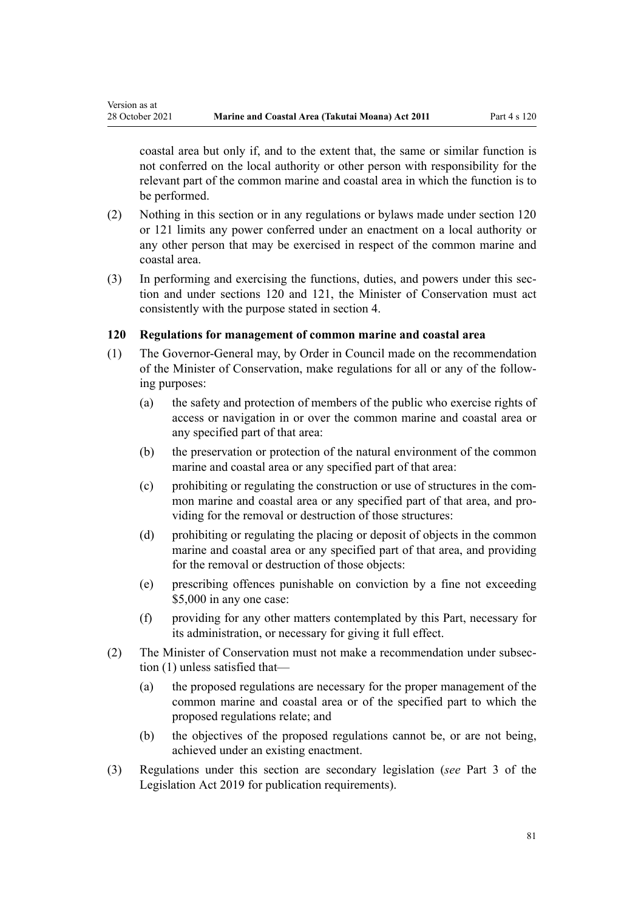coastal area but only if, and to the extent that, the same or similar function is not conferred on the local authority or other person with responsibility for the relevant part of the common marine and coastal area in which the function is to be performed.

(2) Nothing in this section or in any regulations or bylaws made under section 120 or 121 limits any power conferred under an enactment on a local authority or any other person that may be exercised in respect of the common marine and coastal area.

(3) In performing and exercising the functions, duties, and powers under this section and under sections 120 and 121, the Minister of Conservation must act consistently with the purpose stated in section 4.

### 120 Regulations for management of common marine and coastal area

(1) The Governor-General may, by Order in Council made on the recommendation of the Minister of Conservation, make regulations for all or any of the following purposes:

- (a) the safety and protection of members of the public who exercise rights of access or navigation in or over the common marine and coastal area or any specified part of that area:
- (b) the preservation or protection of the natural environment of the common marine and coastal area or any specified part of that area:
- (c) prohibiting or regulating the construction or use of structures in the common marine and coastal area or any specified part of that area, and providing for the removal or destruction of those structures:
- (d) prohibiting or regulating the placing or deposit of objects in the common marine and coastal area or any specified part of that area, and providing for the removal or destruction of those objects:
- (e) prescribing offences punishable on conviction by a fine not exceeding $5,000 in any one case:
- (f) providing for any other matters contemplated by this Part, necessary for its administration, or necessary for giving it full effect.

(2) The Minister of Conservation must not make a recommendation under subsection (1) unless satisfied that—

- (a) the proposed regulations are necessary for the proper management of the common marine and coastal area or of the specified part to which the proposed regulations relate; and
- (b) the objectives of the proposed regulations cannot be, or are not being, achieved under an existing enactment.

(3) Regulations under this section are secondary legislation (*see* Part 3 of the Legislation Act 2019 for publication requirements).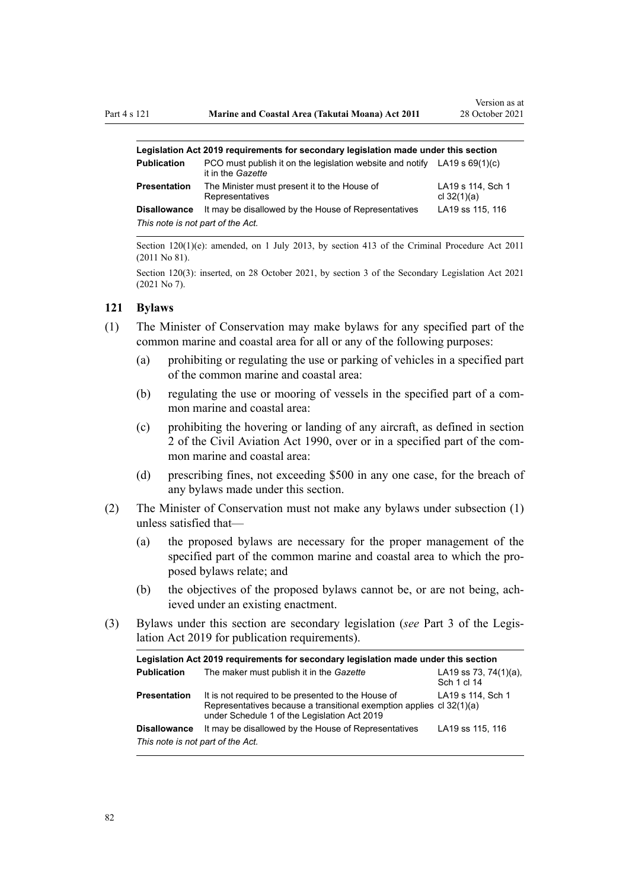| Legislation Act 2019 requirements for secondary legislation made under this section | | |
|---|---|---|
| **Publication** | PCO must publish it on the legislation website and notify it in the *Gazette* | LA19 s 69(1)(c) |
| **Presentation** | The Minister must present it to the House of Representatives | LA19 s 114, Sch 1 cl 32(1)(a) |
| **Disallowance** | It may be disallowed by the House of Representatives | LA19 ss 115, 116 |
| *This note is not part of the Act.* | | |

Section 120(1)(e): amended, on 1 July 2013, by section 413 of the Criminal Procedure Act 2011 (2011 No 81).

Section 120(3): inserted, on 28 October 2021, by section 3 of the Secondary Legislation Act 2021 (2021 No 7).

### 121 Bylaws

(1) The Minister of Conservation may make bylaws for any specified part of the common marine and coastal area for all or any of the following purposes:

(a) prohibiting or regulating the use or parking of vehicles in a specified part of the common marine and coastal area:

(b) regulating the use or mooring of vessels in the specified part of a common marine and coastal area:

(c) prohibiting the hovering or landing of any aircraft, as defined in section 2 of the Civil Aviation Act 1990, over or in a specified part of the common marine and coastal area:

(d) prescribing fines, not exceeding $500 in any one case, for the breach of any bylaws made under this section.

(2) The Minister of Conservation must not make any bylaws under subsection (1) unless satisfied that—

(a) the proposed bylaws are necessary for the proper management of the specified part of the common marine and coastal area to which the proposed bylaws relate; and

(b) the objectives of the proposed bylaws cannot be, or are not being, achieved under an existing enactment.

(3) Bylaws under this section are secondary legislation (*see* Part 3 of the Legislation Act 2019 for publication requirements).

| Legislation Act 2019 requirements for secondary legislation made under this section | | |
|---|---|---|
| **Publication** | The maker must publish it in the *Gazette* | LA19 ss 73, 74(1)(a), Sch 1 cl 14 |
| **Presentation** | It is not required to be presented to the House of Representatives because a transitional exemption applies under Schedule 1 of the Legislation Act 2019 | LA19 s 114, Sch 1 cl 32(1)(a) |
| **Disallowance** | It may be disallowed by the House of Representatives | LA19 ss 115, 116 |
| *This note is not part of the Act.* | | |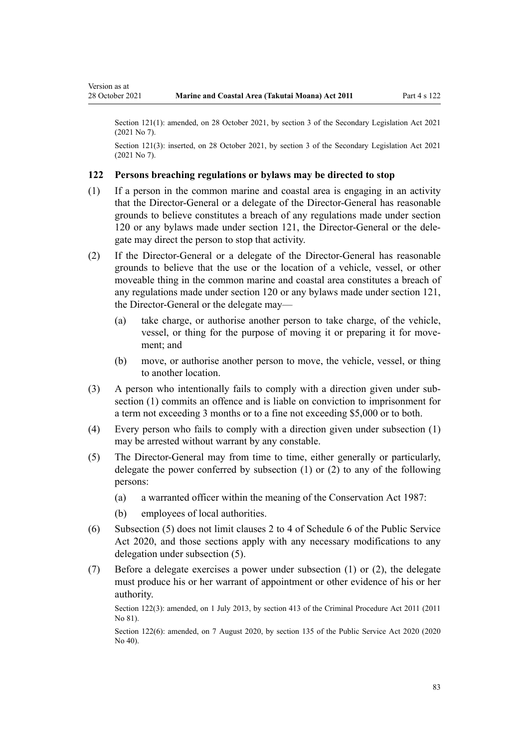Section 121(1): amended, on 28 October 2021, by section 3 of the Secondary Legislation Act 2021 (2021 No 7).

Section 121(3): inserted, on 28 October 2021, by section 3 of the Secondary Legislation Act 2021 (2021 No 7).

### 122 Persons breaching regulations or bylaws may be directed to stop

(1) If a person in the common marine and coastal area is engaging in an activity that the Director-General or a delegate of the Director-General has reasonable grounds to believe constitutes a breach of any regulations made under section 120 or any bylaws made under section 121, the Director-General or the delegate may direct the person to stop that activity.

(2) If the Director-General or a delegate of the Director-General has reasonable grounds to believe that the use or the location of a vehicle, vessel, or other moveable thing in the common marine and coastal area constitutes a breach of any regulations made under section 120 or any bylaws made under section 121, the Director-General or the delegate may—

  (a) take charge, or authorise another person to take charge, of the vehicle, vessel, or thing for the purpose of moving it or preparing it for movement; and

  (b) move, or authorise another person to move, the vehicle, vessel, or thing to another location.

(3) A person who intentionally fails to comply with a direction given under subsection (1) commits an offence and is liable on conviction to imprisonment for a term not exceeding 3 months or to a fine not exceeding $5,000 or to both.

(4) Every person who fails to comply with a direction given under subsection (1) may be arrested without warrant by any constable.

(5) The Director-General may from time to time, either generally or particularly, delegate the power conferred by subsection (1) or (2) to any of the following persons:

  (a) a warranted officer within the meaning of the Conservation Act 1987:

  (b) employees of local authorities.

(6) Subsection (5) does not limit clauses 2 to 4 of Schedule 6 of the Public Service Act 2020, and those sections apply with any necessary modifications to any delegation under subsection (5).

(7) Before a delegate exercises a power under subsection (1) or (2), the delegate must produce his or her warrant of appointment or other evidence of his or her authority.

Section 122(3): amended, on 1 July 2013, by section 413 of the Criminal Procedure Act 2011 (2011 No 81).

Section 122(6): amended, on 7 August 2020, by section 135 of the Public Service Act 2020 (2020 No 40).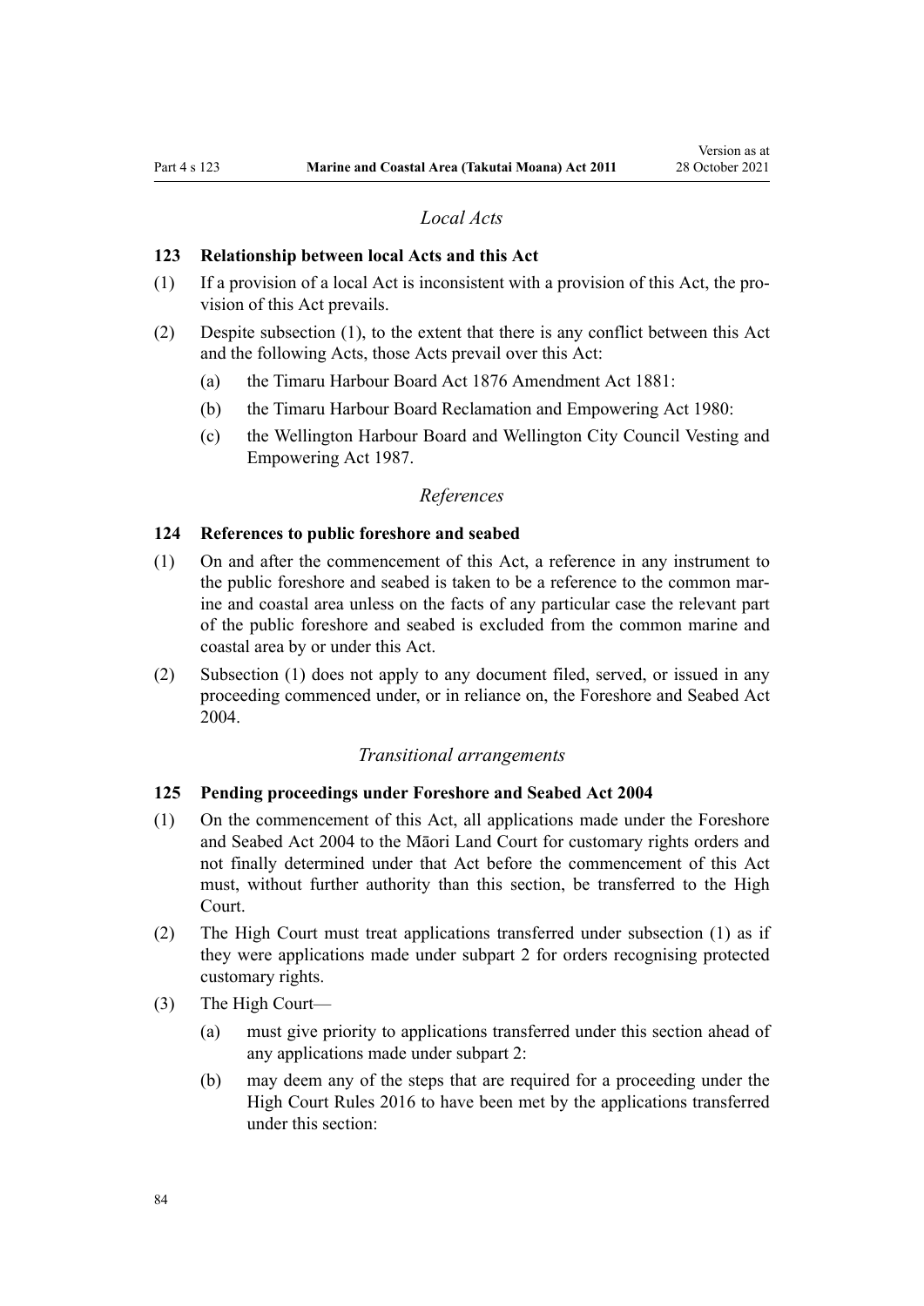*Local Acts*

### 123 Relationship between local Acts and this Act

(1) If a provision of a local Act is inconsistent with a provision of this Act, the provision of this Act prevails.

(2) Despite subsection (1), to the extent that there is any conflict between this Act and the following Acts, those Acts prevail over this Act:

   (a) the Timaru Harbour Board Act 1876 Amendment Act 1881:

   (b) the Timaru Harbour Board Reclamation and Empowering Act 1980:

   (c) the Wellington Harbour Board and Wellington City Council Vesting and Empowering Act 1987.

*References*

### 124 References to public foreshore and seabed

(1) On and after the commencement of this Act, a reference in any instrument to the public foreshore and seabed is taken to be a reference to the common marine and coastal area unless on the facts of any particular case the relevant part of the public foreshore and seabed is excluded from the common marine and coastal area by or under this Act.

(2) Subsection (1) does not apply to any document filed, served, or issued in any proceeding commenced under, or in reliance on, the Foreshore and Seabed Act 2004.

*Transitional arrangements*

### 125 Pending proceedings under Foreshore and Seabed Act 2004

(1) On the commencement of this Act, all applications made under the Foreshore and Seabed Act 2004 to the Māori Land Court for customary rights orders and not finally determined under that Act before the commencement of this Act must, without further authority than this section, be transferred to the High Court.

(2) The High Court must treat applications transferred under subsection (1) as if they were applications made under subpart 2 for orders recognising protected customary rights.

(3) The High Court—

   (a) must give priority to applications transferred under this section ahead of any applications made under subpart 2:

   (b) may deem any of the steps that are required for a proceeding under the High Court Rules 2016 to have been met by the applications transferred under this section: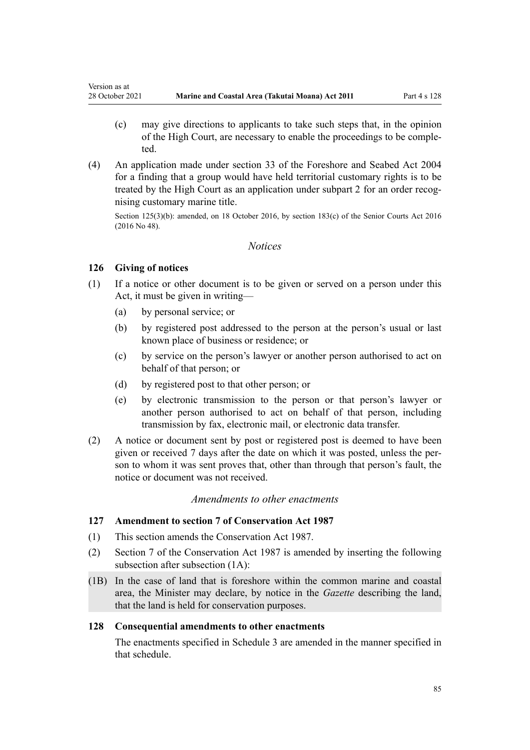(c) may give directions to applicants to take such steps that, in the opinion of the High Court, are necessary to enable the proceedings to be completed.

(4) An application made under section 33 of the Foreshore and Seabed Act 2004 for a finding that a group would have held territorial customary rights is to be treated by the High Court as an application under subpart 2 for an order recognising customary marine title.

Section 125(3)(b): amended, on 18 October 2016, by section 183(c) of the Senior Courts Act 2016 (2016 No 48).

*Notices*

### 126 Giving of notices

(1) If a notice or other document is to be given or served on a person under this Act, it must be given in writing—

- (a) by personal service; or
- (b) by registered post addressed to the person at the person's usual or last known place of business or residence; or
- (c) by service on the person's lawyer or another person authorised to act on behalf of that person; or
- (d) by registered post to that other person; or
- (e) by electronic transmission to the person or that person's lawyer or another person authorised to act on behalf of that person, including transmission by fax, electronic mail, or electronic data transfer.

(2) A notice or document sent by post or registered post is deemed to have been given or received 7 days after the date on which it was posted, unless the person to whom it was sent proves that, other than through that person's fault, the notice or document was not received.

*Amendments to other enactments*

### 127 Amendment to section 7 of Conservation Act 1987

(1) This section amends the Conservation Act 1987.

(2) Section 7 of the Conservation Act 1987 is amended by inserting the following subsection after subsection (1A):

(1B) In the case of land that is foreshore within the common marine and coastal area, the Minister may declare, by notice in the *Gazette* describing the land, that the land is held for conservation purposes.

### 128 Consequential amendments to other enactments

The enactments specified in Schedule 3 are amended in the manner specified in that schedule.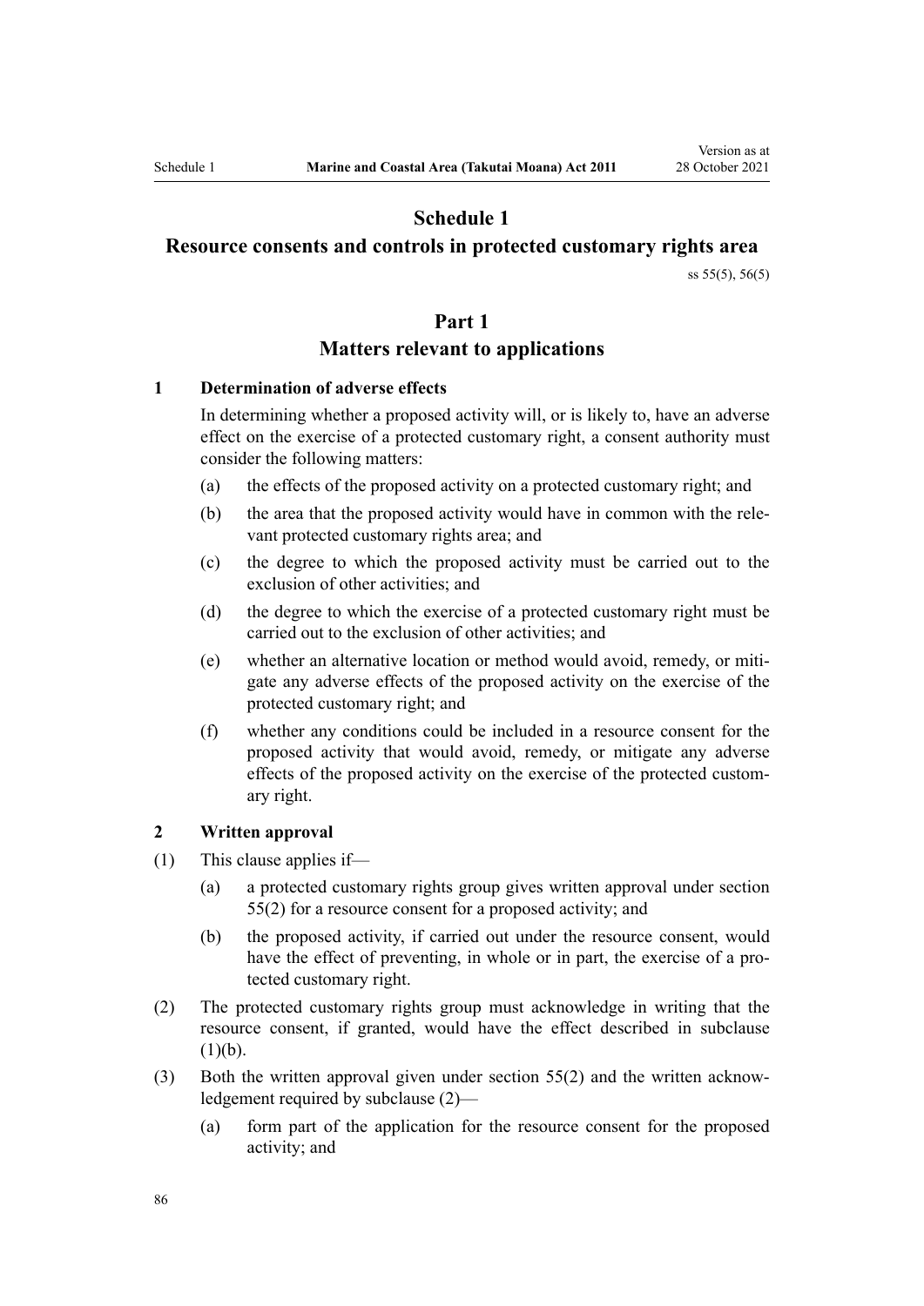# Schedule 1
# Resource consents and controls in protected customary rights area

ss 55(5), 56(5)

## Part 1
## Matters relevant to applications

### 1 Determination of adverse effects

In determining whether a proposed activity will, or is likely to, have an adverse effect on the exercise of a protected customary right, a consent authority must consider the following matters:

(a) the effects of the proposed activity on a protected customary right; and

(b) the area that the proposed activity would have in common with the relevant protected customary rights area; and

(c) the degree to which the proposed activity must be carried out to the exclusion of other activities; and

(d) the degree to which the exercise of a protected customary right must be carried out to the exclusion of other activities; and

(e) whether an alternative location or method would avoid, remedy, or mitigate any adverse effects of the proposed activity on the exercise of the protected customary right; and

(f) whether any conditions could be included in a resource consent for the proposed activity that would avoid, remedy, or mitigate any adverse effects of the proposed activity on the exercise of the protected customary right.

### 2 Written approval

(1) This clause applies if—

(a) a protected customary rights group gives written approval under section 55(2) for a resource consent for a proposed activity; and

(b) the proposed activity, if carried out under the resource consent, would have the effect of preventing, in whole or in part, the exercise of a protected customary right.

(2) The protected customary rights group must acknowledge in writing that the resource consent, if granted, would have the effect described in subclause (1)(b).

(3) Both the written approval given under section 55(2) and the written acknowledgement required by subclause (2)—

(a) form part of the application for the resource consent for the proposed activity; and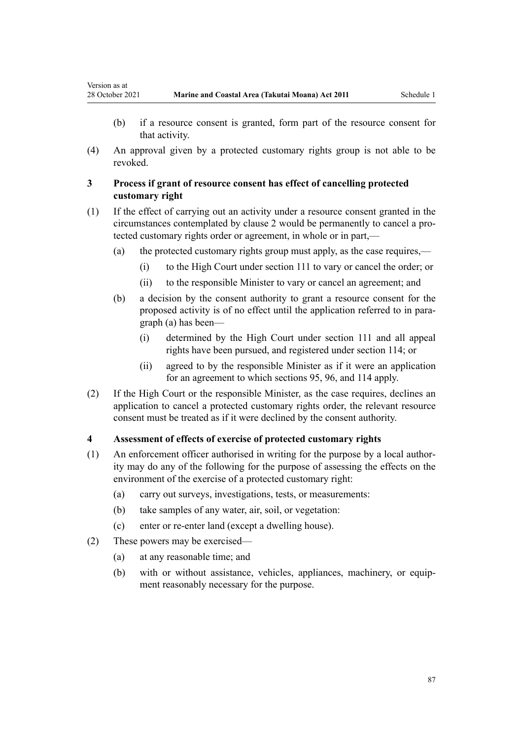(b) if a resource consent is granted, form part of the resource consent for that activity.

(4) An approval given by a protected customary rights group is not able to be revoked.

### 3 Process if grant of resource consent has effect of cancelling protected customary right

(1) If the effect of carrying out an activity under a resource consent granted in the circumstances contemplated by clause 2 would be permanently to cancel a protected customary rights order or agreement, in whole or in part,—

  (a) the protected customary rights group must apply, as the case requires,—

    (i) to the High Court under section 111 to vary or cancel the order; or

    (ii) to the responsible Minister to vary or cancel an agreement; and

  (b) a decision by the consent authority to grant a resource consent for the proposed activity is of no effect until the application referred to in paragraph (a) has been—

    (i) determined by the High Court under section 111 and all appeal rights have been pursued, and registered under section 114; or

    (ii) agreed to by the responsible Minister as if it were an application for an agreement to which sections 95, 96, and 114 apply.

(2) If the High Court or the responsible Minister, as the case requires, declines an application to cancel a protected customary rights order, the relevant resource consent must be treated as if it were declined by the consent authority.

### 4 Assessment of effects of exercise of protected customary rights

(1) An enforcement officer authorised in writing for the purpose by a local authority may do any of the following for the purpose of assessing the effects on the environment of the exercise of a protected customary right:

  (a) carry out surveys, investigations, tests, or measurements:

  (b) take samples of any water, air, soil, or vegetation:

  (c) enter or re-enter land (except a dwelling house).

(2) These powers may be exercised—

  (a) at any reasonable time; and

  (b) with or without assistance, vehicles, appliances, machinery, or equipment reasonably necessary for the purpose.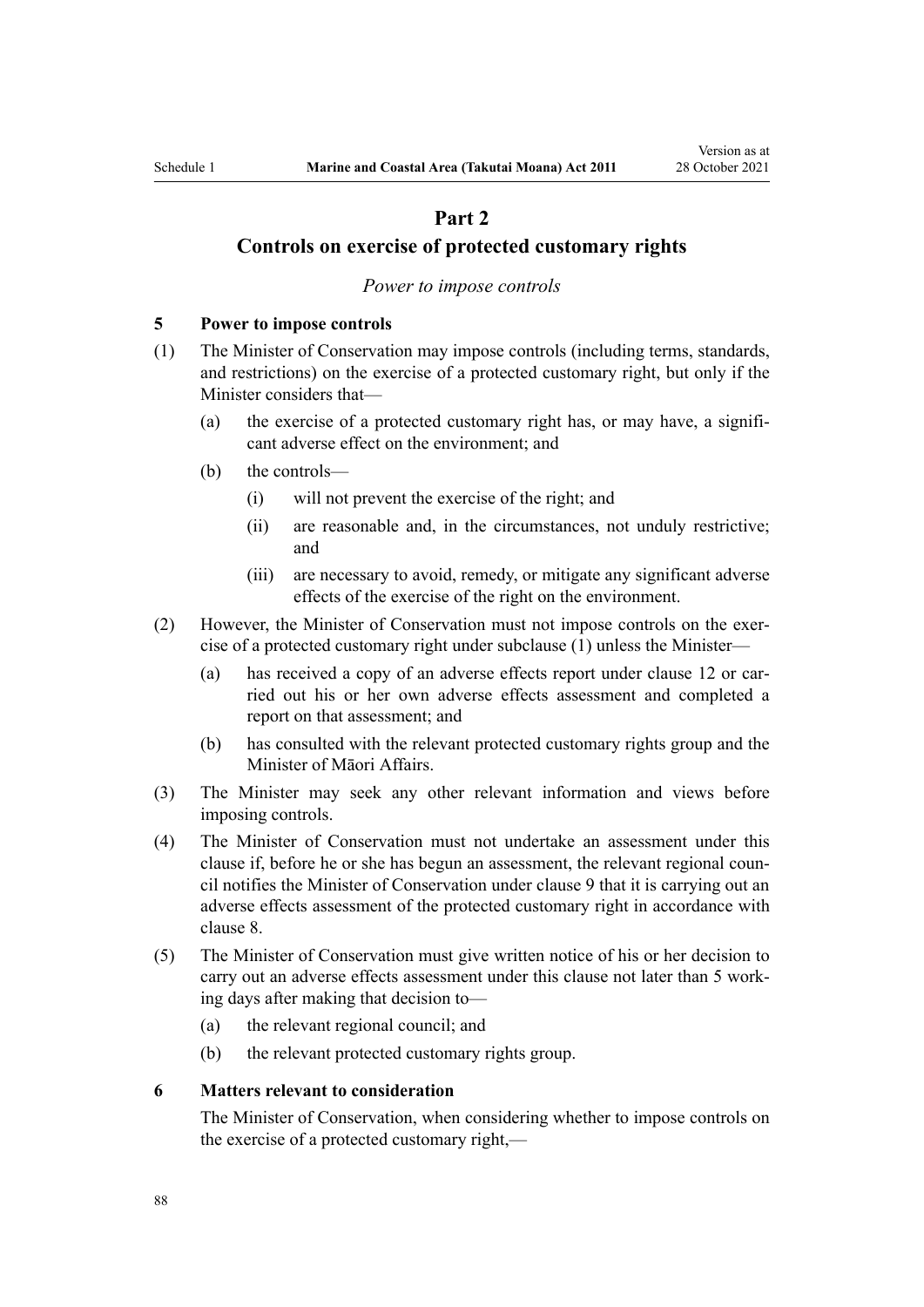## Part 2

## Controls on exercise of protected customary rights

*Power to impose controls*

### 5 Power to impose controls

(1) The Minister of Conservation may impose controls (including terms, standards, and restrictions) on the exercise of a protected customary right, but only if the Minister considers that—

- (a) the exercise of a protected customary right has, or may have, a significant adverse effect on the environment; and
- (b) the controls—
  - (i) will not prevent the exercise of the right; and
  - (ii) are reasonable and, in the circumstances, not unduly restrictive; and
  - (iii) are necessary to avoid, remedy, or mitigate any significant adverse effects of the exercise of the right on the environment.

(2) However, the Minister of Conservation must not impose controls on the exercise of a protected customary right under subclause (1) unless the Minister—

- (a) has received a copy of an adverse effects report under clause 12 or carried out his or her own adverse effects assessment and completed a report on that assessment; and
- (b) has consulted with the relevant protected customary rights group and the Minister of Māori Affairs.

(3) The Minister may seek any other relevant information and views before imposing controls.

(4) The Minister of Conservation must not undertake an assessment under this clause if, before he or she has begun an assessment, the relevant regional council notifies the Minister of Conservation under clause 9 that it is carrying out an adverse effects assessment of the protected customary right in accordance with clause 8.

(5) The Minister of Conservation must give written notice of his or her decision to carry out an adverse effects assessment under this clause not later than 5 working days after making that decision to—

- (a) the relevant regional council; and
- (b) the relevant protected customary rights group.

### 6 Matters relevant to consideration

The Minister of Conservation, when considering whether to impose controls on the exercise of a protected customary right,—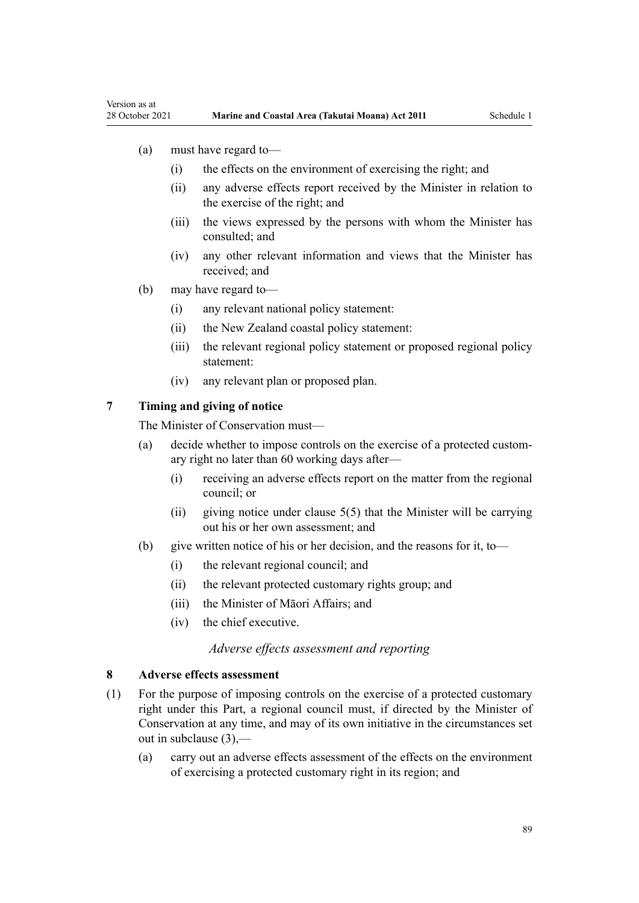(a) must have regard to—

  (i) the effects on the environment of exercising the right; and

  (ii) any adverse effects report received by the Minister in relation to the exercise of the right; and

  (iii) the views expressed by the persons with whom the Minister has consulted; and

  (iv) any other relevant information and views that the Minister has received; and

(b) may have regard to—

  (i) any relevant national policy statement:

  (ii) the New Zealand coastal policy statement:

  (iii) the relevant regional policy statement or proposed regional policy statement:

  (iv) any relevant plan or proposed plan.

**7 Timing and giving of notice**

The Minister of Conservation must—

(a) decide whether to impose controls on the exercise of a protected customary right no later than 60 working days after—

  (i) receiving an adverse effects report on the matter from the regional council; or

  (ii) giving notice under clause 5(5) that the Minister will be carrying out his or her own assessment; and

(b) give written notice of his or her decision, and the reasons for it, to—

  (i) the relevant regional council; and

  (ii) the relevant protected customary rights group; and

  (iii) the Minister of Māori Affairs; and

  (iv) the chief executive.

*Adverse effects assessment and reporting*

**8 Adverse effects assessment**

(1) For the purpose of imposing controls on the exercise of a protected customary right under this Part, a regional council must, if directed by the Minister of Conservation at any time, and may of its own initiative in the circumstances set out in subclause (3),—

  (a) carry out an adverse effects assessment of the effects on the environment of exercising a protected customary right in its region; and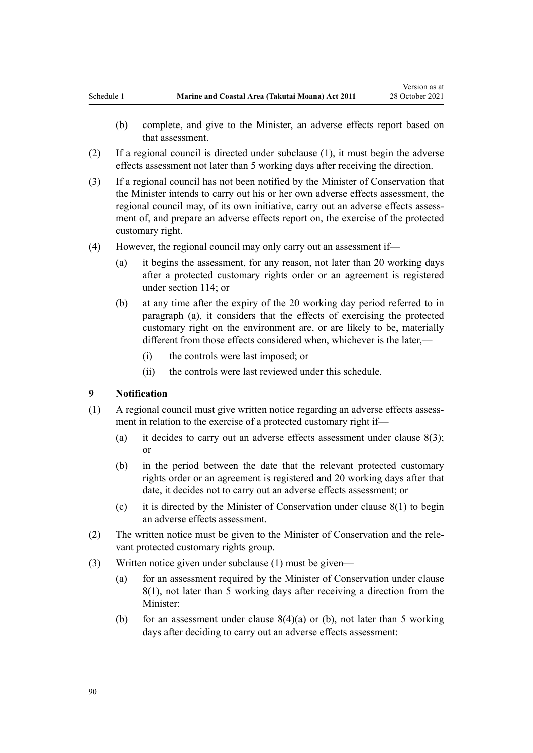(b) complete, and give to the Minister, an adverse effects report based on that assessment.

(2) If a regional council is directed under subclause (1), it must begin the adverse effects assessment not later than 5 working days after receiving the direction.

(3) If a regional council has not been notified by the Minister of Conservation that the Minister intends to carry out his or her own adverse effects assessment, the regional council may, of its own initiative, carry out an adverse effects assessment of, and prepare an adverse effects report on, the exercise of the protected customary right.

(4) However, the regional council may only carry out an assessment if—

(a) it begins the assessment, for any reason, not later than 20 working days after a protected customary rights order or an agreement is registered under section 114; or

(b) at any time after the expiry of the 20 working day period referred to in paragraph (a), it considers that the effects of exercising the protected customary right on the environment are, or are likely to be, materially different from those effects considered when, whichever is the later,—

(i) the controls were last imposed; or

(ii) the controls were last reviewed under this schedule.

### 9 Notification

(1) A regional council must give written notice regarding an adverse effects assessment in relation to the exercise of a protected customary right if—

(a) it decides to carry out an adverse effects assessment under clause 8(3); or

(b) in the period between the date that the relevant protected customary rights order or an agreement is registered and 20 working days after that date, it decides not to carry out an adverse effects assessment; or

(c) it is directed by the Minister of Conservation under clause 8(1) to begin an adverse effects assessment.

(2) The written notice must be given to the Minister of Conservation and the relevant protected customary rights group.

(3) Written notice given under subclause (1) must be given—

(a) for an assessment required by the Minister of Conservation under clause 8(1), not later than 5 working days after receiving a direction from the Minister:

(b) for an assessment under clause 8(4)(a) or (b), not later than 5 working days after deciding to carry out an adverse effects assessment: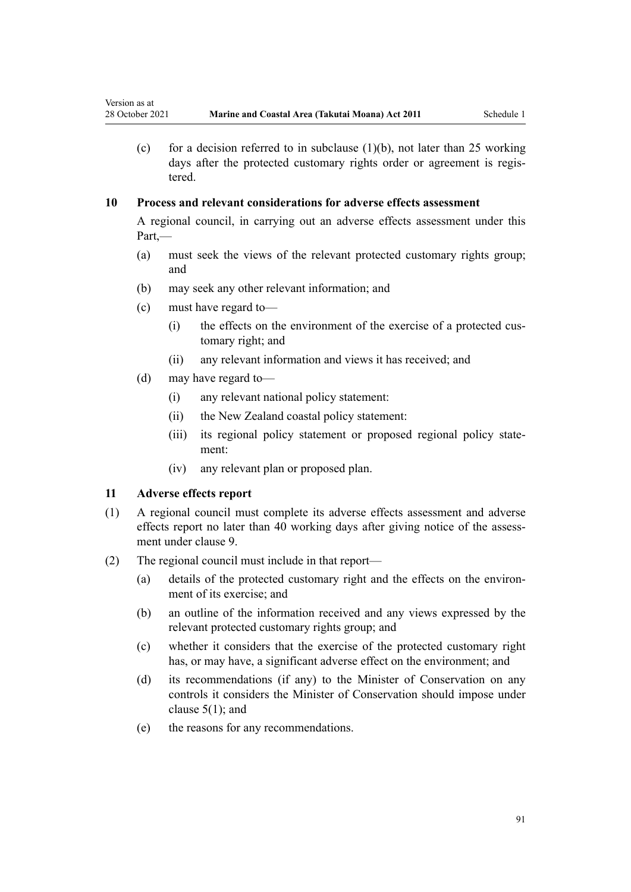(c) for a decision referred to in subclause (1)(b), not later than 25 working days after the protected customary rights order or agreement is registered.

### 10 Process and relevant considerations for adverse effects assessment

A regional council, in carrying out an adverse effects assessment under this Part,—

(a) must seek the views of the relevant protected customary rights group; and

(b) may seek any other relevant information; and

(c) must have regard to—

  (i) the effects on the environment of the exercise of a protected customary right; and

  (ii) any relevant information and views it has received; and

(d) may have regard to—

  (i) any relevant national policy statement:

  (ii) the New Zealand coastal policy statement:

  (iii) its regional policy statement or proposed regional policy statement:

  (iv) any relevant plan or proposed plan.

### 11 Adverse effects report

(1) A regional council must complete its adverse effects assessment and adverse effects report no later than 40 working days after giving notice of the assessment under clause 9.

(2) The regional council must include in that report—

(a) details of the protected customary right and the effects on the environment of its exercise; and

(b) an outline of the information received and any views expressed by the relevant protected customary rights group; and

(c) whether it considers that the exercise of the protected customary right has, or may have, a significant adverse effect on the environment; and

(d) its recommendations (if any) to the Minister of Conservation on any controls it considers the Minister of Conservation should impose under clause 5(1); and

(e) the reasons for any recommendations.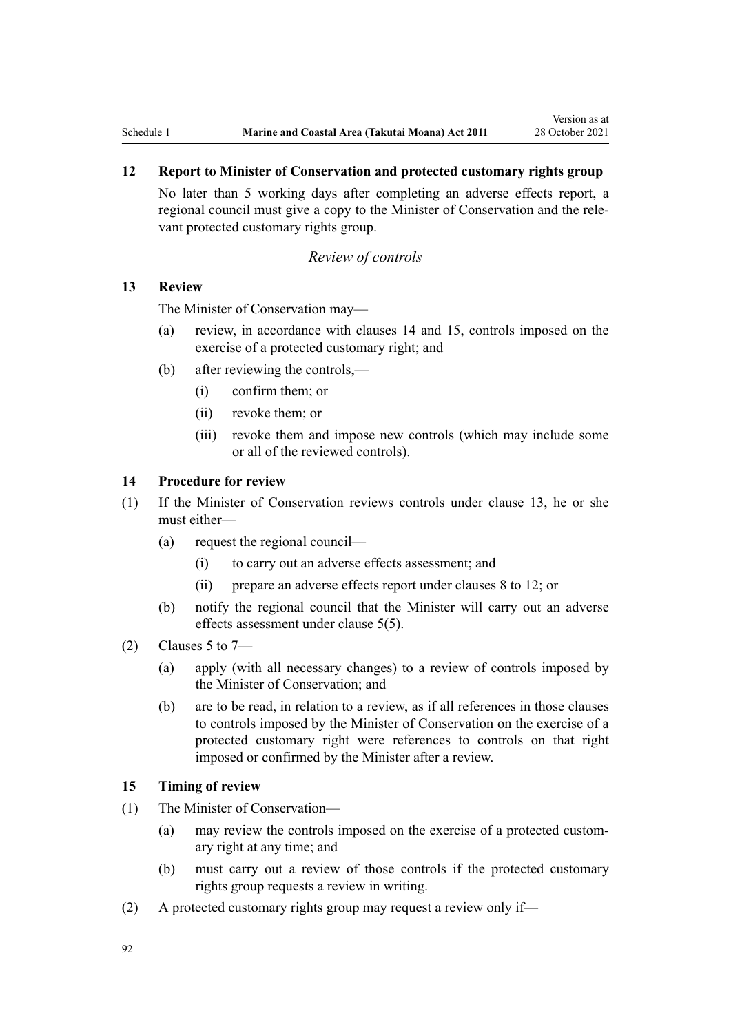### 12 Report to Minister of Conservation and protected customary rights group

No later than 5 working days after completing an adverse effects report, a regional council must give a copy to the Minister of Conservation and the relevant protected customary rights group.

*Review of controls*

### 13 Review

The Minister of Conservation may—

(a) review, in accordance with clauses 14 and 15, controls imposed on the exercise of a protected customary right; and

(b) after reviewing the controls,—

  (i) confirm them; or

  (ii) revoke them; or

  (iii) revoke them and impose new controls (which may include some or all of the reviewed controls).

### 14 Procedure for review

(1) If the Minister of Conservation reviews controls under clause 13, he or she must either—

  (a) request the regional council—

    (i) to carry out an adverse effects assessment; and

    (ii) prepare an adverse effects report under clauses 8 to 12; or

  (b) notify the regional council that the Minister will carry out an adverse effects assessment under clause 5(5).

(2) Clauses 5 to 7—

  (a) apply (with all necessary changes) to a review of controls imposed by the Minister of Conservation; and

  (b) are to be read, in relation to a review, as if all references in those clauses to controls imposed by the Minister of Conservation on the exercise of a protected customary right were references to controls on that right imposed or confirmed by the Minister after a review.

### 15 Timing of review

(1) The Minister of Conservation—

  (a) may review the controls imposed on the exercise of a protected customary right at any time; and

  (b) must carry out a review of those controls if the protected customary rights group requests a review in writing.

(2) A protected customary rights group may request a review only if—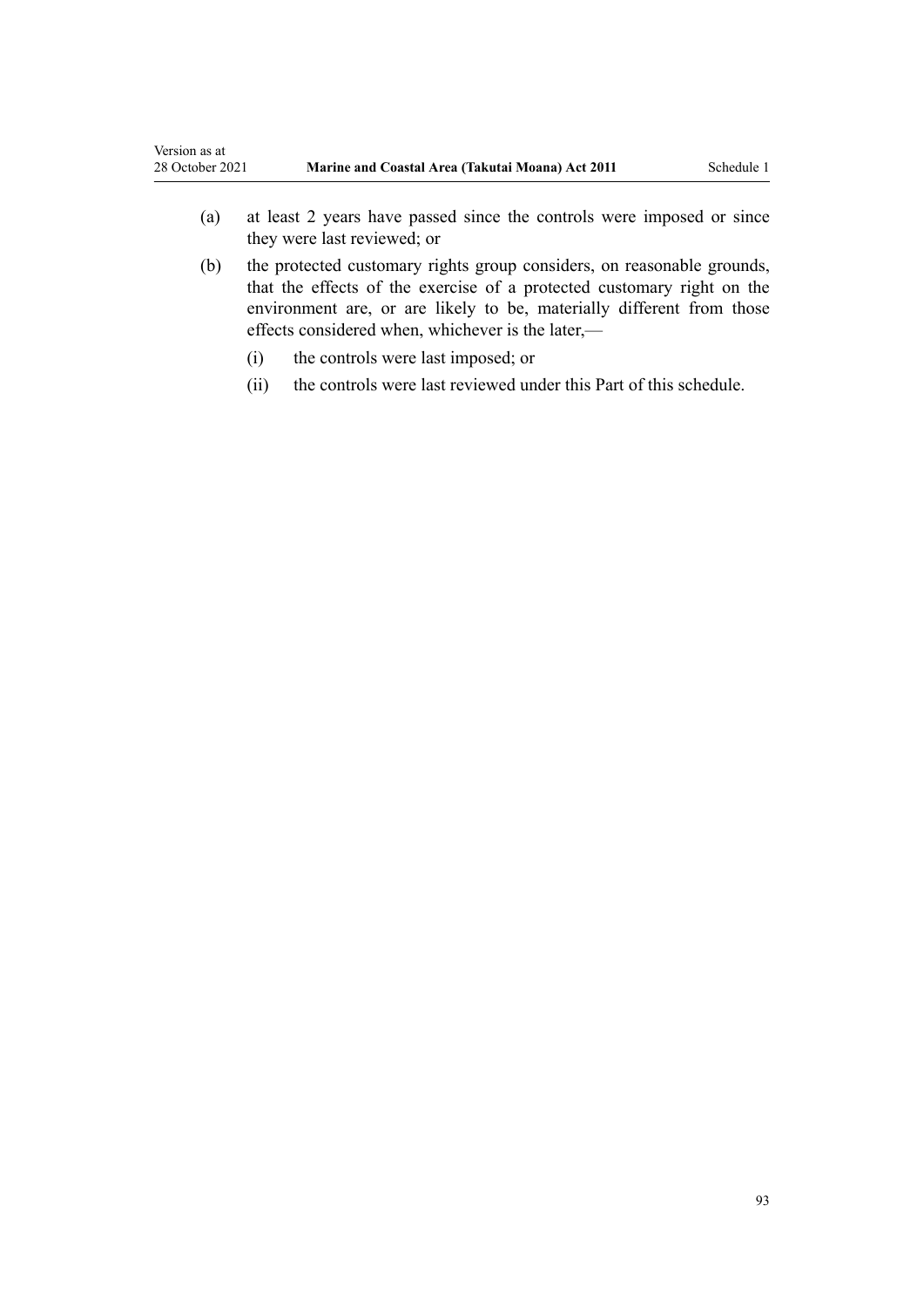(a) at least 2 years have passed since the controls were imposed or since they were last reviewed; or

(b) the protected customary rights group considers, on reasonable grounds, that the effects of the exercise of a protected customary right on the environment are, or are likely to be, materially different from those effects considered when, whichever is the later,—

  (i) the controls were last imposed; or

  (ii) the controls were last reviewed under this Part of this schedule.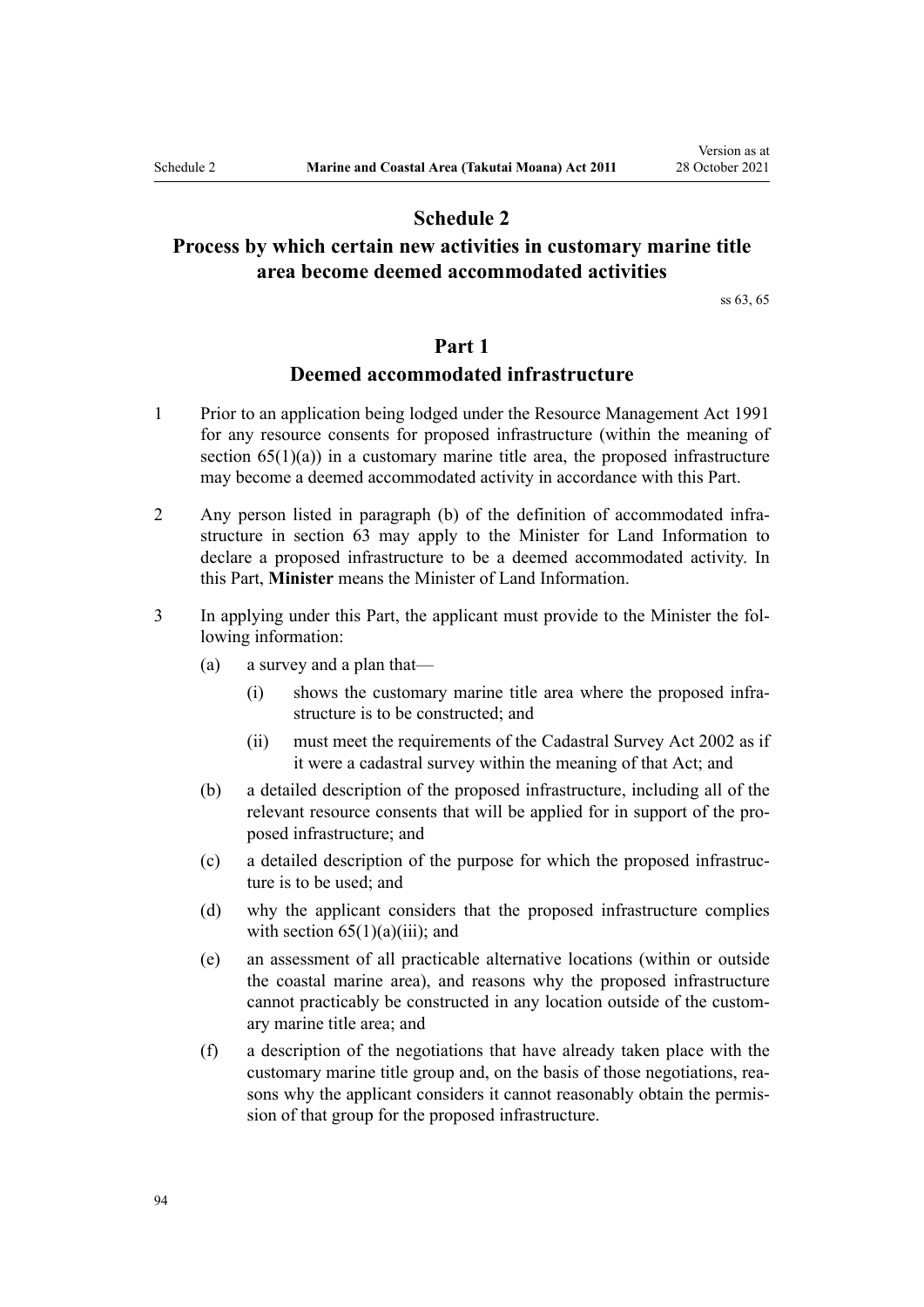# Schedule 2
# Process by which certain new activities in customary marine title area become deemed accommodated activities

ss 63, 65

## Part 1
## Deemed accommodated infrastructure

1 Prior to an application being lodged under the Resource Management Act 1991 for any resource consents for proposed infrastructure (within the meaning of section 65(1)(a)) in a customary marine title area, the proposed infrastructure may become a deemed accommodated activity in accordance with this Part.

2 Any person listed in paragraph (b) of the definition of accommodated infrastructure in section 63 may apply to the Minister for Land Information to declare a proposed infrastructure to be a deemed accommodated activity. In this Part, **Minister** means the Minister of Land Information.

3 In applying under this Part, the applicant must provide to the Minister the following information:

- (a) a survey and a plan that—
  - (i) shows the customary marine title area where the proposed infrastructure is to be constructed; and
  - (ii) must meet the requirements of the Cadastral Survey Act 2002 as if it were a cadastral survey within the meaning of that Act; and
- (b) a detailed description of the proposed infrastructure, including all of the relevant resource consents that will be applied for in support of the proposed infrastructure; and
- (c) a detailed description of the purpose for which the proposed infrastructure is to be used; and
- (d) why the applicant considers that the proposed infrastructure complies with section 65(1)(a)(iii); and
- (e) an assessment of all practicable alternative locations (within or outside the coastal marine area), and reasons why the proposed infrastructure cannot practicably be constructed in any location outside of the customary marine title area; and
- (f) a description of the negotiations that have already taken place with the customary marine title group and, on the basis of those negotiations, reasons why the applicant considers it cannot reasonably obtain the permission of that group for the proposed infrastructure.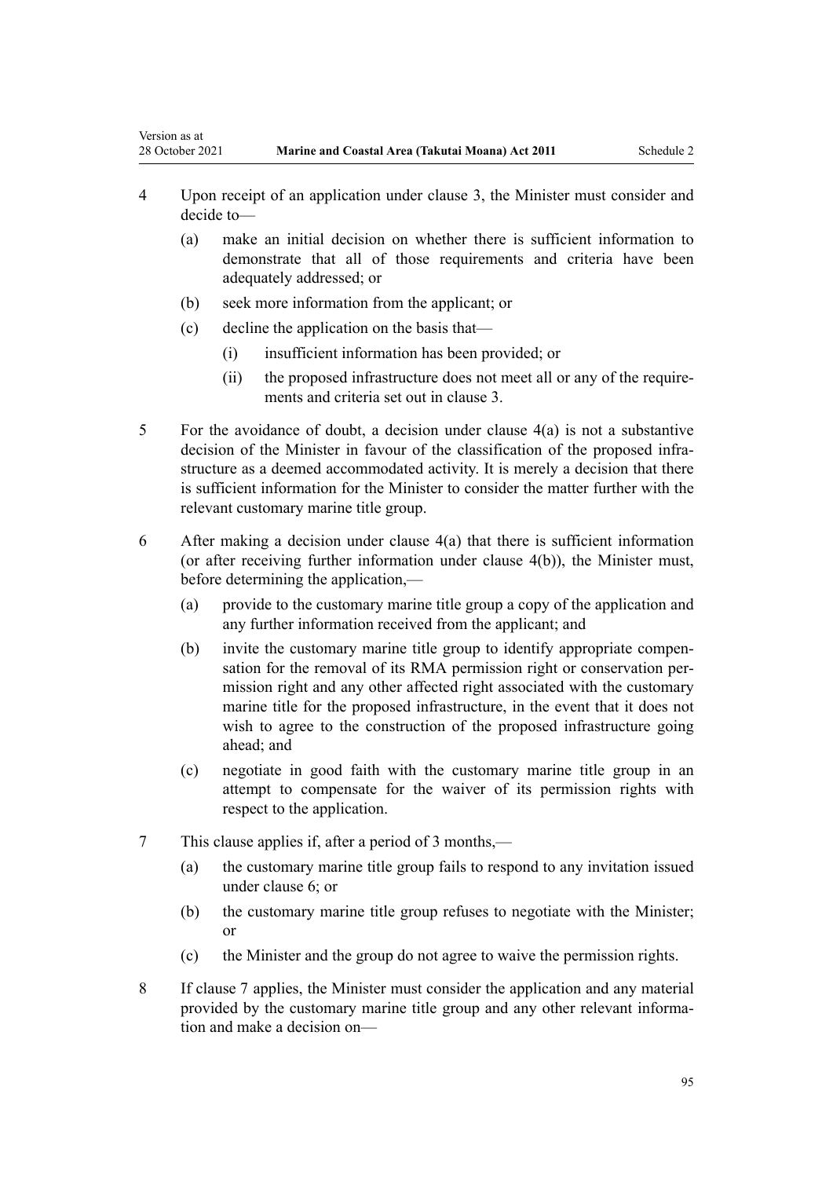4 Upon receipt of an application under clause 3, the Minister must consider and decide to—

   (a) make an initial decision on whether there is sufficient information to demonstrate that all of those requirements and criteria have been adequately addressed; or

   (b) seek more information from the applicant; or

   (c) decline the application on the basis that—

      (i) insufficient information has been provided; or

      (ii) the proposed infrastructure does not meet all or any of the requirements and criteria set out in clause 3.

5 For the avoidance of doubt, a decision under clause 4(a) is not a substantive decision of the Minister in favour of the classification of the proposed infrastructure as a deemed accommodated activity. It is merely a decision that there is sufficient information for the Minister to consider the matter further with the relevant customary marine title group.

6 After making a decision under clause 4(a) that there is sufficient information (or after receiving further information under clause 4(b)), the Minister must, before determining the application,—

   (a) provide to the customary marine title group a copy of the application and any further information received from the applicant; and

   (b) invite the customary marine title group to identify appropriate compensation for the removal of its RMA permission right or conservation permission right and any other affected right associated with the customary marine title for the proposed infrastructure, in the event that it does not wish to agree to the construction of the proposed infrastructure going ahead; and

   (c) negotiate in good faith with the customary marine title group in an attempt to compensate for the waiver of its permission rights with respect to the application.

7 This clause applies if, after a period of 3 months,—

   (a) the customary marine title group fails to respond to any invitation issued under clause 6; or

   (b) the customary marine title group refuses to negotiate with the Minister; or

   (c) the Minister and the group do not agree to waive the permission rights.

8 If clause 7 applies, the Minister must consider the application and any material provided by the customary marine title group and any other relevant information and make a decision on—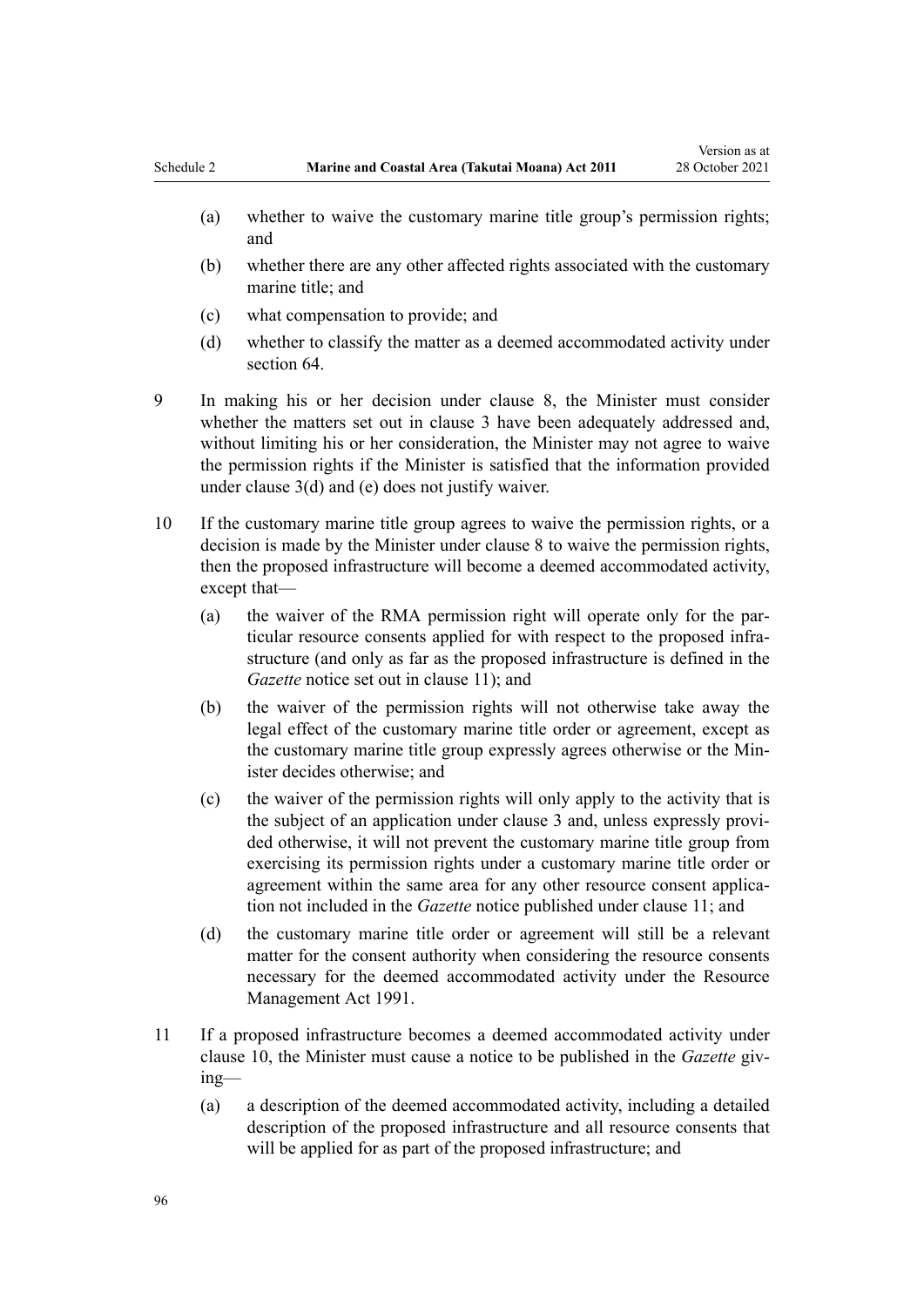(a) whether to waive the customary marine title group's permission rights; and

(b) whether there are any other affected rights associated with the customary marine title; and

(c) what compensation to provide; and

(d) whether to classify the matter as a deemed accommodated activity under section 64.

9 In making his or her decision under clause 8, the Minister must consider whether the matters set out in clause 3 have been adequately addressed and, without limiting his or her consideration, the Minister may not agree to waive the permission rights if the Minister is satisfied that the information provided under clause 3(d) and (e) does not justify waiver.

10 If the customary marine title group agrees to waive the permission rights, or a decision is made by the Minister under clause 8 to waive the permission rights, then the proposed infrastructure will become a deemed accommodated activity, except that—

(a) the waiver of the RMA permission right will operate only for the particular resource consents applied for with respect to the proposed infrastructure (and only as far as the proposed infrastructure is defined in the *Gazette* notice set out in clause 11); and

(b) the waiver of the permission rights will not otherwise take away the legal effect of the customary marine title order or agreement, except as the customary marine title group expressly agrees otherwise or the Minister decides otherwise; and

(c) the waiver of the permission rights will only apply to the activity that is the subject of an application under clause 3 and, unless expressly provided otherwise, it will not prevent the customary marine title group from exercising its permission rights under a customary marine title order or agreement within the same area for any other resource consent application not included in the *Gazette* notice published under clause 11; and

(d) the customary marine title order or agreement will still be a relevant matter for the consent authority when considering the resource consents necessary for the deemed accommodated activity under the Resource Management Act 1991.

11 If a proposed infrastructure becomes a deemed accommodated activity under clause 10, the Minister must cause a notice to be published in the *Gazette* giving—

(a) a description of the deemed accommodated activity, including a detailed description of the proposed infrastructure and all resource consents that will be applied for as part of the proposed infrastructure; and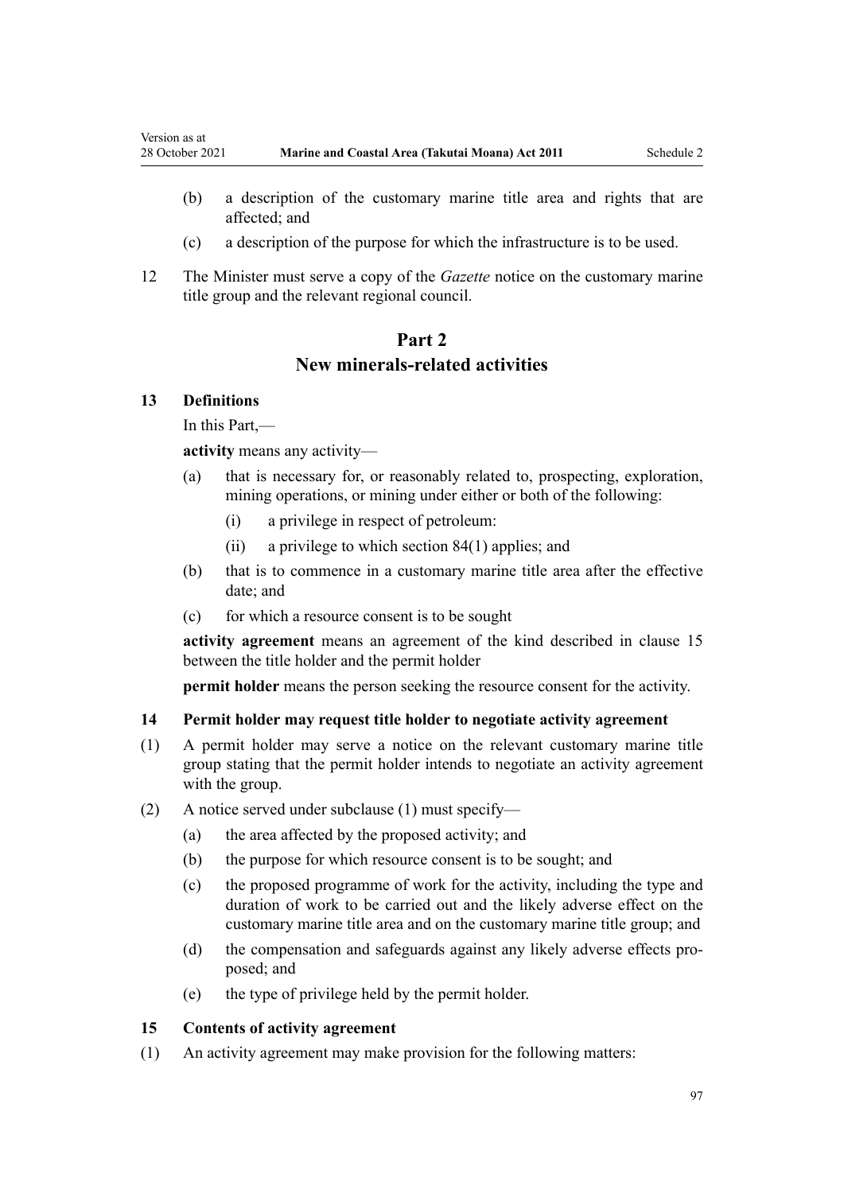(b) a description of the customary marine title area and rights that are affected; and

(c) a description of the purpose for which the infrastructure is to be used.

12 The Minister must serve a copy of the *Gazette* notice on the customary marine title group and the relevant regional council.

## Part 2
## New minerals-related activities

### 13 Definitions

In this Part,—

**activity** means any activity—

(a) that is necessary for, or reasonably related to, prospecting, exploration, mining operations, or mining under either or both of the following:

  (i) a privilege in respect of petroleum:

  (ii) a privilege to which section 84(1) applies; and

(b) that is to commence in a customary marine title area after the effective date; and

(c) for which a resource consent is to be sought

**activity agreement** means an agreement of the kind described in clause 15 between the title holder and the permit holder

**permit holder** means the person seeking the resource consent for the activity.

### 14 Permit holder may request title holder to negotiate activity agreement

(1) A permit holder may serve a notice on the relevant customary marine title group stating that the permit holder intends to negotiate an activity agreement with the group.

(2) A notice served under subclause (1) must specify—

(a) the area affected by the proposed activity; and

(b) the purpose for which resource consent is to be sought; and

(c) the proposed programme of work for the activity, including the type and duration of work to be carried out and the likely adverse effect on the customary marine title area and on the customary marine title group; and

(d) the compensation and safeguards against any likely adverse effects proposed; and

(e) the type of privilege held by the permit holder.

### 15 Contents of activity agreement

(1) An activity agreement may make provision for the following matters: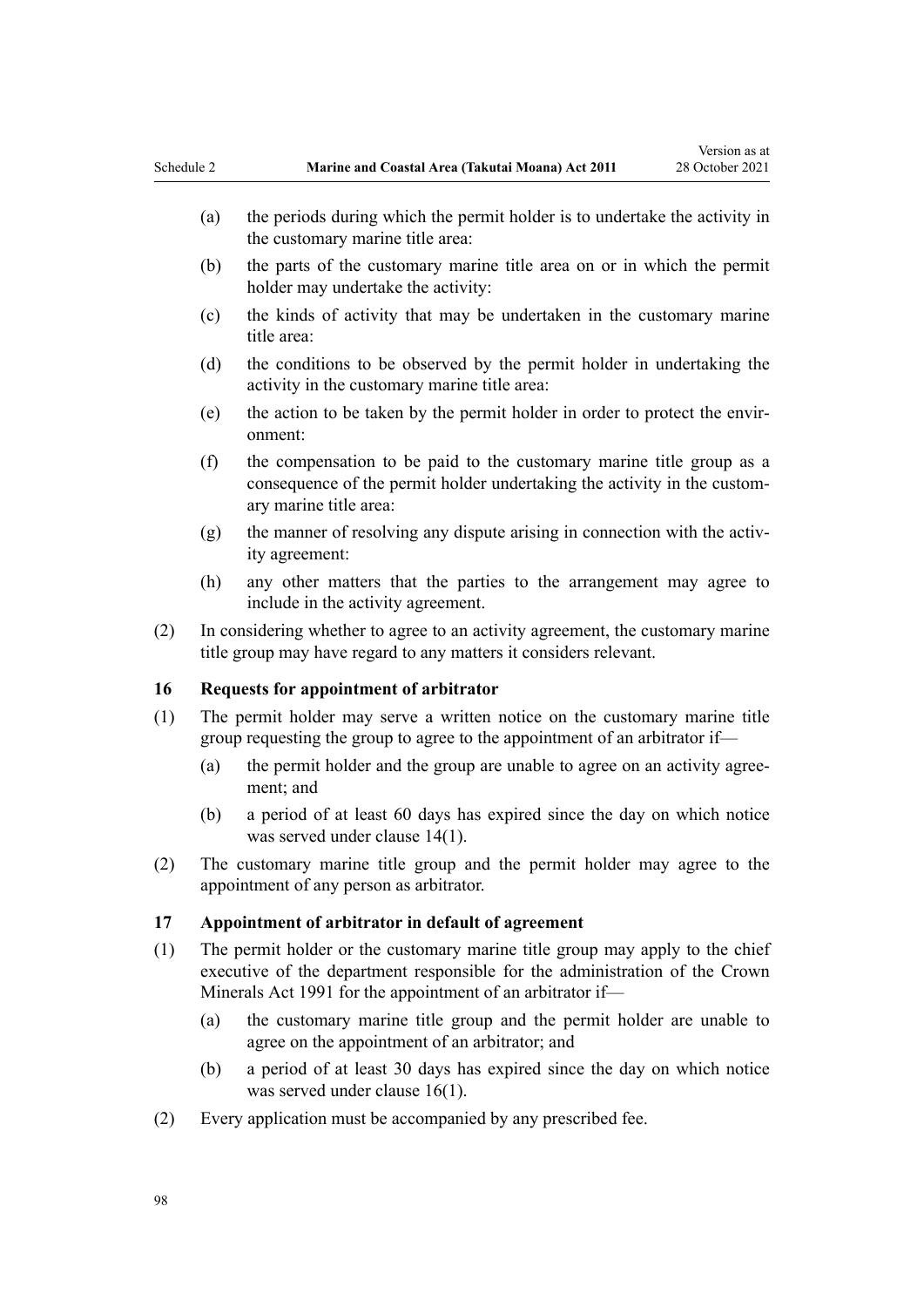(a) the periods during which the permit holder is to undertake the activity in the customary marine title area:

(b) the parts of the customary marine title area on or in which the permit holder may undertake the activity:

(c) the kinds of activity that may be undertaken in the customary marine title area:

(d) the conditions to be observed by the permit holder in undertaking the activity in the customary marine title area:

(e) the action to be taken by the permit holder in order to protect the environment:

(f) the compensation to be paid to the customary marine title group as a consequence of the permit holder undertaking the activity in the customary marine title area:

(g) the manner of resolving any dispute arising in connection with the activity agreement:

(h) any other matters that the parties to the arrangement may agree to include in the activity agreement.

(2) In considering whether to agree to an activity agreement, the customary marine title group may have regard to any matters it considers relevant.

**16 Requests for appointment of arbitrator**

(1) The permit holder may serve a written notice on the customary marine title group requesting the group to agree to the appointment of an arbitrator if—

(a) the permit holder and the group are unable to agree on an activity agreement; and

(b) a period of at least 60 days has expired since the day on which notice was served under clause 14(1).

(2) The customary marine title group and the permit holder may agree to the appointment of any person as arbitrator.

**17 Appointment of arbitrator in default of agreement**

(1) The permit holder or the customary marine title group may apply to the chief executive of the department responsible for the administration of the Crown Minerals Act 1991 for the appointment of an arbitrator if—

(a) the customary marine title group and the permit holder are unable to agree on the appointment of an arbitrator; and

(b) a period of at least 30 days has expired since the day on which notice was served under clause 16(1).

(2) Every application must be accompanied by any prescribed fee.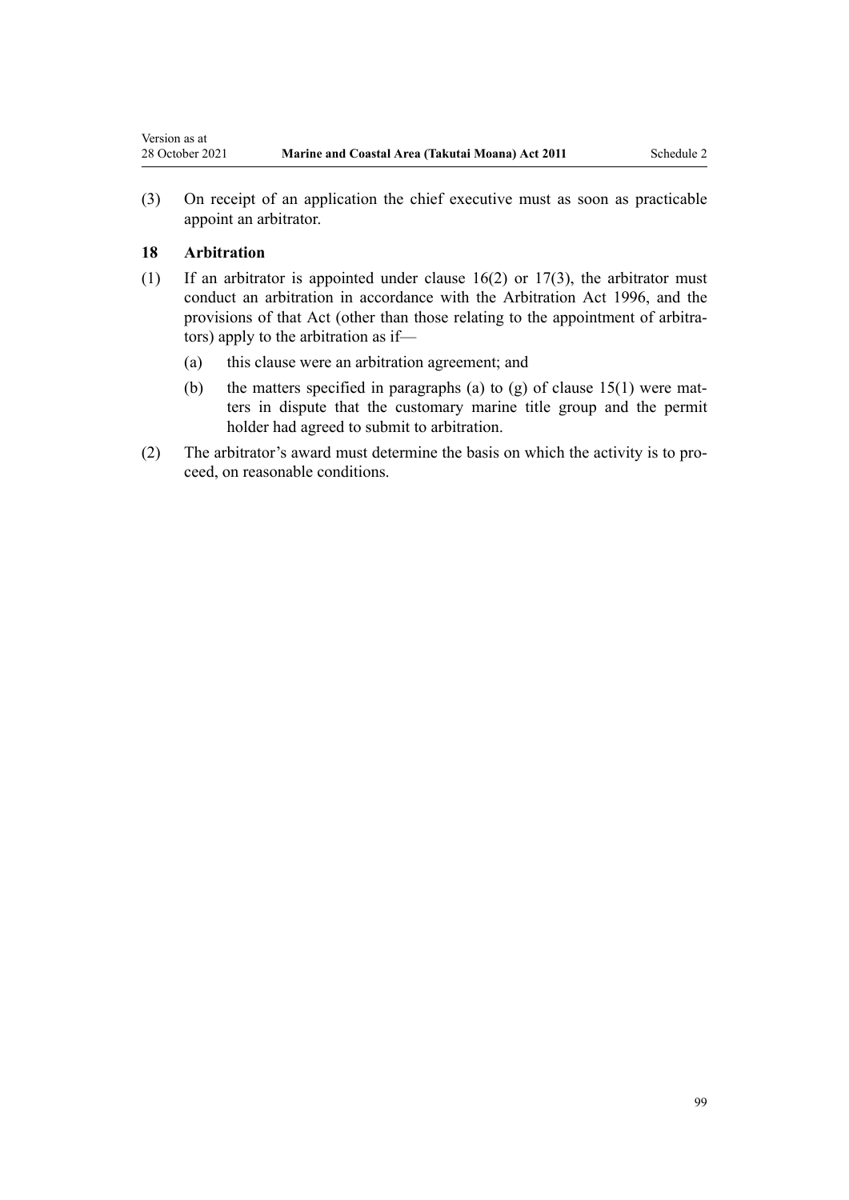(3) On receipt of an application the chief executive must as soon as practicable appoint an arbitrator.

### 18 Arbitration

(1) If an arbitrator is appointed under clause 16(2) or 17(3), the arbitrator must conduct an arbitration in accordance with the Arbitration Act 1996, and the provisions of that Act (other than those relating to the appointment of arbitrators) apply to the arbitration as if—

   (a) this clause were an arbitration agreement; and

   (b) the matters specified in paragraphs (a) to (g) of clause 15(1) were matters in dispute that the customary marine title group and the permit holder had agreed to submit to arbitration.

(2) The arbitrator's award must determine the basis on which the activity is to proceed, on reasonable conditions.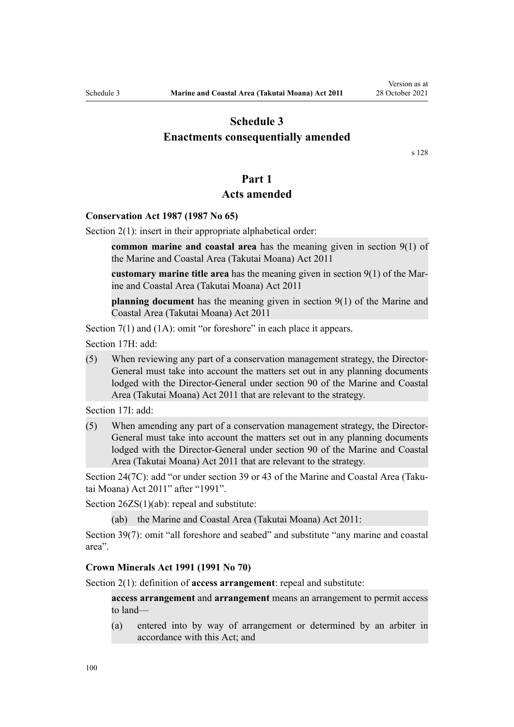# Schedule 3
# Enactments consequentially amended

s 128

## Part 1
## Acts amended

**Conservation Act 1987 (1987 No 65)**

Section 2(1): insert in their appropriate alphabetical order:

> **common marine and coastal area** has the meaning given in section 9(1) of the Marine and Coastal Area (Takutai Moana) Act 2011
>
> **customary marine title area** has the meaning given in section 9(1) of the Marine and Coastal Area (Takutai Moana) Act 2011
>
> **planning document** has the meaning given in section 9(1) of the Marine and Coastal Area (Takutai Moana) Act 2011

Section 7(1) and (1A): omit "or foreshore" in each place it appears.

Section 17H: add:

> (5) When reviewing any part of a conservation management strategy, the Director-General must take into account the matters set out in any planning documents lodged with the Director-General under section 90 of the Marine and Coastal Area (Takutai Moana) Act 2011 that are relevant to the strategy.

Section 17I: add:

> (5) When amending any part of a conservation management strategy, the Director-General must take into account the matters set out in any planning documents lodged with the Director-General under section 90 of the Marine and Coastal Area (Takutai Moana) Act 2011 that are relevant to the strategy.

Section 24(7C): add "or under section 39 or 43 of the Marine and Coastal Area (Takutai Moana) Act 2011" after "1991".

Section 26ZS(1)(ab): repeal and substitute:

> (ab) the Marine and Coastal Area (Takutai Moana) Act 2011:

Section 39(7): omit "all foreshore and seabed" and substitute "any marine and coastal area".

**Crown Minerals Act 1991 (1991 No 70)**

Section 2(1): definition of **access arrangement**: repeal and substitute:

> **access arrangement** and **arrangement** means an arrangement to permit access to land—
>
> (a) entered into by way of arrangement or determined by an arbiter in accordance with this Act; and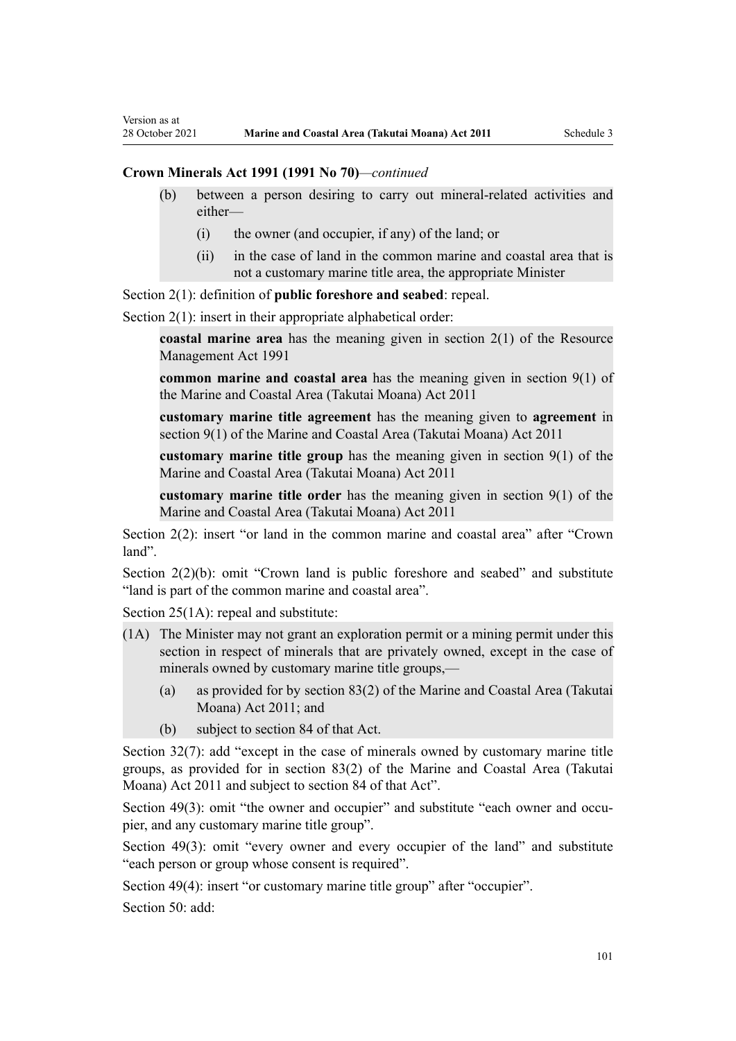**Crown Minerals Act 1991 (1991 No 70)***—continued*

(b) between a person desiring to carry out mineral-related activities and either—

(i) the owner (and occupier, if any) of the land; or

(ii) in the case of land in the common marine and coastal area that is not a customary marine title area, the appropriate Minister

Section 2(1): definition of **public foreshore and seabed**: repeal.

Section 2(1): insert in their appropriate alphabetical order:

**coastal marine area** has the meaning given in section 2(1) of the Resource Management Act 1991

**common marine and coastal area** has the meaning given in section 9(1) of the Marine and Coastal Area (Takutai Moana) Act 2011

**customary marine title agreement** has the meaning given to **agreement** in section 9(1) of the Marine and Coastal Area (Takutai Moana) Act 2011

**customary marine title group** has the meaning given in section 9(1) of the Marine and Coastal Area (Takutai Moana) Act 2011

**customary marine title order** has the meaning given in section 9(1) of the Marine and Coastal Area (Takutai Moana) Act 2011

Section 2(2): insert "or land in the common marine and coastal area" after "Crown land".

Section 2(2)(b): omit "Crown land is public foreshore and seabed" and substitute "land is part of the common marine and coastal area".

Section 25(1A): repeal and substitute:

(1A) The Minister may not grant an exploration permit or a mining permit under this section in respect of minerals that are privately owned, except in the case of minerals owned by customary marine title groups,—

(a) as provided for by section 83(2) of the Marine and Coastal Area (Takutai Moana) Act 2011; and

(b) subject to section 84 of that Act.

Section 32(7): add "except in the case of minerals owned by customary marine title groups, as provided for in section 83(2) of the Marine and Coastal Area (Takutai Moana) Act 2011 and subject to section 84 of that Act".

Section 49(3): omit "the owner and occupier" and substitute "each owner and occupier, and any customary marine title group".

Section 49(3): omit "every owner and every occupier of the land" and substitute "each person or group whose consent is required".

Section 49(4): insert "or customary marine title group" after "occupier".

Section 50: add: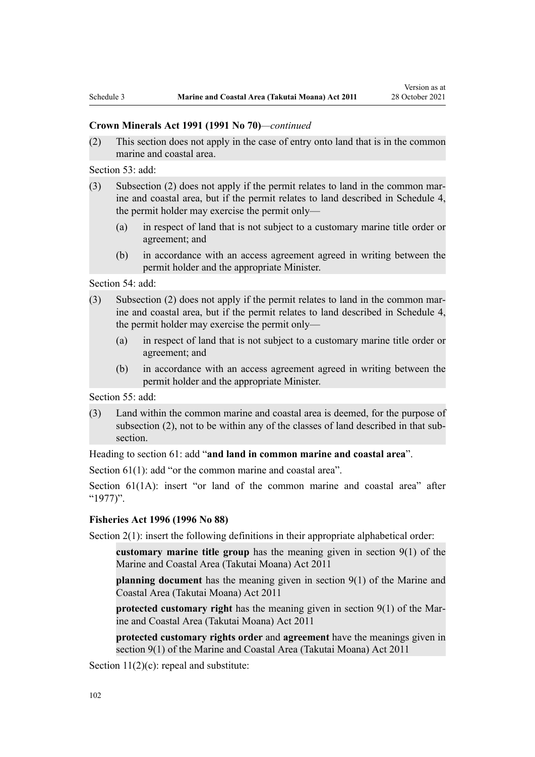**Crown Minerals Act 1991 (1991 No 70)**—*continued*

(2) This section does not apply in the case of entry onto land that is in the common marine and coastal area.

Section 53: add:

(3) Subsection (2) does not apply if the permit relates to land in the common marine and coastal area, but if the permit relates to land described in Schedule 4, the permit holder may exercise the permit only—

  (a) in respect of land that is not subject to a customary marine title order or agreement; and

  (b) in accordance with an access agreement agreed in writing between the permit holder and the appropriate Minister.

Section 54: add:

(3) Subsection (2) does not apply if the permit relates to land in the common marine and coastal area, but if the permit relates to land described in Schedule 4, the permit holder may exercise the permit only—

  (a) in respect of land that is not subject to a customary marine title order or agreement; and

  (b) in accordance with an access agreement agreed in writing between the permit holder and the appropriate Minister.

Section 55: add:

(3) Land within the common marine and coastal area is deemed, for the purpose of subsection (2), not to be within any of the classes of land described in that subsection.

Heading to section 61: add "**and land in common marine and coastal area**".

Section 61(1): add "or the common marine and coastal area".

Section 61(1A): insert "or land of the common marine and coastal area" after "1977)".

**Fisheries Act 1996 (1996 No 88)**

Section 2(1): insert the following definitions in their appropriate alphabetical order:

**customary marine title group** has the meaning given in section 9(1) of the Marine and Coastal Area (Takutai Moana) Act 2011

**planning document** has the meaning given in section 9(1) of the Marine and Coastal Area (Takutai Moana) Act 2011

**protected customary right** has the meaning given in section 9(1) of the Marine and Coastal Area (Takutai Moana) Act 2011

**protected customary rights order** and **agreement** have the meanings given in section 9(1) of the Marine and Coastal Area (Takutai Moana) Act 2011

Section 11(2)(c): repeal and substitute: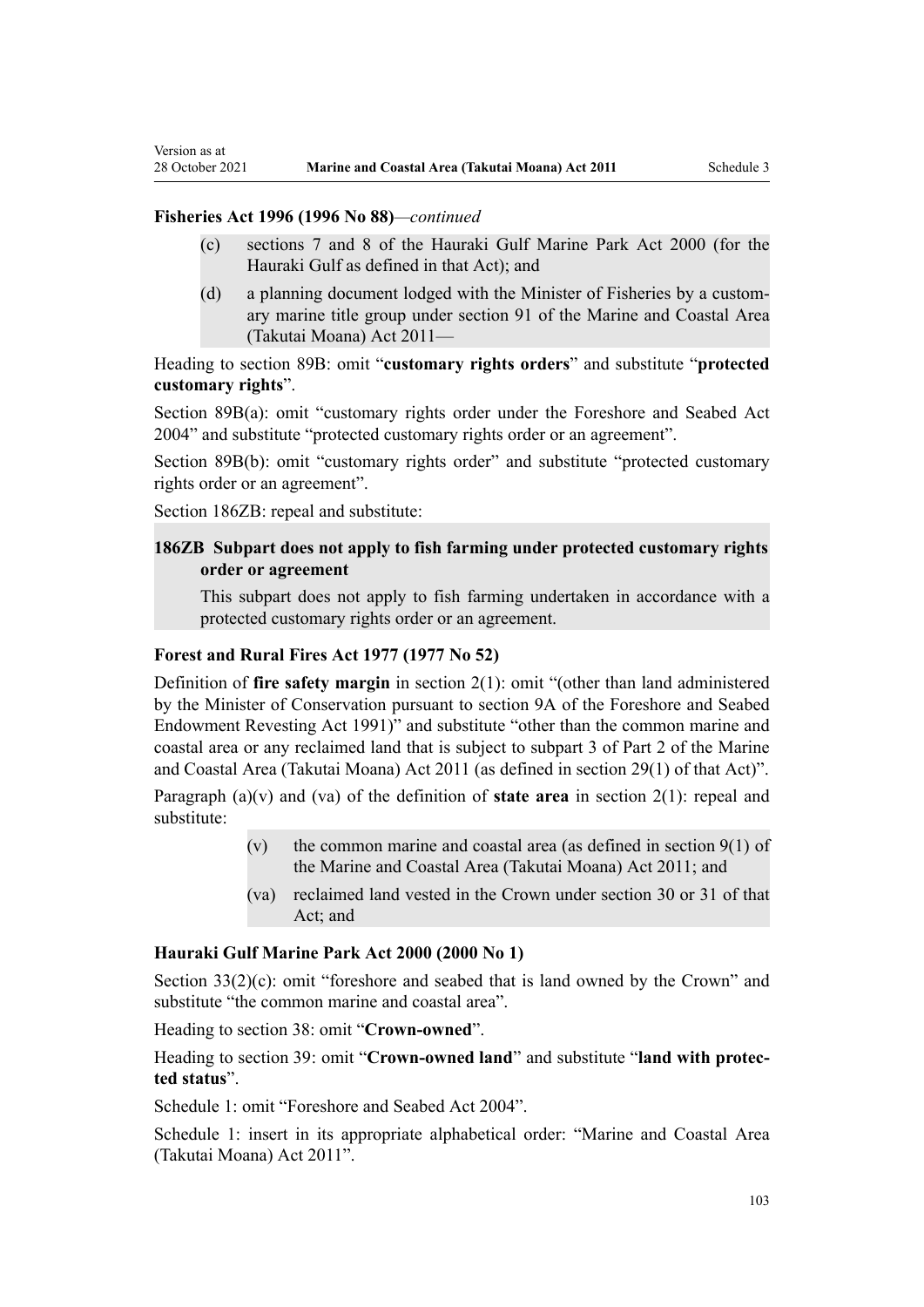**Fisheries Act 1996 (1996 No 88)***—continued*

(c) sections 7 and 8 of the Hauraki Gulf Marine Park Act 2000 (for the Hauraki Gulf as defined in that Act); and

(d) a planning document lodged with the Minister of Fisheries by a customary marine title group under section 91 of the Marine and Coastal Area (Takutai Moana) Act 2011—

Heading to section 89B: omit "**customary rights orders**" and substitute "**protected customary rights**".

Section 89B(a): omit "customary rights order under the Foreshore and Seabed Act 2004" and substitute "protected customary rights order or an agreement".

Section 89B(b): omit "customary rights order" and substitute "protected customary rights order or an agreement".

Section 186ZB: repeal and substitute:

**186ZB Subpart does not apply to fish farming under protected customary rights order or agreement**

This subpart does not apply to fish farming undertaken in accordance with a protected customary rights order or an agreement.

**Forest and Rural Fires Act 1977 (1977 No 52)**

Definition of **fire safety margin** in section 2(1): omit "(other than land administered by the Minister of Conservation pursuant to section 9A of the Foreshore and Seabed Endowment Revesting Act 1991)" and substitute "other than the common marine and coastal area or any reclaimed land that is subject to subpart 3 of Part 2 of the Marine and Coastal Area (Takutai Moana) Act 2011 (as defined in section 29(1) of that Act)".

Paragraph (a)(v) and (va) of the definition of **state area** in section 2(1): repeal and substitute:

(v) the common marine and coastal area (as defined in section 9(1) of the Marine and Coastal Area (Takutai Moana) Act 2011; and

(va) reclaimed land vested in the Crown under section 30 or 31 of that Act; and

**Hauraki Gulf Marine Park Act 2000 (2000 No 1)**

Section 33(2)(c): omit "foreshore and seabed that is land owned by the Crown" and substitute "the common marine and coastal area".

Heading to section 38: omit "**Crown-owned**".

Heading to section 39: omit "**Crown-owned land**" and substitute "**land with protected status**".

Schedule 1: omit "Foreshore and Seabed Act 2004".

Schedule 1: insert in its appropriate alphabetical order: "Marine and Coastal Area (Takutai Moana) Act 2011".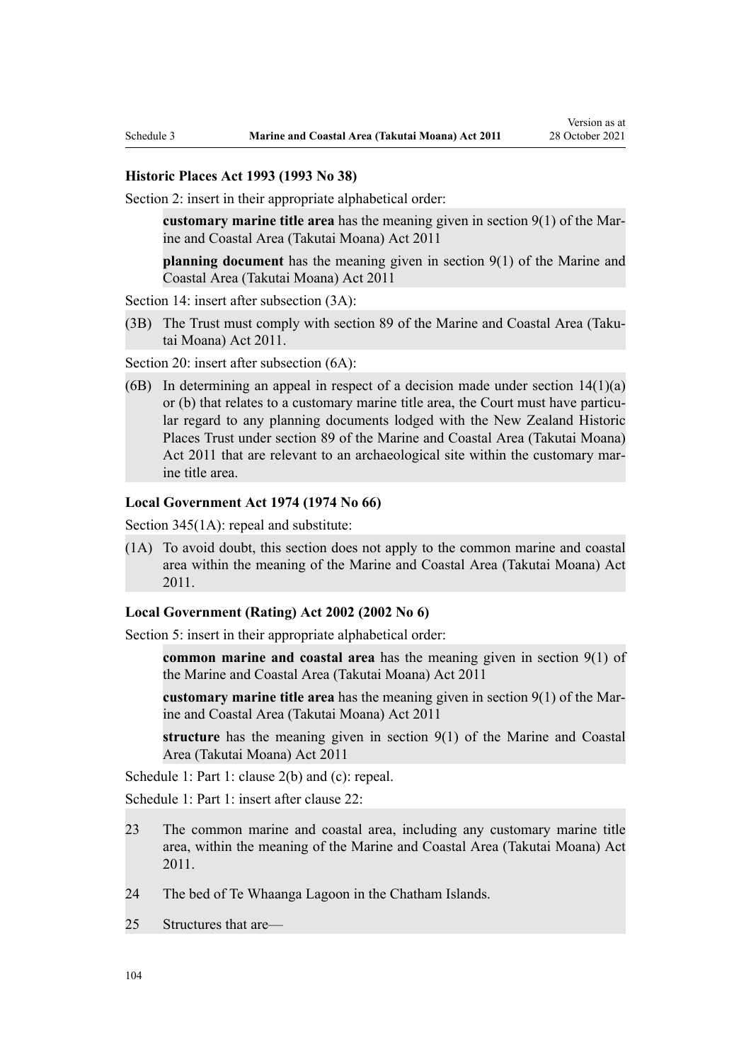### Historic Places Act 1993 (1993 No 38)

Section 2: insert in their appropriate alphabetical order:

> **customary marine title area** has the meaning given in section 9(1) of the Marine and Coastal Area (Takutai Moana) Act 2011
>
> **planning document** has the meaning given in section 9(1) of the Marine and Coastal Area (Takutai Moana) Act 2011

Section 14: insert after subsection (3A):

(3B) The Trust must comply with section 89 of the Marine and Coastal Area (Takutai Moana) Act 2011.

Section 20: insert after subsection (6A):

(6B) In determining an appeal in respect of a decision made under section 14(1)(a) or (b) that relates to a customary marine title area, the Court must have particular regard to any planning documents lodged with the New Zealand Historic Places Trust under section 89 of the Marine and Coastal Area (Takutai Moana) Act 2011 that are relevant to an archaeological site within the customary marine title area.

### Local Government Act 1974 (1974 No 66)

Section 345(1A): repeal and substitute:

(1A) To avoid doubt, this section does not apply to the common marine and coastal area within the meaning of the Marine and Coastal Area (Takutai Moana) Act 2011.

### Local Government (Rating) Act 2002 (2002 No 6)

Section 5: insert in their appropriate alphabetical order:

> **common marine and coastal area** has the meaning given in section 9(1) of the Marine and Coastal Area (Takutai Moana) Act 2011
>
> **customary marine title area** has the meaning given in section 9(1) of the Marine and Coastal Area (Takutai Moana) Act 2011
>
> **structure** has the meaning given in section 9(1) of the Marine and Coastal Area (Takutai Moana) Act 2011

Schedule 1: Part 1: clause 2(b) and (c): repeal.

Schedule 1: Part 1: insert after clause 22:

23 The common marine and coastal area, including any customary marine title area, within the meaning of the Marine and Coastal Area (Takutai Moana) Act 2011.

24 The bed of Te Whaanga Lagoon in the Chatham Islands.

25 Structures that are—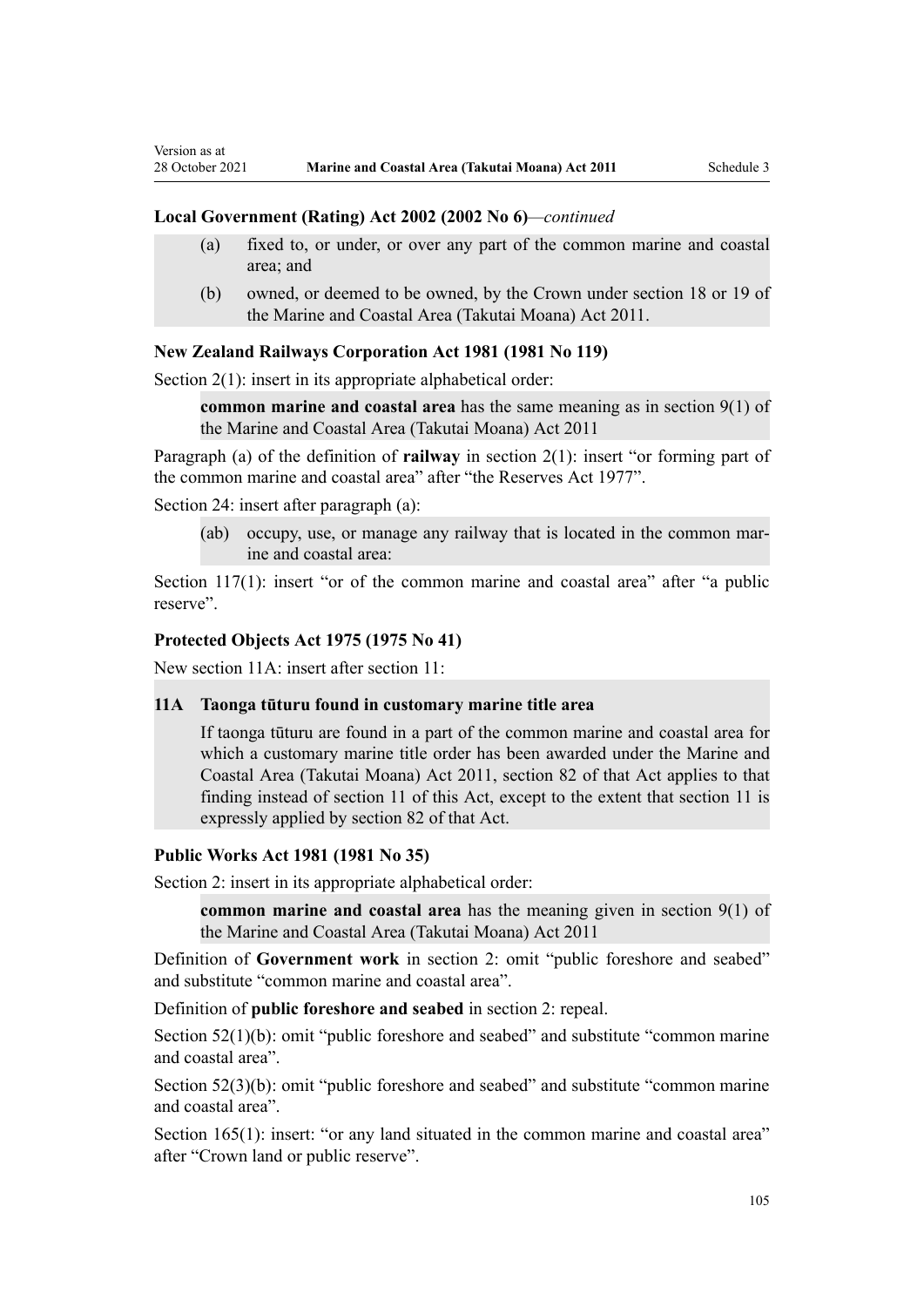**Local Government (Rating) Act 2002 (2002 No 6)**—*continued*

> (a) fixed to, or under, or over any part of the common marine and coastal area; and
>
> (b) owned, or deemed to be owned, by the Crown under section 18 or 19 of the Marine and Coastal Area (Takutai Moana) Act 2011.

**New Zealand Railways Corporation Act 1981 (1981 No 119)**

Section 2(1): insert in its appropriate alphabetical order:

> **common marine and coastal area** has the same meaning as in section 9(1) of the Marine and Coastal Area (Takutai Moana) Act 2011

Paragraph (a) of the definition of **railway** in section 2(1): insert "or forming part of the common marine and coastal area" after "the Reserves Act 1977".

Section 24: insert after paragraph (a):

> (ab) occupy, use, or manage any railway that is located in the common marine and coastal area:

Section 117(1): insert "or of the common marine and coastal area" after "a public reserve".

**Protected Objects Act 1975 (1975 No 41)**

New section 11A: insert after section 11:

> **11A Taonga tūturu found in customary marine title area**
>
> If taonga tūturu are found in a part of the common marine and coastal area for which a customary marine title order has been awarded under the Marine and Coastal Area (Takutai Moana) Act 2011, section 82 of that Act applies to that finding instead of section 11 of this Act, except to the extent that section 11 is expressly applied by section 82 of that Act.

**Public Works Act 1981 (1981 No 35)**

Section 2: insert in its appropriate alphabetical order:

> **common marine and coastal area** has the meaning given in section 9(1) of the Marine and Coastal Area (Takutai Moana) Act 2011

Definition of **Government work** in section 2: omit "public foreshore and seabed" and substitute "common marine and coastal area".

Definition of **public foreshore and seabed** in section 2: repeal.

Section 52(1)(b): omit "public foreshore and seabed" and substitute "common marine and coastal area".

Section 52(3)(b): omit "public foreshore and seabed" and substitute "common marine and coastal area".

Section 165(1): insert: "or any land situated in the common marine and coastal area" after "Crown land or public reserve".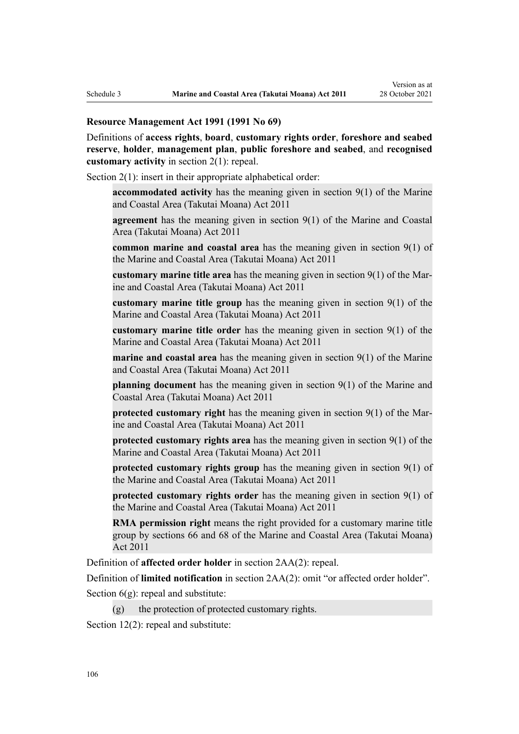**Resource Management Act 1991 (1991 No 69)**

Definitions of **access rights**, **board**, **customary rights order**, **foreshore and seabed reserve**, **holder**, **management plan**, **public foreshore and seabed**, and **recognised customary activity** in section 2(1): repeal.

Section 2(1): insert in their appropriate alphabetical order:

> **accommodated activity** has the meaning given in section 9(1) of the Marine and Coastal Area (Takutai Moana) Act 2011
>
> **agreement** has the meaning given in section 9(1) of the Marine and Coastal Area (Takutai Moana) Act 2011
>
> **common marine and coastal area** has the meaning given in section 9(1) of the Marine and Coastal Area (Takutai Moana) Act 2011
>
> **customary marine title area** has the meaning given in section 9(1) of the Marine and Coastal Area (Takutai Moana) Act 2011
>
> **customary marine title group** has the meaning given in section 9(1) of the Marine and Coastal Area (Takutai Moana) Act 2011
>
> **customary marine title order** has the meaning given in section 9(1) of the Marine and Coastal Area (Takutai Moana) Act 2011
>
> **marine and coastal area** has the meaning given in section 9(1) of the Marine and Coastal Area (Takutai Moana) Act 2011
>
> **planning document** has the meaning given in section 9(1) of the Marine and Coastal Area (Takutai Moana) Act 2011
>
> **protected customary right** has the meaning given in section 9(1) of the Marine and Coastal Area (Takutai Moana) Act 2011
>
> **protected customary rights area** has the meaning given in section 9(1) of the Marine and Coastal Area (Takutai Moana) Act 2011
>
> **protected customary rights group** has the meaning given in section 9(1) of the Marine and Coastal Area (Takutai Moana) Act 2011
>
> **protected customary rights order** has the meaning given in section 9(1) of the Marine and Coastal Area (Takutai Moana) Act 2011
>
> **RMA permission right** means the right provided for a customary marine title group by sections 66 and 68 of the Marine and Coastal Area (Takutai Moana) Act 2011

Definition of **affected order holder** in section 2AA(2): repeal.

Definition of **limited notification** in section 2AA(2): omit "or affected order holder".

Section 6(g): repeal and substitute:

> (g) the protection of protected customary rights.

Section 12(2): repeal and substitute: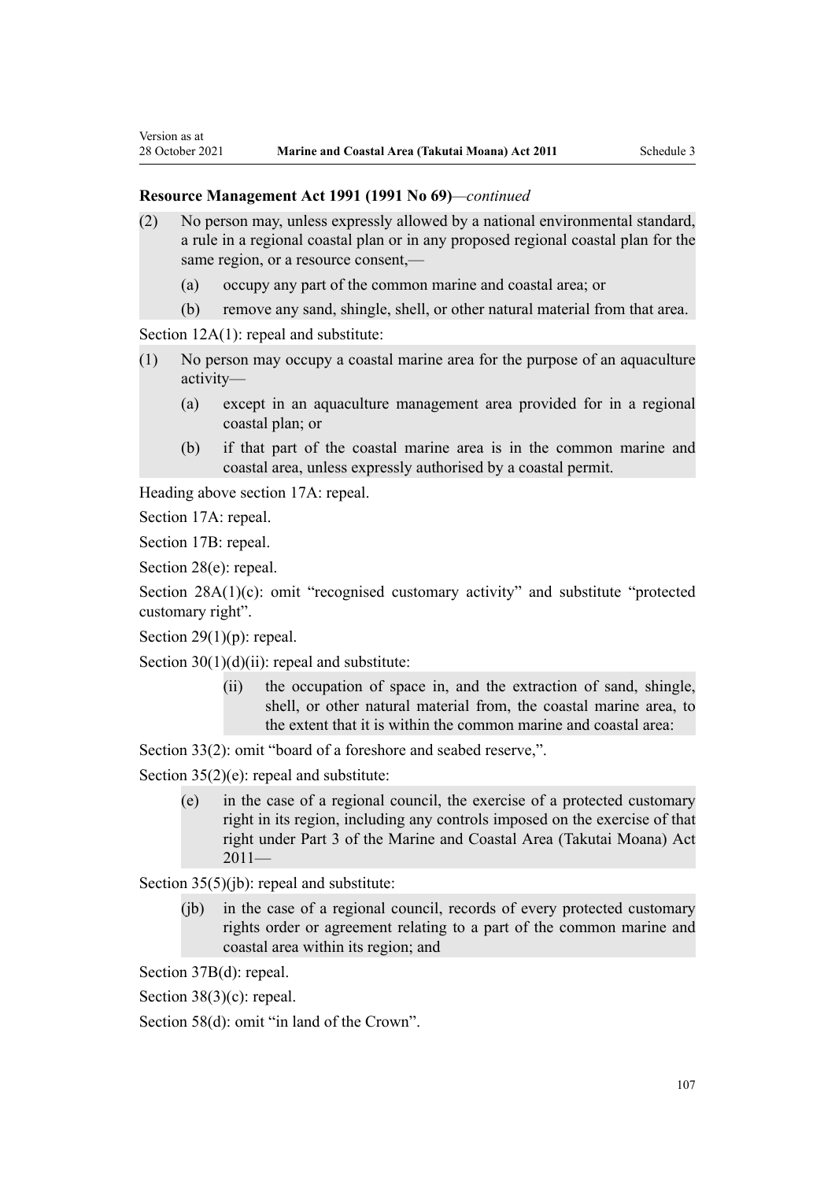**Resource Management Act 1991 (1991 No 69)**—*continued*

(2) No person may, unless expressly allowed by a national environmental standard, a rule in a regional coastal plan or in any proposed regional coastal plan for the same region, or a resource consent,—

  (a) occupy any part of the common marine and coastal area; or

  (b) remove any sand, shingle, shell, or other natural material from that area.

Section 12A(1): repeal and substitute:

(1) No person may occupy a coastal marine area for the purpose of an aquaculture activity—

  (a) except in an aquaculture management area provided for in a regional coastal plan; or

  (b) if that part of the coastal marine area is in the common marine and coastal area, unless expressly authorised by a coastal permit.

Heading above section 17A: repeal.

Section 17A: repeal.

Section 17B: repeal.

Section 28(e): repeal.

Section 28A(1)(c): omit "recognised customary activity" and substitute "protected customary right".

Section 29(1)(p): repeal.

Section 30(1)(d)(ii): repeal and substitute:

  (ii) the occupation of space in, and the extraction of sand, shingle, shell, or other natural material from, the coastal marine area, to the extent that it is within the common marine and coastal area:

Section 33(2): omit "board of a foreshore and seabed reserve,".

Section 35(2)(e): repeal and substitute:

  (e) in the case of a regional council, the exercise of a protected customary right in its region, including any controls imposed on the exercise of that right under Part 3 of the Marine and Coastal Area (Takutai Moana) Act 2011—

Section 35(5)(jb): repeal and substitute:

  (jb) in the case of a regional council, records of every protected customary rights order or agreement relating to a part of the common marine and coastal area within its region; and

Section 37B(d): repeal.

Section 38(3)(c): repeal.

Section 58(d): omit "in land of the Crown".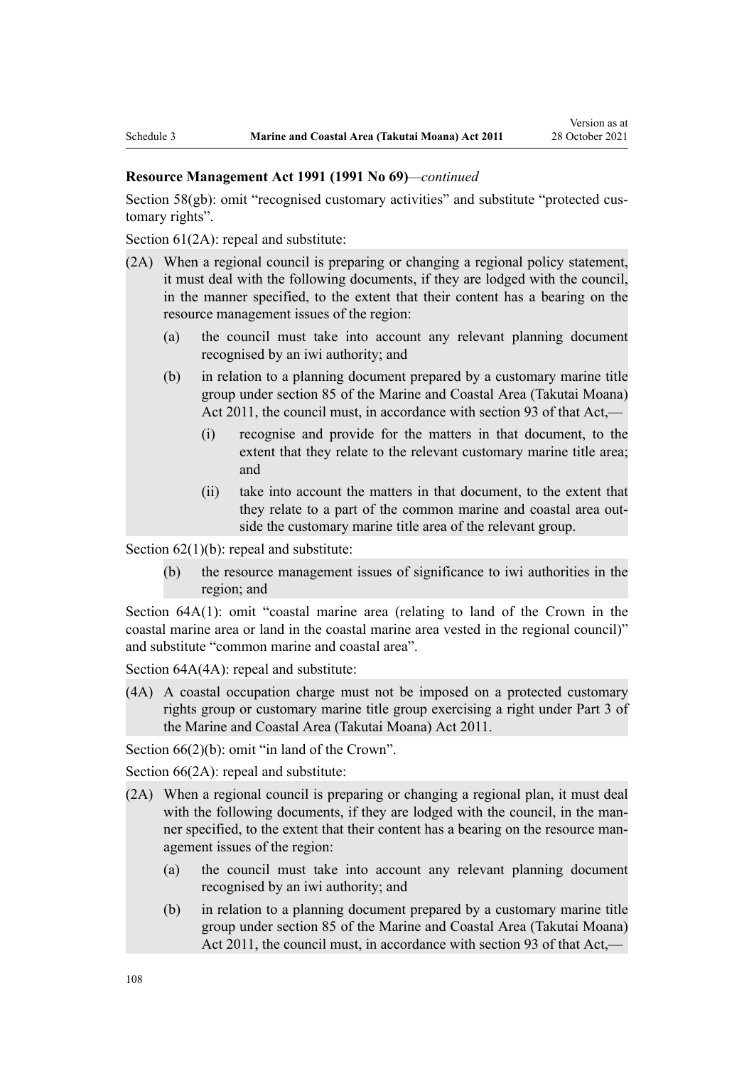**Resource Management Act 1991 (1991 No 69)**—*continued*

Section 58(gb): omit "recognised customary activities" and substitute "protected customary rights".

Section 61(2A): repeal and substitute:

(2A) When a regional council is preparing or changing a regional policy statement, it must deal with the following documents, if they are lodged with the council, in the manner specified, to the extent that their content has a bearing on the resource management issues of the region:

- (a) the council must take into account any relevant planning document recognised by an iwi authority; and
- (b) in relation to a planning document prepared by a customary marine title group under section 85 of the Marine and Coastal Area (Takutai Moana) Act 2011, the council must, in accordance with section 93 of that Act,—
  - (i) recognise and provide for the matters in that document, to the extent that they relate to the relevant customary marine title area; and
  - (ii) take into account the matters in that document, to the extent that they relate to a part of the common marine and coastal area outside the customary marine title area of the relevant group.

Section 62(1)(b): repeal and substitute:

- (b) the resource management issues of significance to iwi authorities in the region; and

Section 64A(1): omit "coastal marine area (relating to land of the Crown in the coastal marine area or land in the coastal marine area vested in the regional council)" and substitute "common marine and coastal area".

Section 64A(4A): repeal and substitute:

(4A) A coastal occupation charge must not be imposed on a protected customary rights group or customary marine title group exercising a right under Part 3 of the Marine and Coastal Area (Takutai Moana) Act 2011.

Section 66(2)(b): omit "in land of the Crown".

Section 66(2A): repeal and substitute:

(2A) When a regional council is preparing or changing a regional plan, it must deal with the following documents, if they are lodged with the council, in the manner specified, to the extent that their content has a bearing on the resource management issues of the region:

- (a) the council must take into account any relevant planning document recognised by an iwi authority; and
- (b) in relation to a planning document prepared by a customary marine title group under section 85 of the Marine and Coastal Area (Takutai Moana) Act 2011, the council must, in accordance with section 93 of that Act,—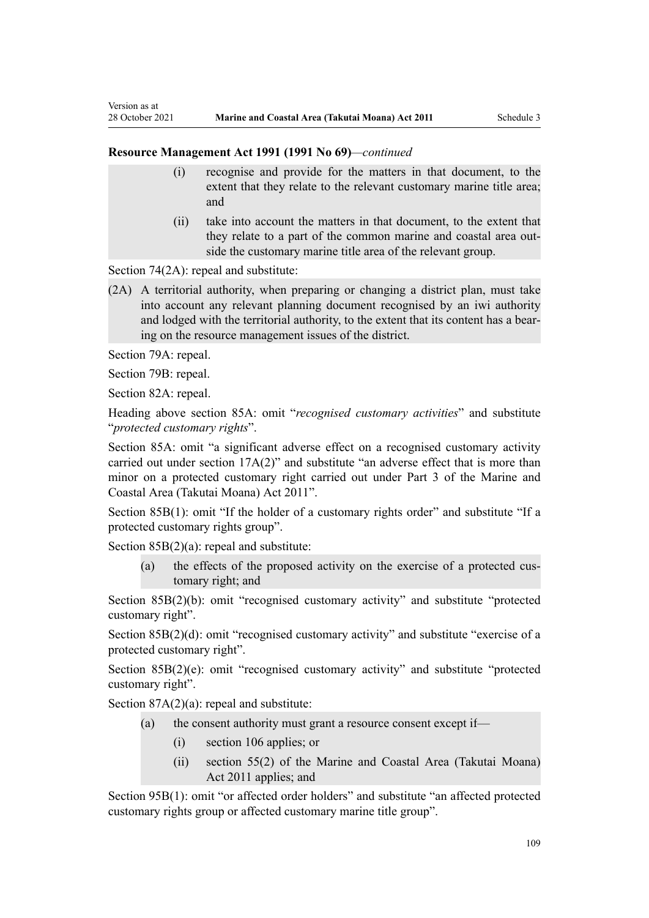**Resource Management Act 1991 (1991 No 69)***—continued*

(i) recognise and provide for the matters in that document, to the extent that they relate to the relevant customary marine title area; and

(ii) take into account the matters in that document, to the extent that they relate to a part of the common marine and coastal area outside the customary marine title area of the relevant group.

Section 74(2A): repeal and substitute:

(2A) A territorial authority, when preparing or changing a district plan, must take into account any relevant planning document recognised by an iwi authority and lodged with the territorial authority, to the extent that its content has a bearing on the resource management issues of the district.

Section 79A: repeal.

Section 79B: repeal.

Section 82A: repeal.

Heading above section 85A: omit "*recognised customary activities*" and substitute "*protected customary rights*".

Section 85A: omit "a significant adverse effect on a recognised customary activity carried out under section 17A(2)" and substitute "an adverse effect that is more than minor on a protected customary right carried out under Part 3 of the Marine and Coastal Area (Takutai Moana) Act 2011".

Section 85B(1): omit "If the holder of a customary rights order" and substitute "If a protected customary rights group".

Section 85B(2)(a): repeal and substitute:

(a) the effects of the proposed activity on the exercise of a protected customary right; and

Section 85B(2)(b): omit "recognised customary activity" and substitute "protected customary right".

Section 85B(2)(d): omit "recognised customary activity" and substitute "exercise of a protected customary right".

Section 85B(2)(e): omit "recognised customary activity" and substitute "protected customary right".

Section 87A(2)(a): repeal and substitute:

(a) the consent authority must grant a resource consent except if—

  (i) section 106 applies; or

  (ii) section 55(2) of the Marine and Coastal Area (Takutai Moana) Act 2011 applies; and

Section 95B(1): omit "or affected order holders" and substitute "an affected protected customary rights group or affected customary marine title group".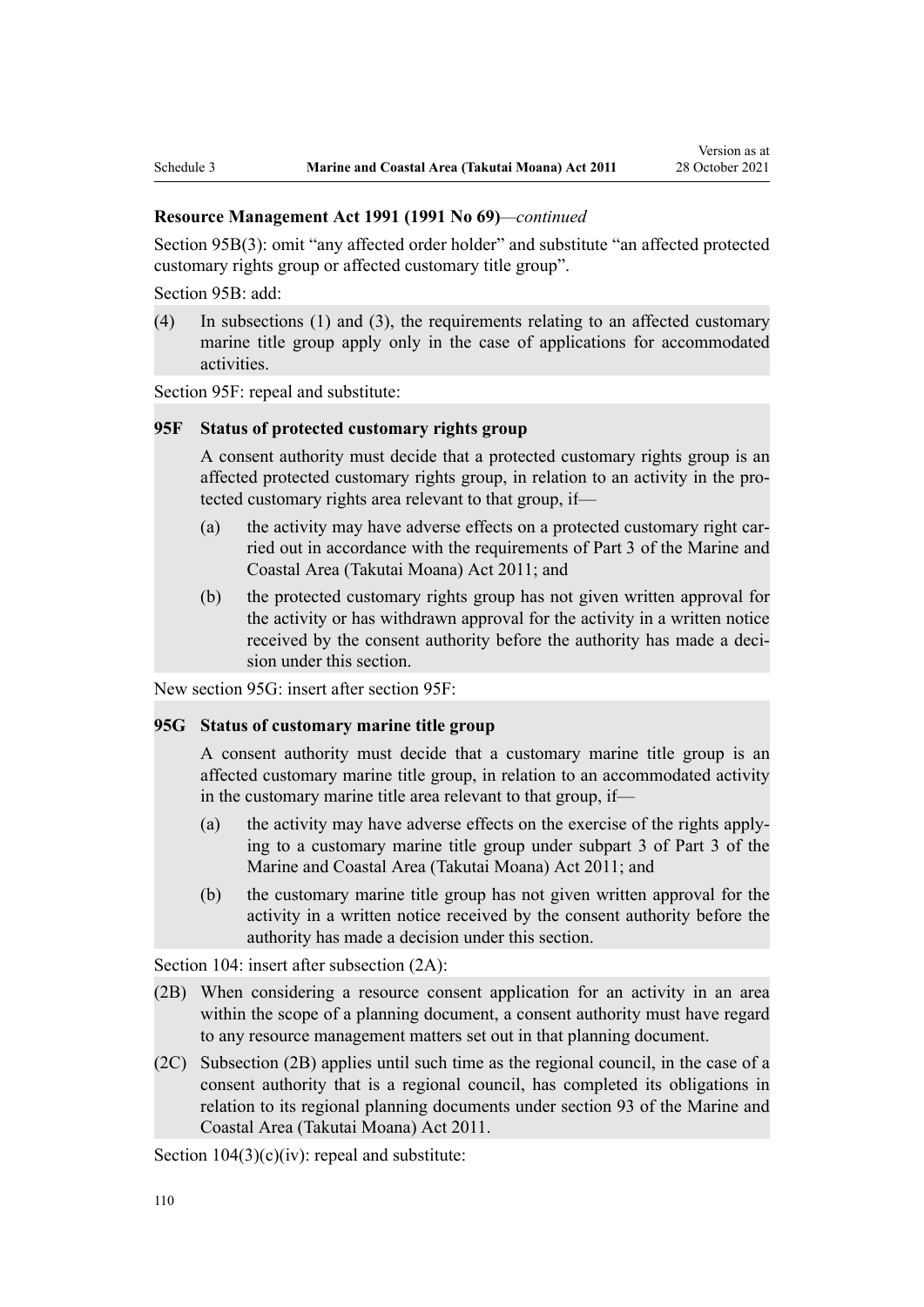**Resource Management Act 1991 (1991 No 69)**—*continued*

Section 95B(3): omit "any affected order holder" and substitute "an affected protected customary rights group or affected customary title group".

Section 95B: add:

(4) In subsections (1) and (3), the requirements relating to an affected customary marine title group apply only in the case of applications for accommodated activities.

Section 95F: repeal and substitute:

**95F Status of protected customary rights group**

A consent authority must decide that a protected customary rights group is an affected protected customary rights group, in relation to an activity in the protected customary rights area relevant to that group, if—

(a) the activity may have adverse effects on a protected customary right carried out in accordance with the requirements of Part 3 of the Marine and Coastal Area (Takutai Moana) Act 2011; and

(b) the protected customary rights group has not given written approval for the activity or has withdrawn approval for the activity in a written notice received by the consent authority before the authority has made a decision under this section.

New section 95G: insert after section 95F:

**95G Status of customary marine title group**

A consent authority must decide that a customary marine title group is an affected customary marine title group, in relation to an accommodated activity in the customary marine title area relevant to that group, if—

(a) the activity may have adverse effects on the exercise of the rights applying to a customary marine title group under subpart 3 of Part 3 of the Marine and Coastal Area (Takutai Moana) Act 2011; and

(b) the customary marine title group has not given written approval for the activity in a written notice received by the consent authority before the authority has made a decision under this section.

Section 104: insert after subsection (2A):

(2B) When considering a resource consent application for an activity in an area within the scope of a planning document, a consent authority must have regard to any resource management matters set out in that planning document.

(2C) Subsection (2B) applies until such time as the regional council, in the case of a consent authority that is a regional council, has completed its obligations in relation to its regional planning documents under section 93 of the Marine and Coastal Area (Takutai Moana) Act 2011.

Section 104(3)(c)(iv): repeal and substitute: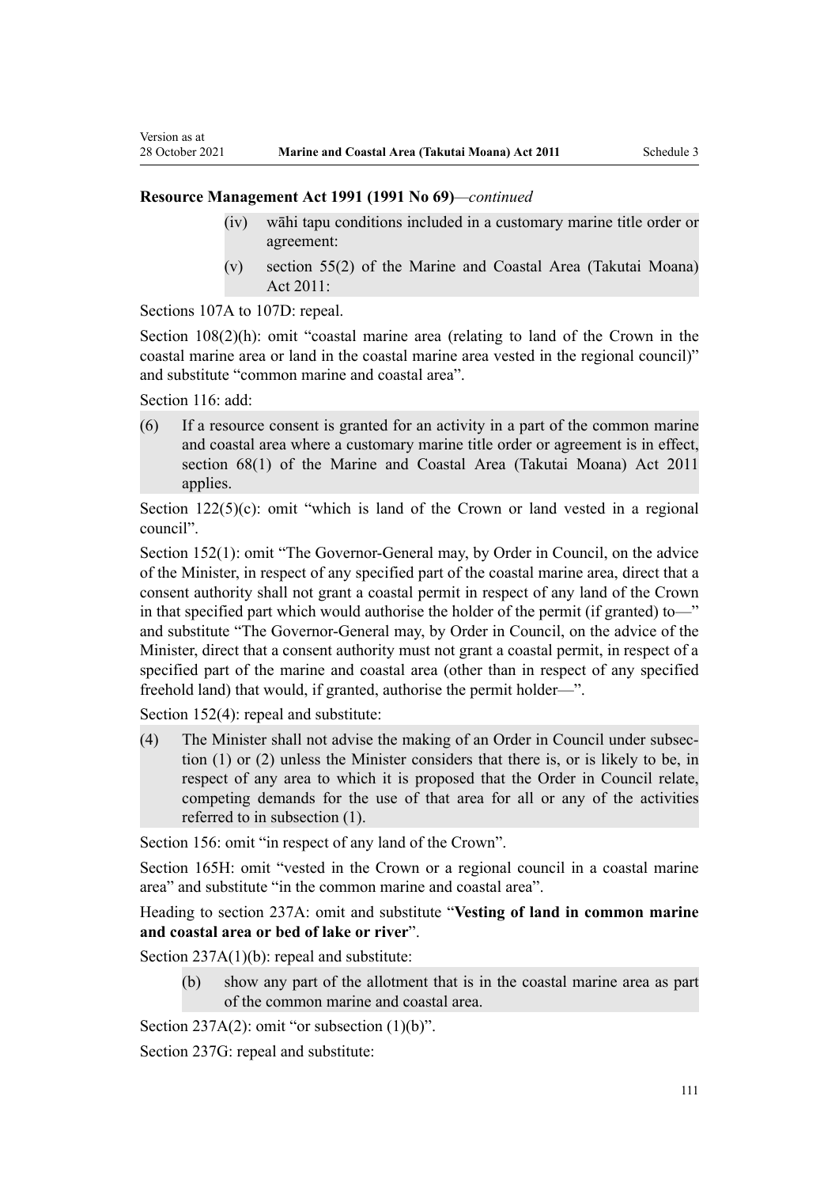**Resource Management Act 1991 (1991 No 69)**—*continued*

(iv) wāhi tapu conditions included in a customary marine title order or agreement:

(v) section 55(2) of the Marine and Coastal Area (Takutai Moana) Act 2011:

Sections 107A to 107D: repeal.

Section 108(2)(h): omit "coastal marine area (relating to land of the Crown in the coastal marine area or land in the coastal marine area vested in the regional council)" and substitute "common marine and coastal area".

Section 116: add:

(6) If a resource consent is granted for an activity in a part of the common marine and coastal area where a customary marine title order or agreement is in effect, section 68(1) of the Marine and Coastal Area (Takutai Moana) Act 2011 applies.

Section 122(5)(c): omit "which is land of the Crown or land vested in a regional council".

Section 152(1): omit "The Governor-General may, by Order in Council, on the advice of the Minister, in respect of any specified part of the coastal marine area, direct that a consent authority shall not grant a coastal permit in respect of any land of the Crown in that specified part which would authorise the holder of the permit (if granted) to—" and substitute "The Governor-General may, by Order in Council, on the advice of the Minister, direct that a consent authority must not grant a coastal permit, in respect of a specified part of the marine and coastal area (other than in respect of any specified freehold land) that would, if granted, authorise the permit holder—".

Section 152(4): repeal and substitute:

(4) The Minister shall not advise the making of an Order in Council under subsection (1) or (2) unless the Minister considers that there is, or is likely to be, in respect of any area to which it is proposed that the Order in Council relate, competing demands for the use of that area for all or any of the activities referred to in subsection (1).

Section 156: omit "in respect of any land of the Crown".

Section 165H: omit "vested in the Crown or a regional council in a coastal marine area" and substitute "in the common marine and coastal area".

Heading to section 237A: omit and substitute "**Vesting of land in common marine and coastal area or bed of lake or river**".

Section 237A(1)(b): repeal and substitute:

(b) show any part of the allotment that is in the coastal marine area as part of the common marine and coastal area.

Section 237A(2): omit "or subsection (1)(b)".

Section 237G: repeal and substitute: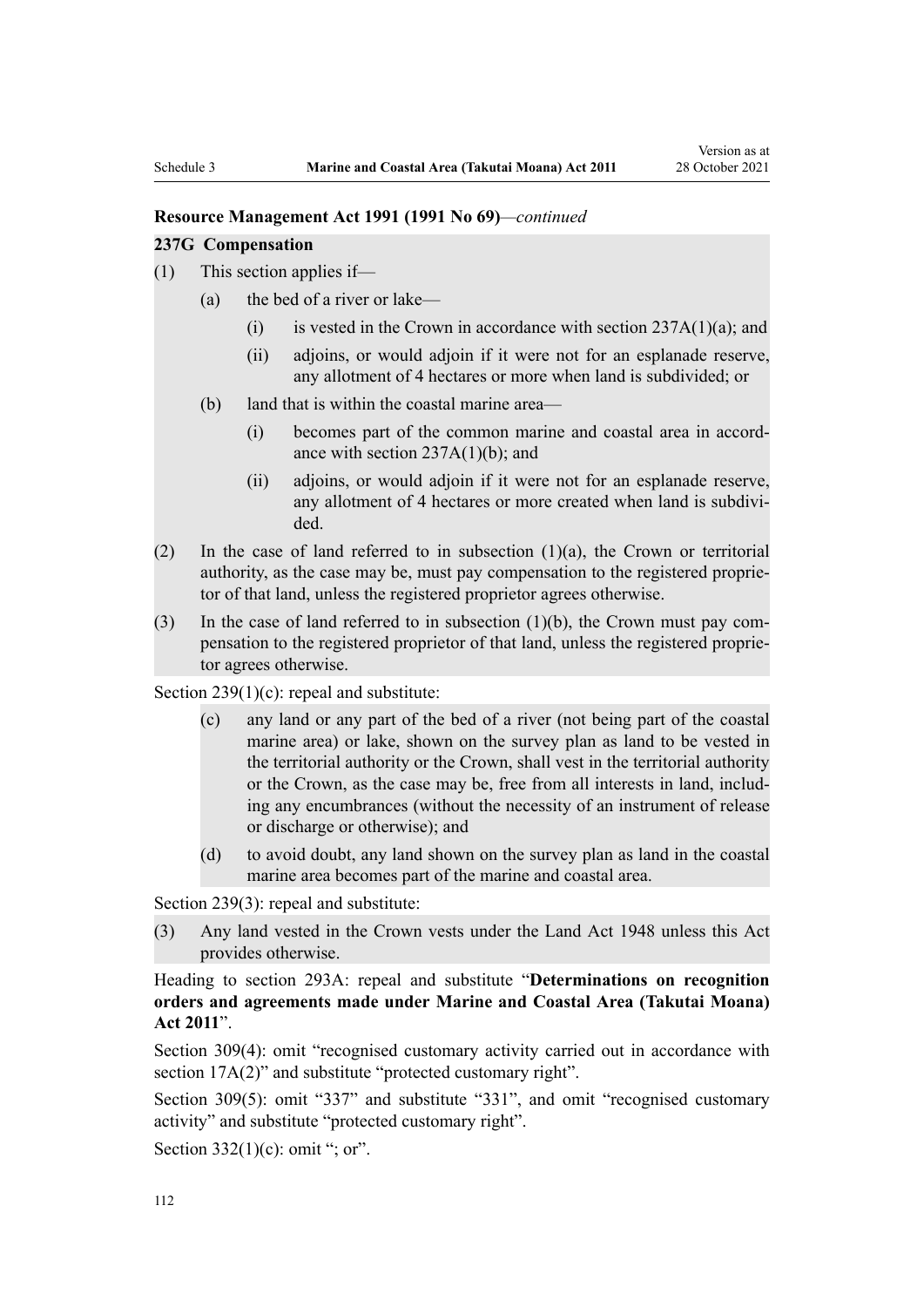**Resource Management Act 1991 (1991 No 69)**—*continued*

**237G Compensation**

(1) This section applies if—

(a) the bed of a river or lake—

(i) is vested in the Crown in accordance with section 237A(1)(a); and

(ii) adjoins, or would adjoin if it were not for an esplanade reserve, any allotment of 4 hectares or more when land is subdivided; or

(b) land that is within the coastal marine area—

(i) becomes part of the common marine and coastal area in accordance with section 237A(1)(b); and

(ii) adjoins, or would adjoin if it were not for an esplanade reserve, any allotment of 4 hectares or more created when land is subdivided.

(2) In the case of land referred to in subsection (1)(a), the Crown or territorial authority, as the case may be, must pay compensation to the registered proprietor of that land, unless the registered proprietor agrees otherwise.

(3) In the case of land referred to in subsection (1)(b), the Crown must pay compensation to the registered proprietor of that land, unless the registered proprietor agrees otherwise.

Section 239(1)(c): repeal and substitute:

(c) any land or any part of the bed of a river (not being part of the coastal marine area) or lake, shown on the survey plan as land to be vested in the territorial authority or the Crown, shall vest in the territorial authority or the Crown, as the case may be, free from all interests in land, including any encumbrances (without the necessity of an instrument of release or discharge or otherwise); and

(d) to avoid doubt, any land shown on the survey plan as land in the coastal marine area becomes part of the marine and coastal area.

Section 239(3): repeal and substitute:

(3) Any land vested in the Crown vests under the Land Act 1948 unless this Act provides otherwise.

Heading to section 293A: repeal and substitute "**Determinations on recognition orders and agreements made under Marine and Coastal Area (Takutai Moana) Act 2011**".

Section 309(4): omit "recognised customary activity carried out in accordance with section 17A(2)" and substitute "protected customary right".

Section 309(5): omit "337" and substitute "331", and omit "recognised customary activity" and substitute "protected customary right".

Section 332(1)(c): omit "; or".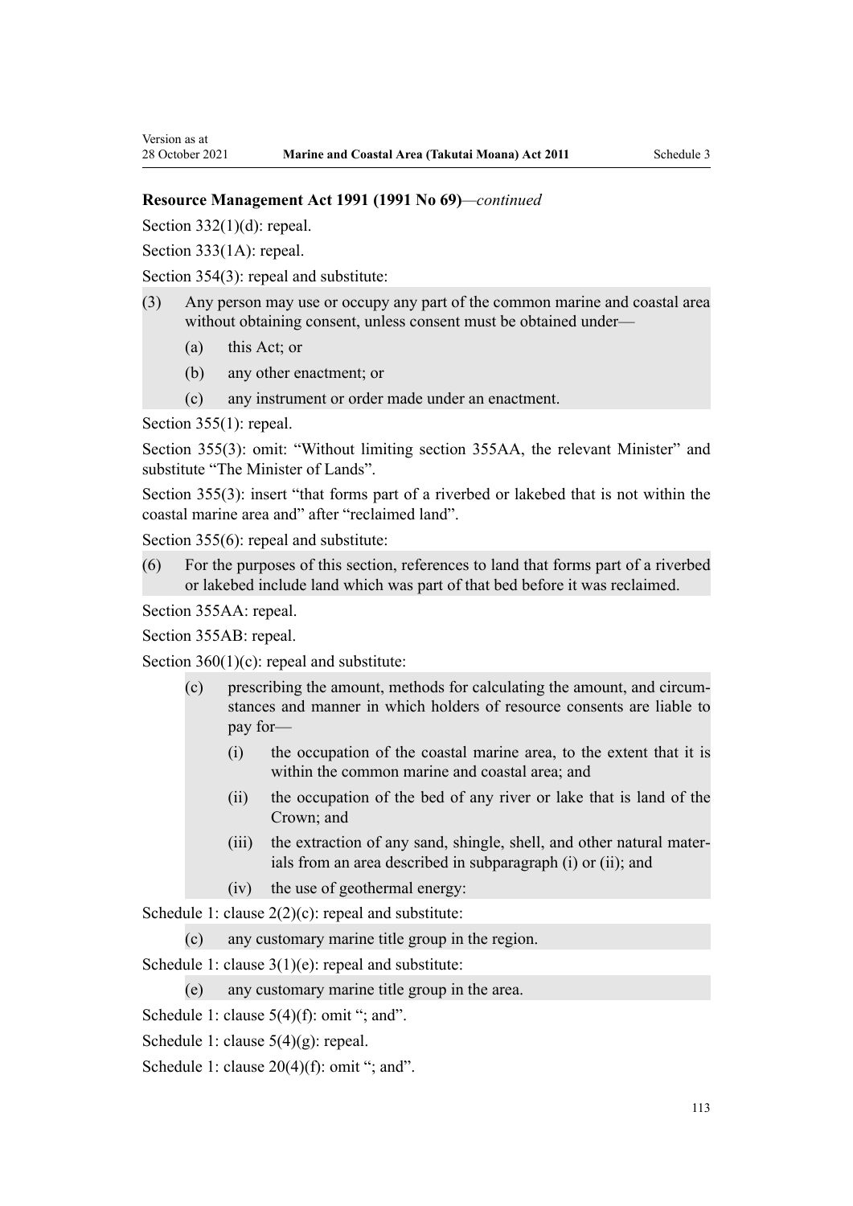**Resource Management Act 1991 (1991 No 69)**—*continued*

Section 332(1)(d): repeal.

Section 333(1A): repeal.

Section 354(3): repeal and substitute:

(3) Any person may use or occupy any part of the common marine and coastal area without obtaining consent, unless consent must be obtained under—

- (a) this Act; or
- (b) any other enactment; or
- (c) any instrument or order made under an enactment.

Section 355(1): repeal.

Section 355(3): omit: "Without limiting section 355AA, the relevant Minister" and substitute "The Minister of Lands".

Section 355(3): insert "that forms part of a riverbed or lakebed that is not within the coastal marine area and" after "reclaimed land".

Section 355(6): repeal and substitute:

(6) For the purposes of this section, references to land that forms part of a riverbed or lakebed include land which was part of that bed before it was reclaimed.

Section 355AA: repeal.

Section 355AB: repeal.

Section 360(1)(c): repeal and substitute:

- (c) prescribing the amount, methods for calculating the amount, and circumstances and manner in which holders of resource consents are liable to pay for—
  - (i) the occupation of the coastal marine area, to the extent that it is within the common marine and coastal area; and
  - (ii) the occupation of the bed of any river or lake that is land of the Crown; and
  - (iii) the extraction of any sand, shingle, shell, and other natural materials from an area described in subparagraph (i) or (ii); and
  - (iv) the use of geothermal energy:

Schedule 1: clause 2(2)(c): repeal and substitute:

- (c) any customary marine title group in the region.

Schedule 1: clause 3(1)(e): repeal and substitute:

- (e) any customary marine title group in the area.

Schedule 1: clause 5(4)(f): omit "; and".

Schedule 1: clause 5(4)(g): repeal.

Schedule 1: clause 20(4)(f): omit "; and".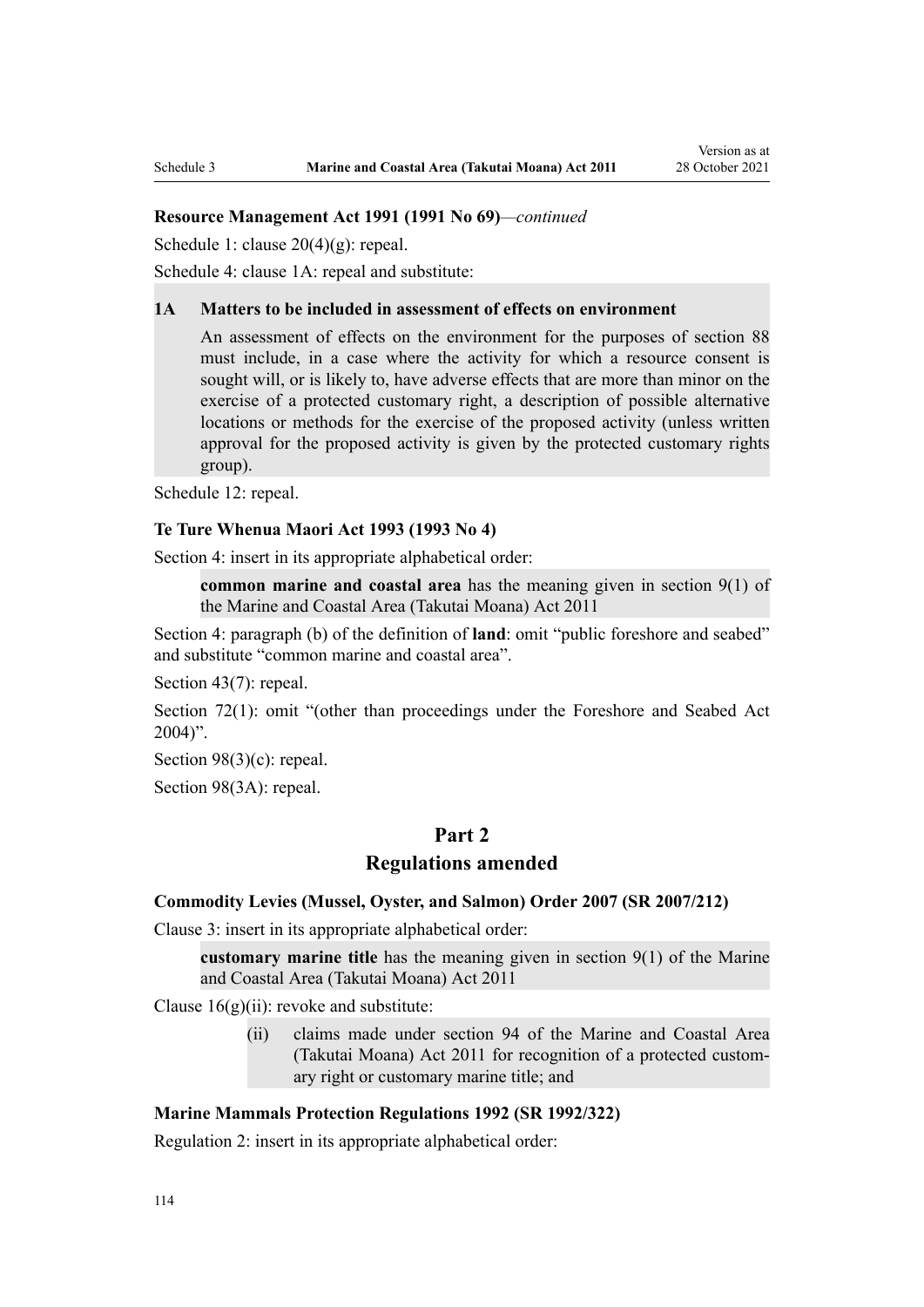**Resource Management Act 1991 (1991 No 69)**—*continued*

Schedule 1: clause 20(4)(g): repeal.

Schedule 4: clause 1A: repeal and substitute:

> **1A Matters to be included in assessment of effects on environment**
>
> An assessment of effects on the environment for the purposes of section 88 must include, in a case where the activity for which a resource consent is sought will, or is likely to, have adverse effects that are more than minor on the exercise of a protected customary right, a description of possible alternative locations or methods for the exercise of the proposed activity (unless written approval for the proposed activity is given by the protected customary rights group).

Schedule 12: repeal.

**Te Ture Whenua Maori Act 1993 (1993 No 4)**

Section 4: insert in its appropriate alphabetical order:

> **common marine and coastal area** has the meaning given in section 9(1) of the Marine and Coastal Area (Takutai Moana) Act 2011

Section 4: paragraph (b) of the definition of **land**: omit "public foreshore and seabed" and substitute "common marine and coastal area".

Section 43(7): repeal.

Section 72(1): omit "(other than proceedings under the Foreshore and Seabed Act 2004)".

Section 98(3)(c): repeal.

Section 98(3A): repeal.

## Part 2
## Regulations amended

**Commodity Levies (Mussel, Oyster, and Salmon) Order 2007 (SR 2007/212)**

Clause 3: insert in its appropriate alphabetical order:

> **customary marine title** has the meaning given in section 9(1) of the Marine and Coastal Area (Takutai Moana) Act 2011

Clause 16(g)(ii): revoke and substitute:

> (ii) claims made under section 94 of the Marine and Coastal Area (Takutai Moana) Act 2011 for recognition of a protected customary right or customary marine title; and

**Marine Mammals Protection Regulations 1992 (SR 1992/322)**

Regulation 2: insert in its appropriate alphabetical order: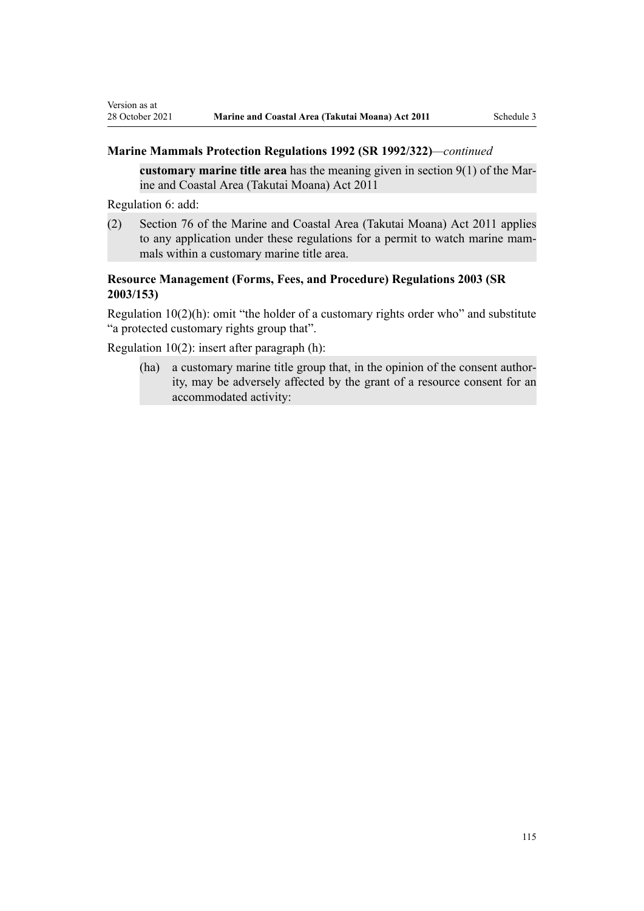**Marine Mammals Protection Regulations 1992 (SR 1992/322)**—*continued*

> **customary marine title area** has the meaning given in section 9(1) of the Marine and Coastal Area (Takutai Moana) Act 2011

Regulation 6: add:

> (2) Section 76 of the Marine and Coastal Area (Takutai Moana) Act 2011 applies to any application under these regulations for a permit to watch marine mammals within a customary marine title area.

**Resource Management (Forms, Fees, and Procedure) Regulations 2003 (SR 2003/153)**

Regulation 10(2)(h): omit "the holder of a customary rights order who" and substitute "a protected customary rights group that".

Regulation 10(2): insert after paragraph (h):

> (ha) a customary marine title group that, in the opinion of the consent authority, may be adversely affected by the grant of a resource consent for an accommodated activity: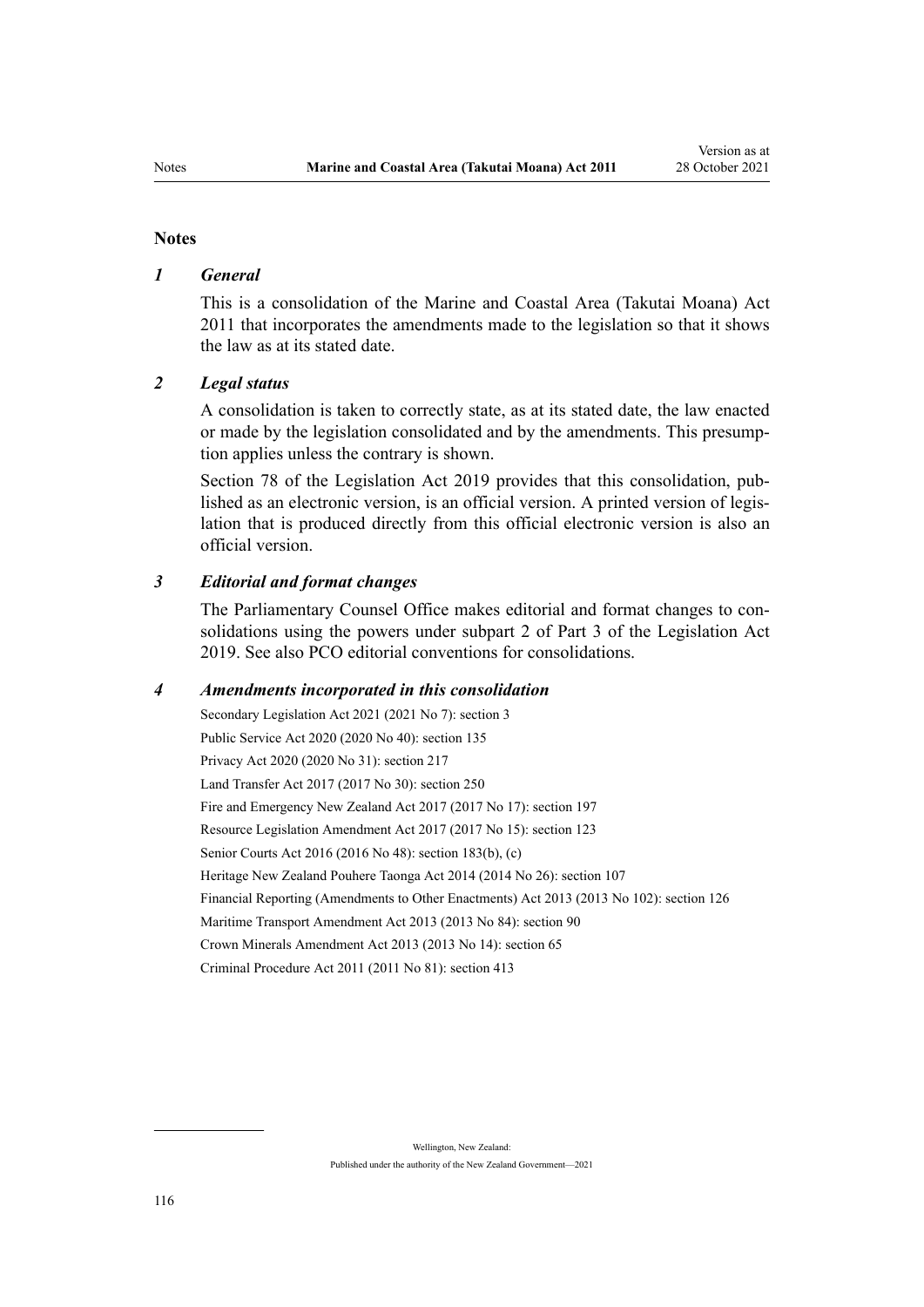## Notes

### *1 General*

This is a consolidation of the Marine and Coastal Area (Takutai Moana) Act 2011 that incorporates the amendments made to the legislation so that it shows the law as at its stated date.

### *2 Legal status*

A consolidation is taken to correctly state, as at its stated date, the law enacted or made by the legislation consolidated and by the amendments. This presumption applies unless the contrary is shown.

Section 78 of the Legislation Act 2019 provides that this consolidation, published as an electronic version, is an official version. A printed version of legislation that is produced directly from this official electronic version is also an official version.

### *3 Editorial and format changes*

The Parliamentary Counsel Office makes editorial and format changes to consolidations using the powers under subpart 2 of Part 3 of the Legislation Act 2019. See also PCO editorial conventions for consolidations.

### *4 Amendments incorporated in this consolidation*

Secondary Legislation Act 2021 (2021 No 7): section 3

Public Service Act 2020 (2020 No 40): section 135

Privacy Act 2020 (2020 No 31): section 217

Land Transfer Act 2017 (2017 No 30): section 250

Fire and Emergency New Zealand Act 2017 (2017 No 17): section 197

Resource Legislation Amendment Act 2017 (2017 No 15): section 123

Senior Courts Act 2016 (2016 No 48): section 183(b), (c)

Heritage New Zealand Pouhere Taonga Act 2014 (2014 No 26): section 107

Financial Reporting (Amendments to Other Enactments) Act 2013 (2013 No 102): section 126

Maritime Transport Amendment Act 2013 (2013 No 84): section 90

Crown Minerals Amendment Act 2013 (2013 No 14): section 65

Criminal Procedure Act 2011 (2011 No 81): section 413

Wellington, New Zealand:

Published under the authority of the New Zealand Government—2021